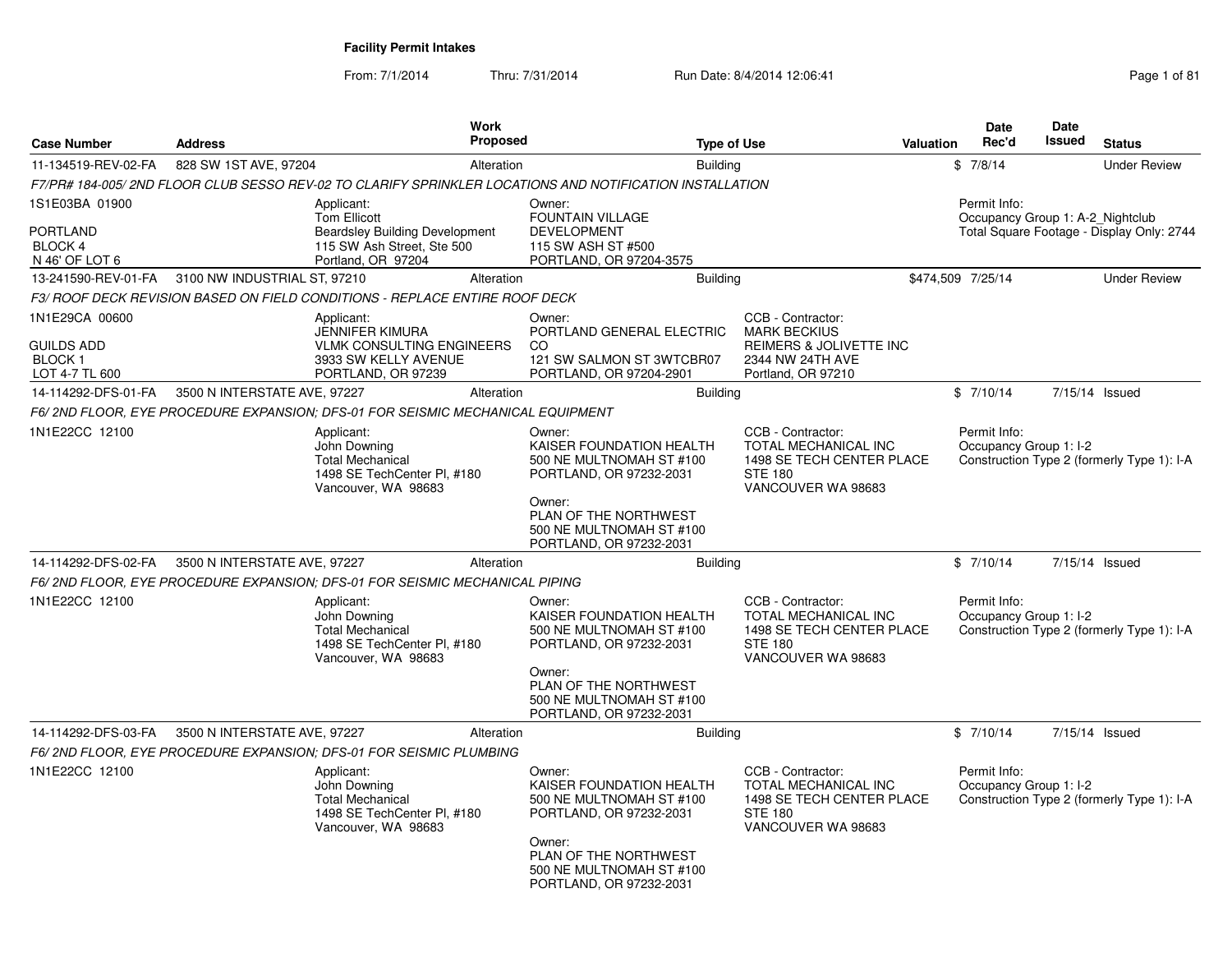# Facility Permit Intakes

From: 7/1/2014 Thru: 7/31/2014 Run Date: 8/4/2014 12:06:41

| Case Number | Address | Work Proposed | Type of Use | Valuation | Date Rec'd | Date Issued | Status |
|---|---|---|---|---|---|---|---|
| 11-134519-REV-02-FA | 828 SW 1ST AVE, 97204 | Alteration | Building | $ | 7/8/14 | | Under Review |

*F7/PR# 184-005/ 2ND FLOOR CLUB SESSO REV-02 TO CLARIFY SPRINKLER LOCATIONS AND NOTIFICATION INSTALLATION*

1S1E03BA 01900
PORTLAND
BLOCK 4
N 46' OF LOT 6

Applicant:
Tom Ellicott
Beardsley Building Development
115 SW Ash Street, Ste 500
Portland, OR 97204

Owner:
FOUNTAIN VILLAGE DEVELOPMENT
115 SW ASH ST #500
PORTLAND, OR 97204-3575

Permit Info:
Occupancy Group 1: A-2_Nightclub
Total Square Footage - Display Only: 2744

---

| Case Number | Address | Work Proposed | Type of Use | Valuation | Date Rec'd | Date Issued | Status |
|---|---|---|---|---|---|---|---|
| 13-241590-REV-01-FA | 3100 NW INDUSTRIAL ST, 97210 | Alteration | Building | $474,509 | 7/25/14 | | Under Review |

*F3/ ROOF DECK REVISION BASED ON FIELD CONDITIONS - REPLACE ENTIRE ROOF DECK*

1N1E29CA 00600
GUILDS ADD
BLOCK 1
LOT 4-7 TL 600

Applicant:
JENNIFER KIMURA
VLMK CONSULTING ENGINEERS
3933 SW KELLY AVENUE
PORTLAND, OR 97239

Owner:
PORTLAND GENERAL ELECTRIC CO
121 SW SALMON ST 3WTCBR07
PORTLAND, OR 97204-2901

CCB - Contractor:
MARK BECKIUS
REIMERS & JOLIVETTE INC
2344 NW 24TH AVE
Portland, OR 97210

---

| Case Number | Address | Work Proposed | Type of Use | Valuation | Date Rec'd | Date Issued | Status |
|---|---|---|---|---|---|---|---|
| 14-114292-DFS-01-FA | 3500 N INTERSTATE AVE, 97227 | Alteration | Building | $ | 7/10/14 | 7/15/14 | Issued |

*F6/ 2ND FLOOR, EYE PROCEDURE EXPANSION; DFS-01 FOR SEISMIC MECHANICAL EQUIPMENT*

1N1E22CC 12100

Applicant:
John Downing
Total Mechanical
1498 SE TechCenter Pl, #180
Vancouver, WA 98683

Owner:
KAISER FOUNDATION HEALTH
500 NE MULTNOMAH ST #100
PORTLAND, OR 97232-2031

Owner:
PLAN OF THE NORTHWEST
500 NE MULTNOMAH ST #100
PORTLAND, OR 97232-2031

CCB - Contractor:
TOTAL MECHANICAL INC
1498 SE TECH CENTER PLACE
STE 180
VANCOUVER WA 98683

Permit Info:
Occupancy Group 1: I-2
Construction Type 2 (formerly Type 1): I-A

---

| Case Number | Address | Work Proposed | Type of Use | Valuation | Date Rec'd | Date Issued | Status |
|---|---|---|---|---|---|---|---|
| 14-114292-DFS-02-FA | 3500 N INTERSTATE AVE, 97227 | Alteration | Building | $ | 7/10/14 | 7/15/14 | Issued |

*F6/ 2ND FLOOR, EYE PROCEDURE EXPANSION; DFS-01 FOR SEISMIC MECHANICAL PIPING*

1N1E22CC 12100

Applicant:
John Downing
Total Mechanical
1498 SE TechCenter Pl, #180
Vancouver, WA 98683

Owner:
KAISER FOUNDATION HEALTH
500 NE MULTNOMAH ST #100
PORTLAND, OR 97232-2031

Owner:
PLAN OF THE NORTHWEST
500 NE MULTNOMAH ST #100
PORTLAND, OR 97232-2031

CCB - Contractor:
TOTAL MECHANICAL INC
1498 SE TECH CENTER PLACE
STE 180
VANCOUVER WA 98683

Permit Info:
Occupancy Group 1: I-2
Construction Type 2 (formerly Type 1): I-A

---

| Case Number | Address | Work Proposed | Type of Use | Valuation | Date Rec'd | Date Issued | Status |
|---|---|---|---|---|---|---|---|
| 14-114292-DFS-03-FA | 3500 N INTERSTATE AVE, 97227 | Alteration | Building | $ | 7/10/14 | 7/15/14 | Issued |

*F6/ 2ND FLOOR, EYE PROCEDURE EXPANSION; DFS-01 FOR SEISMIC PLUMBING*

1N1E22CC 12100

Applicant:
John Downing
Total Mechanical
1498 SE TechCenter Pl, #180
Vancouver, WA 98683

Owner:
KAISER FOUNDATION HEALTH
500 NE MULTNOMAH ST #100
PORTLAND, OR 97232-2031

Owner:
PLAN OF THE NORTHWEST
500 NE MULTNOMAH ST #100
PORTLAND, OR 97232-2031

CCB - Contractor:
TOTAL MECHANICAL INC
1498 SE TECH CENTER PLACE
STE 180
VANCOUVER WA 98683

Permit Info:
Occupancy Group 1: I-2
Construction Type 2 (formerly Type 1): I-A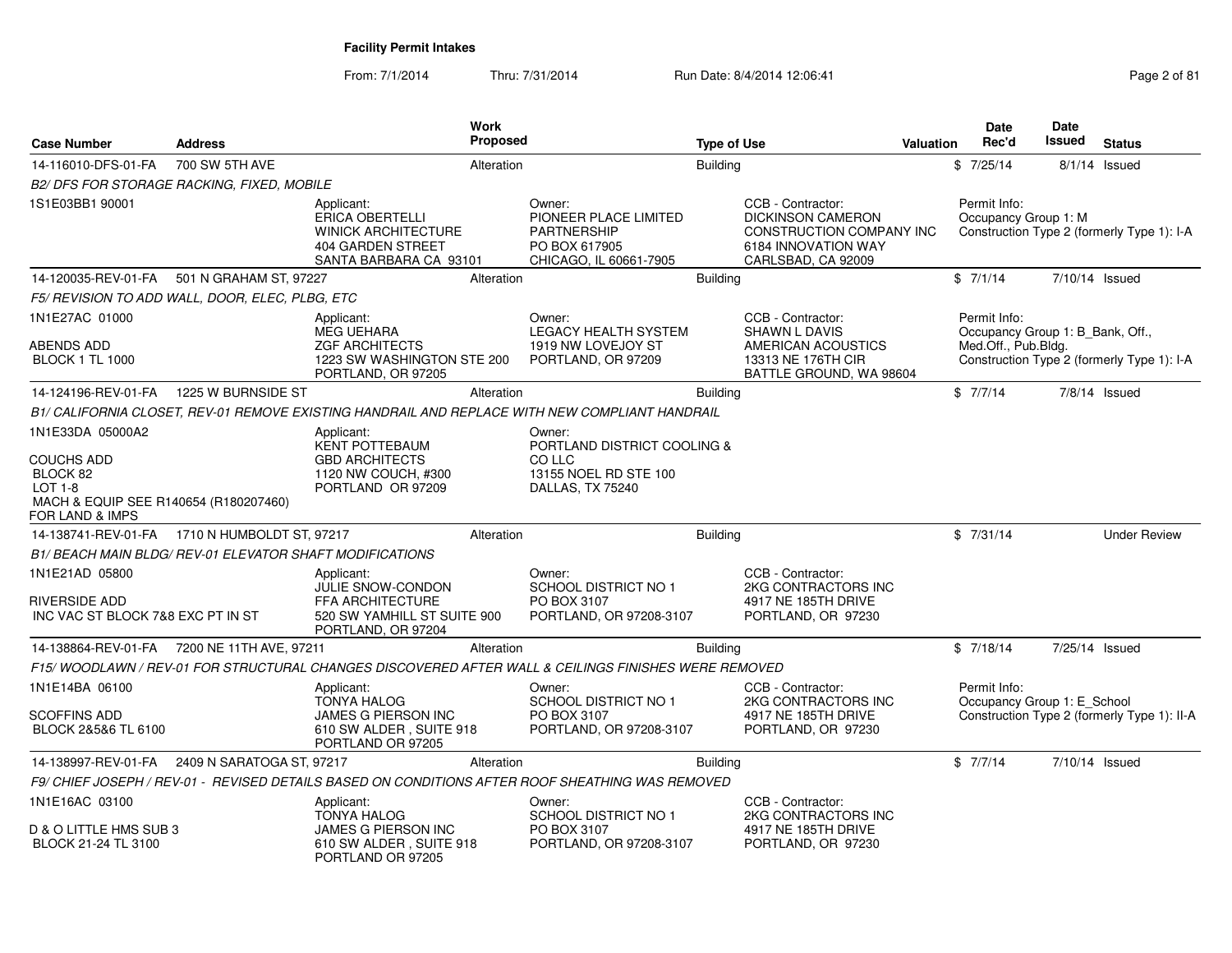**Facility Permit Intakes**

From: 7/1/2014 Thru: 7/31/2014 Run Date: 8/4/2014 12:06:41

| Case Number | Address | Work Proposed | Type of Use | Valuation | Date Rec'd | Date Issued | Status |
|---|---|---|---|---|---|---|---|
| 14-116010-DFS-01-FA | 700 SW 5TH AVE | Alteration | Building | $ | 7/25/14 | 8/1/14 | Issued |

*B2/ DFS FOR STORAGE RACKING, FIXED, MOBILE*

1S1E03BB1 90001

Applicant: ERICA OBERTELLI, WINICK ARCHITECTURE, 404 GARDEN STREET, SANTA BARBARA CA 93101

Owner: PIONEER PLACE LIMITED PARTNERSHIP, PO BOX 617905, CHICAGO, IL 60661-7905

CCB - Contractor: DICKINSON CAMERON CONSTRUCTION COMPANY INC, 6184 INNOVATION WAY, CARLSBAD, CA 92009

Permit Info: Occupancy Group 1: M; Construction Type 2 (formerly Type 1): I-A

| Case Number | Address | Work Proposed | Type of Use | Valuation | Date Rec'd | Date Issued | Status |
|---|---|---|---|---|---|---|---|
| 14-120035-REV-01-FA | 501 N GRAHAM ST, 97227 | Alteration | Building | $ | 7/1/14 | 7/10/14 | Issued |

*F5/ REVISION TO ADD WALL, DOOR, ELEC, PLBG, ETC*

1N1E27AC 01000

ABENDS ADD
BLOCK 1 TL 1000

Applicant: MEG UEHARA, ZGF ARCHITECTS, 1223 SW WASHINGTON STE 200, PORTLAND, OR 97205

Owner: LEGACY HEALTH SYSTEM, 1919 NW LOVEJOY ST, PORTLAND, OR 97209

CCB - Contractor: SHAWN L DAVIS, AMERICAN ACOUSTICS, 13313 NE 176TH CIR, BATTLE GROUND, WA 98604

Permit Info: Occupancy Group 1: B_Bank, Off., Med.Off., Pub.Bldg.; Construction Type 2 (formerly Type 1): I-A

| Case Number | Address | Work Proposed | Type of Use | Valuation | Date Rec'd | Date Issued | Status |
|---|---|---|---|---|---|---|---|
| 14-124196-REV-01-FA | 1225 W BURNSIDE ST | Alteration | Building | $ | 7/7/14 | 7/8/14 | Issued |

*B1/ CALIFORNIA CLOSET, REV-01 REMOVE EXISTING HANDRAIL AND REPLACE WITH NEW COMPLIANT HANDRAIL*

1N1E33DA 05000A2

COUCHS ADD
BLOCK 82
LOT 1-8
MACH & EQUIP SEE R140654 (R180207460) FOR LAND & IMPS

Applicant: KENT POTTEBAUM, GBD ARCHITECTS, 1120 NW COUCH, #300, PORTLAND OR 97209

Owner: PORTLAND DISTRICT COOLING & CO LLC, 13155 NOEL RD STE 100, DALLAS, TX 75240

| Case Number | Address | Work Proposed | Type of Use | Valuation | Date Rec'd | Date Issued | Status |
|---|---|---|---|---|---|---|---|
| 14-138741-REV-01-FA | 1710 N HUMBOLDT ST, 97217 | Alteration | Building | $ | 7/31/14 | | Under Review |

*B1/ BEACH MAIN BLDG/ REV-01 ELEVATOR SHAFT MODIFICATIONS*

1N1E21AD 05800

RIVERSIDE ADD
INC VAC ST BLOCK 7&8 EXC PT IN ST

Applicant: JULIE SNOW-CONDON, FFA ARCHITECTURE, 520 SW YAMHILL ST SUITE 900, PORTLAND, OR 97204

Owner: SCHOOL DISTRICT NO 1, PO BOX 3107, PORTLAND, OR 97208-3107

CCB - Contractor: 2KG CONTRACTORS INC, 4917 NE 185TH DRIVE, PORTLAND, OR 97230

| Case Number | Address | Work Proposed | Type of Use | Valuation | Date Rec'd | Date Issued | Status |
|---|---|---|---|---|---|---|---|
| 14-138864-REV-01-FA | 7200 NE 11TH AVE, 97211 | Alteration | Building | $ | 7/18/14 | 7/25/14 | Issued |

*F15/ WOODLAWN / REV-01 FOR STRUCTURAL CHANGES DISCOVERED AFTER WALL & CEILINGS FINISHES WERE REMOVED*

1N1E14BA 06100

SCOFFINS ADD
BLOCK 2&5&6 TL 6100

Applicant: TONYA HALOG, JAMES G PIERSON INC, 610 SW ALDER , SUITE 918, PORTLAND OR 97205

Owner: SCHOOL DISTRICT NO 1, PO BOX 3107, PORTLAND, OR 97208-3107

CCB - Contractor: 2KG CONTRACTORS INC, 4917 NE 185TH DRIVE, PORTLAND, OR 97230

Permit Info: Occupancy Group 1: E_School; Construction Type 2 (formerly Type 1): II-A

| Case Number | Address | Work Proposed | Type of Use | Valuation | Date Rec'd | Date Issued | Status |
|---|---|---|---|---|---|---|---|
| 14-138997-REV-01-FA | 2409 N SARATOGA ST, 97217 | Alteration | Building | $ | 7/7/14 | 7/10/14 | Issued |

*F9/ CHIEF JOSEPH / REV-01 - REVISED DETAILS BASED ON CONDITIONS AFTER ROOF SHEATHING WAS REMOVED*

1N1E16AC 03100

D & O LITTLE HMS SUB 3
BLOCK 21-24 TL 3100

Applicant: TONYA HALOG, JAMES G PIERSON INC, 610 SW ALDER , SUITE 918, PORTLAND OR 97205

Owner: SCHOOL DISTRICT NO 1, PO BOX 3107, PORTLAND, OR 97208-3107

CCB - Contractor: 2KG CONTRACTORS INC, 4917 NE 185TH DRIVE, PORTLAND, OR 97230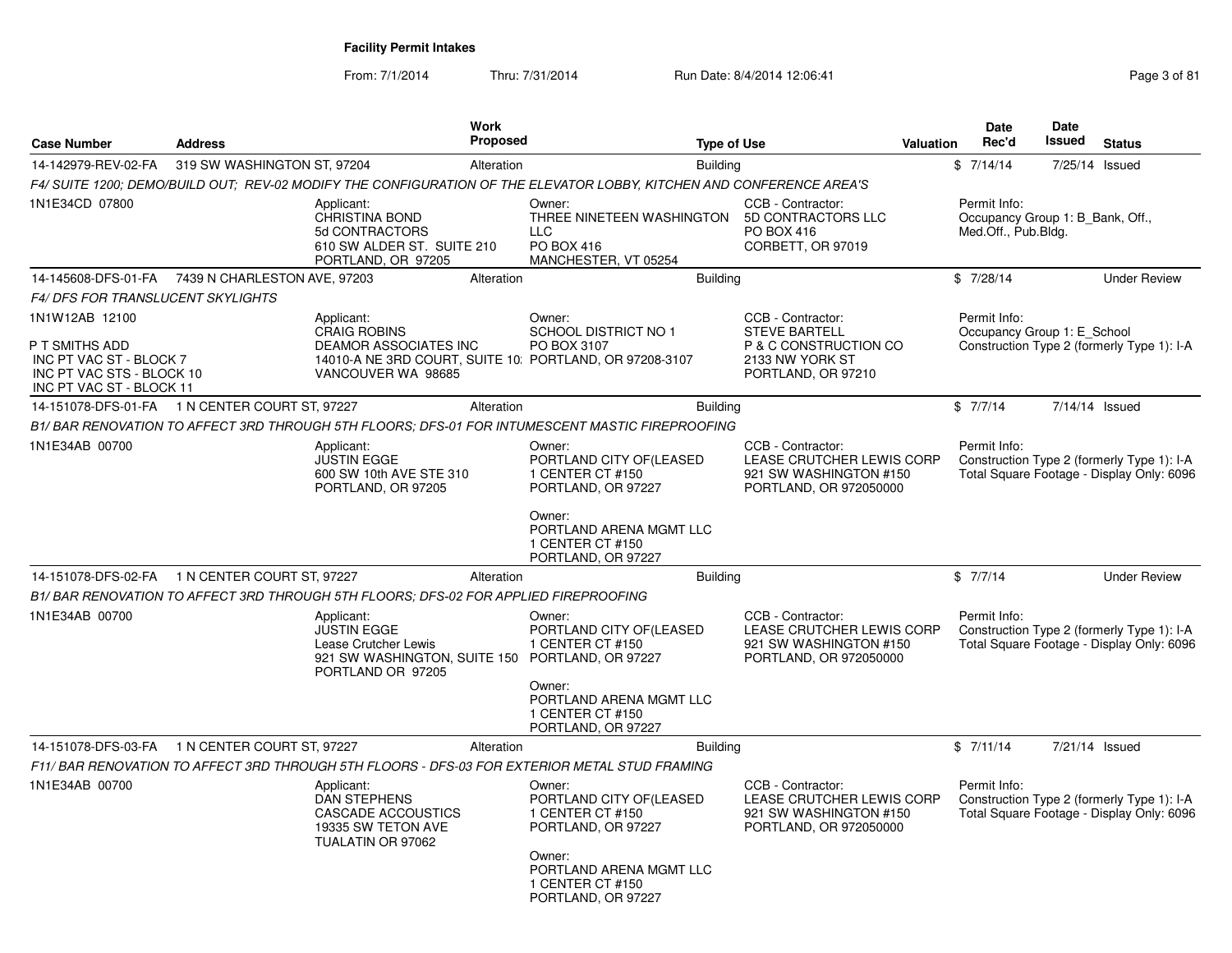**Facility Permit Intakes**

From: 7/1/2014 Thru: 7/31/2014 Run Date: 8/4/2014 12:06:41

| Case Number | Address | Work Proposed | Type of Use | Valuation | Date Rec'd | Date Issued | Status |
|---|---|---|---|---|---|---|---|
| 14-142979-REV-02-FA | 319 SW WASHINGTON ST, 97204 | Alteration | Building | $ | 7/14/14 | 7/25/14 | Issued |

F4/ SUITE 1200; DEMO/BUILD OUT; REV-02 MODIFY THE CONFIGURATION OF THE ELEVATOR LOBBY, KITCHEN AND CONFERENCE AREA'S

1N1E34CD 07800

Applicant: CHRISTINA BOND, 5d CONTRACTORS, 610 SW ALDER ST. SUITE 210, PORTLAND, OR 97205

Owner: THREE NINETEEN WASHINGTON LLC, PO BOX 416, MANCHESTER, VT 05254

CCB - Contractor: 5D CONTRACTORS LLC, PO BOX 416, CORBETT, OR 97019

Permit Info: Occupancy Group 1: B_Bank, Off., Med.Off., Pub.Bldg.

| Case Number | Address | Work Proposed | Type of Use | Valuation | Date Rec'd | Date Issued | Status |
|---|---|---|---|---|---|---|---|
| 14-145608-DFS-01-FA | 7439 N CHARLESTON AVE, 97203 | Alteration | Building | $ | 7/28/14 | | Under Review |

F4/ DFS FOR TRANSLUCENT SKYLIGHTS

1N1W12AB 12100

P T SMITHS ADD
INC PT VAC ST - BLOCK 7
INC PT VAC STS - BLOCK 10
INC PT VAC ST - BLOCK 11

Applicant: CRAIG ROBINS, DEAMOR ASSOCIATES INC, 14010-A NE 3RD COURT, SUITE 10, VANCOUVER WA 98685

Owner: SCHOOL DISTRICT NO 1, PO BOX 3107, PORTLAND, OR 97208-3107

CCB - Contractor: STEVE BARTELL, P & C CONSTRUCTION CO, 2133 NW YORK ST, PORTLAND, OR 97210

Permit Info: Occupancy Group 1: E_School; Construction Type 2 (formerly Type 1): I-A

| Case Number | Address | Work Proposed | Type of Use | Valuation | Date Rec'd | Date Issued | Status |
|---|---|---|---|---|---|---|---|
| 14-151078-DFS-01-FA | 1 N CENTER COURT ST, 97227 | Alteration | Building | $ | 7/7/14 | 7/14/14 | Issued |

B1/ BAR RENOVATION TO AFFECT 3RD THROUGH 5TH FLOORS; DFS-01 FOR INTUMESCENT MASTIC FIREPROOFING

1N1E34AB 00700

Applicant: JUSTIN EGGE, 600 SW 10th AVE STE 310, PORTLAND, OR 97205

Owner: PORTLAND CITY OF(LEASED, 1 CENTER CT #150, PORTLAND, OR 97227

Owner: PORTLAND ARENA MGMT LLC, 1 CENTER CT #150, PORTLAND, OR 97227

CCB - Contractor: LEASE CRUTCHER LEWIS CORP, 921 SW WASHINGTON #150, PORTLAND, OR 972050000

Permit Info: Construction Type 2 (formerly Type 1): I-A; Total Square Footage - Display Only: 6096

| Case Number | Address | Work Proposed | Type of Use | Valuation | Date Rec'd | Date Issued | Status |
|---|---|---|---|---|---|---|---|
| 14-151078-DFS-02-FA | 1 N CENTER COURT ST, 97227 | Alteration | Building | $ | 7/7/14 | | Under Review |

B1/ BAR RENOVATION TO AFFECT 3RD THROUGH 5TH FLOORS; DFS-02 FOR APPLIED FIREPROOFING

1N1E34AB 00700

Applicant: JUSTIN EGGE, Lease Crutcher Lewis, 921 SW WASHINGTON, SUITE 150, PORTLAND OR 97205

Owner: PORTLAND CITY OF(LEASED, 1 CENTER CT #150, PORTLAND, OR 97227

Owner: PORTLAND ARENA MGMT LLC, 1 CENTER CT #150, PORTLAND, OR 97227

CCB - Contractor: LEASE CRUTCHER LEWIS CORP, 921 SW WASHINGTON #150, PORTLAND, OR 972050000

Permit Info: Construction Type 2 (formerly Type 1): I-A; Total Square Footage - Display Only: 6096

| Case Number | Address | Work Proposed | Type of Use | Valuation | Date Rec'd | Date Issued | Status |
|---|---|---|---|---|---|---|---|
| 14-151078-DFS-03-FA | 1 N CENTER COURT ST, 97227 | Alteration | Building | $ | 7/11/14 | 7/21/14 | Issued |

F11/ BAR RENOVATION TO AFFECT 3RD THROUGH 5TH FLOORS - DFS-03 FOR EXTERIOR METAL STUD FRAMING

1N1E34AB 00700

Applicant: DAN STEPHENS, CASCADE ACCOUSTICS, 19335 SW TETON AVE, TUALATIN OR 97062

Owner: PORTLAND CITY OF(LEASED, 1 CENTER CT #150, PORTLAND, OR 97227

Owner: PORTLAND ARENA MGMT LLC, 1 CENTER CT #150, PORTLAND, OR 97227

CCB - Contractor: LEASE CRUTCHER LEWIS CORP, 921 SW WASHINGTON #150, PORTLAND, OR 972050000

Permit Info: Construction Type 2 (formerly Type 1): I-A; Total Square Footage - Display Only: 6096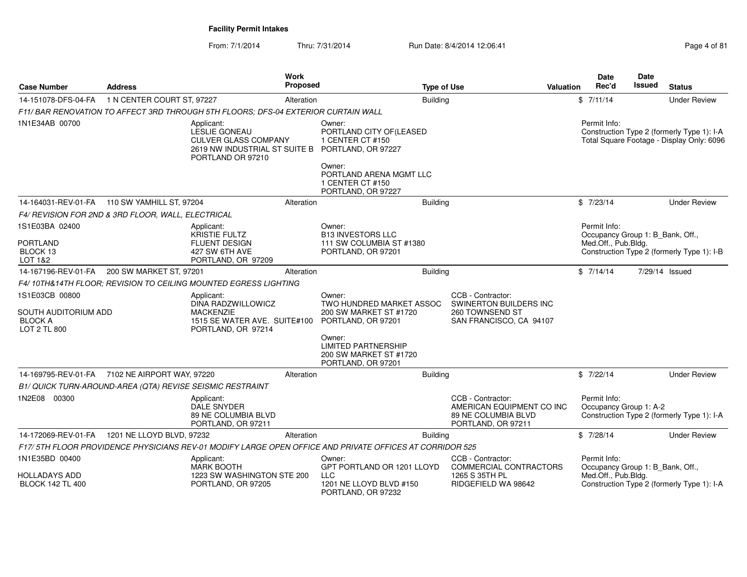**Facility Permit Intakes**

From: 7/1/2014 Thru: 7/31/2014 Run Date: 8/4/2014 12:06:41

| Case Number | Address | Work Proposed | Type of Use | Valuation | Date Rec'd | Date Issued | Status |
|---|---|---|---|---|---|---|---|
| 14-151078-DFS-04-FA | 1 N CENTER COURT ST, 97227 | Alteration | Building | $ | 7/11/14 | | Under Review |

F11/ BAR RENOVATION TO AFFECT 3RD THROUGH 5TH FLOORS; DFS-04 EXTERIOR CURTAIN WALL

1N1E34AB 00700

Applicant: LESLIE GONEAU, CULVER GLASS COMPANY, 2619 NW INDUSTRIAL ST SUITE B, PORTLAND OR 97210

Owner: PORTLAND CITY OF(LEASED, 1 CENTER CT #150, PORTLAND, OR 97227

Owner: PORTLAND ARENA MGMT LLC, 1 CENTER CT #150, PORTLAND, OR 97227

Permit Info: Construction Type 2 (formerly Type 1): I-A; Total Square Footage - Display Only: 6096

| Case Number | Address | Work Proposed | Type of Use | Valuation | Date Rec'd | Date Issued | Status |
|---|---|---|---|---|---|---|---|
| 14-164031-REV-01-FA | 110 SW YAMHILL ST, 97204 | Alteration | Building | $ | 7/23/14 | | Under Review |

F4/ REVISION FOR 2ND & 3RD FLOOR, WALL, ELECTRICAL

1S1E03BA 02400, PORTLAND, BLOCK 13, LOT 1&2

Applicant: KRISTIE FULTZ, FLUENT DESIGN, 427 SW 6TH AVE, PORTLAND, OR 97209

Owner: B13 INVESTORS LLC, 111 SW COLUMBIA ST #1380, PORTLAND, OR 97201

Permit Info: Occupancy Group 1: B_Bank, Off., Med.Off., Pub.Bldg.; Construction Type 2 (formerly Type 1): I-B

| Case Number | Address | Work Proposed | Type of Use | Valuation | Date Rec'd | Date Issued | Status |
|---|---|---|---|---|---|---|---|
| 14-167196-REV-01-FA | 200 SW MARKET ST, 97201 | Alteration | Building | $ | 7/14/14 | 7/29/14 | Issued |

F4/ 10TH&14TH FLOOR; REVISION TO CEILING MOUNTED EGRESS LIGHTING

1S1E03CB 00800, SOUTH AUDITORIUM ADD, BLOCK A, LOT 2 TL 800

Applicant: DINA RADZWILLOWICZ, MACKENZIE, 1515 SE WATER AVE. SUITE#100, PORTLAND, OR 97214

Owner: TWO HUNDRED MARKET ASSOC, 200 SW MARKET ST #1720, PORTLAND, OR 97201

Owner: LIMITED PARTNERSHIP, 200 SW MARKET ST #1720, PORTLAND, OR 97201

CCB - Contractor: SWINERTON BUILDERS INC, 260 TOWNSEND ST, SAN FRANCISCO, CA 94107

| Case Number | Address | Work Proposed | Type of Use | Valuation | Date Rec'd | Date Issued | Status |
|---|---|---|---|---|---|---|---|
| 14-169795-REV-01-FA | 7102 NE AIRPORT WAY, 97220 | Alteration | Building | $ | 7/22/14 | | Under Review |

B1/ QUICK TURN-AROUND-AREA (QTA) REVISE SEISMIC RESTRAINT

1N2E08 00300

Applicant: DALE SNYDER, 89 NE COLUMBIA BLVD, PORTLAND, OR 97211

CCB - Contractor: AMERICAN EQUIPMENT CO INC, 89 NE COLUMBIA BLVD, PORTLAND, OR 97211

Permit Info: Occupancy Group 1: A-2; Construction Type 2 (formerly Type 1): I-A

| Case Number | Address | Work Proposed | Type of Use | Valuation | Date Rec'd | Date Issued | Status |
|---|---|---|---|---|---|---|---|
| 14-172069-REV-01-FA | 1201 NE LLOYD BLVD, 97232 | Alteration | Building | $ | 7/28/14 | | Under Review |

F17/ 5TH FLOOR PROVIDENCE PHYSICIANS REV-01 MODIFY LARGE OPEN OFFICE AND PRIVATE OFFICES AT CORRIDOR 525

1N1E35BD 00400, HOLLADAYS ADD, BLOCK 142 TL 400

Applicant: MARK BOOTH, 1223 SW WASHINGTON STE 200, PORTLAND, OR 97205

Owner: GPT PORTLAND OR 1201 LLOYD LLC, 1201 NE LLOYD BLVD #150, PORTLAND, OR 97232

CCB - Contractor: COMMERCIAL CONTRACTORS, 1265 S 35TH PL, RIDGEFIELD WA 98642

Permit Info: Occupancy Group 1: B_Bank, Off., Med.Off., Pub.Bldg.; Construction Type 2 (formerly Type 1): I-A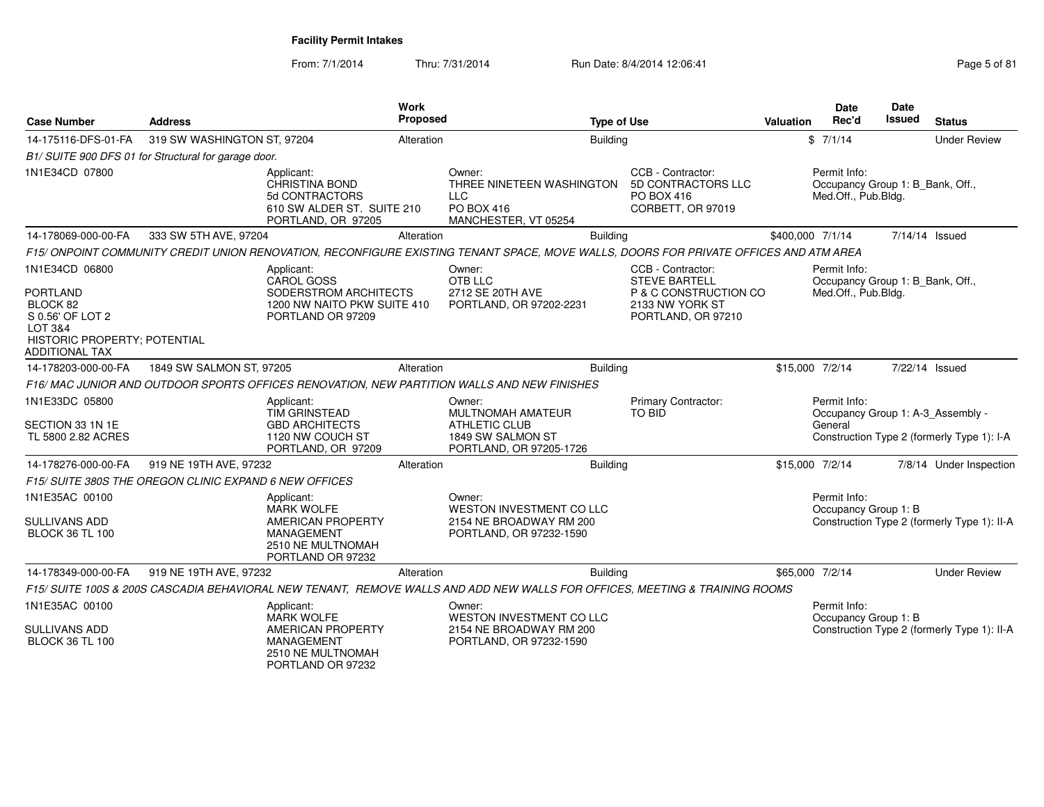**Facility Permit Intakes**

From: 7/1/2014 Thru: 7/31/2014 Run Date: 8/4/2014 12:06:41

| Case Number | Address | Work Proposed | Type of Use | Valuation | Date Rec'd | Date Issued | Status |
|---|---|---|---|---|---|---|---|
| 14-175116-DFS-01-FA | 319 SW WASHINGTON ST, 97204 | Alteration | Building | $ | 7/1/14 | | Under Review |

B1/ SUITE 900 DFS 01 for Structural for garage door.

1N1E34CD 07800

Applicant: CHRISTINA BOND, 5d CONTRACTORS, 610 SW ALDER ST. SUITE 210, PORTLAND, OR 97205

Owner: THREE NINETEEN WASHINGTON LLC, PO BOX 416, MANCHESTER, VT 05254

CCB - Contractor: 5D CONTRACTORS LLC, PO BOX 416, CORBETT, OR 97019

Permit Info: Occupancy Group 1: B_Bank, Off., Med.Off., Pub.Bldg.

| Case Number | Address | Work Proposed | Type of Use | Valuation | Date Rec'd | Date Issued | Status |
|---|---|---|---|---|---|---|---|
| 14-178069-000-00-FA | 333 SW 5TH AVE, 97204 | Alteration | Building | $400,000 | 7/1/14 | 7/14/14 | Issued |

F15/ ONPOINT COMMUNITY CREDIT UNION RENOVATION, RECONFIGURE EXISTING TENANT SPACE, MOVE WALLS, DOORS FOR PRIVATE OFFICES AND ATM AREA

1N1E34CD 06800

PORTLAND
BLOCK 82
S 0.56' OF LOT 2
LOT 3&4
HISTORIC PROPERTY; POTENTIAL ADDITIONAL TAX

Applicant: CAROL GOSS, SODERSTROM ARCHITECTS, 1200 NW NAITO PKW SUITE 410, PORTLAND OR 97209

Owner: OTB LLC, 2712 SE 20TH AVE, PORTLAND, OR 97202-2231

CCB - Contractor: STEVE BARTELL, P & C CONSTRUCTION CO, 2133 NW YORK ST, PORTLAND, OR 97210

Permit Info: Occupancy Group 1: B_Bank, Off., Med.Off., Pub.Bldg.

| Case Number | Address | Work Proposed | Type of Use | Valuation | Date Rec'd | Date Issued | Status |
|---|---|---|---|---|---|---|---|
| 14-178203-000-00-FA | 1849 SW SALMON ST, 97205 | Alteration | Building | $15,000 | 7/2/14 | 7/22/14 | Issued |

F16/ MAC JUNIOR AND OUTDOOR SPORTS OFFICES RENOVATION, NEW PARTITION WALLS AND NEW FINISHES

1N1E33DC 05800

SECTION 33 1N 1E
TL 5800 2.82 ACRES

Applicant: TIM GRINSTEAD, GBD ARCHITECTS, 1120 NW COUCH ST, PORTLAND, OR 97209

Owner: MULTNOMAH AMATEUR ATHLETIC CLUB, 1849 SW SALMON ST, PORTLAND, OR 97205-1726

Primary Contractor: TO BID

Permit Info: Occupancy Group 1: A-3_Assembly - General; Construction Type 2 (formerly Type 1): I-A

| Case Number | Address | Work Proposed | Type of Use | Valuation | Date Rec'd | Date Issued | Status |
|---|---|---|---|---|---|---|---|
| 14-178276-000-00-FA | 919 NE 19TH AVE, 97232 | Alteration | Building | $15,000 | 7/2/14 | 7/8/14 | Under Inspection |

F15/ SUITE 380S THE OREGON CLINIC EXPAND 6 NEW OFFICES

1N1E35AC 00100

SULLIVANS ADD
BLOCK 36 TL 100

Applicant: MARK WOLFE, AMERICAN PROPERTY MANAGEMENT, 2510 NE MULTNOMAH, PORTLAND OR 97232

Owner: WESTON INVESTMENT CO LLC, 2154 NE BROADWAY RM 200, PORTLAND, OR 97232-1590

Permit Info: Occupancy Group 1: B; Construction Type 2 (formerly Type 1): II-A

| Case Number | Address | Work Proposed | Type of Use | Valuation | Date Rec'd | Date Issued | Status |
|---|---|---|---|---|---|---|---|
| 14-178349-000-00-FA | 919 NE 19TH AVE, 97232 | Alteration | Building | $65,000 | 7/2/14 | | Under Review |

F15/ SUITE 100S & 200S CASCADIA BEHAVIORAL NEW TENANT, REMOVE WALLS AND ADD NEW WALLS FOR OFFICES, MEETING & TRAINING ROOMS

1N1E35AC 00100

SULLIVANS ADD
BLOCK 36 TL 100

Applicant: MARK WOLFE, AMERICAN PROPERTY MANAGEMENT, 2510 NE MULTNOMAH, PORTLAND OR 97232

Owner: WESTON INVESTMENT CO LLC, 2154 NE BROADWAY RM 200, PORTLAND, OR 97232-1590

Permit Info: Occupancy Group 1: B; Construction Type 2 (formerly Type 1): II-A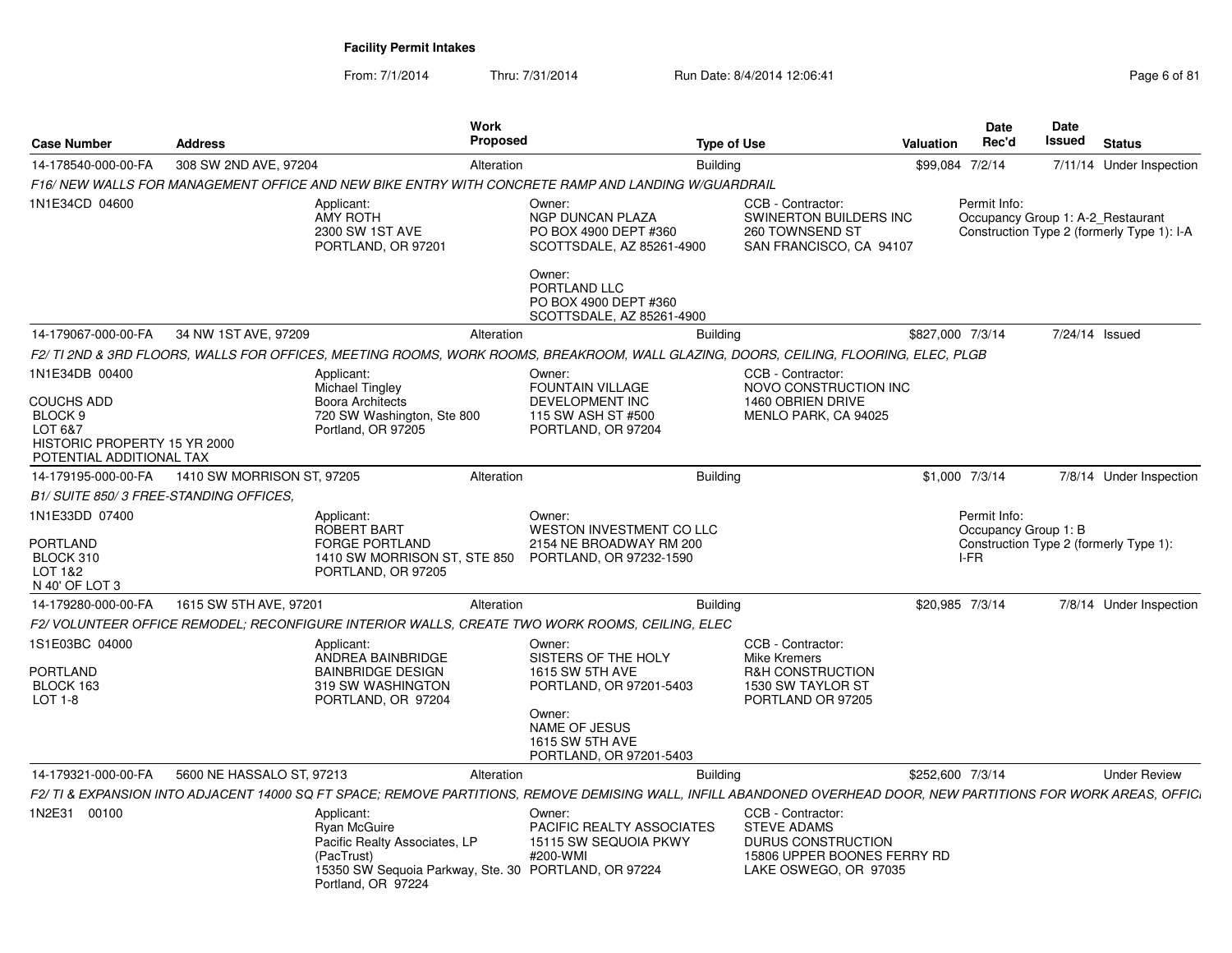**Facility Permit Intakes**

From: 7/1/2014 Thru: 7/31/2014 Run Date: 8/4/2014 12:06:41

| Case Number | Address | Work Proposed | Type of Use | Valuation | Date Rec'd | Date Issued | Status |
|---|---|---|---|---|---|---|---|
| 14-178540-000-00-FA | 308 SW 2ND AVE, 97204 | Alteration | Building | $99,084 | 7/2/14 | 7/11/14 | Under Inspection |

*F16/ NEW WALLS FOR MANAGEMENT OFFICE AND NEW BIKE ENTRY WITH CONCRETE RAMP AND LANDING W/GUARDRAIL*

1N1E34CD 04600

Applicant: AMY ROTH, 2300 SW 1ST AVE, PORTLAND, OR 97201

Owner: NGP DUNCAN PLAZA, PO BOX 4900 DEPT #360, SCOTTSDALE, AZ 85261-4900

Owner: PORTLAND LLC, PO BOX 4900 DEPT #360, SCOTTSDALE, AZ 85261-4900

CCB - Contractor: SWINERTON BUILDERS INC, 260 TOWNSEND ST, SAN FRANCISCO, CA 94107

Permit Info: Occupancy Group 1: A-2_Restaurant; Construction Type 2 (formerly Type 1): I-A

| Case Number | Address | Work Proposed | Type of Use | Valuation | Date Rec'd | Date Issued | Status |
|---|---|---|---|---|---|---|---|
| 14-179067-000-00-FA | 34 NW 1ST AVE, 97209 | Alteration | Building | $827,000 | 7/3/14 | 7/24/14 | Issued |

*F2/ TI 2ND & 3RD FLOORS, WALLS FOR OFFICES, MEETING ROOMS, WORK ROOMS, BREAKROOM, WALL GLAZING, DOORS, CEILING, FLOORING, ELEC, PLGB*

1N1E34DB 00400
COUCHS ADD
BLOCK 9
LOT 6&7
HISTORIC PROPERTY 15 YR 2000
POTENTIAL ADDITIONAL TAX

Applicant: Michael Tingley, Boora Architects, 720 SW Washington, Ste 800, Portland, OR 97205

Owner: FOUNTAIN VILLAGE DEVELOPMENT INC, 115 SW ASH ST #500, PORTLAND, OR 97204

CCB - Contractor: NOVO CONSTRUCTION INC, 1460 OBRIEN DRIVE, MENLO PARK, CA 94025

| Case Number | Address | Work Proposed | Type of Use | Valuation | Date Rec'd | Date Issued | Status |
|---|---|---|---|---|---|---|---|
| 14-179195-000-00-FA | 1410 SW MORRISON ST, 97205 | Alteration | Building | $1,000 | 7/3/14 | 7/8/14 | Under Inspection |

*B1/ SUITE 850/ 3 FREE-STANDING OFFICES,*

1N1E33DD 07400
PORTLAND
BLOCK 310
LOT 1&2
N 40' OF LOT 3

Applicant: ROBERT BART, FORGE PORTLAND, 1410 SW MORRISON ST, STE 850, PORTLAND, OR 97205

Owner: WESTON INVESTMENT CO LLC, 2154 NE BROADWAY RM 200, PORTLAND, OR 97232-1590

Permit Info: Occupancy Group 1: B; Construction Type 2 (formerly Type 1): I-FR

| Case Number | Address | Work Proposed | Type of Use | Valuation | Date Rec'd | Date Issued | Status |
|---|---|---|---|---|---|---|---|
| 14-179280-000-00-FA | 1615 SW 5TH AVE, 97201 | Alteration | Building | $20,985 | 7/3/14 | 7/8/14 | Under Inspection |

*F2/ VOLUNTEER OFFICE REMODEL; RECONFIGURE INTERIOR WALLS, CREATE TWO WORK ROOMS, CEILING, ELEC*

1S1E03BC 04000
PORTLAND
BLOCK 163
LOT 1-8

Applicant: ANDREA BAINBRIDGE, BAINBRIDGE DESIGN, 319 SW WASHINGTON, PORTLAND, OR 97204

Owner: SISTERS OF THE HOLY, 1615 SW 5TH AVE, PORTLAND, OR 97201-5403

Owner: NAME OF JESUS, 1615 SW 5TH AVE, PORTLAND, OR 97201-5403

CCB - Contractor: Mike Kremers, R&H CONSTRUCTION, 1530 SW TAYLOR ST, PORTLAND OR 97205

| Case Number | Address | Work Proposed | Type of Use | Valuation | Date Rec'd | Date Issued | Status |
|---|---|---|---|---|---|---|---|
| 14-179321-000-00-FA | 5600 NE HASSALO ST, 97213 | Alteration | Building | $252,600 | 7/3/14 | | Under Review |

*F2/ TI & EXPANSION INTO ADJACENT 14000 SQ FT SPACE; REMOVE PARTITIONS, REMOVE DEMISING WALL, INFILL ABANDONED OVERHEAD DOOR, NEW PARTITIONS FOR WORK AREAS, OFFICI*

1N2E31 00100

Applicant: Ryan McGuire, Pacific Realty Associates, LP (PacTrust), 15350 SW Sequoia Parkway, Ste. 30, Portland, OR 97224

Owner: PACIFIC REALTY ASSOCIATES, 15115 SW SEQUOIA PKWY #200-WMI, PORTLAND, OR 97224

CCB - Contractor: STEVE ADAMS, DURUS CONSTRUCTION, 15806 UPPER BOONES FERRY RD, LAKE OSWEGO, OR 97035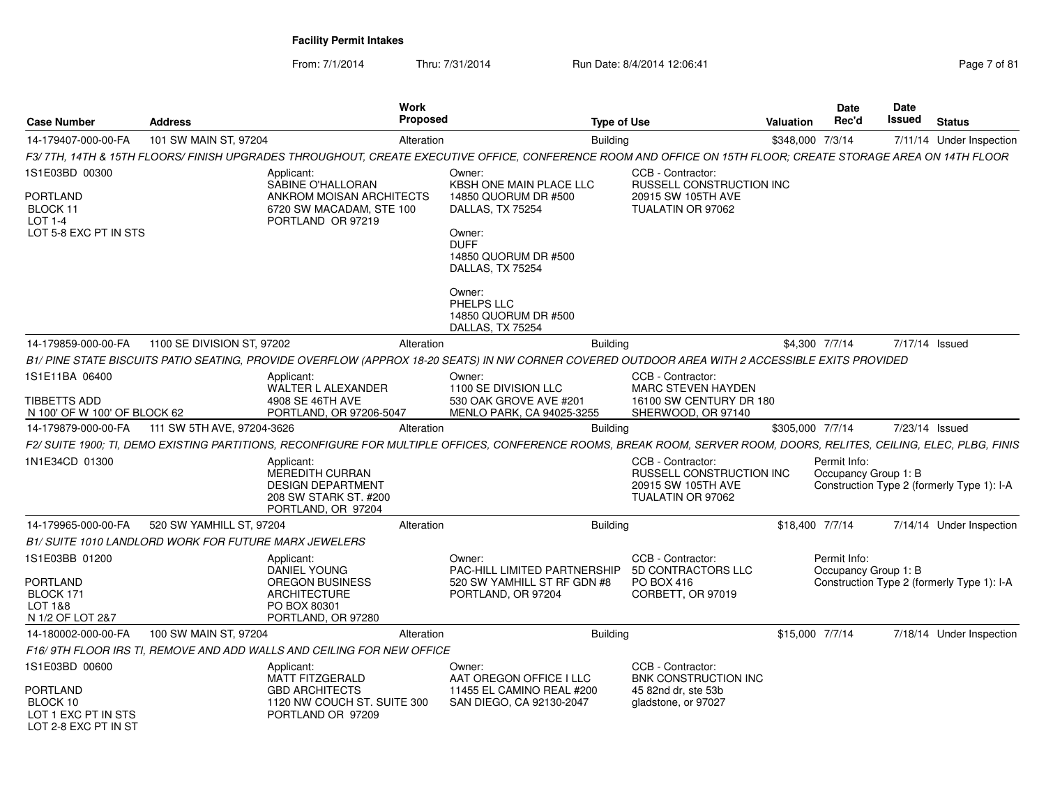**Facility Permit Intakes**

From: 7/1/2014 Thru: 7/31/2014 Run Date: 8/4/2014 12:06:41

| Case Number | Address | Work Proposed | Type of Use | Valuation | Date Rec'd | Date Issued | Status |
|---|---|---|---|---|---|---|---|
| 14-179407-000-00-FA | 101 SW MAIN ST, 97204 | Alteration | Building | $348,000 | 7/3/14 | 7/11/14 | Under Inspection |

*F3/ 7TH, 14TH & 15TH FLOORS/ FINISH UPGRADES THROUGHOUT, CREATE EXECUTIVE OFFICE, CONFERENCE ROOM AND OFFICE ON 15TH FLOOR; CREATE STORAGE AREA ON 14TH FLOOR*

1S1E03BD 00300
PORTLAND
BLOCK 11
LOT 1-4
LOT 5-8 EXC PT IN STS

Applicant:
SABINE O'HALLORAN
ANKROM MOISAN ARCHITECTS
6720 SW MACADAM, STE 100
PORTLAND OR 97219

Owner:
KBSH ONE MAIN PLACE LLC
14850 QUORUM DR #500
DALLAS, TX 75254

Owner:
DUFF
14850 QUORUM DR #500
DALLAS, TX 75254

Owner:
PHELPS LLC
14850 QUORUM DR #500
DALLAS, TX 75254

CCB - Contractor:
RUSSELL CONSTRUCTION INC
20915 SW 105TH AVE
TUALATIN OR 97062

| Case Number | Address | Work Proposed | Type of Use | Valuation | Date Rec'd | Date Issued | Status |
|---|---|---|---|---|---|---|---|
| 14-179859-000-00-FA | 1100 SE DIVISION ST, 97202 | Alteration | Building | $4,300 | 7/7/14 | 7/17/14 | Issued |

*B1/ PINE STATE BISCUITS PATIO SEATING, PROVIDE OVERFLOW (APPROX 18-20 SEATS) IN NW CORNER COVERED OUTDOOR AREA WITH 2 ACCESSIBLE EXITS PROVIDED*

1S1E11BA 06400
TIBBETTS ADD
N 100' OF W 100' OF BLOCK 62

Applicant:
WALTER L ALEXANDER
4908 SE 46TH AVE
PORTLAND, OR 97206-5047

Owner:
1100 SE DIVISION LLC
530 OAK GROVE AVE #201
MENLO PARK, CA 94025-3255

CCB - Contractor:
MARC STEVEN HAYDEN
16100 SW CENTURY DR 180
SHERWOOD, OR 97140

| Case Number | Address | Work Proposed | Type of Use | Valuation | Date Rec'd | Date Issued | Status |
|---|---|---|---|---|---|---|---|
| 14-179879-000-00-FA | 111 SW 5TH AVE, 97204-3626 | Alteration | Building | $305,000 | 7/7/14 | 7/23/14 | Issued |

*F2/ SUITE 1900; TI, DEMO EXISTING PARTITIONS, RECONFIGURE FOR MULTIPLE OFFICES, CONFERENCE ROOMS, BREAK ROOM, SERVER ROOM, DOORS, RELITES, CEILING, ELEC, PLBG, FINIS*

1N1E34CD 01300

Applicant:
MEREDITH CURRAN
DESIGN DEPARTMENT
208 SW STARK ST. #200
PORTLAND, OR 97204

CCB - Contractor:
RUSSELL CONSTRUCTION INC
20915 SW 105TH AVE
TUALATIN OR 97062

Permit Info:
Occupancy Group 1: B
Construction Type 2 (formerly Type 1): I-A

| Case Number | Address | Work Proposed | Type of Use | Valuation | Date Rec'd | Date Issued | Status |
|---|---|---|---|---|---|---|---|
| 14-179965-000-00-FA | 520 SW YAMHILL ST, 97204 | Alteration | Building | $18,400 | 7/7/14 | 7/14/14 | Under Inspection |

*B1/ SUITE 1010 LANDLORD WORK FOR FUTURE MARX JEWELERS*

1S1E03BB 01200
PORTLAND
BLOCK 171
LOT 1&8
N 1/2 OF LOT 2&7

Applicant:
DANIEL YOUNG
OREGON BUSINESS ARCHITECTURE
PO BOX 80301
PORTLAND, OR 97280

Owner:
PAC-HILL LIMITED PARTNERSHIP
520 SW YAMHILL ST RF GDN #8
PORTLAND, OR 97204

CCB - Contractor:
5D CONTRACTORS LLC
PO BOX 416
CORBETT, OR 97019

Permit Info:
Occupancy Group 1: B
Construction Type 2 (formerly Type 1): I-A

| Case Number | Address | Work Proposed | Type of Use | Valuation | Date Rec'd | Date Issued | Status |
|---|---|---|---|---|---|---|---|
| 14-180002-000-00-FA | 100 SW MAIN ST, 97204 | Alteration | Building | $15,000 | 7/7/14 | 7/18/14 | Under Inspection |

*F16/ 9TH FLOOR IRS TI, REMOVE AND ADD WALLS AND CEILING FOR NEW OFFICE*

1S1E03BD 00600
PORTLAND
BLOCK 10
LOT 1 EXC PT IN STS
LOT 2-8 EXC PT IN ST

Applicant:
MATT FITZGERALD
GBD ARCHITECTS
1120 NW COUCH ST. SUITE 300
PORTLAND OR 97209

Owner:
AAT OREGON OFFICE I LLC
11455 EL CAMINO REAL #200
SAN DIEGO, CA 92130-2047

CCB - Contractor:
BNK CONSTRUCTION INC
45 82nd dr, ste 53b
gladstone, or 97027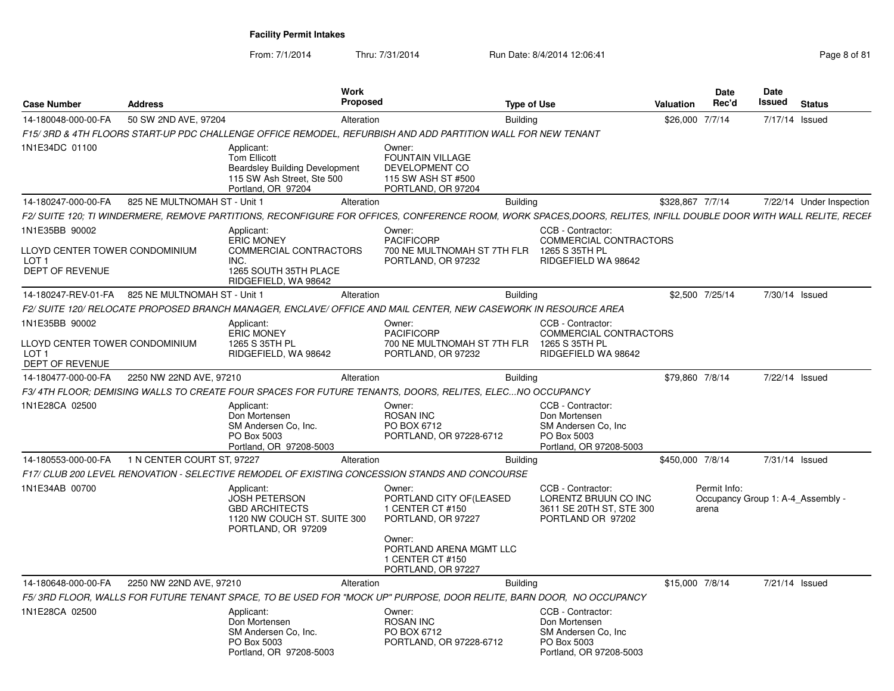**Facility Permit Intakes**

From: 7/1/2014 Thru: 7/31/2014 Run Date: 8/4/2014 12:06:41

| Case Number | Address | Work Proposed | Type of Use | Valuation | Date Rec'd | Date Issued | Status |
|---|---|---|---|---|---|---|---|
| 14-180048-000-00-FA | 50 SW 2ND AVE, 97204 | Alteration | Building | $26,000 | 7/7/14 | 7/17/14 | Issued |

*F15/ 3RD & 4TH FLOORS START-UP PDC CHALLENGE OFFICE REMODEL, REFURBISH AND ADD PARTITION WALL FOR NEW TENANT*

1N1E34DC 01100

Applicant: Tom Ellicott, Beardsley Building Development, 115 SW Ash Street, Ste 500, Portland, OR 97204

Owner: FOUNTAIN VILLAGE DEVELOPMENT CO, 115 SW ASH ST #500, PORTLAND, OR 97204

| Case Number | Address | Work Proposed | Type of Use | Valuation | Date Rec'd | Date Issued | Status |
|---|---|---|---|---|---|---|---|
| 14-180247-000-00-FA | 825 NE MULTNOMAH ST - Unit 1 | Alteration | Building | $328,867 | 7/7/14 | 7/22/14 | Under Inspection |

*F2/ SUITE 120; TI WINDERMERE, REMOVE PARTITIONS, RECONFIGURE FOR OFFICES, CONFERENCE ROOM, WORK SPACES,DOORS, RELITES, INFILL DOUBLE DOOR WITH WALL RELITE, RECEP*

1N1E35BB 90002

LLOYD CENTER TOWER CONDOMINIUM
LOT 1
DEPT OF REVENUE

Applicant: ERIC MONEY, COMMERCIAL CONTRACTORS INC., 1265 SOUTH 35TH PLACE, RIDGEFIELD, WA 98642

Owner: PACIFICORP, 700 NE MULTNOMAH ST 7TH FLR, PORTLAND, OR 97232

CCB - Contractor: COMMERCIAL CONTRACTORS, 1265 S 35TH PL, RIDGEFIELD WA 98642

| Case Number | Address | Work Proposed | Type of Use | Valuation | Date Rec'd | Date Issued | Status |
|---|---|---|---|---|---|---|---|
| 14-180247-REV-01-FA | 825 NE MULTNOMAH ST - Unit 1 | Alteration | Building | $2,500 | 7/25/14 | 7/30/14 | Issued |

*F2/ SUITE 120/ RELOCATE PROPOSED BRANCH MANAGER, ENCLAVE/ OFFICE AND MAIL CENTER, NEW CASEWORK IN RESOURCE AREA*

1N1E35BB 90002

LLOYD CENTER TOWER CONDOMINIUM
LOT 1
DEPT OF REVENUE

Applicant: ERIC MONEY, 1265 S 35TH PL, RIDGEFIELD, WA 98642

Owner: PACIFICORP, 700 NE MULTNOMAH ST 7TH FLR, PORTLAND, OR 97232

CCB - Contractor: COMMERCIAL CONTRACTORS, 1265 S 35TH PL, RIDGEFIELD WA 98642

| Case Number | Address | Work Proposed | Type of Use | Valuation | Date Rec'd | Date Issued | Status |
|---|---|---|---|---|---|---|---|
| 14-180477-000-00-FA | 2250 NW 22ND AVE, 97210 | Alteration | Building | $79,860 | 7/8/14 | 7/22/14 | Issued |

*F3/ 4TH FLOOR; DEMISING WALLS TO CREATE FOUR SPACES FOR FUTURE TENANTS, DOORS, RELITES, ELEC...NO OCCUPANCY*

1N1E28CA 02500

Applicant: Don Mortensen, SM Andersen Co, Inc., PO Box 5003, Portland, OR 97208-5003

Owner: ROSAN INC, PO BOX 6712, PORTLAND, OR 97228-6712

CCB - Contractor: Don Mortensen, SM Andersen Co, Inc, PO Box 5003, Portland, OR 97208-5003

| Case Number | Address | Work Proposed | Type of Use | Valuation | Date Rec'd | Date Issued | Status |
|---|---|---|---|---|---|---|---|
| 14-180553-000-00-FA | 1 N CENTER COURT ST, 97227 | Alteration | Building | $450,000 | 7/8/14 | 7/31/14 | Issued |

*F17/ CLUB 200 LEVEL RENOVATION - SELECTIVE REMODEL OF EXISTING CONCESSION STANDS AND CONCOURSE*

1N1E34AB 00700

Applicant: JOSH PETERSON, GBD ARCHITECTS, 1120 NW COUCH ST. SUITE 300, PORTLAND, OR 97209

Owner: PORTLAND CITY OF(LEASED, 1 CENTER CT #150, PORTLAND, OR 97227

Owner: PORTLAND ARENA MGMT LLC, 1 CENTER CT #150, PORTLAND, OR 97227

CCB - Contractor: LORENTZ BRUUN CO INC, 3611 SE 20TH ST, STE 300, PORTLAND OR 97202

Permit Info: Occupancy Group 1: A-4_Assembly - arena

| Case Number | Address | Work Proposed | Type of Use | Valuation | Date Rec'd | Date Issued | Status |
|---|---|---|---|---|---|---|---|
| 14-180648-000-00-FA | 2250 NW 22ND AVE, 97210 | Alteration | Building | $15,000 | 7/8/14 | 7/21/14 | Issued |

*F5/ 3RD FLOOR, WALLS FOR FUTURE TENANT SPACE, TO BE USED FOR "MOCK UP" PURPOSE, DOOR RELITE, BARN DOOR, NO OCCUPANCY*

1N1E28CA 02500

Applicant: Don Mortensen, SM Andersen Co, Inc., PO Box 5003, Portland, OR 97208-5003

Owner: ROSAN INC, PO BOX 6712, PORTLAND, OR 97228-6712

CCB - Contractor: Don Mortensen, SM Andersen Co, Inc, PO Box 5003, Portland, OR 97208-5003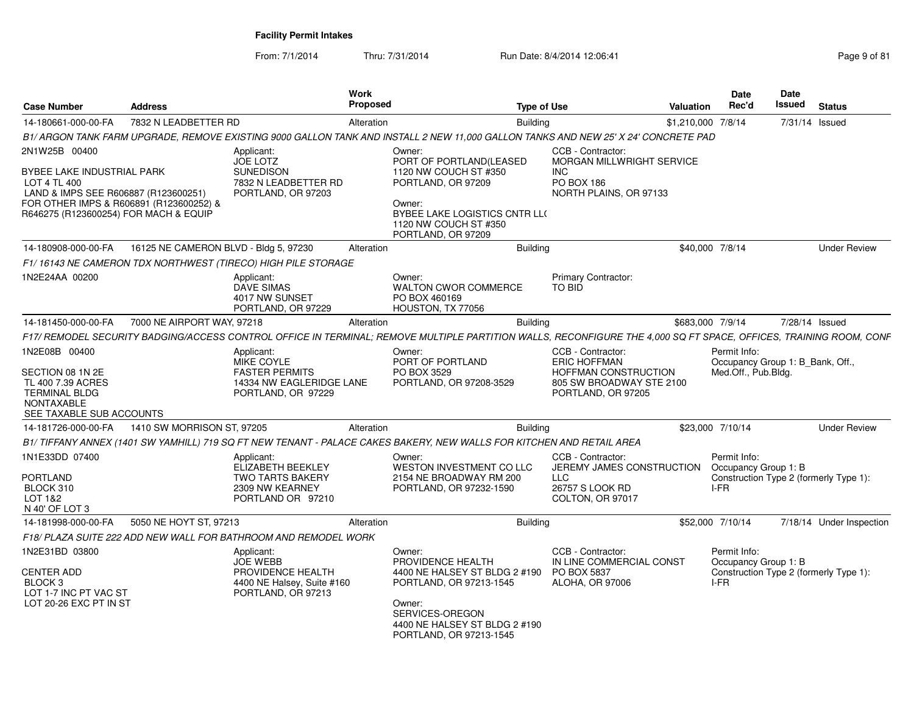**Facility Permit Intakes**

From: 7/1/2014 Thru: 7/31/2014 Run Date: 8/4/2014 12:06:41

| Case Number | Address | Work Proposed | Type of Use | Valuation | Date Rec'd | Date Issued | Status |
|---|---|---|---|---|---|---|---|
| 14-180661-000-00-FA | 7832 N LEADBETTER RD | Alteration | Building | $1,210,000 | 7/8/14 | 7/31/14 | Issued |

B1/ ARGON TANK FARM UPGRADE, REMOVE EXISTING 9000 GALLON TANK AND INSTALL 2 NEW 11,000 GALLON TANKS AND NEW 25' X 24' CONCRETE PAD

2N1W25B 00400

BYBEE LAKE INDUSTRIAL PARK
LOT 4 TL 400
LAND & IMPS SEE R606887 (R123600251) FOR OTHER IMPS & R606891 (R123600252) & R646275 (R123600254) FOR MACH & EQUIP

Applicant:
JOE LOTZ
SUNEDISON
7832 N LEADBETTER RD
PORTLAND, OR 97203

Owner:
PORT OF PORTLAND(LEASED
1120 NW COUCH ST #350
PORTLAND, OR 97209

Owner:
BYBEE LAKE LOGISTICS CNTR LL(
1120 NW COUCH ST #350
PORTLAND, OR 97209

CCB - Contractor:
MORGAN MILLWRIGHT SERVICE INC
PO BOX 186
NORTH PLAINS, OR 97133

| Case Number | Address | Work Proposed | Type of Use | Valuation | Date Rec'd | Date Issued | Status |
|---|---|---|---|---|---|---|---|
| 14-180908-000-00-FA | 16125 NE CAMERON BLVD - Bldg 5, 97230 | Alteration | Building | $40,000 | 7/8/14 | | Under Review |

F1/ 16143 NE CAMERON TDX NORTHWEST (TIRECO) HIGH PILE STORAGE

1N2E24AA 00200

Applicant:
DAVE SIMAS
4017 NW SUNSET
PORTLAND, OR 97229

Owner:
WALTON CWOR COMMERCE
PO BOX 460169
HOUSTON, TX 77056

Primary Contractor:
TO BID

| Case Number | Address | Work Proposed | Type of Use | Valuation | Date Rec'd | Date Issued | Status |
|---|---|---|---|---|---|---|---|
| 14-181450-000-00-FA | 7000 NE AIRPORT WAY, 97218 | Alteration | Building | $683,000 | 7/9/14 | 7/28/14 | Issued |

F17/ REMODEL SECURITY BADGING/ACCESS CONTROL OFFICE IN TERMINAL; REMOVE MULTIPLE PARTITION WALLS, RECONFIGURE THE 4,000 SQ FT SPACE, OFFICES, TRAINING ROOM, CONF

1N2E08B 00400

SECTION 08 1N 2E
TL 400 7.39 ACRES
TERMINAL BLDG
NONTAXABLE
SEE TAXABLE SUB ACCOUNTS

Applicant:
MIKE COYLE
FASTER PERMITS
14334 NW EAGLERIDGE LANE
PORTLAND, OR 97229

Owner:
PORT OF PORTLAND
PO BOX 3529
PORTLAND, OR 97208-3529

CCB - Contractor:
ERIC HOFFMAN
HOFFMAN CONSTRUCTION
805 SW BROADWAY STE 2100
PORTLAND, OR 97205

Permit Info:
Occupancy Group 1: B_Bank, Off., Med.Off., Pub.Bldg.

| Case Number | Address | Work Proposed | Type of Use | Valuation | Date Rec'd | Date Issued | Status |
|---|---|---|---|---|---|---|---|
| 14-181726-000-00-FA | 1410 SW MORRISON ST, 97205 | Alteration | Building | $23,000 | 7/10/14 | | Under Review |

B1/ TIFFANY ANNEX (1401 SW YAMHILL) 719 SQ FT NEW TENANT - PALACE CAKES BAKERY, NEW WALLS FOR KITCHEN AND RETAIL AREA

1N1E33DD 07400

PORTLAND
BLOCK 310
LOT 1&2
N 40' OF LOT 3

Applicant:
ELIZABETH BEEKLEY
TWO TARTS BAKERY
2309 NW KEARNEY
PORTLAND OR 97210

Owner:
WESTON INVESTMENT CO LLC
2154 NE BROADWAY RM 200
PORTLAND, OR 97232-1590

CCB - Contractor:
JEREMY JAMES CONSTRUCTION LLC
26757 S LOOK RD
COLTON, OR 97017

Permit Info:
Occupancy Group 1: B
Construction Type 2 (formerly Type 1): I-FR

| Case Number | Address | Work Proposed | Type of Use | Valuation | Date Rec'd | Date Issued | Status |
|---|---|---|---|---|---|---|---|
| 14-181998-000-00-FA | 5050 NE HOYT ST, 97213 | Alteration | Building | $52,000 | 7/10/14 | 7/18/14 | Under Inspection |

F18/ PLAZA SUITE 222 ADD NEW WALL FOR BATHROOM AND REMODEL WORK

1N2E31BD 03800

CENTER ADD
BLOCK 3
LOT 1-7 INC PT VAC ST
LOT 20-26 EXC PT IN ST

Applicant:
JOE WEBB
PROVIDENCE HEALTH
4400 NE Halsey, Suite #160
PORTLAND, OR 97213

Owner:
PROVIDENCE HEALTH
4400 NE HALSEY ST BLDG 2 #190
PORTLAND, OR 97213-1545

Owner:
SERVICES-OREGON
4400 NE HALSEY ST BLDG 2 #190
PORTLAND, OR 97213-1545

CCB - Contractor:
IN LINE COMMERCIAL CONST
PO BOX 5837
ALOHA, OR 97006

Permit Info:
Occupancy Group 1: B
Construction Type 2 (formerly Type 1): I-FR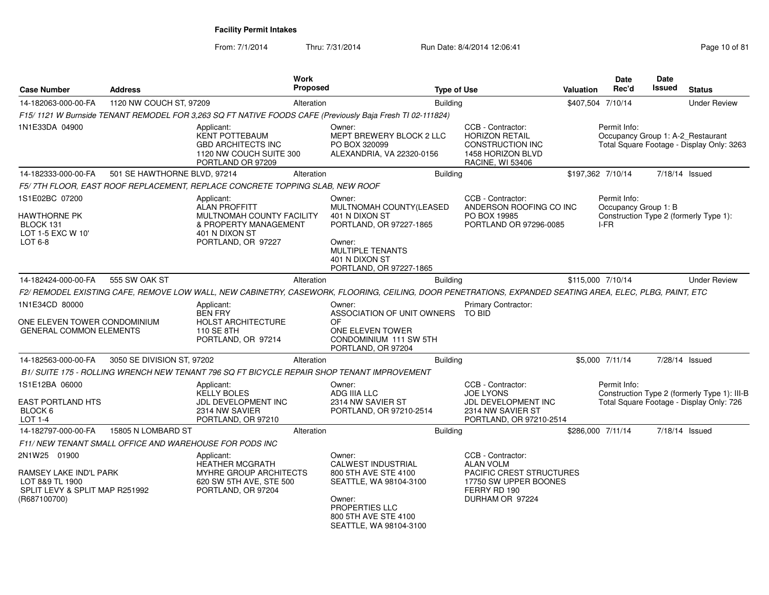# Facility Permit Intakes

From: 7/1/2014 Thru: 7/31/2014 Run Date: 8/4/2014 12:06:41

| Case Number | Address | Work Proposed | Type of Use | Valuation | Date Rec'd | Date Issued | Status |
|---|---|---|---|---|---|---|---|
| 14-182063-000-00-FA | 1120 NW COUCH ST, 97209 | Alteration | Building | $407,504 | 7/10/14 | | Under Review |

*F15/ 1121 W Burnside TENANT REMODEL FOR 3,263 SQ FT NATIVE FOODS CAFE (Previously Baja Fresh TI 02-111824)*

- 1N1E33DA 04900
- Applicant: KENT POTTEBAUM, GBD ARCHITECTS INC, 1120 NW COUCH SUITE 300, PORTLAND OR 97209
- Owner: MEPT BREWERY BLOCK 2 LLC, PO BOX 320099, ALEXANDRIA, VA 22320-0156
- CCB - Contractor: HORIZON RETAIL CONSTRUCTION INC, 1458 HORIZON BLVD, RACINE, WI 53406
- Permit Info: Occupancy Group 1: A-2_Restaurant; Total Square Footage - Display Only: 3263

| Case Number | Address | Work Proposed | Type of Use | Valuation | Date Rec'd | Date Issued | Status |
|---|---|---|---|---|---|---|---|
| 14-182333-000-00-FA | 501 SE HAWTHORNE BLVD, 97214 | Alteration | Building | $197,362 | 7/10/14 | 7/18/14 | Issued |

*F5/ 7TH FLOOR, EAST ROOF REPLACEMENT, REPLACE CONCRETE TOPPING SLAB, NEW ROOF*

- 1S1E02BC 07200; HAWTHORNE PK, BLOCK 131, LOT 1-5 EXC W 10', LOT 6-8
- Applicant: ALAN PROFFITT, MULTNOMAH COUNTY FACILITY & PROPERTY MANAGEMENT, 401 N DIXON ST, PORTLAND, OR 97227
- Owner: MULTNOMAH COUNTY(LEASED, 401 N DIXON ST, PORTLAND, OR 97227-1865
- Owner: MULTIPLE TENANTS, 401 N DIXON ST, PORTLAND, OR 97227-1865
- CCB - Contractor: ANDERSON ROOFING CO INC, PO BOX 19985, PORTLAND OR 97296-0085
- Permit Info: Occupancy Group 1: B; Construction Type 2 (formerly Type 1): I-FR

| Case Number | Address | Work Proposed | Type of Use | Valuation | Date Rec'd | Date Issued | Status |
|---|---|---|---|---|---|---|---|
| 14-182424-000-00-FA | 555 SW OAK ST | Alteration | Building | $115,000 | 7/10/14 | | Under Review |

*F2/ REMODEL EXISTING CAFE, REMOVE LOW WALL, NEW CABINETRY, CASEWORK, FLOORING, CEILING, DOOR PENETRATIONS, EXPANDED SEATING AREA, ELEC, PLBG, PAINT, ETC*

- 1N1E34CD 80000; ONE ELEVEN TOWER CONDOMINIUM, GENERAL COMMON ELEMENTS
- Applicant: BEN FRY, HOLST ARCHITECTURE, 110 SE 8TH, PORTLAND, OR 97214
- Owner: ASSOCIATION OF UNIT OWNERS OF, ONE ELEVEN TOWER CONDOMINIUM 111 SW 5TH, PORTLAND, OR 97204
- Primary Contractor: TO BID

| Case Number | Address | Work Proposed | Type of Use | Valuation | Date Rec'd | Date Issued | Status |
|---|---|---|---|---|---|---|---|
| 14-182563-000-00-FA | 3050 SE DIVISION ST, 97202 | Alteration | Building | $5,000 | 7/11/14 | 7/28/14 | Issued |

*B1/ SUITE 175 - ROLLING WRENCH NEW TENANT 796 SQ FT BICYCLE REPAIR SHOP TENANT IMPROVEMENT*

- 1S1E12BA 06000; EAST PORTLAND HTS, BLOCK 6, LOT 1-4
- Applicant: KELLY BOLES, JDL DEVELOPMENT INC, 2314 NW SAVIER, PORTLAND, OR 97210
- Owner: ADG IIIA LLC, 2314 NW SAVIER ST, PORTLAND, OR 97210-2514
- CCB - Contractor: JOE LYONS, JDL DEVELOPMENT INC, 2314 NW SAVIER ST, PORTLAND, OR 97210-2514
- Permit Info: Construction Type 2 (formerly Type 1): III-B; Total Square Footage - Display Only: 726

| Case Number | Address | Work Proposed | Type of Use | Valuation | Date Rec'd | Date Issued | Status |
|---|---|---|---|---|---|---|---|
| 14-182797-000-00-FA | 15805 N LOMBARD ST | Alteration | Building | $286,000 | 7/11/14 | 7/18/14 | Issued |

*F11/ NEW TENANT SMALL OFFICE AND WAREHOUSE FOR PODS INC*

- 2N1W25 01900; RAMSEY LAKE IND'L PARK, LOT 8&9 TL 1900, SPLIT LEVY & SPLIT MAP R251992 (R687100700)
- Applicant: HEATHER MCGRATH, MYHRE GROUP ARCHITECTS, 620 SW 5TH AVE, STE 500, PORTLAND, OR 97204
- Owner: CALWEST INDUSTRIAL, 800 5TH AVE STE 4100, SEATTLE, WA 98104-3100
- Owner: PROPERTIES LLC, 800 5TH AVE STE 4100, SEATTLE, WA 98104-3100
- CCB - Contractor: ALAN VOLM, PACIFIC CREST STRUCTURES, 17750 SW UPPER BOONES FERRY RD 190, DURHAM OR 97224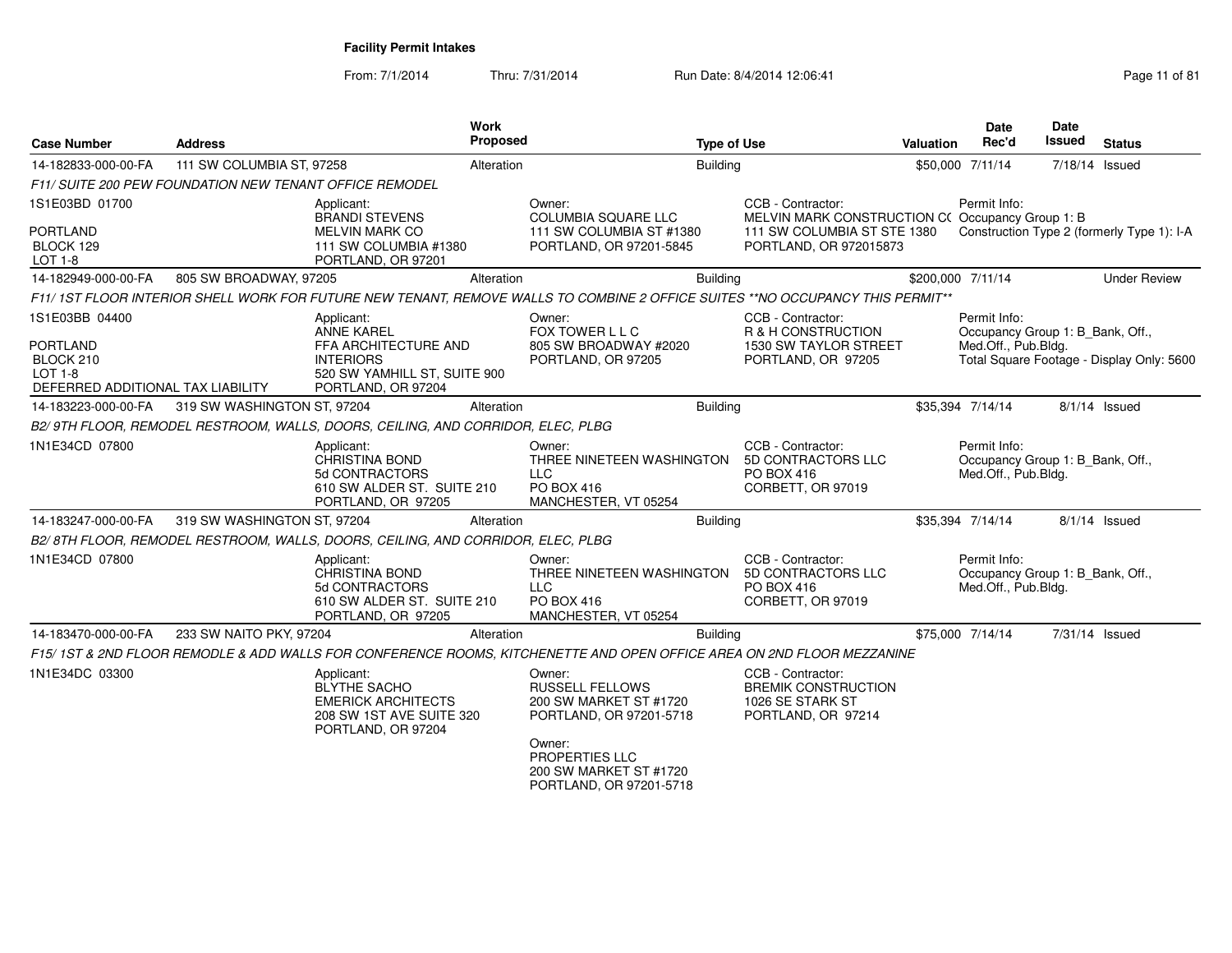**Facility Permit Intakes**

From: 7/1/2014 Thru: 7/31/2014 Run Date: 8/4/2014 12:06:41

| Case Number | Address | Work Proposed | Type of Use | Valuation | Date Rec'd | Date Issued | Status |
|---|---|---|---|---|---|---|---|
| 14-182833-000-00-FA | 111 SW COLUMBIA ST, 97258 | Alteration | Building | $50,000 | 7/11/14 | 7/18/14 | Issued |

*F11/ SUITE 200 PEW FOUNDATION NEW TENANT OFFICE REMODEL*

| | Applicant | Owner | CCB - Contractor | Permit Info |
|---|---|---|---|---|
| 1S1E03BD 01700<br>PORTLAND<br>BLOCK 129<br>LOT 1-8 | Applicant:<br>BRANDI STEVENS<br>MELVIN MARK CO<br>111 SW COLUMBIA #1380<br>PORTLAND, OR 97201 | Owner:<br>COLUMBIA SQUARE LLC<br>111 SW COLUMBIA ST #1380<br>PORTLAND, OR 97201-5845 | CCB - Contractor:<br>MELVIN MARK CONSTRUCTION CO<br>111 SW COLUMBIA ST STE 1380<br>PORTLAND, OR 972015873 | Permit Info:<br>Occupancy Group 1: B<br>Construction Type 2 (formerly Type 1): I-A |

| Case Number | Address | Work Proposed | Type of Use | Valuation | Date Rec'd | Date Issued | Status |
|---|---|---|---|---|---|---|---|
| 14-182949-000-00-FA | 805 SW BROADWAY, 97205 | Alteration | Building | $200,000 | 7/11/14 | | Under Review |

*F11/ 1ST FLOOR INTERIOR SHELL WORK FOR FUTURE NEW TENANT, REMOVE WALLS TO COMBINE 2 OFFICE SUITES **NO OCCUPANCY THIS PERMIT***

| | Applicant | Owner | CCB - Contractor | Permit Info |
|---|---|---|---|---|
| 1S1E03BB 04400<br>PORTLAND<br>BLOCK 210<br>LOT 1-8<br>DEFERRED ADDITIONAL TAX LIABILITY | Applicant:<br>ANNE KAREL<br>FFA ARCHITECTURE AND INTERIORS<br>520 SW YAMHILL ST, SUITE 900<br>PORTLAND, OR 97204 | Owner:<br>FOX TOWER L L C<br>805 SW BROADWAY #2020<br>PORTLAND, OR 97205 | CCB - Contractor:<br>R & H CONSTRUCTION<br>1530 SW TAYLOR STREET<br>PORTLAND, OR 97205 | Permit Info:<br>Occupancy Group 1: B_Bank, Off., Med.Off., Pub.Bldg.<br>Total Square Footage - Display Only: 5600 |

| Case Number | Address | Work Proposed | Type of Use | Valuation | Date Rec'd | Date Issued | Status |
|---|---|---|---|---|---|---|---|
| 14-183223-000-00-FA | 319 SW WASHINGTON ST, 97204 | Alteration | Building | $35,394 | 7/14/14 | 8/1/14 | Issued |

*B2/ 9TH FLOOR, REMODEL RESTROOM, WALLS, DOORS, CEILING, AND CORRIDOR, ELEC, PLBG*

| | Applicant | Owner | CCB - Contractor | Permit Info |
|---|---|---|---|---|
| 1N1E34CD 07800 | Applicant:<br>CHRISTINA BOND<br>5d CONTRACTORS<br>610 SW ALDER ST. SUITE 210<br>PORTLAND, OR 97205 | Owner:<br>THREE NINETEEN WASHINGTON LLC<br>PO BOX 416<br>MANCHESTER, VT 05254 | CCB - Contractor:<br>5D CONTRACTORS LLC<br>PO BOX 416<br>CORBETT, OR 97019 | Permit Info:<br>Occupancy Group 1: B_Bank, Off., Med.Off., Pub.Bldg. |

| Case Number | Address | Work Proposed | Type of Use | Valuation | Date Rec'd | Date Issued | Status |
|---|---|---|---|---|---|---|---|
| 14-183247-000-00-FA | 319 SW WASHINGTON ST, 97204 | Alteration | Building | $35,394 | 7/14/14 | 8/1/14 | Issued |

*B2/ 8TH FLOOR, REMODEL RESTROOM, WALLS, DOORS, CEILING, AND CORRIDOR, ELEC, PLBG*

| | Applicant | Owner | CCB - Contractor | Permit Info |
|---|---|---|---|---|
| 1N1E34CD 07800 | Applicant:<br>CHRISTINA BOND<br>5d CONTRACTORS<br>610 SW ALDER ST. SUITE 210<br>PORTLAND, OR 97205 | Owner:<br>THREE NINETEEN WASHINGTON LLC<br>PO BOX 416<br>MANCHESTER, VT 05254 | CCB - Contractor:<br>5D CONTRACTORS LLC<br>PO BOX 416<br>CORBETT, OR 97019 | Permit Info:<br>Occupancy Group 1: B_Bank, Off., Med.Off., Pub.Bldg. |

| Case Number | Address | Work Proposed | Type of Use | Valuation | Date Rec'd | Date Issued | Status |
|---|---|---|---|---|---|---|---|
| 14-183470-000-00-FA | 233 SW NAITO PKY, 97204 | Alteration | Building | $75,000 | 7/14/14 | 7/31/14 | Issued |

*F15/ 1ST & 2ND FLOOR REMODLE & ADD WALLS FOR CONFERENCE ROOMS, KITCHENETTE AND OPEN OFFICE AREA ON 2ND FLOOR MEZZANINE*

| | Applicant | Owner | CCB - Contractor | Permit Info |
|---|---|---|---|---|
| 1N1E34DC 03300 | Applicant:<br>BLYTHE SACHO<br>EMERICK ARCHITECTS<br>208 SW 1ST AVE SUITE 320<br>PORTLAND, OR 97204 | Owner:<br>RUSSELL FELLOWS<br>200 SW MARKET ST #1720<br>PORTLAND, OR 97201-5718<br><br>Owner:<br>PROPERTIES LLC<br>200 SW MARKET ST #1720<br>PORTLAND, OR 97201-5718 | CCB - Contractor:<br>BREMIK CONSTRUCTION<br>1026 SE STARK ST<br>PORTLAND, OR 97214 | |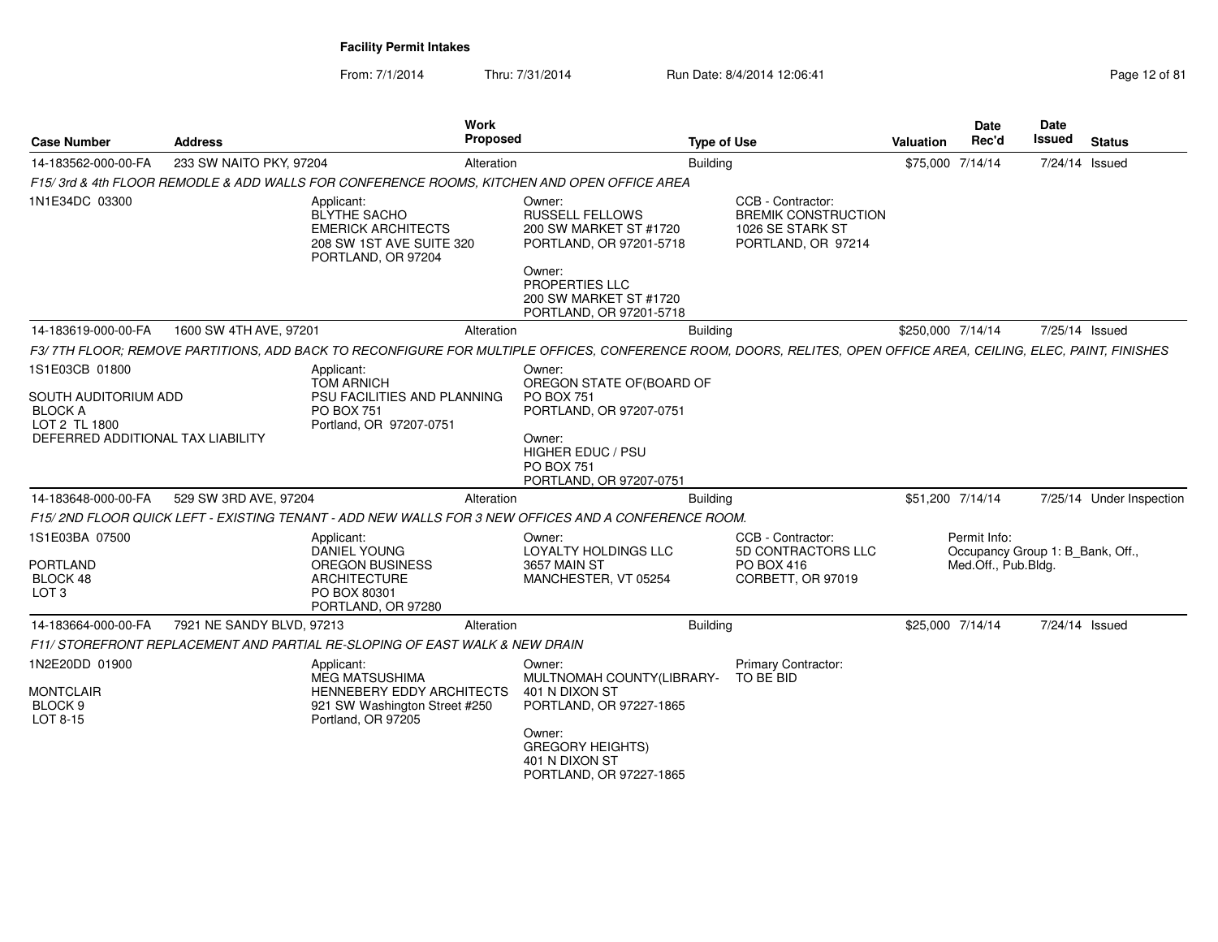**Facility Permit Intakes**

From: 7/1/2014 Thru: 7/31/2014 Run Date: 8/4/2014 12:06:41

| Case Number | Address | Work Proposed | Type of Use | Valuation | Date Rec'd | Date Issued | Status |
|---|---|---|---|---|---|---|---|
| 14-183562-000-00-FA | 233 SW NAITO PKY, 97204 | Alteration | Building | $75,000 | 7/14/14 | 7/24/14 | Issued |

*F15/ 3rd & 4th FLOOR REMODLE & ADD WALLS FOR CONFERENCE ROOMS, KITCHEN AND OPEN OFFICE AREA*

1N1E34DC 03300

Applicant:
BLYTHE SACHO
EMERICK ARCHITECTS
208 SW 1ST AVE SUITE 320
PORTLAND, OR 97204

Owner:
RUSSELL FELLOWS
200 SW MARKET ST #1720
PORTLAND, OR 97201-5718

Owner:
PROPERTIES LLC
200 SW MARKET ST #1720
PORTLAND, OR 97201-5718

CCB - Contractor:
BREMIK CONSTRUCTION
1026 SE STARK ST
PORTLAND, OR 97214

---

| Case Number | Address | Work Proposed | Type of Use | Valuation | Date Rec'd | Date Issued | Status |
|---|---|---|---|---|---|---|---|
| 14-183619-000-00-FA | 1600 SW 4TH AVE, 97201 | Alteration | Building | $250,000 | 7/14/14 | 7/25/14 | Issued |

*F3/ 7TH FLOOR; REMOVE PARTITIONS, ADD BACK TO RECONFIGURE FOR MULTIPLE OFFICES, CONFERENCE ROOM, DOORS, RELITES, OPEN OFFICE AREA, CEILING, ELEC, PAINT, FINISHES*

1S1E03CB 01800

SOUTH AUDITORIUM ADD
BLOCK A
LOT 2 TL 1800
DEFERRED ADDITIONAL TAX LIABILITY

Applicant:
TOM ARNICH
PSU FACILITIES AND PLANNING
PO BOX 751
Portland, OR 97207-0751

Owner:
OREGON STATE OF(BOARD OF
PO BOX 751
PORTLAND, OR 97207-0751

Owner:
HIGHER EDUC / PSU
PO BOX 751
PORTLAND, OR 97207-0751

---

| Case Number | Address | Work Proposed | Type of Use | Valuation | Date Rec'd | Date Issued | Status |
|---|---|---|---|---|---|---|---|
| 14-183648-000-00-FA | 529 SW 3RD AVE, 97204 | Alteration | Building | $51,200 | 7/14/14 | 7/25/14 | Under Inspection |

*F15/ 2ND FLOOR QUICK LEFT - EXISTING TENANT - ADD NEW WALLS FOR 3 NEW OFFICES AND A CONFERENCE ROOM.*

1S1E03BA 07500

PORTLAND
BLOCK 48
LOT 3

Applicant:
DANIEL YOUNG
OREGON BUSINESS
ARCHITECTURE
PO BOX 80301
PORTLAND, OR 97280

Owner:
LOYALTY HOLDINGS LLC
3657 MAIN ST
MANCHESTER, VT 05254

CCB - Contractor:
5D CONTRACTORS LLC
PO BOX 416
CORBETT, OR 97019

Permit Info:
Occupancy Group 1: B_Bank, Off., Med.Off., Pub.Bldg.

---

| Case Number | Address | Work Proposed | Type of Use | Valuation | Date Rec'd | Date Issued | Status |
|---|---|---|---|---|---|---|---|
| 14-183664-000-00-FA | 7921 NE SANDY BLVD, 97213 | Alteration | Building | $25,000 | 7/14/14 | 7/24/14 | Issued |

*F11/ STOREFRONT REPLACEMENT AND PARTIAL RE-SLOPING OF EAST WALK & NEW DRAIN*

1N2E20DD 01900

MONTCLAIR
BLOCK 9
LOT 8-15

Applicant:
MEG MATSUSHIMA
HENNEBERY EDDY ARCHITECTS
921 SW Washington Street #250
Portland, OR 97205

Owner:
MULTNOMAH COUNTY(LIBRARY-
401 N DIXON ST
PORTLAND, OR 97227-1865

Owner:
GREGORY HEIGHTS)
401 N DIXON ST
PORTLAND, OR 97227-1865

Primary Contractor:
TO BE BID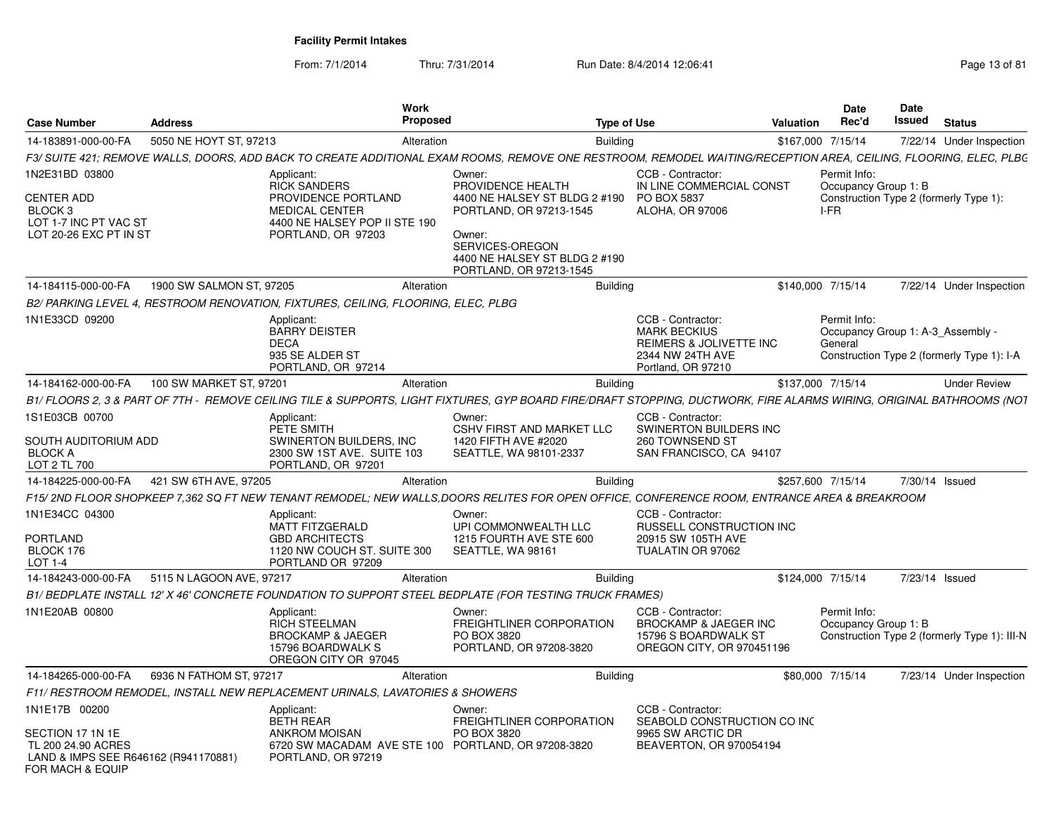**Facility Permit Intakes**

From: 7/1/2014 Thru: 7/31/2014 Run Date: 8/4/2014 12:06:41

| Case Number | Address | Work Proposed | Type of Use | Valuation | Date Rec'd | Date Issued | Status |
|---|---|---|---|---|---|---|---|
| 14-183891-000-00-FA | 5050 NE HOYT ST, 97213 | Alteration | Building | $167,000 | 7/15/14 | 7/22/14 | Under Inspection |

*F3/ SUITE 421; REMOVE WALLS, DOORS, ADD BACK TO CREATE ADDITIONAL EXAM ROOMS, REMOVE ONE RESTROOM, REMODEL WAITING/RECEPTION AREA, CEILING, FLOORING, ELEC, PLBG*

1N2E31BD 03800
CENTER ADD
BLOCK 3
LOT 1-7 INC PT VAC ST
LOT 20-26 EXC PT IN ST

Applicant: RICK SANDERS, PROVIDENCE PORTLAND MEDICAL CENTER, 4400 NE HALSEY POP II STE 190, PORTLAND, OR 97203

Owner: PROVIDENCE HEALTH, 4400 NE HALSEY ST BLDG 2 #190, PORTLAND, OR 97213-1545

Owner: SERVICES-OREGON, 4400 NE HALSEY ST BLDG 2 #190, PORTLAND, OR 97213-1545

CCB - Contractor: IN LINE COMMERCIAL CONST, PO BOX 5837, ALOHA, OR 97006

Permit Info: Occupancy Group 1: B; Construction Type 2 (formerly Type 1): I-FR

| Case Number | Address | Work Proposed | Type of Use | Valuation | Date Rec'd | Date Issued | Status |
|---|---|---|---|---|---|---|---|
| 14-184115-000-00-FA | 1900 SW SALMON ST, 97205 | Alteration | Building | $140,000 | 7/15/14 | 7/22/14 | Under Inspection |

*B2/ PARKING LEVEL 4, RESTROOM RENOVATION, FIXTURES, CEILING, FLOORING, ELEC, PLBG*

1N1E33CD 09200

Applicant: BARRY DEISTER, DECA, 935 SE ALDER ST, PORTLAND, OR 97214

CCB - Contractor: MARK BECKIUS, REIMERS & JOLIVETTE INC, 2344 NW 24TH AVE, Portland, OR 97210

Permit Info: Occupancy Group 1: A-3_Assembly - General; Construction Type 2 (formerly Type 1): I-A

| Case Number | Address | Work Proposed | Type of Use | Valuation | Date Rec'd | Date Issued | Status |
|---|---|---|---|---|---|---|---|
| 14-184162-000-00-FA | 100 SW MARKET ST, 97201 | Alteration | Building | $137,000 | 7/15/14 | | Under Review |

*B1/ FLOORS 2, 3 & PART OF 7TH - REMOVE CEILING TILE & SUPPORTS, LIGHT FIXTURES, GYP BOARD FIRE/DRAFT STOPPING, DUCTWORK, FIRE ALARMS WIRING, ORIGINAL BATHROOMS (NOT*

1S1E03CB 00700
SOUTH AUDITORIUM ADD
BLOCK A
LOT 2 TL 700

Applicant: PETE SMITH, SWINERTON BUILDERS, INC, 2300 SW 1ST AVE. SUITE 103, PORTLAND, OR 97201

Owner: CSHV FIRST AND MARKET LLC, 1420 FIFTH AVE #2020, SEATTLE, WA 98101-2337

CCB - Contractor: SWINERTON BUILDERS INC, 260 TOWNSEND ST, SAN FRANCISCO, CA 94107

| Case Number | Address | Work Proposed | Type of Use | Valuation | Date Rec'd | Date Issued | Status |
|---|---|---|---|---|---|---|---|
| 14-184225-000-00-FA | 421 SW 6TH AVE, 97205 | Alteration | Building | $257,600 | 7/15/14 | 7/30/14 | Issued |

*F15/ 2ND FLOOR SHOPKEEP 7,362 SQ FT NEW TENANT REMODEL; NEW WALLS,DOORS RELITES FOR OPEN OFFICE, CONFERENCE ROOM, ENTRANCE AREA & BREAKROOM*

1N1E34CC 04300
PORTLAND
BLOCK 176
LOT 1-4

Applicant: MATT FITZGERALD, GBD ARCHITECTS, 1120 NW COUCH ST. SUITE 300, PORTLAND OR 97209

Owner: UPI COMMONWEALTH LLC, 1215 FOURTH AVE STE 600, SEATTLE, WA 98161

CCB - Contractor: RUSSELL CONSTRUCTION INC, 20915 SW 105TH AVE, TUALATIN OR 97062

| Case Number | Address | Work Proposed | Type of Use | Valuation | Date Rec'd | Date Issued | Status |
|---|---|---|---|---|---|---|---|
| 14-184243-000-00-FA | 5115 N LAGOON AVE, 97217 | Alteration | Building | $124,000 | 7/15/14 | 7/23/14 | Issued |

*B1/ BEDPLATE INSTALL 12' X 46' CONCRETE FOUNDATION TO SUPPORT STEEL BEDPLATE (FOR TESTING TRUCK FRAMES)*

1N1E20AB 00800

Applicant: RICH STEELMAN, BROCKAMP & JAEGER, 15796 BOARDWALK S, OREGON CITY OR 97045

Owner: FREIGHTLINER CORPORATION, PO BOX 3820, PORTLAND, OR 97208-3820

CCB - Contractor: BROCKAMP & JAEGER INC, 15796 S BOARDWALK ST, OREGON CITY, OR 970451196

Permit Info: Occupancy Group 1: B; Construction Type 2 (formerly Type 1): III-N

| Case Number | Address | Work Proposed | Type of Use | Valuation | Date Rec'd | Date Issued | Status |
|---|---|---|---|---|---|---|---|
| 14-184265-000-00-FA | 6936 N FATHOM ST, 97217 | Alteration | Building | $80,000 | 7/15/14 | 7/23/14 | Under Inspection |

*F11/ RESTROOM REMODEL, INSTALL NEW REPLACEMENT URINALS, LAVATORIES & SHOWERS*

1N1E17B 00200
SECTION 17 1N 1E
TL 200 24.90 ACRES
LAND & IMPS SEE R646162 (R941170881) FOR MACH & EQUIP

Applicant: BETH REAR, ANKROM MOISAN, 6720 SW MACADAM AVE STE 100, PORTLAND, OR 97219

Owner: FREIGHTLINER CORPORATION, PO BOX 3820, PORTLAND, OR 97208-3820

CCB - Contractor: SEABOLD CONSTRUCTION CO INC, 9965 SW ARCTIC DR, BEAVERTON, OR 970054194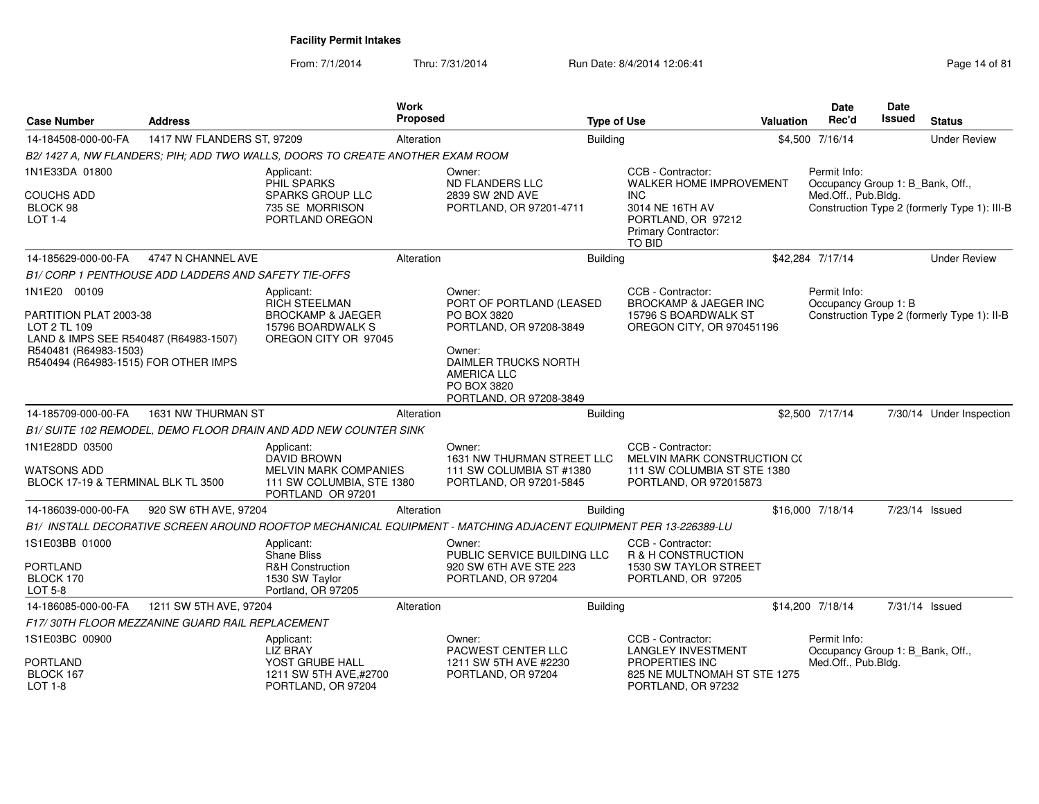**Facility Permit Intakes**

From: 7/1/2014 Thru: 7/31/2014 Run Date: 8/4/2014 12:06:41

| Case Number | Address | Work Proposed | Type of Use | Valuation | Date Rec'd | Date Issued | Status |
|---|---|---|---|---|---|---|---|
| 14-184508-000-00-FA | 1417 NW FLANDERS ST, 97209 | Alteration | Building | $4,500 | 7/16/14 | | Under Review |

*B2/ 1427 A, NW FLANDERS; PIH; ADD TWO WALLS, DOORS TO CREATE ANOTHER EXAM ROOM*

1N1E33DA 01800
COUCHS ADD
BLOCK 98
LOT 1-4

Applicant:
PHIL SPARKS
SPARKS GROUP LLC
735 SE MORRISON
PORTLAND OREGON

Owner:
ND FLANDERS LLC
2839 SW 2ND AVE
PORTLAND, OR 97201-4711

CCB - Contractor:
WALKER HOME IMPROVEMENT INC
3014 NE 16TH AV
PORTLAND, OR 97212
Primary Contractor:
TO BID

Permit Info:
Occupancy Group 1: B_Bank, Off., Med.Off., Pub.Bldg.
Construction Type 2 (formerly Type 1): III-B

| Case Number | Address | Work Proposed | Type of Use | Valuation | Date Rec'd | Date Issued | Status |
|---|---|---|---|---|---|---|---|
| 14-185629-000-00-FA | 4747 N CHANNEL AVE | Alteration | Building | $42,284 | 7/17/14 | | Under Review |

*B1/ CORP 1 PENTHOUSE ADD LADDERS AND SAFETY TIE-OFFS*

1N1E20 00109
PARTITION PLAT 2003-38
LOT 2 TL 109
LAND & IMPS SEE R540487 (R64983-1507)
R540481 (R64983-1503)
R540494 (R64983-1515) FOR OTHER IMPS

Applicant:
RICH STEELMAN
BROCKAMP & JAEGER
15796 BOARDWALK S
OREGON CITY OR 97045

Owner:
PORT OF PORTLAND (LEASED
PO BOX 3820
PORTLAND, OR 97208-3849

Owner:
DAIMLER TRUCKS NORTH AMERICA LLC
PO BOX 3820
PORTLAND, OR 97208-3849

CCB - Contractor:
BROCKAMP & JAEGER INC
15796 S BOARDWALK ST
OREGON CITY, OR 970451196

Permit Info:
Occupancy Group 1: B
Construction Type 2 (formerly Type 1): II-B

| Case Number | Address | Work Proposed | Type of Use | Valuation | Date Rec'd | Date Issued | Status |
|---|---|---|---|---|---|---|---|
| 14-185709-000-00-FA | 1631 NW THURMAN ST | Alteration | Building | $2,500 | 7/17/14 | 7/30/14 | Under Inspection |

*B1/ SUITE 102 REMODEL, DEMO FLOOR DRAIN AND ADD NEW COUNTER SINK*

1N1E28DD 03500
WATSONS ADD
BLOCK 17-19 & TERMINAL BLK TL 3500

Applicant:
DAVID BROWN
MELVIN MARK COMPANIES
111 SW COLUMBIA, STE 1380
PORTLAND OR 97201

Owner:
1631 NW THURMAN STREET LLC
111 SW COLUMBIA ST #1380
PORTLAND, OR 97201-5845

CCB - Contractor:
MELVIN MARK CONSTRUCTION CO
111 SW COLUMBIA ST STE 1380
PORTLAND, OR 972015873

| Case Number | Address | Work Proposed | Type of Use | Valuation | Date Rec'd | Date Issued | Status |
|---|---|---|---|---|---|---|---|
| 14-186039-000-00-FA | 920 SW 6TH AVE, 97204 | Alteration | Building | $16,000 | 7/18/14 | 7/23/14 | Issued |

*B1/ INSTALL DECORATIVE SCREEN AROUND ROOFTOP MECHANICAL EQUIPMENT - MATCHING ADJACENT EQUIPMENT PER 13-226389-LU*

1S1E03BB 01000
PORTLAND
BLOCK 170
LOT 5-8

Applicant:
Shane Bliss
R&H Construction
1530 SW Taylor
Portland, OR 97205

Owner:
PUBLIC SERVICE BUILDING LLC
920 SW 6TH AVE STE 223
PORTLAND, OR 97204

CCB - Contractor:
R & H CONSTRUCTION
1530 SW TAYLOR STREET
PORTLAND, OR 97205

| Case Number | Address | Work Proposed | Type of Use | Valuation | Date Rec'd | Date Issued | Status |
|---|---|---|---|---|---|---|---|
| 14-186085-000-00-FA | 1211 SW 5TH AVE, 97204 | Alteration | Building | $14,200 | 7/18/14 | 7/31/14 | Issued |

*F17/ 30TH FLOOR MEZZANINE GUARD RAIL REPLACEMENT*

1S1E03BC 00900
PORTLAND
BLOCK 167
LOT 1-8

Applicant:
LIZ BRAY
YOST GRUBE HALL
1211 SW 5TH AVE,#2700
PORTLAND, OR 97204

Owner:
PACWEST CENTER LLC
1211 SW 5TH AVE #2230
PORTLAND, OR 97204

CCB - Contractor:
LANGLEY INVESTMENT PROPERTIES INC
825 NE MULTNOMAH ST STE 1275
PORTLAND, OR 97232

Permit Info:
Occupancy Group 1: B_Bank, Off., Med.Off., Pub.Bldg.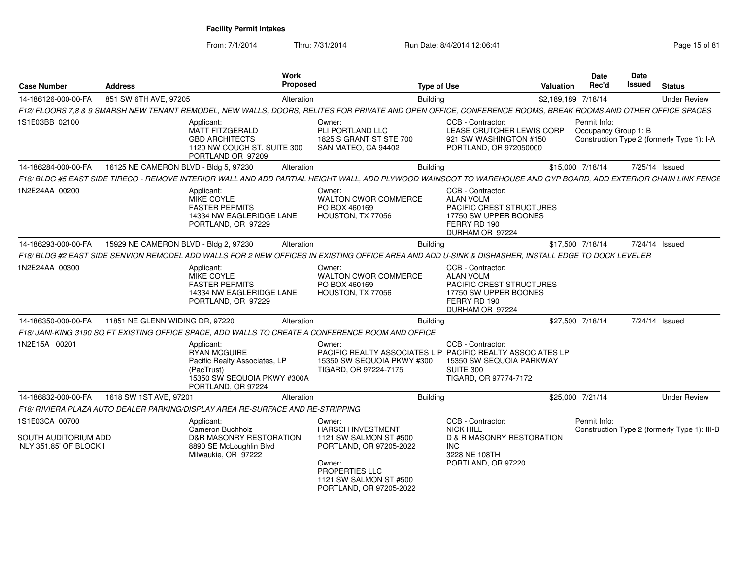**Facility Permit Intakes**

From: 7/1/2014 Thru: 7/31/2014 Run Date: 8/4/2014 12:06:41

| Case Number | Address | Work Proposed | Type of Use | Valuation | Date Rec'd | Date Issued | Status |
|---|---|---|---|---|---|---|---|
| 14-186126-000-00-FA | 851 SW 6TH AVE, 97205 | Alteration | Building | $2,189,189 | 7/18/14 | | Under Review |
| F12/ FLOORS 7,8 & 9 SMARSH NEW TENANT REMODEL, NEW WALLS, DOORS, RELITES FOR PRIVATE AND OPEN OFFICE, CONFERENCE ROOMS, BREAK ROOMS AND OTHER OFFICE SPACES | | | | | | | |
| 1S1E03BB 02100 | Applicant: MATT FITZGERALD GBD ARCHITECTS 1120 NW COUCH ST. SUITE 300 PORTLAND OR 97209 | Owner: PLI PORTLAND LLC 1825 S GRANT ST STE 700 SAN MATEO, CA 94402 | CCB - Contractor: LEASE CRUTCHER LEWIS CORP 921 SW WASHINGTON #150 PORTLAND, OR 972050000 | | Permit Info: Occupancy Group 1: B Construction Type 2 (formerly Type 1): I-A | | |
| 14-186284-000-00-FA | 16125 NE CAMERON BLVD - Bldg 5, 97230 | Alteration | Building | $15,000 | 7/18/14 | 7/25/14 | Issued |
| F18/ BLDG #5 EAST SIDE TIRECO - REMOVE INTERIOR WALL AND ADD PARTIAL HEIGHT WALL, ADD PLYWOOD WAINSCOT TO WAREHOUSE AND GYP BOARD, ADD EXTERIOR CHAIN LINK FENCE | | | | | | | |
| 1N2E24AA 00200 | Applicant: MIKE COYLE FASTER PERMITS 14334 NW EAGLERIDGE LANE PORTLAND, OR 97229 | Owner: WALTON CWOR COMMERCE PO BOX 460169 HOUSTON, TX 77056 | CCB - Contractor: ALAN VOLM PACIFIC CREST STRUCTURES 17750 SW UPPER BOONES FERRY RD 190 DURHAM OR 97224 | | | | |
| 14-186293-000-00-FA | 15929 NE CAMERON BLVD - Bldg 2, 97230 | Alteration | Building | $17,500 | 7/18/14 | 7/24/14 | Issued |
| F18/ BLDG #2 EAST SIDE SENVION REMODEL ADD WALLS FOR 2 NEW OFFICES IN EXISTING OFFICE AREA AND ADD U-SINK & DISHASHER, INSTALL EDGE TO DOCK LEVELER | | | | | | | |
| 1N2E24AA 00300 | Applicant: MIKE COYLE FASTER PERMITS 14334 NW EAGLERIDGE LANE PORTLAND, OR 97229 | Owner: WALTON CWOR COMMERCE PO BOX 460169 HOUSTON, TX 77056 | CCB - Contractor: ALAN VOLM PACIFIC CREST STRUCTURES 17750 SW UPPER BOONES FERRY RD 190 DURHAM OR 97224 | | | | |
| 14-186350-000-00-FA | 11851 NE GLENN WIDING DR, 97220 | Alteration | Building | $27,500 | 7/18/14 | 7/24/14 | Issued |
| F18/ JANI-KING 3190 SQ FT EXISTING OFFICE SPACE, ADD WALLS TO CREATE A CONFERENCE ROOM AND OFFICE | | | | | | | |
| 1N2E15A 00201 | Applicant: RYAN MCGUIRE Pacific Realty Associates, LP (PacTrust) 15350 SW SEQUOIA PKWY #300A PORTLAND, OR 97224 | Owner: PACIFIC REALTY ASSOCIATES L P 15350 SW SEQUOIA PKWY #300 TIGARD, OR 97224-7175 | CCB - Contractor: PACIFIC REALTY ASSOCIATES LP 15350 SW SEQUOIA PARKWAY SUITE 300 TIGARD, OR 97774-7172 | | | | |
| 14-186832-000-00-FA | 1618 SW 1ST AVE, 97201 | Alteration | Building | $25,000 | 7/21/14 | | Under Review |
| F18/ RIVIERA PLAZA AUTO DEALER PARKING/DISPLAY AREA RE-SURFACE AND RE-STRIPPING | | | | | | | |
| 1S1E03CA 00700 SOUTH AUDITORIUM ADD NLY 351.85' OF BLOCK I | Applicant: Cameron Buchholz D&R MASONRY RESTORATION 8890 SE McLoughlin Blvd Milwaukie, OR 97222 | Owner: HARSCH INVESTMENT 1121 SW SALMON ST #500 PORTLAND, OR 97205-2022 Owner: PROPERTIES LLC 1121 SW SALMON ST #500 PORTLAND, OR 97205-2022 | CCB - Contractor: NICK HILL D & R MASONRY RESTORATION INC 3228 NE 108TH PORTLAND, OR 97220 | | Permit Info: Construction Type 2 (formerly Type 1): III-B | | |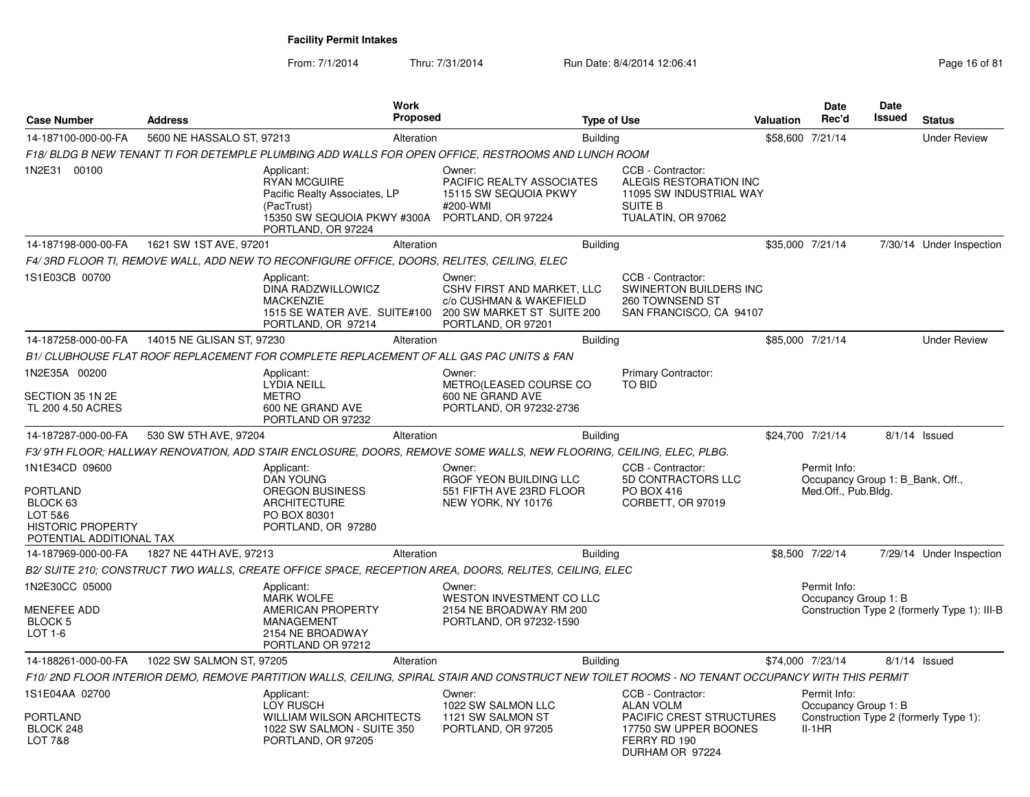**Facility Permit Intakes**

From: 7/1/2014 Thru: 7/31/2014 Run Date: 8/4/2014 12:06:41

| Case Number | Address | Work Proposed | Type of Use | Valuation | Date Rec'd | Date Issued | Status |
|---|---|---|---|---|---|---|---|
| 14-187100-000-00-FA | 5600 NE HASSALO ST, 97213 | Alteration | Building | $58,600 | 7/21/14 | | Under Review |
| F18/ BLDG B NEW TENANT TI FOR DETEMPLE PLUMBING ADD WALLS FOR OPEN OFFICE, RESTROOMS AND LUNCH ROOM | | | | | | | |
| 1N2E31 00100 | Applicant: RYAN MCGUIRE Pacific Realty Associates, LP (PacTrust) 15350 SW SEQUOIA PKWY #300A PORTLAND, OR 97224 | Owner: PACIFIC REALTY ASSOCIATES 15115 SW SEQUOIA PKWY #200-WMI PORTLAND, OR 97224 | CCB - Contractor: ALEGIS RESTORATION INC 11095 SW INDUSTRIAL WAY SUITE B TUALATIN, OR 97062 | | | | |
| 14-187198-000-00-FA | 1621 SW 1ST AVE, 97201 | Alteration | Building | $35,000 | 7/21/14 | 7/30/14 | Under Inspection |
| F4/ 3RD FLOOR TI, REMOVE WALL, ADD NEW TO RECONFIGURE OFFICE, DOORS, RELITES, CEILING, ELEC | | | | | | | |
| 1S1E03CB 00700 | Applicant: DINA RADZWILLOWICZ MACKENZIE 1515 SE WATER AVE. SUITE#100 PORTLAND, OR 97214 | Owner: CSHV FIRST AND MARKET, LLC c/o CUSHMAN & WAKEFIELD 200 SW MARKET ST SUITE 200 PORTLAND, OR 97201 | CCB - Contractor: SWINERTON BUILDERS INC 260 TOWNSEND ST SAN FRANCISCO, CA 94107 | | | | |
| 14-187258-000-00-FA | 14015 NE GLISAN ST, 97230 | Alteration | Building | $85,000 | 7/21/14 | | Under Review |
| B1/ CLUBHOUSE FLAT ROOF REPLACEMENT FOR COMPLETE REPLACEMENT OF ALL GAS PAC UNITS & FAN | | | | | | | |
| 1N2E35A 00200 SECTION 35 1N 2E TL 200 4.50 ACRES | Applicant: LYDIA NEILL METRO 600 NE GRAND AVE PORTLAND OR 97232 | Owner: METRO(LEASED COURSE CO 600 NE GRAND AVE PORTLAND, OR 97232-2736 | Primary Contractor: TO BID | | | | |
| 14-187287-000-00-FA | 530 SW 5TH AVE, 97204 | Alteration | Building | $24,700 | 7/21/14 | 8/1/14 | Issued |
| F3/ 9TH FLOOR; HALLWAY RENOVATION, ADD STAIR ENCLOSURE, DOORS, REMOVE SOME WALLS, NEW FLOORING, CEILING, ELEC, PLBG. | | | | | | | |
| 1N1E34CD 09600 PORTLAND BLOCK 63 LOT 5&6 HISTORIC PROPERTY POTENTIAL ADDITIONAL TAX | Applicant: DAN YOUNG OREGON BUSINESS ARCHITECTURE PO BOX 80301 PORTLAND, OR 97280 | Owner: RGOF YEON BUILDING LLC 551 FIFTH AVE 23RD FLOOR NEW YORK, NY 10176 | CCB - Contractor: 5D CONTRACTORS LLC PO BOX 416 CORBETT, OR 97019 | Permit Info: Occupancy Group 1: B_Bank, Off., Med.Off., Pub.Bldg. | | | |
| 14-187969-000-00-FA | 1827 NE 44TH AVE, 97213 | Alteration | Building | $8,500 | 7/22/14 | 7/29/14 | Under Inspection |
| B2/ SUITE 210; CONSTRUCT TWO WALLS, CREATE OFFICE SPACE, RECEPTION AREA, DOORS, RELITES, CEILING, ELEC | | | | | | | |
| 1N2E30CC 05000 MENEFEE ADD BLOCK 5 LOT 1-6 | Applicant: MARK WOLFE AMERICAN PROPERTY MANAGEMENT 2154 NE BROADWAY PORTLAND OR 97212 | Owner: WESTON INVESTMENT CO LLC 2154 NE BROADWAY RM 200 PORTLAND, OR 97232-1590 | | Permit Info: Occupancy Group 1: B Construction Type 2 (formerly Type 1): III-B | | | |
| 14-188261-000-00-FA | 1022 SW SALMON ST, 97205 | Alteration | Building | $74,000 | 7/23/14 | 8/1/14 | Issued |
| F10/ 2ND FLOOR INTERIOR DEMO, REMOVE PARTITION WALLS, CEILING, SPIRAL STAIR AND CONSTRUCT NEW TOILET ROOMS - NO TENANT OCCUPANCY WITH THIS PERMIT | | | | | | | |
| 1S1E04AA 02700 PORTLAND BLOCK 248 LOT 7&8 | Applicant: LOY RUSCH WILLIAM WILSON ARCHITECTS 1022 SW SALMON - SUITE 350 PORTLAND, OR 97205 | Owner: 1022 SW SALMON LLC 1121 SW SALMON ST PORTLAND, OR 97205 | CCB - Contractor: ALAN VOLM PACIFIC CREST STRUCTURES 17750 SW UPPER BOONES FERRY RD 190 DURHAM OR 97224 | Permit Info: Occupancy Group 1: B Construction Type 2 (formerly Type 1): II-1HR | | | |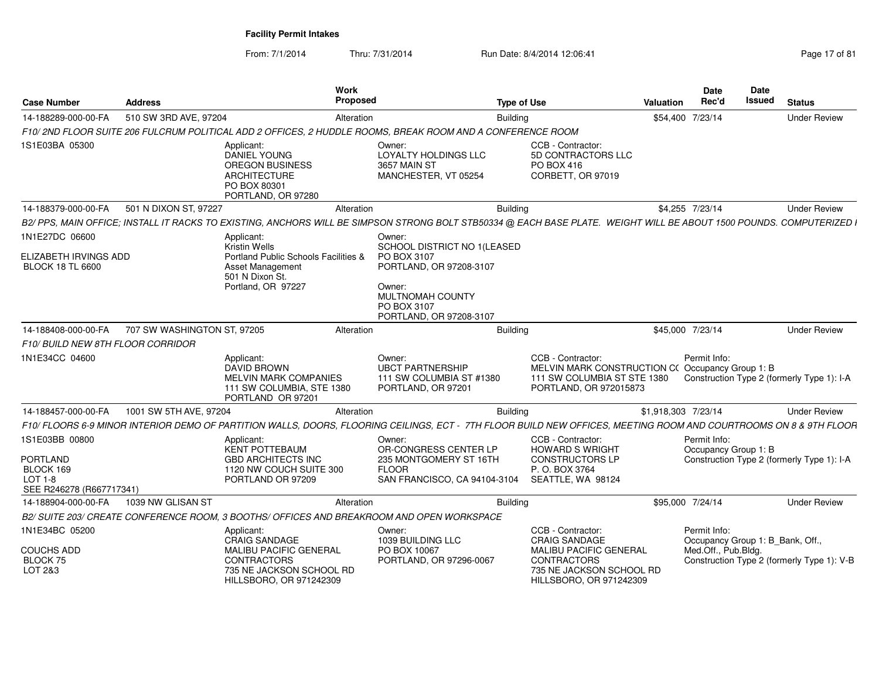# Facility Permit Intakes

From: 7/1/2014 Thru: 7/31/2014 Run Date: 8/4/2014 12:06:41

| Case Number | Address | Work Proposed | Type of Use | Valuation | Date Rec'd | Date Issued | Status |
|---|---|---|---|---|---|---|---|
| 14-188289-000-00-FA | 510 SW 3RD AVE, 97204 | Alteration | Building | $54,400 | 7/23/14 | | Under Review |

F10/ 2ND FLOOR SUITE 206 FULCRUM POLITICAL ADD 2 OFFICES, 2 HUDDLE ROOMS, BREAK ROOM AND A CONFERENCE ROOM

1S1E03BA 05300

Applicant: DANIEL YOUNG, OREGON BUSINESS ARCHITECTURE, PO BOX 80301, PORTLAND, OR 97280

Owner: LOYALTY HOLDINGS LLC, 3657 MAIN ST, MANCHESTER, VT 05254

CCB - Contractor: 5D CONTRACTORS LLC, PO BOX 416, CORBETT, OR 97019

| Case Number | Address | Work Proposed | Type of Use | Valuation | Date Rec'd | Date Issued | Status |
|---|---|---|---|---|---|---|---|
| 14-188379-000-00-FA | 501 N DIXON ST, 97227 | Alteration | Building | $4,255 | 7/23/14 | | Under Review |

B2/ PPS, MAIN OFFICE; INSTALL IT RACKS TO EXISTING, ANCHORS WILL BE SIMPSON STRONG BOLT STB50334 @ EACH BASE PLATE. WEIGHT WILL BE ABOUT 1500 POUNDS. COMPUTERIZED I

1N1E27DC 06600

ELIZABETH IRVINGS ADD
BLOCK 18 TL 6600

Applicant: Kristin Wells, Portland Public Schools Facilities & Asset Management, 501 N Dixon St., Portland, OR 97227

Owner: SCHOOL DISTRICT NO 1(LEASED, PO BOX 3107, PORTLAND, OR 97208-3107

Owner: MULTNOMAH COUNTY, PO BOX 3107, PORTLAND, OR 97208-3107

| Case Number | Address | Work Proposed | Type of Use | Valuation | Date Rec'd | Date Issued | Status |
|---|---|---|---|---|---|---|---|
| 14-188408-000-00-FA | 707 SW WASHINGTON ST, 97205 | Alteration | Building | $45,000 | 7/23/14 | | Under Review |

F10/ BUILD NEW 8TH FLOOR CORRIDOR

1N1E34CC 04600

Applicant: DAVID BROWN, MELVIN MARK COMPANIES, 111 SW COLUMBIA, STE 1380, PORTLAND OR 97201

Owner: UBCT PARTNERSHIP, 111 SW COLUMBIA ST #1380, PORTLAND, OR 97201

CCB - Contractor: MELVIN MARK CONSTRUCTION C(, 111 SW COLUMBIA ST STE 1380, PORTLAND, OR 972015873

Permit Info: Occupancy Group 1: B; Construction Type 2 (formerly Type 1): I-A

| Case Number | Address | Work Proposed | Type of Use | Valuation | Date Rec'd | Date Issued | Status |
|---|---|---|---|---|---|---|---|
| 14-188457-000-00-FA | 1001 SW 5TH AVE, 97204 | Alteration | Building | $1,918,303 | 7/23/14 | | Under Review |

F10/ FLOORS 6-9 MINOR INTERIOR DEMO OF PARTITION WALLS, DOORS, FLOORING CEILINGS, ECT - 7TH FLOOR BUILD NEW OFFICES, MEETING ROOM AND COURTROOMS ON 8 & 9TH FLOOR

1S1E03BB 00800

PORTLAND
BLOCK 169
LOT 1-8
SEE R246278 (R667717341)

Applicant: KENT POTTEBAUM, GBD ARCHITECTS INC, 1120 NW COUCH SUITE 300, PORTLAND OR 97209

Owner: OR-CONGRESS CENTER LP, 235 MONTGOMERY ST 16TH FLOOR, SAN FRANCISCO, CA 94104-3104

CCB - Contractor: HOWARD S WRIGHT CONSTRUCTORS LP, P. O. BOX 3764, SEATTLE, WA 98124

Permit Info: Occupancy Group 1: B; Construction Type 2 (formerly Type 1): I-A

| Case Number | Address | Work Proposed | Type of Use | Valuation | Date Rec'd | Date Issued | Status |
|---|---|---|---|---|---|---|---|
| 14-188904-000-00-FA | 1039 NW GLISAN ST | Alteration | Building | $95,000 | 7/24/14 | | Under Review |

B2/ SUITE 203/ CREATE CONFERENCE ROOM, 3 BOOTHS/ OFFICES AND BREAKROOM AND OPEN WORKSPACE

1N1E34BC 05200

COUCHS ADD
BLOCK 75
LOT 2&3

Applicant: CRAIG SANDAGE, MALIBU PACIFIC GENERAL CONTRACTORS, 735 NE JACKSON SCHOOL RD, HILLSBORO, OR 971242309

Owner: 1039 BUILDING LLC, PO BOX 10067, PORTLAND, OR 97296-0067

CCB - Contractor: CRAIG SANDAGE, MALIBU PACIFIC GENERAL CONTRACTORS, 735 NE JACKSON SCHOOL RD, HILLSBORO, OR 971242309

Permit Info: Occupancy Group 1: B_Bank, Off., Med.Off., Pub.Bldg.; Construction Type 2 (formerly Type 1): V-B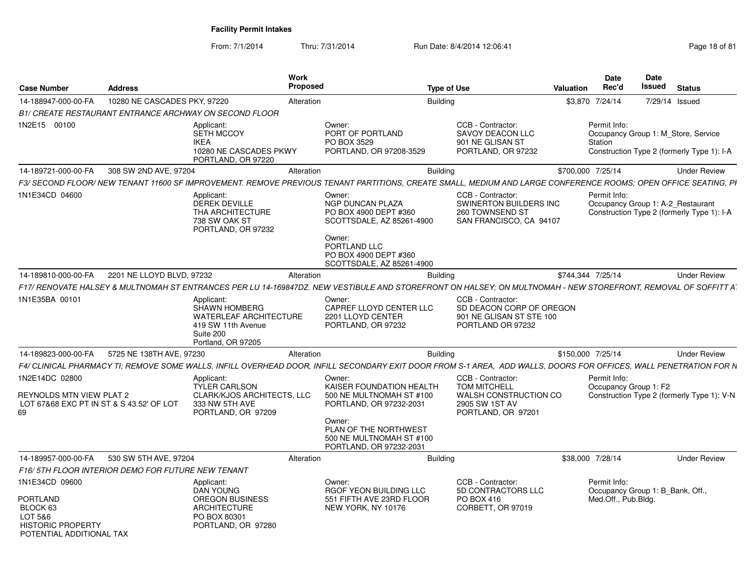**Facility Permit Intakes**

From: 7/1/2014 Thru: 7/31/2014 Run Date: 8/4/2014 12:06:41

| Case Number | Address | Work Proposed | Type of Use | Valuation | Date Rec'd | Date Issued | Status |
|---|---|---|---|---|---|---|---|
| 14-188947-000-00-FA | 10280 NE CASCADES PKY, 97220 | Alteration | Building | $3,870 | 7/24/14 | 7/29/14 | Issued |

*B1/ CREATE RESTAURANT ENTRANCE ARCHWAY ON SECOND FLOOR*

1N2E15 00100

Applicant: SETH MCCOY, IKEA, 10280 NE CASCADES PKWY, PORTLAND, OR 97220

Owner: PORT OF PORTLAND, PO BOX 3529, PORTLAND, OR 97208-3529

CCB - Contractor: SAVOY DEACON LLC, 901 NE GLISAN ST, PORTLAND, OR 97232

Permit Info: Occupancy Group 1: M_Store, Service Station; Construction Type 2 (formerly Type 1): I-A

---

| Case Number | Address | Work Proposed | Type of Use | Valuation | Date Rec'd | Date Issued | Status |
|---|---|---|---|---|---|---|---|
| 14-189721-000-00-FA | 308 SW 2ND AVE, 97204 | Alteration | Building | $700,000 | 7/25/14 | | Under Review |

*F3/ SECOND FLOOR/ NEW TENANT 11600 SF IMPROVEMENT. REMOVE PREVIOUS TENANT PARTITIONS, CREATE SMALL, MEDIUM AND LARGE CONFERENCE ROOMS; OPEN OFFICE SEATING, PI*

1N1E34CD 04600

Applicant: DEREK DEVILLE, THA ARCHITECTURE, 738 SW OAK ST, PORTLAND, OR 97232

Owner: NGP DUNCAN PLAZA, PO BOX 4900 DEPT #360, SCOTTSDALE, AZ 85261-4900

Owner: PORTLAND LLC, PO BOX 4900 DEPT #360, SCOTTSDALE, AZ 85261-4900

CCB - Contractor: SWINERTON BUILDERS INC, 260 TOWNSEND ST, SAN FRANCISCO, CA 94107

Permit Info: Occupancy Group 1: A-2_Restaurant; Construction Type 2 (formerly Type 1): I-A

---

| Case Number | Address | Work Proposed | Type of Use | Valuation | Date Rec'd | Date Issued | Status |
|---|---|---|---|---|---|---|---|
| 14-189810-000-00-FA | 2201 NE LLOYD BLVD, 97232 | Alteration | Building | $744,344 | 7/25/14 | | Under Review |

*F17/ RENOVATE HALSEY & MULTNOMAH ST ENTRANCES PER LU 14-169847DZ. NEW VESTIBULE AND STOREFRONT ON HALSEY; ON MULTNOMAH - NEW STOREFRONT, REMOVAL OF SOFFITT A*

1N1E35BA 00101

Applicant: SHAWN HOMBERG, WATERLEAF ARCHITECTURE, 419 SW 11th Avenue, Suite 200, Portland, OR 97205

Owner: CAPREF LLOYD CENTER LLC, 2201 LLOYD CENTER, PORTLAND, OR 97232

CCB - Contractor: SD DEACON CORP OF OREGON, 901 NE GLISAN ST STE 100, PORTLAND OR 97232

---

| Case Number | Address | Work Proposed | Type of Use | Valuation | Date Rec'd | Date Issued | Status |
|---|---|---|---|---|---|---|---|
| 14-189823-000-00-FA | 5725 NE 138TH AVE, 97230 | Alteration | Building | $150,000 | 7/25/14 | | Under Review |

*F4/ CLINICAL PHARMACY TI; REMOVE SOME WALLS, INFILL OVERHEAD DOOR, INFILL SECONDARY EXIT DOOR FROM S-1 AREA, ADD WALLS, DOORS FOR OFFICES, WALL PENETRATION FOR N*

1N2E14DC 02800

REYNOLDS MTN VIEW PLAT 2
LOT 67&68 EXC PT IN ST & S 43.52' OF LOT 69

Applicant: TYLER CARLSON, CLARK/KJOS ARCHITECTS, LLC, 333 NW 5TH AVE, PORTLAND, OR 97209

Owner: KAISER FOUNDATION HEALTH, 500 NE MULTNOMAH ST #100, PORTLAND, OR 97232-2031

Owner: PLAN OF THE NORTHWEST, 500 NE MULTNOMAH ST #100, PORTLAND, OR 97232-2031

CCB - Contractor: TOM MITCHELL, WALSH CONSTRUCTION CO, 2905 SW 1ST AV, PORTLAND, OR 97201

Permit Info: Occupancy Group 1: F2; Construction Type 2 (formerly Type 1): V-N

---

| Case Number | Address | Work Proposed | Type of Use | Valuation | Date Rec'd | Date Issued | Status |
|---|---|---|---|---|---|---|---|
| 14-189957-000-00-FA | 530 SW 5TH AVE, 97204 | Alteration | Building | $38,000 | 7/28/14 | | Under Review |

*F16/ 5TH FLOOR INTERIOR DEMO FOR FUTURE NEW TENANT*

1N1E34CD 09600

PORTLAND
BLOCK 63
LOT 5&6
HISTORIC PROPERTY
POTENTIAL ADDITIONAL TAX

Applicant: DAN YOUNG, OREGON BUSINESS ARCHITECTURE, PO BOX 80301, PORTLAND, OR 97280

Owner: RGOF YEON BUILDING LLC, 551 FIFTH AVE 23RD FLOOR, NEW YORK, NY 10176

CCB - Contractor: 5D CONTRACTORS LLC, PO BOX 416, CORBETT, OR 97019

Permit Info: Occupancy Group 1: B_Bank, Off., Med.Off., Pub.Bldg.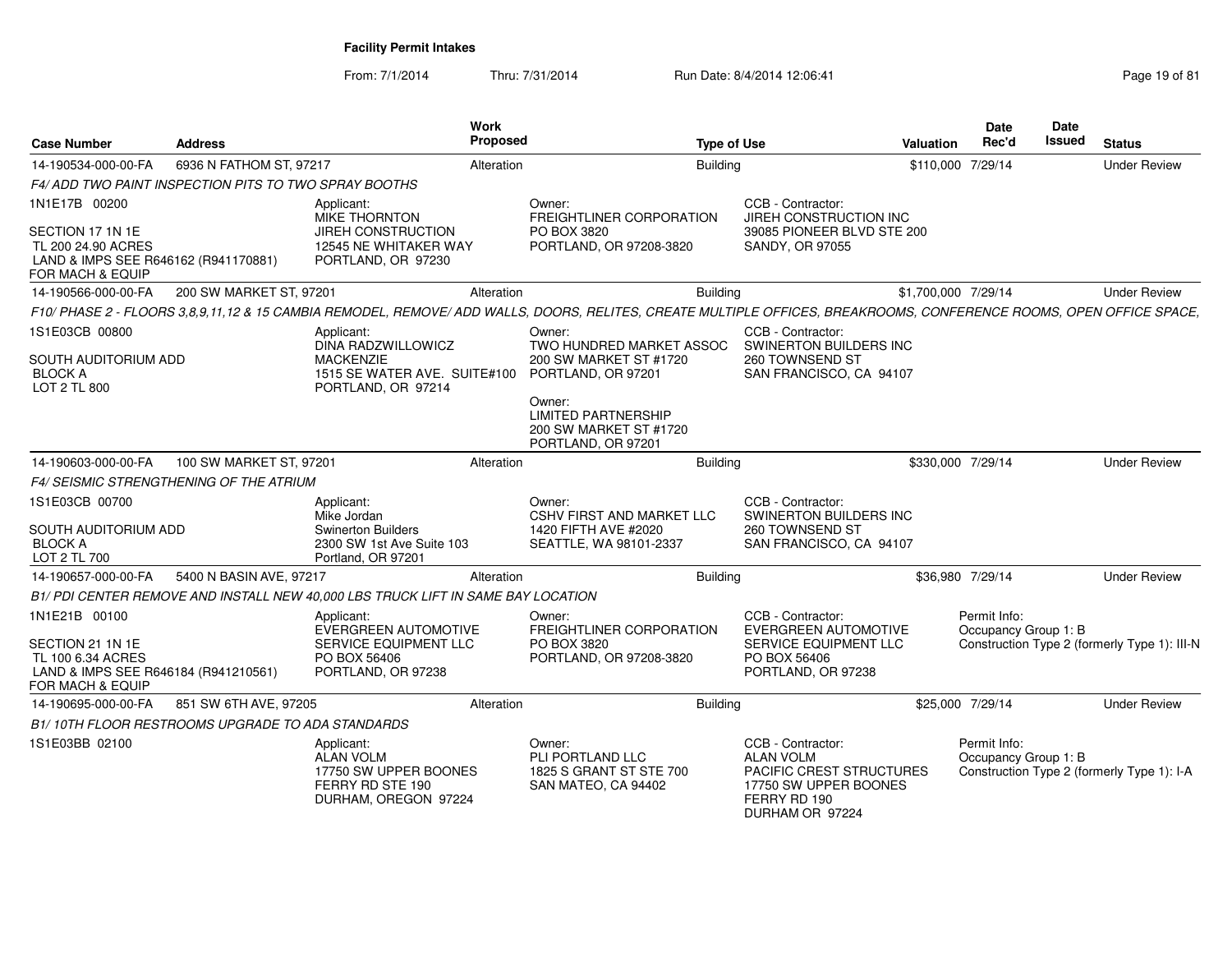**Facility Permit Intakes**

From: 7/1/2014 Thru: 7/31/2014 Run Date: 8/4/2014 12:06:41

| Case Number | Address | Work Proposed | Type of Use | Valuation | Date Rec'd | Date Issued | Status |
|---|---|---|---|---|---|---|---|
| 14-190534-000-00-FA | 6936 N FATHOM ST, 97217 | Alteration | Building | $110,000 | 7/29/14 | | Under Review |

*F4/ ADD TWO PAINT INSPECTION PITS TO TWO SPRAY BOOTHS*

1N1E17B 00200

SECTION 17 1N 1E
TL 200 24.90 ACRES
LAND & IMPS SEE R646162 (R941170881) FOR MACH & EQUIP

Applicant:
MIKE THORNTON
JIREH CONSTRUCTION
12545 NE WHITAKER WAY
PORTLAND, OR 97230

Owner:
FREIGHTLINER CORPORATION
PO BOX 3820
PORTLAND, OR 97208-3820

CCB - Contractor:
JIREH CONSTRUCTION INC
39085 PIONEER BLVD STE 200
SANDY, OR 97055

| Case Number | Address | Work Proposed | Type of Use | Valuation | Date Rec'd | Date Issued | Status |
|---|---|---|---|---|---|---|---|
| 14-190566-000-00-FA | 200 SW MARKET ST, 97201 | Alteration | Building | $1,700,000 | 7/29/14 | | Under Review |

*F10/ PHASE 2 - FLOORS 3,8,9,11,12 & 15 CAMBIA REMODEL, REMOVE/ ADD WALLS, DOORS, RELITES, CREATE MULTIPLE OFFICES, BREAKROOMS, CONFERENCE ROOMS, OPEN OFFICE SPACE,*

1S1E03CB 00800

SOUTH AUDITORIUM ADD
BLOCK A
LOT 2 TL 800

Applicant:
DINA RADZWILLOWICZ
MACKENZIE
1515 SE WATER AVE. SUITE#100
PORTLAND, OR 97214

Owner:
TWO HUNDRED MARKET ASSOC
200 SW MARKET ST #1720
PORTLAND, OR 97201

Owner:
LIMITED PARTNERSHIP
200 SW MARKET ST #1720
PORTLAND, OR 97201

CCB - Contractor:
SWINERTON BUILDERS INC
260 TOWNSEND ST
SAN FRANCISCO, CA 94107

| Case Number | Address | Work Proposed | Type of Use | Valuation | Date Rec'd | Date Issued | Status |
|---|---|---|---|---|---|---|---|
| 14-190603-000-00-FA | 100 SW MARKET ST, 97201 | Alteration | Building | $330,000 | 7/29/14 | | Under Review |

*F4/ SEISMIC STRENGTHENING OF THE ATRIUM*

1S1E03CB 00700

SOUTH AUDITORIUM ADD
BLOCK A
LOT 2 TL 700

Applicant:
Mike Jordan
Swinerton Builders
2300 SW 1st Ave Suite 103
Portland, OR 97201

Owner:
CSHV FIRST AND MARKET LLC
1420 FIFTH AVE #2020
SEATTLE, WA 98101-2337

CCB - Contractor:
SWINERTON BUILDERS INC
260 TOWNSEND ST
SAN FRANCISCO, CA 94107

| Case Number | Address | Work Proposed | Type of Use | Valuation | Date Rec'd | Date Issued | Status |
|---|---|---|---|---|---|---|---|
| 14-190657-000-00-FA | 5400 N BASIN AVE, 97217 | Alteration | Building | $36,980 | 7/29/14 | | Under Review |

*B1/ PDI CENTER REMOVE AND INSTALL NEW 40,000 LBS TRUCK LIFT IN SAME BAY LOCATION*

1N1E21B 00100

SECTION 21 1N 1E
TL 100 6.34 ACRES
LAND & IMPS SEE R646184 (R941210561) FOR MACH & EQUIP

Applicant:
EVERGREEN AUTOMOTIVE SERVICE EQUIPMENT LLC
PO BOX 56406
PORTLAND, OR 97238

Owner:
FREIGHTLINER CORPORATION
PO BOX 3820
PORTLAND, OR 97208-3820

CCB - Contractor:
EVERGREEN AUTOMOTIVE SERVICE EQUIPMENT LLC
PO BOX 56406
PORTLAND, OR 97238

Permit Info:
Occupancy Group 1: B
Construction Type 2 (formerly Type 1): III-N

| Case Number | Address | Work Proposed | Type of Use | Valuation | Date Rec'd | Date Issued | Status |
|---|---|---|---|---|---|---|---|
| 14-190695-000-00-FA | 851 SW 6TH AVE, 97205 | Alteration | Building | $25,000 | 7/29/14 | | Under Review |

*B1/ 10TH FLOOR RESTROOMS UPGRADE TO ADA STANDARDS*

1S1E03BB 02100

Applicant:
ALAN VOLM
17750 SW UPPER BOONES FERRY RD STE 190
DURHAM, OREGON 97224

Owner:
PLI PORTLAND LLC
1825 S GRANT ST STE 700
SAN MATEO, CA 94402

CCB - Contractor:
ALAN VOLM
PACIFIC CREST STRUCTURES
17750 SW UPPER BOONES FERRY RD 190
DURHAM OR 97224

Permit Info:
Occupancy Group 1: B
Construction Type 2 (formerly Type 1): I-A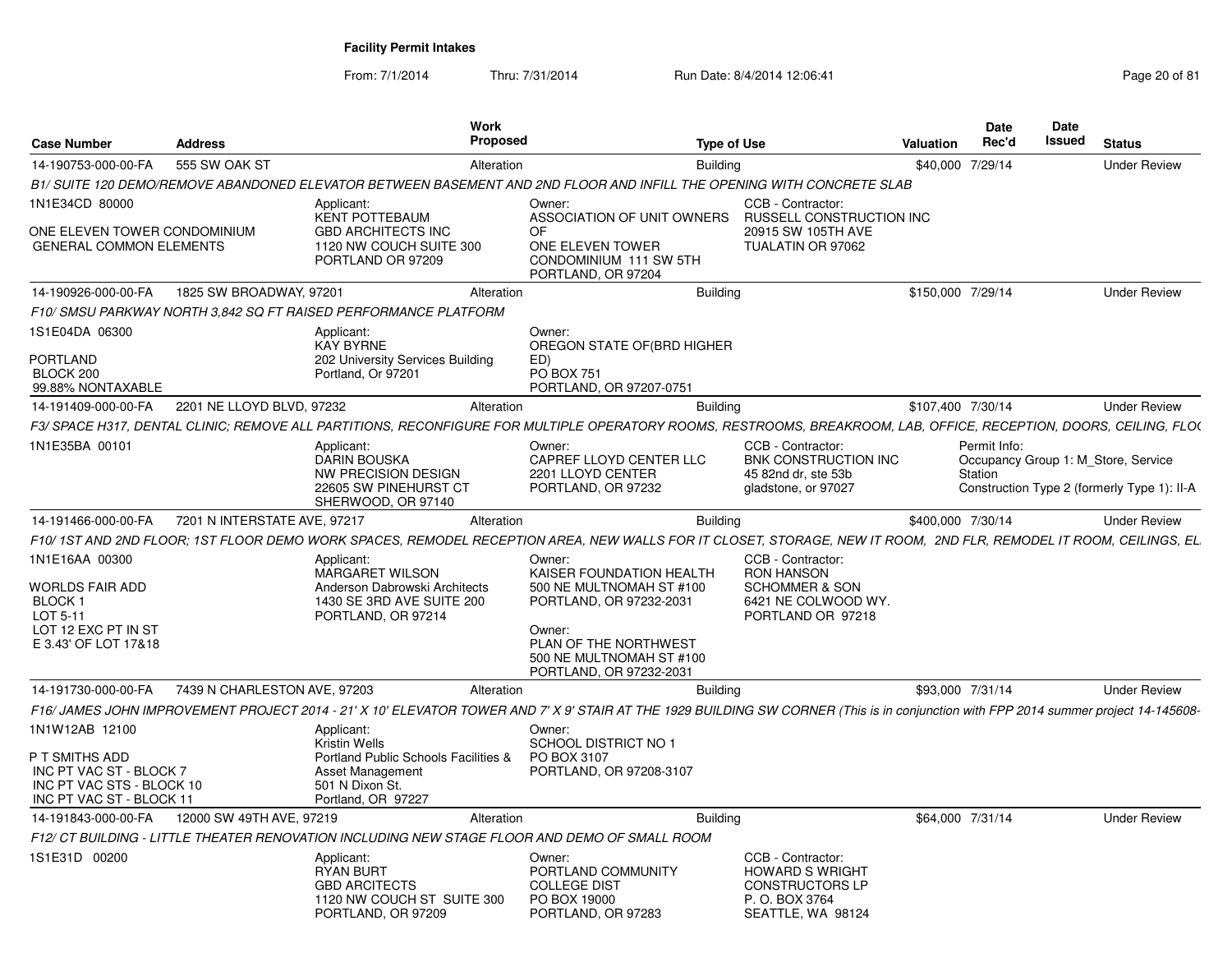**Facility Permit Intakes**

From: 7/1/2014 Thru: 7/31/2014 Run Date: 8/4/2014 12:06:41

| Case Number | Address | Work Proposed | Type of Use | Valuation | Date Rec'd | Date Issued | Status |
|---|---|---|---|---|---|---|---|
| 14-190753-000-00-FA | 555 SW OAK ST | Alteration | Building | $40,000 | 7/29/14 | | Under Review |
| 14-190926-000-00-FA | 1825 SW BROADWAY, 97201 | Alteration | Building | $150,000 | 7/29/14 | | Under Review |
| 14-191409-000-00-FA | 2201 NE LLOYD BLVD, 97232 | Alteration | Building | $107,400 | 7/30/14 | | Under Review |
| 14-191466-000-00-FA | 7201 N INTERSTATE AVE, 97217 | Alteration | Building | $400,000 | 7/30/14 | | Under Review |
| 14-191730-000-00-FA | 7439 N CHARLESTON AVE, 97203 | Alteration | Building | $93,000 | 7/31/14 | | Under Review |
| 14-191843-000-00-FA | 12000 SW 49TH AVE, 97219 | Alteration | Building | $64,000 | 7/31/14 | | Under Review |

**14-190753-000-00-FA** — 555 SW OAK ST

*B1/ SUITE 120 DEMO/REMOVE ABANDONED ELEVATOR BETWEEN BASEMENT AND 2ND FLOOR AND INFILL THE OPENING WITH CONCRETE SLAB*

1N1E34CD 80000

ONE ELEVEN TOWER CONDOMINIUM
GENERAL COMMON ELEMENTS

Applicant: KENT POTTEBAUM, GBD ARCHITECTS INC, 1120 NW COUCH SUITE 300, PORTLAND OR 97209

Owner: ASSOCIATION OF UNIT OWNERS OF ONE ELEVEN TOWER CONDOMINIUM 111 SW 5TH, PORTLAND, OR 97204

CCB - Contractor: RUSSELL CONSTRUCTION INC, 20915 SW 105TH AVE, TUALATIN OR 97062

**14-190926-000-00-FA** — 1825 SW BROADWAY, 97201

*F10/ SMSU PARKWAY NORTH 3,842 SQ FT RAISED PERFORMANCE PLATFORM*

1S1E04DA 06300

PORTLAND
BLOCK 200
99.88% NONTAXABLE

Applicant: KAY BYRNE, 202 University Services Building, Portland, Or 97201

Owner: OREGON STATE OF(BRD HIGHER ED), PO BOX 751, PORTLAND, OR 97207-0751

**14-191409-000-00-FA** — 2201 NE LLOYD BLVD, 97232

*F3/ SPACE H317, DENTAL CLINIC; REMOVE ALL PARTITIONS, RECONFIGURE FOR MULTIPLE OPERATORY ROOMS, RESTROOMS, BREAKROOM, LAB, OFFICE, RECEPTION, DOORS, CEILING, FLO*

1N1E35BA 00101

Applicant: DARIN BOUSKA, NW PRECISION DESIGN, 22605 SW PINEHURST CT, SHERWOOD, OR 97140

Owner: CAPREF LLOYD CENTER LLC, 2201 LLOYD CENTER, PORTLAND, OR 97232

CCB - Contractor: BNK CONSTRUCTION INC, 45 82nd dr, ste 53b, gladstone, or 97027

Permit Info: Occupancy Group 1: M_Store, Service Station; Construction Type 2 (formerly Type 1): II-A

**14-191466-000-00-FA** — 7201 N INTERSTATE AVE, 97217

*F10/ 1ST AND 2ND FLOOR; 1ST FLOOR DEMO WORK SPACES, REMODEL RECEPTION AREA, NEW WALLS FOR IT CLOSET, STORAGE, NEW IT ROOM, 2ND FLR, REMODEL IT ROOM, CEILINGS, EL*

1N1E16AA 00300

WORLDS FAIR ADD
BLOCK 1
LOT 5-11
LOT 12 EXC PT IN ST
E 3.43' OF LOT 17&18

Applicant: MARGARET WILSON, Anderson Dabrowski Architects, 1430 SE 3RD AVE SUITE 200, PORTLAND, OR 97214

Owner: KAISER FOUNDATION HEALTH, 500 NE MULTNOMAH ST #100, PORTLAND, OR 97232-2031

Owner: PLAN OF THE NORTHWEST, 500 NE MULTNOMAH ST #100, PORTLAND, OR 97232-2031

CCB - Contractor: RON HANSON, SCHOMMER & SON, 6421 NE COLWOOD WY., PORTLAND OR 97218

**14-191730-000-00-FA** — 7439 N CHARLESTON AVE, 97203

*F16/ JAMES JOHN IMPROVEMENT PROJECT 2014 - 21' X 10' ELEVATOR TOWER AND 7' X 9' STAIR AT THE 1929 BUILDING SW CORNER (This is in conjunction with FPP 2014 summer project 14-145608-*

1N1W12AB 12100

P T SMITHS ADD
INC PT VAC ST - BLOCK 7
INC PT VAC STS - BLOCK 10
INC PT VAC ST - BLOCK 11

Applicant: Kristin Wells, Portland Public Schools Facilities & Asset Management, 501 N Dixon St., Portland, OR 97227

Owner: SCHOOL DISTRICT NO 1, PO BOX 3107, PORTLAND, OR 97208-3107

**14-191843-000-00-FA** — 12000 SW 49TH AVE, 97219

*F12/ CT BUILDING - LITTLE THEATER RENOVATION INCLUDING NEW STAGE FLOOR AND DEMO OF SMALL ROOM*

1S1E31D 00200

Applicant: RYAN BURT, GBD ARCITECTS, 1120 NW COUCH ST SUITE 300, PORTLAND, OR 97209

Owner: PORTLAND COMMUNITY COLLEGE DIST, PO BOX 19000, PORTLAND, OR 97283

CCB - Contractor: HOWARD S WRIGHT CONSTRUCTORS LP, P. O. BOX 3764, SEATTLE, WA 98124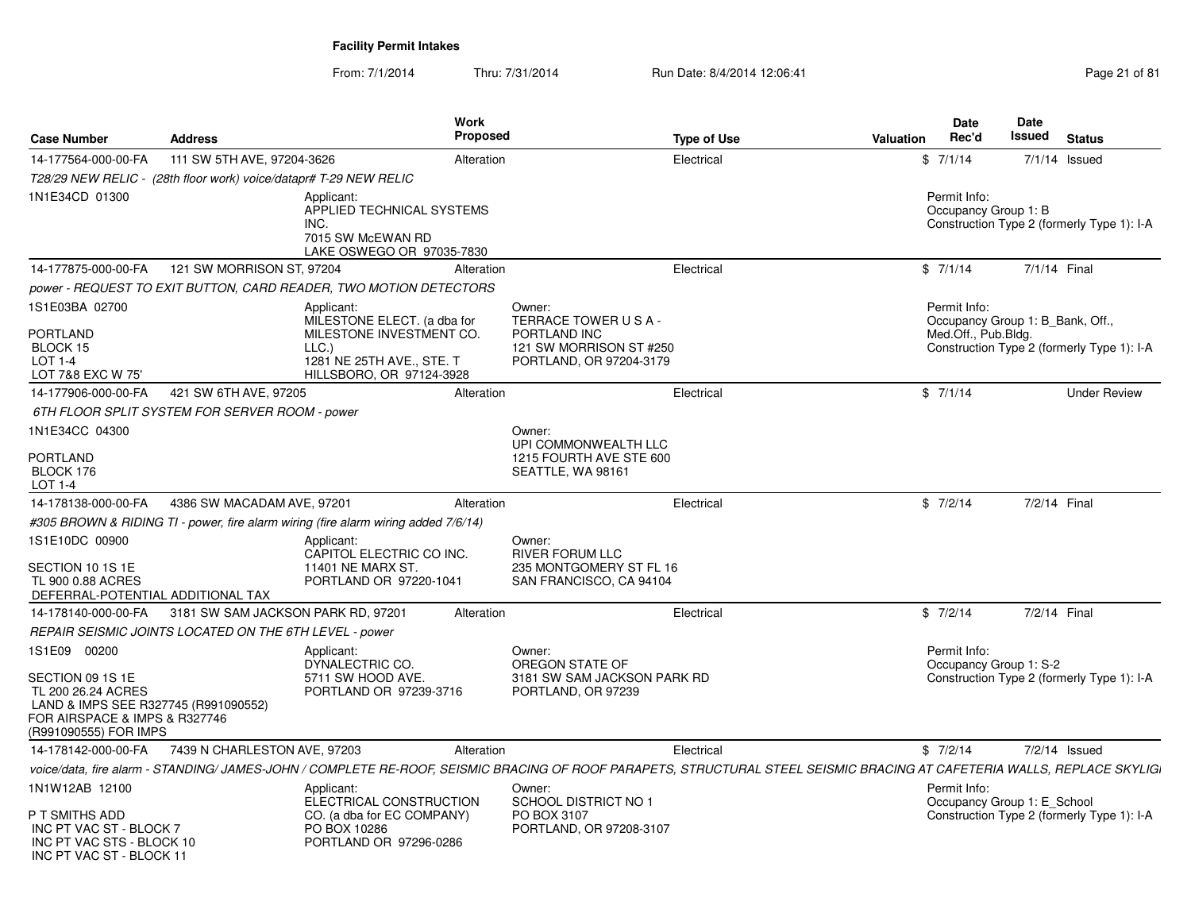# Facility Permit Intakes

From: 7/1/2014 Thru: 7/31/2014 Run Date: 8/4/2014 12:06:41

| Case Number | Address | Work Proposed | Type of Use | Valuation | Date Rec'd | Date Issued | Status |
|---|---|---|---|---|---|---|---|
| 14-177564-000-00-FA | 111 SW 5TH AVE, 97204-3626 | Alteration | Electrical | $ | 7/1/14 | 7/1/14 | Issued |

T28/29 NEW RELIC - (28th floor work) voice/datapr# T-29 NEW RELIC

1N1E34CD 01300

Applicant:
APPLIED TECHNICAL SYSTEMS INC.
7015 SW McEWAN RD
LAKE OSWEGO OR 97035-7830

Permit Info:
Occupancy Group 1: B
Construction Type 2 (formerly Type 1): I-A

---

| Case Number | Address | Work Proposed | Type of Use | Valuation | Date Rec'd | Date Issued | Status |
|---|---|---|---|---|---|---|---|
| 14-177875-000-00-FA | 121 SW MORRISON ST, 97204 | Alteration | Electrical | $ | 7/1/14 | 7/1/14 | Final |

power - REQUEST TO EXIT BUTTON, CARD READER, TWO MOTION DETECTORS

1S1E03BA 02700

PORTLAND
BLOCK 15
LOT 1-4
LOT 7&8 EXC W 75'

Applicant:
MILESTONE ELECT. (a dba for MILESTONE INVESTMENT CO. LLC.)
1281 NE 25TH AVE., STE. T
HILLSBORO, OR 97124-3928

Owner:
TERRACE TOWER U S A - PORTLAND INC
121 SW MORRISON ST #250
PORTLAND, OR 97204-3179

Permit Info:
Occupancy Group 1: B_Bank, Off., Med.Off., Pub.Bldg.
Construction Type 2 (formerly Type 1): I-A

---

| Case Number | Address | Work Proposed | Type of Use | Valuation | Date Rec'd | Date Issued | Status |
|---|---|---|---|---|---|---|---|
| 14-177906-000-00-FA | 421 SW 6TH AVE, 97205 | Alteration | Electrical | $ | 7/1/14 | | Under Review |

6TH FLOOR SPLIT SYSTEM FOR SERVER ROOM - power

1N1E34CC 04300

PORTLAND
BLOCK 176
LOT 1-4

Owner:
UPI COMMONWEALTH LLC
1215 FOURTH AVE STE 600
SEATTLE, WA 98161

---

| Case Number | Address | Work Proposed | Type of Use | Valuation | Date Rec'd | Date Issued | Status |
|---|---|---|---|---|---|---|---|
| 14-178138-000-00-FA | 4386 SW MACADAM AVE, 97201 | Alteration | Electrical | $ | 7/2/14 | 7/2/14 | Final |

#305 BROWN & RIDING TI - power, fire alarm wiring (fire alarm wiring added 7/6/14)

1S1E10DC 00900

SECTION 10 1S 1E
TL 900 0.88 ACRES
DEFERRAL-POTENTIAL ADDITIONAL TAX

Applicant:
CAPITOL ELECTRIC CO INC.
11401 NE MARX ST.
PORTLAND OR 97220-1041

Owner:
RIVER FORUM LLC
235 MONTGOMERY ST FL 16
SAN FRANCISCO, CA 94104

---

| Case Number | Address | Work Proposed | Type of Use | Valuation | Date Rec'd | Date Issued | Status |
|---|---|---|---|---|---|---|---|
| 14-178140-000-00-FA | 3181 SW SAM JACKSON PARK RD, 97201 | Alteration | Electrical | $ | 7/2/14 | 7/2/14 | Final |

REPAIR SEISMIC JOINTS LOCATED ON THE 6TH LEVEL - power

1S1E09 00200

SECTION 09 1S 1E
TL 200 26.24 ACRES
LAND & IMPS SEE R327745 (R991090552) FOR AIRSPACE & IMPS & R327746 (R991090555) FOR IMPS

Applicant:
DYNALECTRIC CO.
5711 SW HOOD AVE.
PORTLAND OR 97239-3716

Owner:
OREGON STATE OF
3181 SW SAM JACKSON PARK RD
PORTLAND, OR 97239

Permit Info:
Occupancy Group 1: S-2
Construction Type 2 (formerly Type 1): I-A

---

| Case Number | Address | Work Proposed | Type of Use | Valuation | Date Rec'd | Date Issued | Status |
|---|---|---|---|---|---|---|---|
| 14-178142-000-00-FA | 7439 N CHARLESTON AVE, 97203 | Alteration | Electrical | $ | 7/2/14 | 7/2/14 | Issued |

voice/data, fire alarm - STANDING/ JAMES-JOHN / COMPLETE RE-ROOF, SEISMIC BRACING OF ROOF PARAPETS, STRUCTURAL STEEL SEISMIC BRACING AT CAFETERIA WALLS, REPLACE SKYLIGI

1N1W12AB 12100

P T SMITHS ADD
INC PT VAC ST - BLOCK 7
INC PT VAC STS - BLOCK 10
INC PT VAC ST - BLOCK 11

Applicant:
ELECTRICAL CONSTRUCTION CO. (a dba for EC COMPANY)
PO BOX 10286
PORTLAND OR 97296-0286

Owner:
SCHOOL DISTRICT NO 1
PO BOX 3107
PORTLAND, OR 97208-3107

Permit Info:
Occupancy Group 1: E_School
Construction Type 2 (formerly Type 1): I-A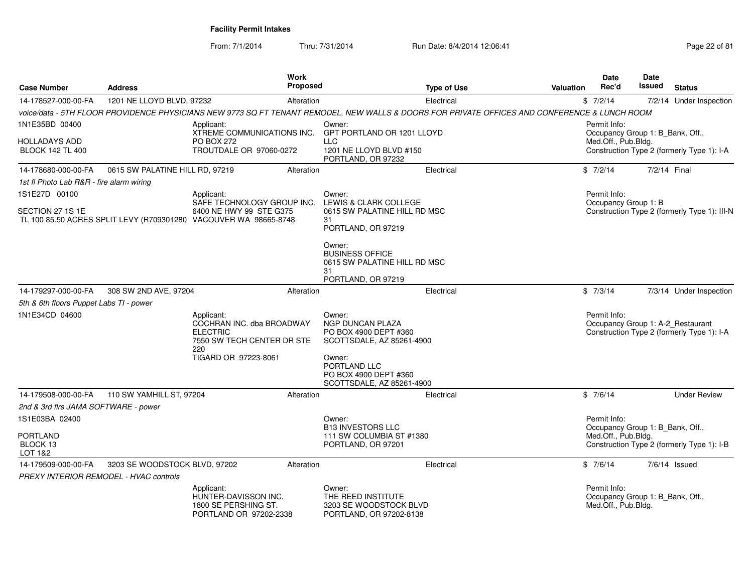# Facility Permit Intakes

From: 7/1/2014 Thru: 7/31/2014 Run Date: 8/4/2014 12:06:41

| Case Number | Address | Work Proposed | Type of Use | Valuation | Date Rec'd | Date Issued | Status |
|---|---|---|---|---|---|---|---|
| 14-178527-000-00-FA | 1201 NE LLOYD BLVD, 97232 | Alteration | Electrical | $ | 7/2/14 | 7/2/14 | Under Inspection |

*voice/data - 5TH FLOOR PROVIDENCE PHYSICIANS NEW 9773 SQ FT TENANT REMODEL, NEW WALLS & DOORS FOR PRIVATE OFFICES AND CONFERENCE & LUNCH ROOM*

1N1E35BD 00400
HOLLADAYS ADD
BLOCK 142 TL 400

Applicant:
XTREME COMMUNICATIONS INC.
PO BOX 272
TROUTDALE OR 97060-0272

Owner:
GPT PORTLAND OR 1201 LLOYD LLC
1201 NE LLOYD BLVD #150
PORTLAND, OR 97232

Permit Info:
Occupancy Group 1: B_Bank, Off., Med.Off., Pub.Bldg.
Construction Type 2 (formerly Type 1): I-A

| Case Number | Address | Work Proposed | Type of Use | Valuation | Date Rec'd | Date Issued | Status |
|---|---|---|---|---|---|---|---|
| 14-178680-000-00-FA | 0615 SW PALATINE HILL RD, 97219 | Alteration | Electrical | $ | 7/2/14 | 7/2/14 | Final |

*1st fl Photo Lab R&R - fire alarm wiring*

1S1E27D 00100
SECTION 27 1S 1E
TL 100 85.50 ACRES SPLIT LEVY (R709301280

Applicant:
SAFE TECHNOLOGY GROUP INC.
6400 NE HWY 99 STE G375
VACOUVER WA 98665-8748

Owner:
LEWIS & CLARK COLLEGE
0615 SW PALATINE HILL RD MSC 31
PORTLAND, OR 97219

Owner:
BUSINESS OFFICE
0615 SW PALATINE HILL RD MSC 31
PORTLAND, OR 97219

Permit Info:
Occupancy Group 1: B
Construction Type 2 (formerly Type 1): III-N

| Case Number | Address | Work Proposed | Type of Use | Valuation | Date Rec'd | Date Issued | Status |
|---|---|---|---|---|---|---|---|
| 14-179297-000-00-FA | 308 SW 2ND AVE, 97204 | Alteration | Electrical | $ | 7/3/14 | 7/3/14 | Under Inspection |

*5th & 6th floors Puppet Labs TI - power*

1N1E34CD 04600

Applicant:
COCHRAN INC. dba BROADWAY ELECTRIC
7550 SW TECH CENTER DR STE 220
TIGARD OR 97223-8061

Owner:
NGP DUNCAN PLAZA
PO BOX 4900 DEPT #360
SCOTTSDALE, AZ 85261-4900

Owner:
PORTLAND LLC
PO BOX 4900 DEPT #360
SCOTTSDALE, AZ 85261-4900

Permit Info:
Occupancy Group 1: A-2_Restaurant
Construction Type 2 (formerly Type 1): I-A

| Case Number | Address | Work Proposed | Type of Use | Valuation | Date Rec'd | Date Issued | Status |
|---|---|---|---|---|---|---|---|
| 14-179508-000-00-FA | 110 SW YAMHILL ST, 97204 | Alteration | Electrical | $ | 7/6/14 | | Under Review |

*2nd & 3rd flrs JAMA SOFTWARE - power*

1S1E03BA 02400
PORTLAND
BLOCK 13
LOT 1&2

Owner:
B13 INVESTORS LLC
111 SW COLUMBIA ST #1380
PORTLAND, OR 97201

Permit Info:
Occupancy Group 1: B_Bank, Off., Med.Off., Pub.Bldg.
Construction Type 2 (formerly Type 1): I-B

| Case Number | Address | Work Proposed | Type of Use | Valuation | Date Rec'd | Date Issued | Status |
|---|---|---|---|---|---|---|---|
| 14-179509-000-00-FA | 3203 SE WOODSTOCK BLVD, 97202 | Alteration | Electrical | $ | 7/6/14 | 7/6/14 | Issued |

*PREXY INTERIOR REMODEL - HVAC controls*

Applicant:
HUNTER-DAVISSON INC.
1800 SE PERSHING ST.
PORTLAND OR 97202-2338

Owner:
THE REED INSTITUTE
3203 SE WOODSTOCK BLVD
PORTLAND, OR 97202-8138

Permit Info:
Occupancy Group 1: B_Bank, Off., Med.Off., Pub.Bldg.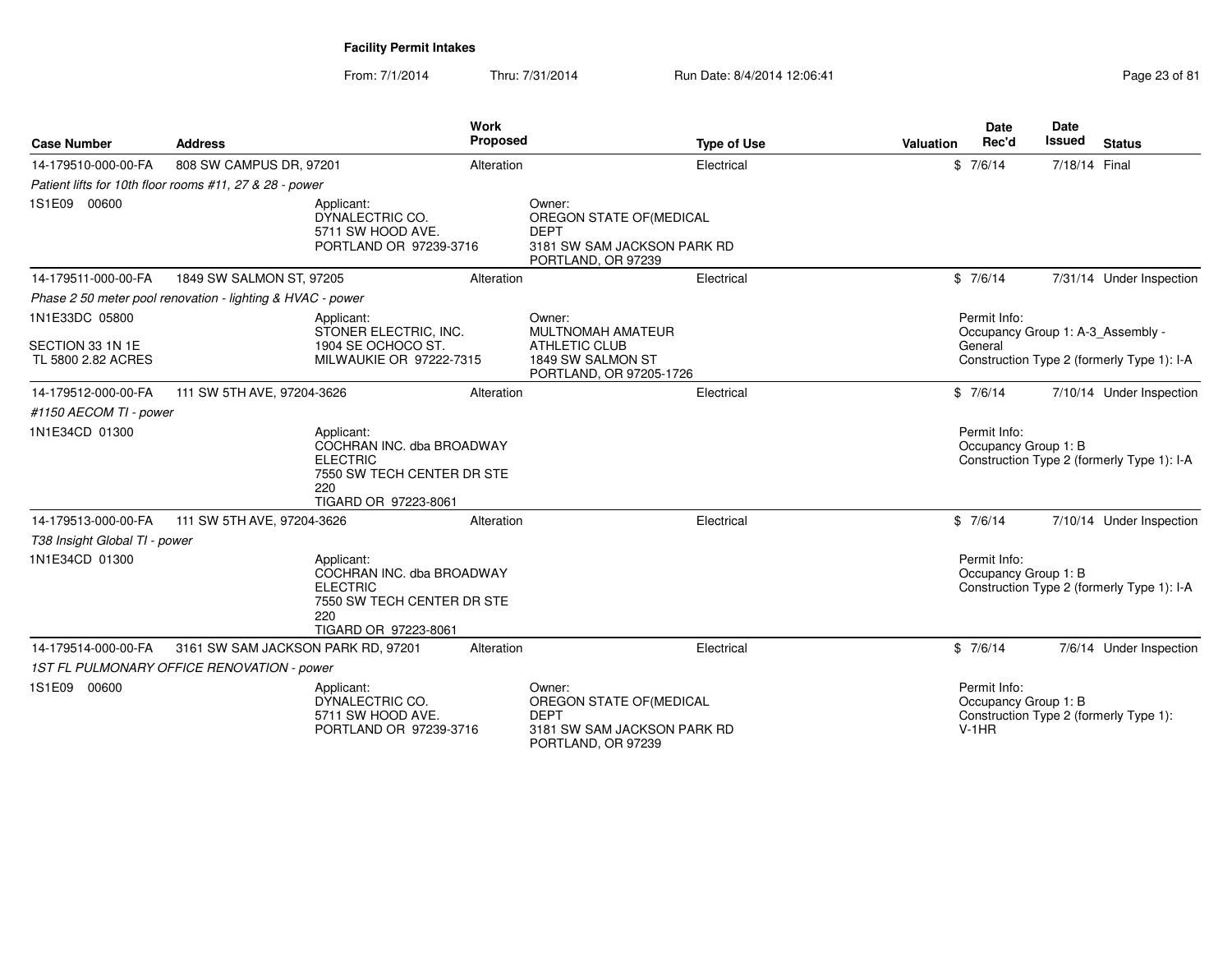# Facility Permit Intakes

From: 7/1/2014 Thru: 7/31/2014 Run Date: 8/4/2014 12:06:41

| Case Number | Address | Work Proposed | Type of Use | Valuation | Date Rec'd | Date Issued | Status |
|---|---|---|---|---|---|---|---|
| 14-179510-000-00-FA | 808 SW CAMPUS DR, 97201 | Alteration | Electrical | $ | 7/6/14 | 7/18/14 | Final |
| *Patient lifts for 10th floor rooms #11, 27 & 28 - power* | | | | | | | |
| 1S1E09 00600 | Applicant: DYNALECTRIC CO. 5711 SW HOOD AVE. PORTLAND OR 97239-3716 | Owner: OREGON STATE OF(MEDICAL DEPT 3181 SW SAM JACKSON PARK RD PORTLAND, OR 97239 | | | | | |
| 14-179511-000-00-FA | 1849 SW SALMON ST, 97205 | Alteration | Electrical | $ | 7/6/14 | 7/31/14 | Under Inspection |
| *Phase 2 50 meter pool renovation - lighting & HVAC - power* | | | | | | | |
| 1N1E33DC 05800 SECTION 33 1N 1E TL 5800 2.82 ACRES | Applicant: STONER ELECTRIC, INC. 1904 SE OCHOCO ST. MILWAUKIE OR 97222-7315 | Owner: MULTNOMAH AMATEUR ATHLETIC CLUB 1849 SW SALMON ST PORTLAND, OR 97205-1726 | | Permit Info: Occupancy Group 1: A-3_Assembly - General Construction Type 2 (formerly Type 1): I-A | | | |
| 14-179512-000-00-FA | 111 SW 5TH AVE, 97204-3626 | Alteration | Electrical | $ | 7/6/14 | 7/10/14 | Under Inspection |
| *#1150 AECOM TI - power* | | | | | | | |
| 1N1E34CD 01300 | Applicant: COCHRAN INC. dba BROADWAY ELECTRIC 7550 SW TECH CENTER DR STE 220 TIGARD OR 97223-8061 | | | Permit Info: Occupancy Group 1: B Construction Type 2 (formerly Type 1): I-A | | | |
| 14-179513-000-00-FA | 111 SW 5TH AVE, 97204-3626 | Alteration | Electrical | $ | 7/6/14 | 7/10/14 | Under Inspection |
| *T38 Insight Global TI - power* | | | | | | | |
| 1N1E34CD 01300 | Applicant: COCHRAN INC. dba BROADWAY ELECTRIC 7550 SW TECH CENTER DR STE 220 TIGARD OR 97223-8061 | | | Permit Info: Occupancy Group 1: B Construction Type 2 (formerly Type 1): I-A | | | |
| 14-179514-000-00-FA | 3161 SW SAM JACKSON PARK RD, 97201 | Alteration | Electrical | $ | 7/6/14 | 7/6/14 | Under Inspection |
| *1ST FL PULMONARY OFFICE RENOVATION - power* | | | | | | | |
| 1S1E09 00600 | Applicant: DYNALECTRIC CO. 5711 SW HOOD AVE. PORTLAND OR 97239-3716 | Owner: OREGON STATE OF(MEDICAL DEPT 3181 SW SAM JACKSON PARK RD PORTLAND, OR 97239 | | Permit Info: Occupancy Group 1: B Construction Type 2 (formerly Type 1): V-1HR | | | |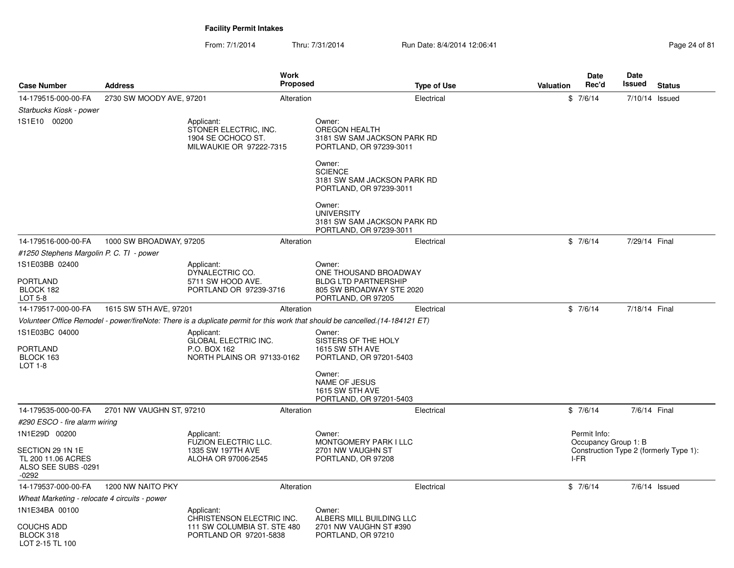**Facility Permit Intakes**

From: 7/1/2014 Thru: 7/31/2014 Run Date: 8/4/2014 12:06:41

| Case Number | Address | Work Proposed | Type of Use | Valuation | Date Rec'd | Date Issued | Status |
|---|---|---|---|---|---|---|---|
| 14-179515-000-00-FA | 2730 SW MOODY AVE, 97201 | Alteration | Electrical | $ | 7/6/14 | 7/10/14 | Issued |
| 14-179516-000-00-FA | 1000 SW BROADWAY, 97205 | Alteration | Electrical | $ | 7/6/14 | 7/29/14 | Final |
| 14-179517-000-00-FA | 1615 SW 5TH AVE, 97201 | Alteration | Electrical | $ | 7/6/14 | 7/18/14 | Final |
| 14-179535-000-00-FA | 2701 NW VAUGHN ST, 97210 | Alteration | Electrical | $ | 7/6/14 | 7/6/14 | Final |
| 14-179537-000-00-FA | 1200 NW NAITO PKY | Alteration | Electrical | $ | 7/6/14 | 7/6/14 | Issued |

**14-179515-000-00-FA** — 2730 SW MOODY AVE, 97201

*Starbucks Kiosk - power*

1S1E10 00200

Applicant:
STONER ELECTRIC, INC.
1904 SE OCHOCO ST.
MILWAUKIE OR 97222-7315

Owner:
OREGON HEALTH
3181 SW SAM JACKSON PARK RD
PORTLAND, OR 97239-3011

Owner:
SCIENCE
3181 SW SAM JACKSON PARK RD
PORTLAND, OR 97239-3011

Owner:
UNIVERSITY
3181 SW SAM JACKSON PARK RD
PORTLAND, OR 97239-3011

**14-179516-000-00-FA** — 1000 SW BROADWAY, 97205

*#1250 Stephens Margolin P. C. TI - power*

1S1E03BB 02400

PORTLAND
BLOCK 182
LOT 5-8

Applicant:
DYNALECTRIC CO.
5711 SW HOOD AVE.
PORTLAND OR 97239-3716

Owner:
ONE THOUSAND BROADWAY
BLDG LTD PARTNERSHIP
805 SW BROADWAY STE 2020
PORTLAND, OR 97205

**14-179517-000-00-FA** — 1615 SW 5TH AVE, 97201

*Volunteer Office Remodel - power/fireNote: There is a duplicate permit for this work that should be cancelled.(14-184121 ET)*

1S1E03BC 04000

PORTLAND
BLOCK 163
LOT 1-8

Applicant:
GLOBAL ELECTRIC INC.
P.O. BOX 162
NORTH PLAINS OR 97133-0162

Owner:
SISTERS OF THE HOLY
1615 SW 5TH AVE
PORTLAND, OR 97201-5403

Owner:
NAME OF JESUS
1615 SW 5TH AVE
PORTLAND, OR 97201-5403

**14-179535-000-00-FA** — 2701 NW VAUGHN ST, 97210

*#290 ESCO - fire alarm wiring*

1N1E29D 00200

SECTION 29 1N 1E
TL 200 11.06 ACRES
ALSO SEE SUBS -0291
-0292

Applicant:
FUZION ELECTRIC LLC.
1335 SW 197TH AVE
ALOHA OR 97006-2545

Owner:
MONTGOMERY PARK I LLC
2701 NW VAUGHN ST
PORTLAND, OR 97208

Permit Info:
Occupancy Group 1: B
Construction Type 2 (formerly Type 1): I-FR

**14-179537-000-00-FA** — 1200 NW NAITO PKY

*Wheat Marketing - relocate 4 circuits - power*

1N1E34BA 00100

COUCHS ADD
BLOCK 318
LOT 2-15 TL 100

Applicant:
CHRISTENSON ELECTRIC INC.
111 SW COLUMBIA ST. STE 480
PORTLAND OR 97201-5838

Owner:
ALBERS MILL BUILDING LLC
2701 NW VAUGHN ST #390
PORTLAND, OR 97210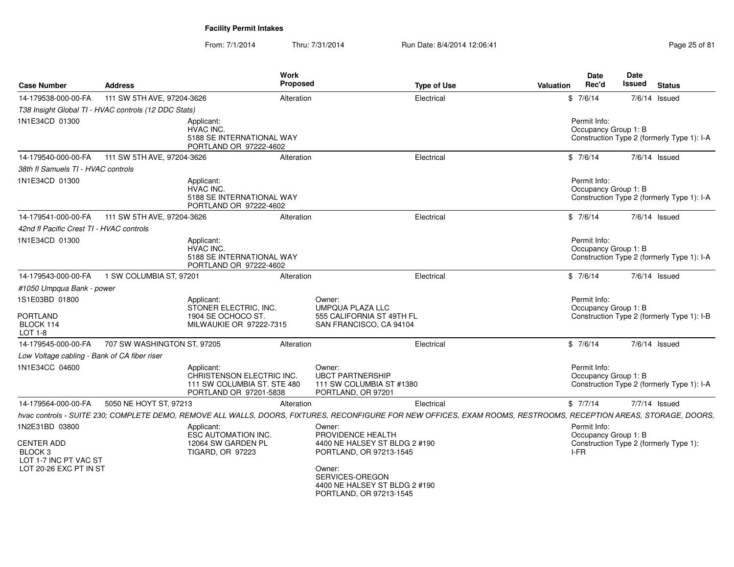**Facility Permit Intakes**

From: 7/1/2014 Thru: 7/31/2014 Run Date: 8/4/2014 12:06:41

| Case Number | Address | Work Proposed | Type of Use | Valuation | Date Rec'd | Date Issued | Status |
|---|---|---|---|---|---|---|---|
| 14-179538-000-00-FA | 111 SW 5TH AVE, 97204-3626 | Alteration | Electrical | $ | 7/6/14 | 7/6/14 | Issued |

*T38 Insight Global TI - HVAC controls (12 DDC Stats)*

1N1E34CD 01300

Applicant:
HVAC INC.
5188 SE INTERNATIONAL WAY
PORTLAND OR 97222-4602

Permit Info:
Occupancy Group 1: B
Construction Type 2 (formerly Type 1): I-A

| Case Number | Address | Work Proposed | Type of Use | Valuation | Date Rec'd | Date Issued | Status |
|---|---|---|---|---|---|---|---|
| 14-179540-000-00-FA | 111 SW 5TH AVE, 97204-3626 | Alteration | Electrical | $ | 7/6/14 | 7/6/14 | Issued |

*38th fl Samuels TI - HVAC controls*

1N1E34CD 01300

Applicant:
HVAC INC.
5188 SE INTERNATIONAL WAY
PORTLAND OR 97222-4602

Permit Info:
Occupancy Group 1: B
Construction Type 2 (formerly Type 1): I-A

| Case Number | Address | Work Proposed | Type of Use | Valuation | Date Rec'd | Date Issued | Status |
|---|---|---|---|---|---|---|---|
| 14-179541-000-00-FA | 111 SW 5TH AVE, 97204-3626 | Alteration | Electrical | $ | 7/6/14 | 7/6/14 | Issued |

*42nd fl Pacific Crest TI - HVAC controls*

1N1E34CD 01300

Applicant:
HVAC INC.
5188 SE INTERNATIONAL WAY
PORTLAND OR 97222-4602

Permit Info:
Occupancy Group 1: B
Construction Type 2 (formerly Type 1): I-A

| Case Number | Address | Work Proposed | Type of Use | Valuation | Date Rec'd | Date Issued | Status |
|---|---|---|---|---|---|---|---|
| 14-179543-000-00-FA | 1 SW COLUMBIA ST, 97201 | Alteration | Electrical | $ | 7/6/14 | 7/6/14 | Issued |

*#1050 Umpqua Bank - power*

1S1E03BD 01800

PORTLAND
BLOCK 114
LOT 1-8

Applicant:
STONER ELECTRIC, INC.
1904 SE OCHOCO ST.
MILWAUKIE OR 97222-7315

Owner:
UMPQUA PLAZA LLC
555 CALIFORNIA ST 49TH FL
SAN FRANCISCO, CA 94104

Permit Info:
Occupancy Group 1: B
Construction Type 2 (formerly Type 1): I-B

| Case Number | Address | Work Proposed | Type of Use | Valuation | Date Rec'd | Date Issued | Status |
|---|---|---|---|---|---|---|---|
| 14-179545-000-00-FA | 707 SW WASHINGTON ST, 97205 | Alteration | Electrical | $ | 7/6/14 | 7/6/14 | Issued |

*Low Voltage cabling - Bank of CA fiber riser*

1N1E34CC 04600

Applicant:
CHRISTENSON ELECTRIC INC.
111 SW COLUMBIA ST. STE 480
PORTLAND OR 97201-5838

Owner:
UBCT PARTNERSHIP
111 SW COLUMBIA ST #1380
PORTLAND, OR 97201

Permit Info:
Occupancy Group 1: B
Construction Type 2 (formerly Type 1): I-A

| Case Number | Address | Work Proposed | Type of Use | Valuation | Date Rec'd | Date Issued | Status |
|---|---|---|---|---|---|---|---|
| 14-179564-000-00-FA | 5050 NE HOYT ST, 97213 | Alteration | Electrical | $ | 7/7/14 | 7/7/14 | Issued |

*hvac controls - SUITE 230; COMPLETE DEMO, REMOVE ALL WALLS, DOORS, FIXTURES, RECONFIGURE FOR NEW OFFICES, EXAM ROOMS, RESTROOMS, RECEPTION AREAS, STORAGE, DOORS,*

1N2E31BD 03800

CENTER ADD
BLOCK 3
LOT 1-7 INC PT VAC ST
LOT 20-26 EXC PT IN ST

Applicant:
ESC AUTOMATION INC.
12064 SW GARDEN PL
TIGARD, OR 97223

Owner:
PROVIDENCE HEALTH
4400 NE HALSEY ST BLDG 2 #190
PORTLAND, OR 97213-1545

Owner:
SERVICES-OREGON
4400 NE HALSEY ST BLDG 2 #190
PORTLAND, OR 97213-1545

Permit Info:
Occupancy Group 1: B
Construction Type 2 (formerly Type 1): I-FR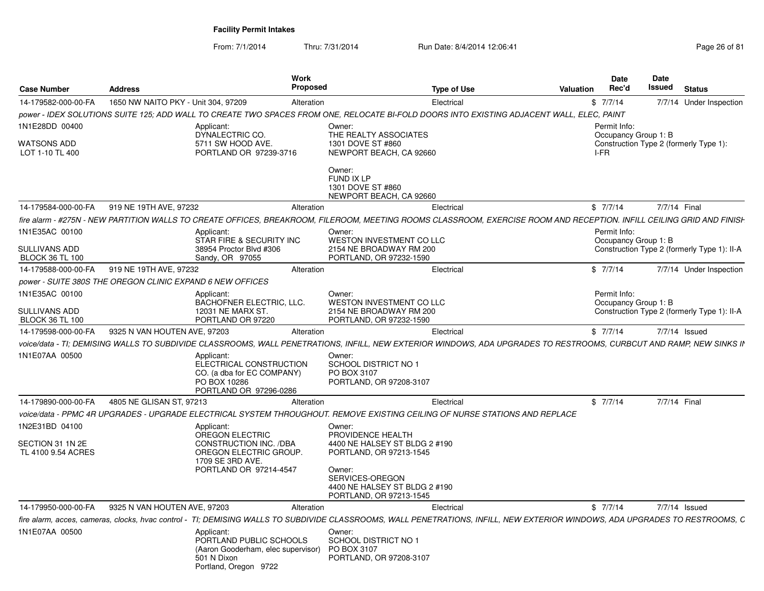**Facility Permit Intakes**

From: 7/1/2014 Thru: 7/31/2014 Run Date: 8/4/2014 12:06:41

| Case Number | Address | Work Proposed | Type of Use | Valuation | Date Rec'd | Date Issued | Status |
|---|---|---|---|---|---|---|---|
| 14-179582-000-00-FA | 1650 NW NAITO PKY - Unit 304, 97209 | Alteration | Electrical | $ | 7/7/14 | 7/7/14 | Under Inspection |

*power - IDEX SOLUTIONS SUITE 125; ADD WALL TO CREATE TWO SPACES FROM ONE, RELOCATE BI-FOLD DOORS INTO EXISTING ADJACENT WALL, ELEC, PAINT*

1N1E28DD 00400
WATSONS ADD
LOT 1-10 TL 400

Applicant:
DYNALECTRIC CO.
5711 SW HOOD AVE.
PORTLAND OR 97239-3716

Owner:
THE REALTY ASSOCIATES
1301 DOVE ST #860
NEWPORT BEACH, CA 92660

Owner:
FUND IX LP
1301 DOVE ST #860
NEWPORT BEACH, CA 92660

Permit Info:
Occupancy Group 1: B
Construction Type 2 (formerly Type 1): I-FR

| Case Number | Address | Work Proposed | Type of Use | Valuation | Date Rec'd | Date Issued | Status |
|---|---|---|---|---|---|---|---|
| 14-179584-000-00-FA | 919 NE 19TH AVE, 97232 | Alteration | Electrical | $ | 7/7/14 | 7/7/14 | Final |

*fire alarm - #275N - NEW PARTITION WALLS TO CREATE OFFICES, BREAKROOM, FILEROOM, MEETING ROOMS CLASSROOM, EXERCISE ROOM AND RECEPTION. INFILL CEILING GRID AND FINISH*

1N1E35AC 00100
SULLIVANS ADD
BLOCK 36 TL 100

Applicant:
STAR FIRE & SECURITY INC
38954 Proctor Blvd #306
Sandy, OR 97055

Owner:
WESTON INVESTMENT CO LLC
2154 NE BROADWAY RM 200
PORTLAND, OR 97232-1590

Permit Info:
Occupancy Group 1: B
Construction Type 2 (formerly Type 1): II-A

| Case Number | Address | Work Proposed | Type of Use | Valuation | Date Rec'd | Date Issued | Status |
|---|---|---|---|---|---|---|---|
| 14-179588-000-00-FA | 919 NE 19TH AVE, 97232 | Alteration | Electrical | $ | 7/7/14 | 7/7/14 | Under Inspection |

*power - SUITE 380S THE OREGON CLINIC EXPAND 6 NEW OFFICES*

1N1E35AC 00100
SULLIVANS ADD
BLOCK 36 TL 100

Applicant:
BACHOFNER ELECTRIC, LLC.
12031 NE MARX ST.
PORTLAND OR 97220

Owner:
WESTON INVESTMENT CO LLC
2154 NE BROADWAY RM 200
PORTLAND, OR 97232-1590

Permit Info:
Occupancy Group 1: B
Construction Type 2 (formerly Type 1): II-A

| Case Number | Address | Work Proposed | Type of Use | Valuation | Date Rec'd | Date Issued | Status |
|---|---|---|---|---|---|---|---|
| 14-179598-000-00-FA | 9325 N VAN HOUTEN AVE, 97203 | Alteration | Electrical | $ | 7/7/14 | 7/7/14 | Issued |

*voice/data - TI; DEMISING WALLS TO SUBDIVIDE CLASSROOMS, WALL PENETRATIONS, INFILL, NEW EXTERIOR WINDOWS, ADA UPGRADES TO RESTROOMS, CURBCUT AND RAMP, NEW SINKS IN*

1N1E07AA 00500

Applicant:
ELECTRICAL CONSTRUCTION CO. (a dba for EC COMPANY)
PO BOX 10286
PORTLAND OR 97296-0286

Owner:
SCHOOL DISTRICT NO 1
PO BOX 3107
PORTLAND, OR 97208-3107

| Case Number | Address | Work Proposed | Type of Use | Valuation | Date Rec'd | Date Issued | Status |
|---|---|---|---|---|---|---|---|
| 14-179890-000-00-FA | 4805 NE GLISAN ST, 97213 | Alteration | Electrical | $ | 7/7/14 | 7/7/14 | Final |

*voice/data - PPMC 4R UPGRADES - UPGRADE ELECTRICAL SYSTEM THROUGHOUT. REMOVE EXISTING CEILING OF NURSE STATIONS AND REPLACE*

1N2E31BD 04100
SECTION 31 1N 2E
TL 4100 9.54 ACRES

Applicant:
OREGON ELECTRIC CONSTRUCTION INC. /DBA OREGON ELECTRIC GROUP.
1709 SE 3RD AVE.
PORTLAND OR 97214-4547

Owner:
PROVIDENCE HEALTH
4400 NE HALSEY ST BLDG 2 #190
PORTLAND, OR 97213-1545

Owner:
SERVICES-OREGON
4400 NE HALSEY ST BLDG 2 #190
PORTLAND, OR 97213-1545

| Case Number | Address | Work Proposed | Type of Use | Valuation | Date Rec'd | Date Issued | Status |
|---|---|---|---|---|---|---|---|
| 14-179950-000-00-FA | 9325 N VAN HOUTEN AVE, 97203 | Alteration | Electrical | $ | 7/7/14 | 7/7/14 | Issued |

*fire alarm, acces, cameras, clocks, hvac control - TI; DEMISING WALLS TO SUBDIVIDE CLASSROOMS, WALL PENETRATIONS, INFILL, NEW EXTERIOR WINDOWS, ADA UPGRADES TO RESTROOMS, C*

1N1E07AA 00500

Applicant:
PORTLAND PUBLIC SCHOOLS
(Aaron Gooderham, elec supervisor)
501 N Dixon
Portland, Oregon 9722

Owner:
SCHOOL DISTRICT NO 1
PO BOX 3107
PORTLAND, OR 97208-3107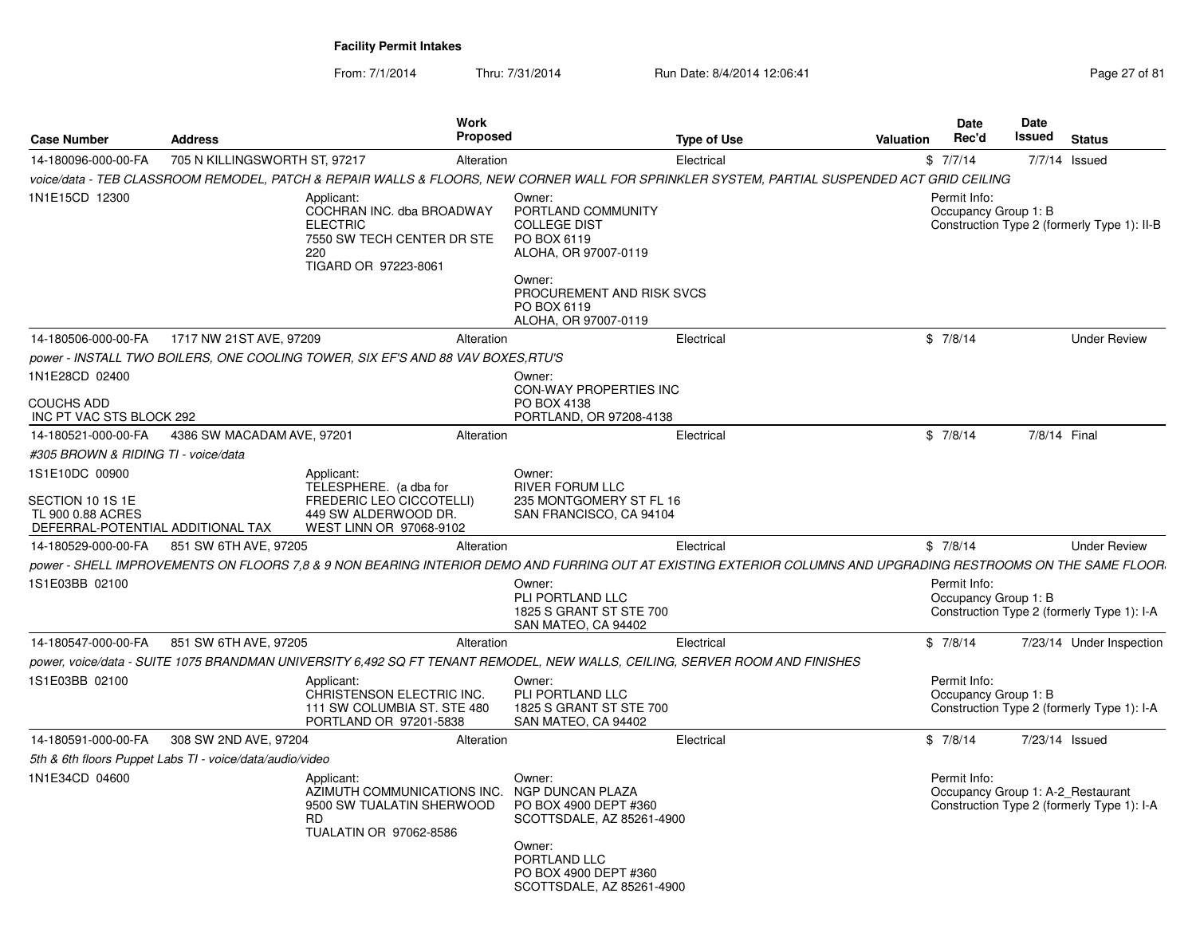# Facility Permit Intakes

From: 7/1/2014 Thru: 7/31/2014 Run Date: 8/4/2014 12:06:41

| Case Number | Address | Work Proposed | Type of Use | Valuation | Date Rec'd | Date Issued | Status |
|---|---|---|---|---|---|---|---|
| 14-180096-000-00-FA | 705 N KILLINGSWORTH ST, 97217 | Alteration | Electrical | $ | 7/7/14 | 7/7/14 | Issued |

*voice/data - TEB CLASSROOM REMODEL, PATCH & REPAIR WALLS & FLOORS, NEW CORNER WALL FOR SPRINKLER SYSTEM, PARTIAL SUSPENDED ACT GRID CEILING*

1N1E15CD 12300

Applicant:
COCHRAN INC. dba BROADWAY ELECTRIC
7550 SW TECH CENTER DR STE 220
TIGARD OR 97223-8061

Owner:
PORTLAND COMMUNITY COLLEGE DIST
PO BOX 6119
ALOHA, OR 97007-0119

Owner:
PROCUREMENT AND RISK SVCS
PO BOX 6119
ALOHA, OR 97007-0119

Permit Info:
Occupancy Group 1: B
Construction Type 2 (formerly Type 1): II-B

---

| Case Number | Address | Work Proposed | Type of Use | Valuation | Date Rec'd | Date Issued | Status |
|---|---|---|---|---|---|---|---|
| 14-180506-000-00-FA | 1717 NW 21ST AVE, 97209 | Alteration | Electrical | $ | 7/8/14 | | Under Review |

*power - INSTALL TWO BOILERS, ONE COOLING TOWER, SIX EF'S AND 88 VAV BOXES,RTU'S*

1N1E28CD 02400

COUCHS ADD
INC PT VAC STS BLOCK 292

Owner:
CON-WAY PROPERTIES INC
PO BOX 4138
PORTLAND, OR 97208-4138

---

| Case Number | Address | Work Proposed | Type of Use | Valuation | Date Rec'd | Date Issued | Status |
|---|---|---|---|---|---|---|---|
| 14-180521-000-00-FA | 4386 SW MACADAM AVE, 97201 | Alteration | Electrical | $ | 7/8/14 | 7/8/14 | Final |

*#305 BROWN & RIDING TI - voice/data*

1S1E10DC 00900

SECTION 10 1S 1E
TL 900 0.88 ACRES
DEFERRAL-POTENTIAL ADDITIONAL TAX

Applicant:
TELESPHERE. (a dba for FREDERIC LEO CICCOTELLI)
449 SW ALDERWOOD DR.
WEST LINN OR 97068-9102

Owner:
RIVER FORUM LLC
235 MONTGOMERY ST FL 16
SAN FRANCISCO, CA 94104

---

| Case Number | Address | Work Proposed | Type of Use | Valuation | Date Rec'd | Date Issued | Status |
|---|---|---|---|---|---|---|---|
| 14-180529-000-00-FA | 851 SW 6TH AVE, 97205 | Alteration | Electrical | $ | 7/8/14 | | Under Review |

*power - SHELL IMPROVEMENTS ON FLOORS 7,8 & 9 NON BEARING INTERIOR DEMO AND FURRING OUT AT EXISTING EXTERIOR COLUMNS AND UPGRADING RESTROOMS ON THE SAME FLOOR.*

1S1E03BB 02100

Owner:
PLI PORTLAND LLC
1825 S GRANT ST STE 700
SAN MATEO, CA 94402

Permit Info:
Occupancy Group 1: B
Construction Type 2 (formerly Type 1): I-A

---

| Case Number | Address | Work Proposed | Type of Use | Valuation | Date Rec'd | Date Issued | Status |
|---|---|---|---|---|---|---|---|
| 14-180547-000-00-FA | 851 SW 6TH AVE, 97205 | Alteration | Electrical | $ | 7/8/14 | 7/23/14 | Under Inspection |

*power, voice/data - SUITE 1075 BRANDMAN UNIVERSITY 6,492 SQ FT TENANT REMODEL, NEW WALLS, CEILING, SERVER ROOM AND FINISHES*

1S1E03BB 02100

Applicant:
CHRISTENSON ELECTRIC INC.
111 SW COLUMBIA ST. STE 480
PORTLAND OR 97201-5838

Owner:
PLI PORTLAND LLC
1825 S GRANT ST STE 700
SAN MATEO, CA 94402

Permit Info:
Occupancy Group 1: B
Construction Type 2 (formerly Type 1): I-A

---

| Case Number | Address | Work Proposed | Type of Use | Valuation | Date Rec'd | Date Issued | Status |
|---|---|---|---|---|---|---|---|
| 14-180591-000-00-FA | 308 SW 2ND AVE, 97204 | Alteration | Electrical | $ | 7/8/14 | 7/23/14 | Issued |

*5th & 6th floors Puppet Labs TI - voice/data/audio/video*

1N1E34CD 04600

Applicant:
AZIMUTH COMMUNICATIONS INC.
9500 SW TUALATIN SHERWOOD RD
TUALATIN OR 97062-8586

Owner:
NGP DUNCAN PLAZA
PO BOX 4900 DEPT #360
SCOTTSDALE, AZ 85261-4900

Owner:
PORTLAND LLC
PO BOX 4900 DEPT #360
SCOTTSDALE, AZ 85261-4900

Permit Info:
Occupancy Group 1: A-2_Restaurant
Construction Type 2 (formerly Type 1): I-A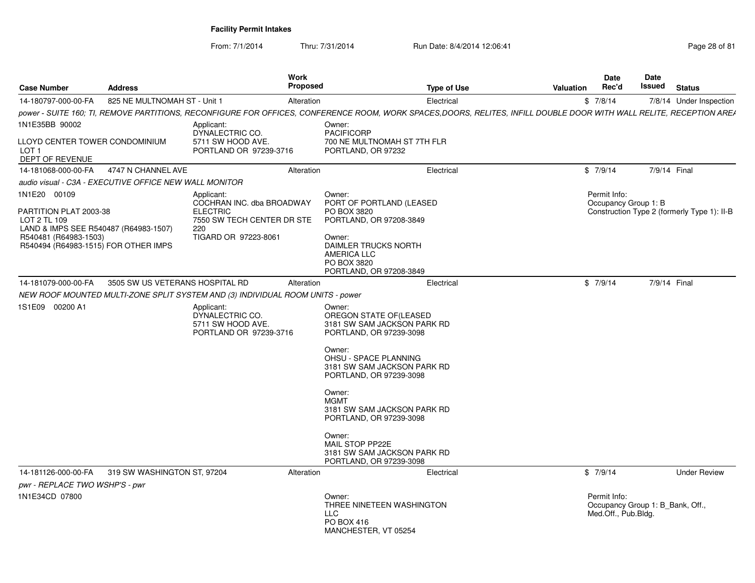## Facility Permit Intakes

From: 7/1/2014 Thru: 7/31/2014 Run Date: 8/4/2014 12:06:41

| Case Number | Address | Work Proposed | Type of Use | Valuation | Date Rec'd | Date Issued | Status |
|---|---|---|---|---|---|---|---|
| 14-180797-000-00-FA | 825 NE MULTNOMAH ST - Unit 1 | Alteration | Electrical | $ | 7/8/14 | 7/8/14 | Under Inspection |

*power - SUITE 160; TI, REMOVE PARTITIONS, RECONFIGURE FOR OFFICES, CONFERENCE ROOM, WORK SPACES,DOORS, RELITES, INFILL DOUBLE DOOR WITH WALL RELITE, RECEPTION AREA*

1N1E35BB 90002

LLOYD CENTER TOWER CONDOMINIUM
LOT 1
DEPT OF REVENUE

Applicant:
DYNALECTRIC CO.
5711 SW HOOD AVE.
PORTLAND OR 97239-3716

Owner:
PACIFICORP
700 NE MULTNOMAH ST 7TH FLR
PORTLAND, OR 97232

---

| Case Number | Address | Work Proposed | Type of Use | Valuation | Date Rec'd | Date Issued | Status |
|---|---|---|---|---|---|---|---|
| 14-181068-000-00-FA | 4747 N CHANNEL AVE | Alteration | Electrical | $ | 7/9/14 | 7/9/14 | Final |

*audio visual - C3A - EXECUTIVE OFFICE NEW WALL MONITOR*

1N1E20 00109

PARTITION PLAT 2003-38
LOT 2 TL 109
LAND & IMPS SEE R540487 (R64983-1507)
R540481 (R64983-1503)
R540494 (R64983-1515) FOR OTHER IMPS

Applicant:
COCHRAN INC. dba BROADWAY ELECTRIC
7550 SW TECH CENTER DR STE 220
TIGARD OR 97223-8061

Owner:
PORT OF PORTLAND (LEASED
PO BOX 3820
PORTLAND, OR 97208-3849

Owner:
DAIMLER TRUCKS NORTH AMERICA LLC
PO BOX 3820
PORTLAND, OR 97208-3849

Permit Info:
Occupancy Group 1: B
Construction Type 2 (formerly Type 1): II-B

---

| Case Number | Address | Work Proposed | Type of Use | Valuation | Date Rec'd | Date Issued | Status |
|---|---|---|---|---|---|---|---|
| 14-181079-000-00-FA | 3505 SW US VETERANS HOSPITAL RD | Alteration | Electrical | $ | 7/9/14 | 7/9/14 | Final |

*NEW ROOF MOUNTED MULTI-ZONE SPLIT SYSTEM AND (3) INDIVIDUAL ROOM UNITS - power*

1S1E09 00200 A1

Applicant:
DYNALECTRIC CO.
5711 SW HOOD AVE.
PORTLAND OR 97239-3716

Owner:
OREGON STATE OF(LEASED
3181 SW SAM JACKSON PARK RD
PORTLAND, OR 97239-3098

Owner:
OHSU - SPACE PLANNING
3181 SW SAM JACKSON PARK RD
PORTLAND, OR 97239-3098

Owner:
MGMT
3181 SW SAM JACKSON PARK RD
PORTLAND, OR 97239-3098

Owner:
MAIL STOP PP22E
3181 SW SAM JACKSON PARK RD
PORTLAND, OR 97239-3098

---

| Case Number | Address | Work Proposed | Type of Use | Valuation | Date Rec'd | Date Issued | Status |
|---|---|---|---|---|---|---|---|
| 14-181126-000-00-FA | 319 SW WASHINGTON ST, 97204 | Alteration | Electrical | $ | 7/9/14 | | Under Review |

*pwr - REPLACE TWO WSHP'S - pwr*

1N1E34CD 07800

Owner:
THREE NINETEEN WASHINGTON LLC
PO BOX 416
MANCHESTER, VT 05254

Permit Info:
Occupancy Group 1: B_Bank, Off., Med.Off., Pub.Bldg.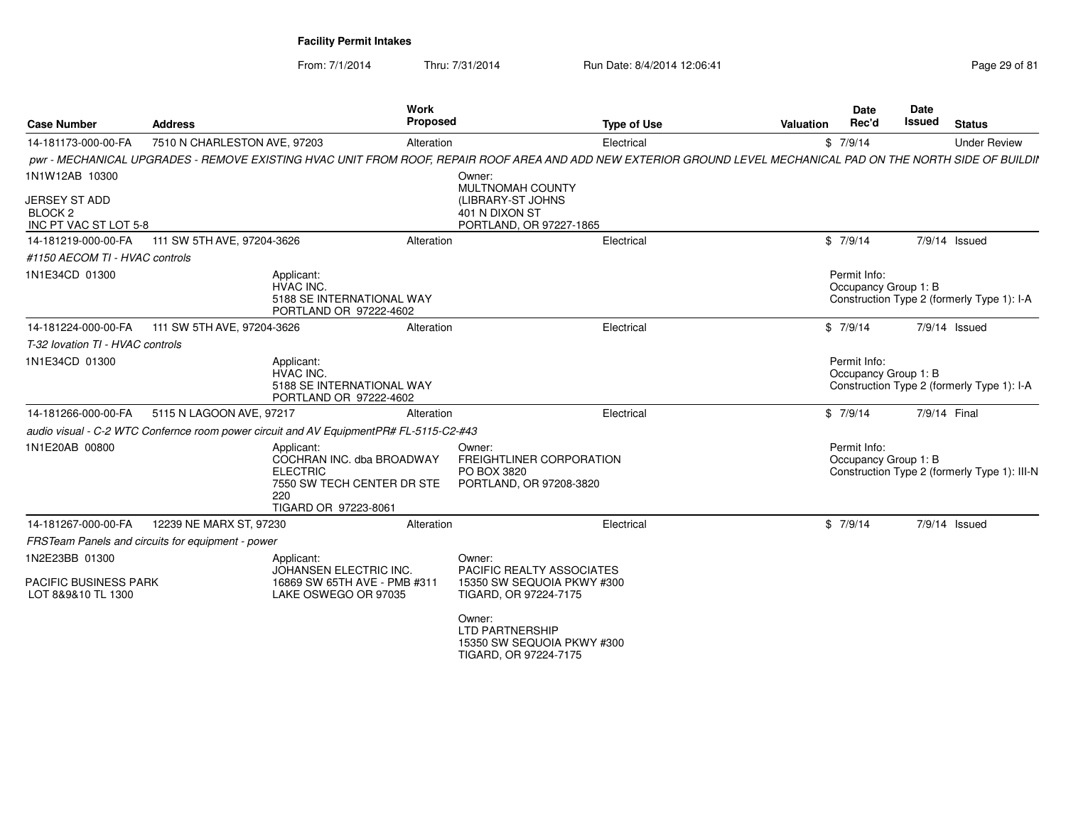**Facility Permit Intakes**

From: 7/1/2014 Thru: 7/31/2014 Run Date: 8/4/2014 12:06:41

| Case Number | Address | Work Proposed | Type of Use | Valuation | Date Rec'd | Date Issued | Status |
|---|---|---|---|---|---|---|---|
| 14-181173-000-00-FA | 7510 N CHARLESTON AVE, 97203 | Alteration | Electrical | $ | 7/9/14 | | Under Review |

*pwr - MECHANICAL UPGRADES - REMOVE EXISTING HVAC UNIT FROM ROOF, REPAIR ROOF AREA AND ADD NEW EXTERIOR GROUND LEVEL MECHANICAL PAD ON THE NORTH SIDE OF BUILDIN*

1N1W12AB 10300

JERSEY ST ADD
BLOCK 2
INC PT VAC ST LOT 5-8

Owner:
MULTNOMAH COUNTY
(LIBRARY-ST JOHNS
401 N DIXON ST
PORTLAND, OR 97227-1865

| Case Number | Address | Work Proposed | Type of Use | Valuation | Date Rec'd | Date Issued | Status |
|---|---|---|---|---|---|---|---|
| 14-181219-000-00-FA | 111 SW 5TH AVE, 97204-3626 | Alteration | Electrical | $ | 7/9/14 | 7/9/14 | Issued |

*#1150 AECOM TI - HVAC controls*

1N1E34CD 01300

Applicant:
HVAC INC.
5188 SE INTERNATIONAL WAY
PORTLAND OR 97222-4602

Permit Info:
Occupancy Group 1: B
Construction Type 2 (formerly Type 1): I-A

| Case Number | Address | Work Proposed | Type of Use | Valuation | Date Rec'd | Date Issued | Status |
|---|---|---|---|---|---|---|---|
| 14-181224-000-00-FA | 111 SW 5TH AVE, 97204-3626 | Alteration | Electrical | $ | 7/9/14 | 7/9/14 | Issued |

*T-32 lovation TI - HVAC controls*

1N1E34CD 01300

Applicant:
HVAC INC.
5188 SE INTERNATIONAL WAY
PORTLAND OR 97222-4602

Permit Info:
Occupancy Group 1: B
Construction Type 2 (formerly Type 1): I-A

| Case Number | Address | Work Proposed | Type of Use | Valuation | Date Rec'd | Date Issued | Status |
|---|---|---|---|---|---|---|---|
| 14-181266-000-00-FA | 5115 N LAGOON AVE, 97217 | Alteration | Electrical | $ | 7/9/14 | 7/9/14 | Final |

*audio visual - C-2 WTC Confernce room power circuit and AV EquipmentPR# FL-5115-C2-#43*

1N1E20AB 00800

Applicant:
COCHRAN INC. dba BROADWAY ELECTRIC
7550 SW TECH CENTER DR STE 220
TIGARD OR 97223-8061

Owner:
FREIGHTLINER CORPORATION
PO BOX 3820
PORTLAND, OR 97208-3820

Permit Info:
Occupancy Group 1: B
Construction Type 2 (formerly Type 1): III-N

| Case Number | Address | Work Proposed | Type of Use | Valuation | Date Rec'd | Date Issued | Status |
|---|---|---|---|---|---|---|---|
| 14-181267-000-00-FA | 12239 NE MARX ST, 97230 | Alteration | Electrical | $ | 7/9/14 | 7/9/14 | Issued |

*FRSTeam Panels and circuits for equipment - power*

1N2E23BB 01300

PACIFIC BUSINESS PARK
LOT 8&9&10 TL 1300

Applicant:
JOHANSEN ELECTRIC INC.
16869 SW 65TH AVE - PMB #311
LAKE OSWEGO OR 97035

Owner:
PACIFIC REALTY ASSOCIATES
15350 SW SEQUOIA PKWY #300
TIGARD, OR 97224-7175

Owner:
LTD PARTNERSHIP
15350 SW SEQUOIA PKWY #300
TIGARD, OR 97224-7175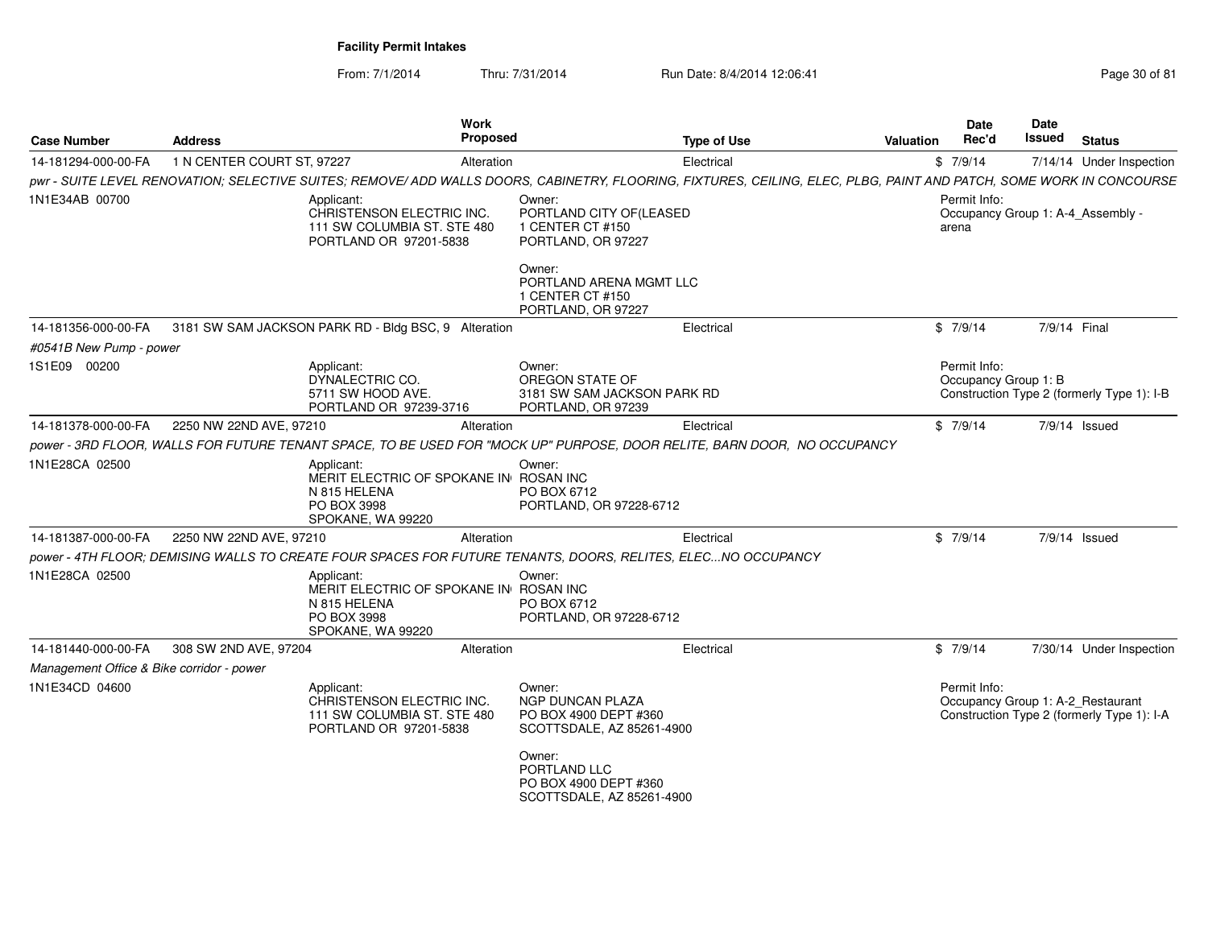**Facility Permit Intakes**

From: 7/1/2014 Thru: 7/31/2014 Run Date: 8/4/2014 12:06:41

| Case Number | Address | Work Proposed | Type of Use | Valuation | Date Rec'd | Date Issued | Status |
|---|---|---|---|---|---|---|---|
| 14-181294-000-00-FA | 1 N CENTER COURT ST, 97227 | Alteration | Electrical | $ | 7/9/14 | 7/14/14 | Under Inspection |

*pwr - SUITE LEVEL RENOVATION; SELECTIVE SUITES; REMOVE/ ADD WALLS DOORS, CABINETRY, FLOORING, FIXTURES, CEILING, ELEC, PLBG, PAINT AND PATCH, SOME WORK IN CONCOURSE*

1N1E34AB 00700

Applicant:
CHRISTENSON ELECTRIC INC.
111 SW COLUMBIA ST. STE 480
PORTLAND OR 97201-5838

Owner:
PORTLAND CITY OF(LEASED
1 CENTER CT #150
PORTLAND, OR 97227

Owner:
PORTLAND ARENA MGMT LLC
1 CENTER CT #150
PORTLAND, OR 97227

Permit Info:
Occupancy Group 1: A-4_Assembly - arena

| Case Number | Address | Work Proposed | Type of Use | Valuation | Date Rec'd | Date Issued | Status |
|---|---|---|---|---|---|---|---|
| 14-181356-000-00-FA | 3181 SW SAM JACKSON PARK RD - Bldg BSC, 9 | Alteration | Electrical | $ | 7/9/14 | 7/9/14 | Final |

*#0541B New Pump - power*

1S1E09 00200

Applicant:
DYNALECTRIC CO.
5711 SW HOOD AVE.
PORTLAND OR 97239-3716

Owner:
OREGON STATE OF
3181 SW SAM JACKSON PARK RD
PORTLAND, OR 97239

Permit Info:
Occupancy Group 1: B
Construction Type 2 (formerly Type 1): I-B

| Case Number | Address | Work Proposed | Type of Use | Valuation | Date Rec'd | Date Issued | Status |
|---|---|---|---|---|---|---|---|
| 14-181378-000-00-FA | 2250 NW 22ND AVE, 97210 | Alteration | Electrical | $ | 7/9/14 | 7/9/14 | Issued |

*power - 3RD FLOOR, WALLS FOR FUTURE TENANT SPACE, TO BE USED FOR "MOCK UP" PURPOSE, DOOR RELITE, BARN DOOR, NO OCCUPANCY*

1N1E28CA 02500

Applicant:
MERIT ELECTRIC OF SPOKANE IN
N 815 HELENA
PO BOX 3998
SPOKANE, WA 99220

Owner:
ROSAN INC
PO BOX 6712
PORTLAND, OR 97228-6712

| Case Number | Address | Work Proposed | Type of Use | Valuation | Date Rec'd | Date Issued | Status |
|---|---|---|---|---|---|---|---|
| 14-181387-000-00-FA | 2250 NW 22ND AVE, 97210 | Alteration | Electrical | $ | 7/9/14 | 7/9/14 | Issued |

*power - 4TH FLOOR; DEMISING WALLS TO CREATE FOUR SPACES FOR FUTURE TENANTS, DOORS, RELITES, ELEC...NO OCCUPANCY*

1N1E28CA 02500

Applicant:
MERIT ELECTRIC OF SPOKANE IN
N 815 HELENA
PO BOX 3998
SPOKANE, WA 99220

Owner:
ROSAN INC
PO BOX 6712
PORTLAND, OR 97228-6712

| Case Number | Address | Work Proposed | Type of Use | Valuation | Date Rec'd | Date Issued | Status |
|---|---|---|---|---|---|---|---|
| 14-181440-000-00-FA | 308 SW 2ND AVE, 97204 | Alteration | Electrical | $ | 7/9/14 | 7/30/14 | Under Inspection |

*Management Office & Bike corridor - power*

1N1E34CD 04600

Applicant:
CHRISTENSON ELECTRIC INC.
111 SW COLUMBIA ST. STE 480
PORTLAND OR 97201-5838

Owner:
NGP DUNCAN PLAZA
PO BOX 4900 DEPT #360
SCOTTSDALE, AZ 85261-4900

Owner:
PORTLAND LLC
PO BOX 4900 DEPT #360
SCOTTSDALE, AZ 85261-4900

Permit Info:
Occupancy Group 1: A-2_Restaurant
Construction Type 2 (formerly Type 1): I-A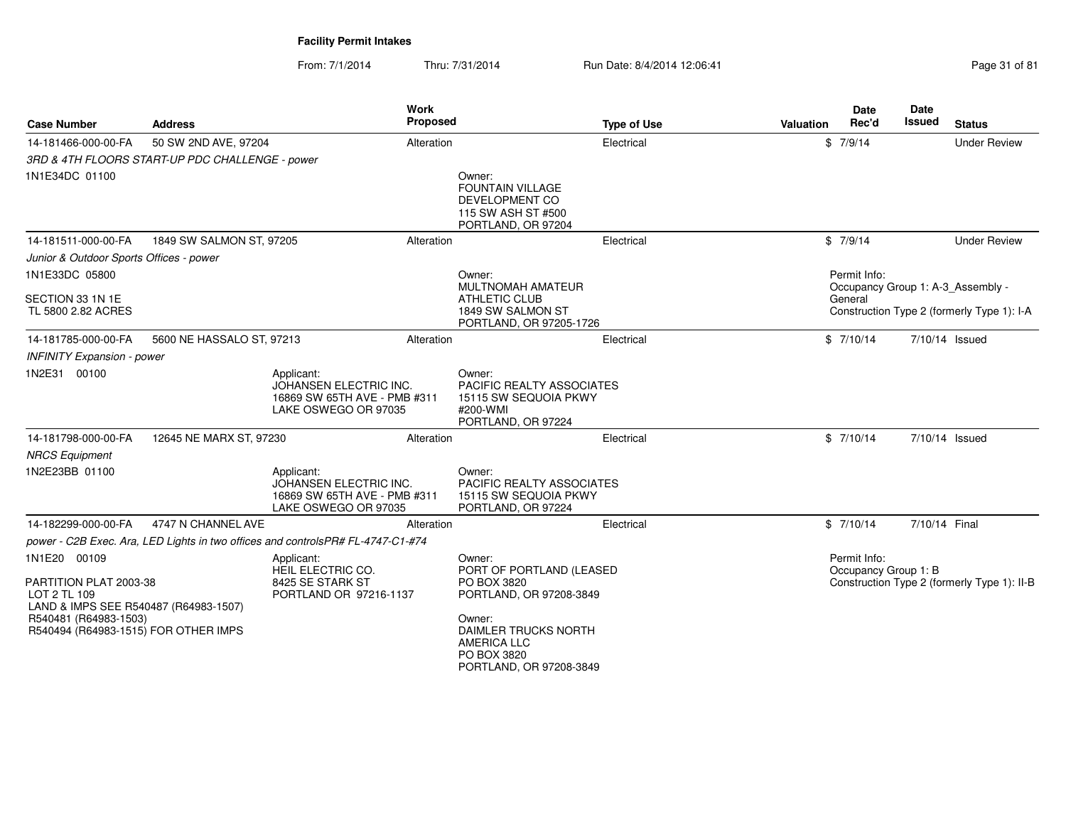**Facility Permit Intakes**

From: 7/1/2014 Thru: 7/31/2014 Run Date: 8/4/2014 12:06:41

| Case Number | Address | Work Proposed | Type of Use | Valuation | Date Rec'd | Date Issued | Status |
|---|---|---|---|---|---|---|---|
| 14-181466-000-00-FA | 50 SW 2ND AVE, 97204 | Alteration | Electrical | $ | 7/9/14 | | Under Review |
| 3RD & 4TH FLOORS START-UP PDC CHALLENGE - power | | | | | | | |
| 1N1E34DC 01100 | | Owner: FOUNTAIN VILLAGE DEVELOPMENT CO 115 SW ASH ST #500 PORTLAND, OR 97204 | | | | | |
| 14-181511-000-00-FA | 1849 SW SALMON ST, 97205 | Alteration | Electrical | $ | 7/9/14 | | Under Review |
| Junior & Outdoor Sports Offices - power | | | | | | | |
| 1N1E33DC 05800 SECTION 33 1N 1E TL 5800 2.82 ACRES | | Owner: MULTNOMAH AMATEUR ATHLETIC CLUB 1849 SW SALMON ST PORTLAND, OR 97205-1726 | | | Permit Info: Occupancy Group 1: A-3_Assembly - General Construction Type 2 (formerly Type 1): I-A | | |
| 14-181785-000-00-FA | 5600 NE HASSALO ST, 97213 | Alteration | Electrical | $ | 7/10/14 | 7/10/14 | Issued |
| INFINITY Expansion - power | | | | | | | |
| 1N2E31 00100 | Applicant: JOHANSEN ELECTRIC INC. 16869 SW 65TH AVE - PMB #311 LAKE OSWEGO OR 97035 | Owner: PACIFIC REALTY ASSOCIATES 15115 SW SEQUOIA PKWY #200-WMI PORTLAND, OR 97224 | | | | | |
| 14-181798-000-00-FA | 12645 NE MARX ST, 97230 | Alteration | Electrical | $ | 7/10/14 | 7/10/14 | Issued |
| NRCS Equipment | | | | | | | |
| 1N2E23BB 01100 | Applicant: JOHANSEN ELECTRIC INC. 16869 SW 65TH AVE - PMB #311 LAKE OSWEGO OR 97035 | Owner: PACIFIC REALTY ASSOCIATES 15115 SW SEQUOIA PKWY PORTLAND, OR 97224 | | | | | |
| 14-182299-000-00-FA | 4747 N CHANNEL AVE | Alteration | Electrical | $ | 7/10/14 | 7/10/14 | Final |
| power - C2B Exec. Ara, LED Lights in two offices and controlsPR# FL-4747-C1-#74 | | | | | | | |
| 1N1E20 00109 PARTITION PLAT 2003-38 LOT 2 TL 109 LAND & IMPS SEE R540487 (R64983-1507) R540481 (R64983-1503) R540494 (R64983-1515) FOR OTHER IMPS | Applicant: HEIL ELECTRIC CO. 8425 SE STARK ST PORTLAND OR 97216-1137 | Owner: PORT OF PORTLAND (LEASED PO BOX 3820 PORTLAND, OR 97208-3849 Owner: DAIMLER TRUCKS NORTH AMERICA LLC PO BOX 3820 PORTLAND, OR 97208-3849 | | | Permit Info: Occupancy Group 1: B Construction Type 2 (formerly Type 1): II-B | | |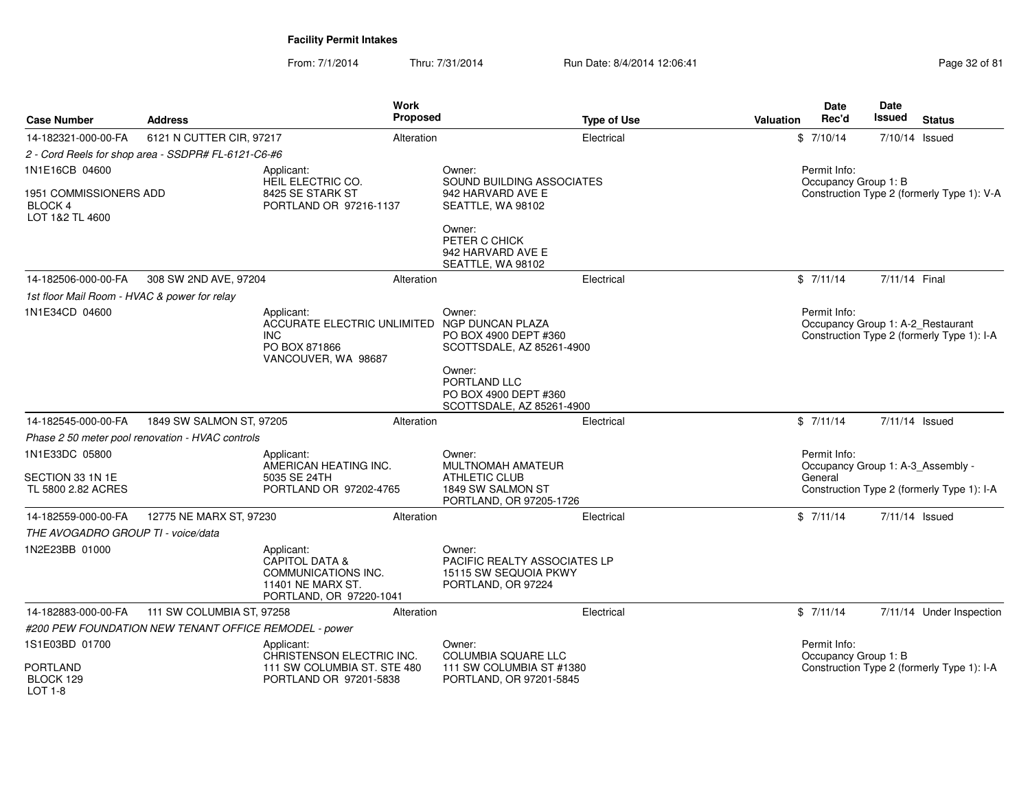**Facility Permit Intakes**

From: 7/1/2014 Thru: 7/31/2014 Run Date: 8/4/2014 12:06:41

| Case Number | Address | Work Proposed | Type of Use | Valuation | Date Rec'd | Date Issued | Status |
|---|---|---|---|---|---|---|---|
| 14-182321-000-00-FA | 6121 N CUTTER CIR, 97217 | Alteration | Electrical | $ | 7/10/14 | 7/10/14 | Issued |

*2 - Cord Reels for shop area - SSDPR# FL-6121-C6-#6*

1N1E16CB 04600

1951 COMMISSIONERS ADD
BLOCK 4
LOT 1&2 TL 4600

Applicant:
HEIL ELECTRIC CO.
8425 SE STARK ST
PORTLAND OR 97216-1137

Owner:
SOUND BUILDING ASSOCIATES
942 HARVARD AVE E
SEATTLE, WA 98102

Owner:
PETER C CHICK
942 HARVARD AVE E
SEATTLE, WA 98102

Permit Info:
Occupancy Group 1: B
Construction Type 2 (formerly Type 1): V-A

| Case Number | Address | Work Proposed | Type of Use | Valuation | Date Rec'd | Date Issued | Status |
|---|---|---|---|---|---|---|---|
| 14-182506-000-00-FA | 308 SW 2ND AVE, 97204 | Alteration | Electrical | $ | 7/11/14 | 7/11/14 | Final |

*1st floor Mail Room - HVAC & power for relay*

1N1E34CD 04600

Applicant:
ACCURATE ELECTRIC UNLIMITED INC
PO BOX 871866
VANCOUVER, WA 98687

Owner:
NGP DUNCAN PLAZA
PO BOX 4900 DEPT #360
SCOTTSDALE, AZ 85261-4900

Owner:
PORTLAND LLC
PO BOX 4900 DEPT #360
SCOTTSDALE, AZ 85261-4900

Permit Info:
Occupancy Group 1: A-2_Restaurant
Construction Type 2 (formerly Type 1): I-A

| Case Number | Address | Work Proposed | Type of Use | Valuation | Date Rec'd | Date Issued | Status |
|---|---|---|---|---|---|---|---|
| 14-182545-000-00-FA | 1849 SW SALMON ST, 97205 | Alteration | Electrical | $ | 7/11/14 | 7/11/14 | Issued |

*Phase 2 50 meter pool renovation - HVAC controls*

1N1E33DC 05800

SECTION 33 1N 1E
TL 5800 2.82 ACRES

Applicant:
AMERICAN HEATING INC.
5035 SE 24TH
PORTLAND OR 97202-4765

Owner:
MULTNOMAH AMATEUR ATHLETIC CLUB
1849 SW SALMON ST
PORTLAND, OR 97205-1726

Permit Info:
Occupancy Group 1: A-3_Assembly - General
Construction Type 2 (formerly Type 1): I-A

| Case Number | Address | Work Proposed | Type of Use | Valuation | Date Rec'd | Date Issued | Status |
|---|---|---|---|---|---|---|---|
| 14-182559-000-00-FA | 12775 NE MARX ST, 97230 | Alteration | Electrical | $ | 7/11/14 | 7/11/14 | Issued |

*THE AVOGADRO GROUP TI - voice/data*

1N2E23BB 01000

Applicant:
CAPITOL DATA & COMMUNICATIONS INC.
11401 NE MARX ST.
PORTLAND, OR 97220-1041

Owner:
PACIFIC REALTY ASSOCIATES LP
15115 SW SEQUOIA PKWY
PORTLAND, OR 97224

| Case Number | Address | Work Proposed | Type of Use | Valuation | Date Rec'd | Date Issued | Status |
|---|---|---|---|---|---|---|---|
| 14-182883-000-00-FA | 111 SW COLUMBIA ST, 97258 | Alteration | Electrical | $ | 7/11/14 | 7/11/14 | Under Inspection |

*#200 PEW FOUNDATION NEW TENANT OFFICE REMODEL - power*

1S1E03BD 01700

PORTLAND
BLOCK 129
LOT 1-8

Applicant:
CHRISTENSON ELECTRIC INC.
111 SW COLUMBIA ST. STE 480
PORTLAND OR 97201-5838

Owner:
COLUMBIA SQUARE LLC
111 SW COLUMBIA ST #1380
PORTLAND, OR 97201-5845

Permit Info:
Occupancy Group 1: B
Construction Type 2 (formerly Type 1): I-A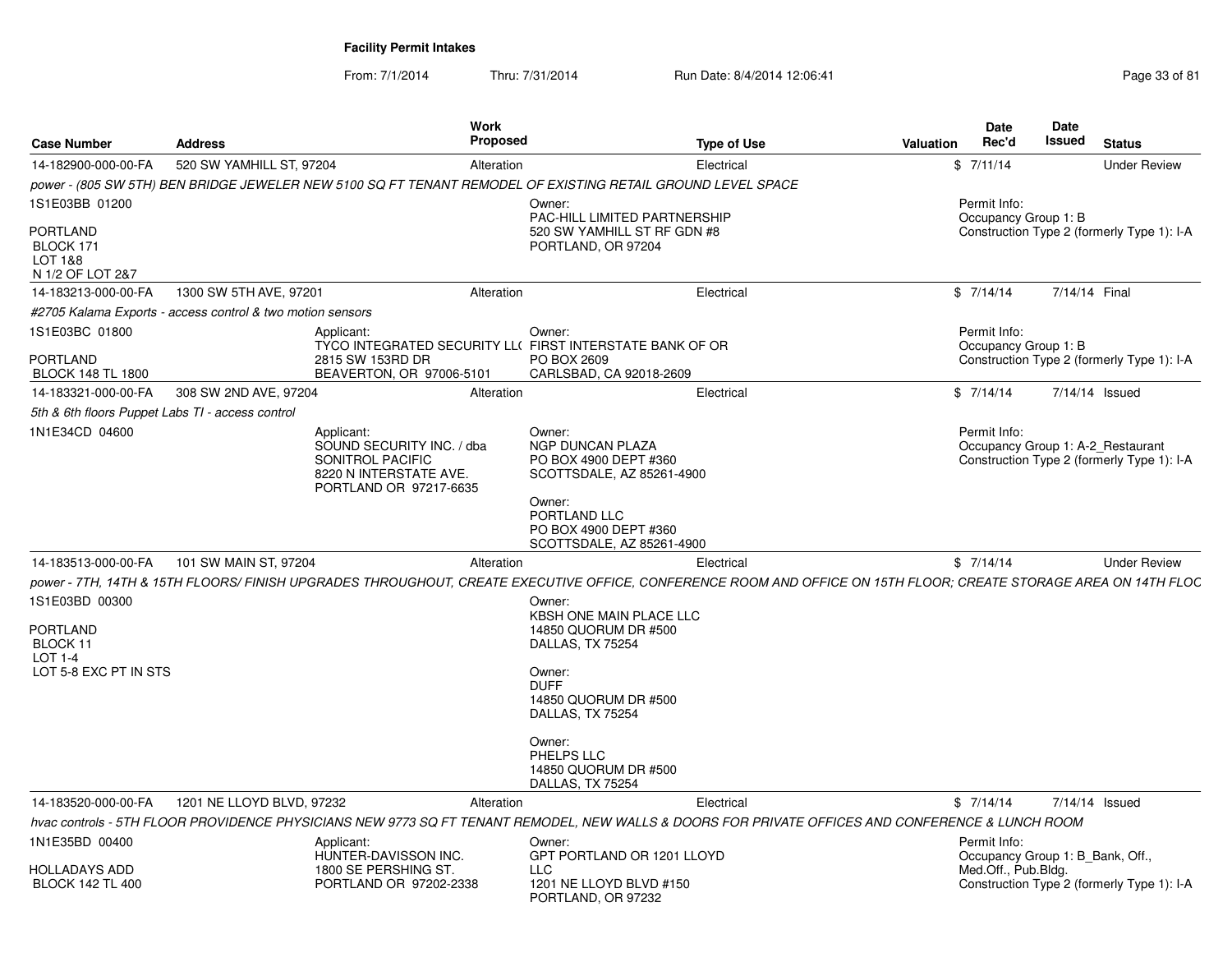**Facility Permit Intakes**

From: 7/1/2014 Thru: 7/31/2014 Run Date: 8/4/2014 12:06:41

| Case Number | Address | Work Proposed | Type of Use | Valuation | Date Rec'd | Date Issued | Status |
|---|---|---|---|---|---|---|---|
| 14-182900-000-00-FA | 520 SW YAMHILL ST, 97204 | Alteration | Electrical | $ | 7/11/14 | | Under Review |

*power - (805 SW 5TH) BEN BRIDGE JEWELER NEW 5100 SQ FT TENANT REMODEL OF EXISTING RETAIL GROUND LEVEL SPACE*

1S1E03BB 01200

PORTLAND
BLOCK 171
LOT 1&8
N 1/2 OF LOT 2&7

Owner:
PAC-HILL LIMITED PARTNERSHIP
520 SW YAMHILL ST RF GDN #8
PORTLAND, OR 97204

Permit Info:
Occupancy Group 1: B
Construction Type 2 (formerly Type 1): I-A

| Case Number | Address | Work Proposed | Type of Use | Valuation | Date Rec'd | Date Issued | Status |
|---|---|---|---|---|---|---|---|
| 14-183213-000-00-FA | 1300 SW 5TH AVE, 97201 | Alteration | Electrical | $ | 7/14/14 | 7/14/14 | Final |

*#2705 Kalama Exports - access control & two motion sensors*

1S1E03BC 01800

PORTLAND
BLOCK 148 TL 1800

Applicant:
TYCO INTEGRATED SECURITY LL(
2815 SW 153RD DR
BEAVERTON, OR 97006-5101

Owner:
FIRST INTERSTATE BANK OF OR
PO BOX 2609
CARLSBAD, CA 92018-2609

Permit Info:
Occupancy Group 1: B
Construction Type 2 (formerly Type 1): I-A

| Case Number | Address | Work Proposed | Type of Use | Valuation | Date Rec'd | Date Issued | Status |
|---|---|---|---|---|---|---|---|
| 14-183321-000-00-FA | 308 SW 2ND AVE, 97204 | Alteration | Electrical | $ | 7/14/14 | 7/14/14 | Issued |

*5th & 6th floors Puppet Labs TI - access control*

1N1E34CD 04600

Applicant:
SOUND SECURITY INC. / dba
SONITROL PACIFIC
8220 N INTERSTATE AVE.
PORTLAND OR 97217-6635

Owner:
NGP DUNCAN PLAZA
PO BOX 4900 DEPT #360
SCOTTSDALE, AZ 85261-4900

Owner:
PORTLAND LLC
PO BOX 4900 DEPT #360
SCOTTSDALE, AZ 85261-4900

Permit Info:
Occupancy Group 1: A-2_Restaurant
Construction Type 2 (formerly Type 1): I-A

| Case Number | Address | Work Proposed | Type of Use | Valuation | Date Rec'd | Date Issued | Status |
|---|---|---|---|---|---|---|---|
| 14-183513-000-00-FA | 101 SW MAIN ST, 97204 | Alteration | Electrical | $ | 7/14/14 | | Under Review |

*power - 7TH, 14TH & 15TH FLOORS/ FINISH UPGRADES THROUGHOUT, CREATE EXECUTIVE OFFICE, CONFERENCE ROOM AND OFFICE ON 15TH FLOOR; CREATE STORAGE AREA ON 14TH FLOC*

1S1E03BD 00300

PORTLAND
BLOCK 11
LOT 1-4
LOT 5-8 EXC PT IN STS

Owner:
KBSH ONE MAIN PLACE LLC
14850 QUORUM DR #500
DALLAS, TX 75254

Owner:
DUFF
14850 QUORUM DR #500
DALLAS, TX 75254

Owner:
PHELPS LLC
14850 QUORUM DR #500
DALLAS, TX 75254

| Case Number | Address | Work Proposed | Type of Use | Valuation | Date Rec'd | Date Issued | Status |
|---|---|---|---|---|---|---|---|
| 14-183520-000-00-FA | 1201 NE LLOYD BLVD, 97232 | Alteration | Electrical | $ | 7/14/14 | 7/14/14 | Issued |

*hvac controls - 5TH FLOOR PROVIDENCE PHYSICIANS NEW 9773 SQ FT TENANT REMODEL, NEW WALLS & DOORS FOR PRIVATE OFFICES AND CONFERENCE & LUNCH ROOM*

1N1E35BD 00400

HOLLADAYS ADD
BLOCK 142 TL 400

Applicant:
HUNTER-DAVISSON INC.
1800 SE PERSHING ST.
PORTLAND OR 97202-2338

Owner:
GPT PORTLAND OR 1201 LLOYD
LLC
1201 NE LLOYD BLVD #150
PORTLAND, OR 97232

Permit Info:
Occupancy Group 1: B_Bank, Off., Med.Off., Pub.Bldg.
Construction Type 2 (formerly Type 1): I-A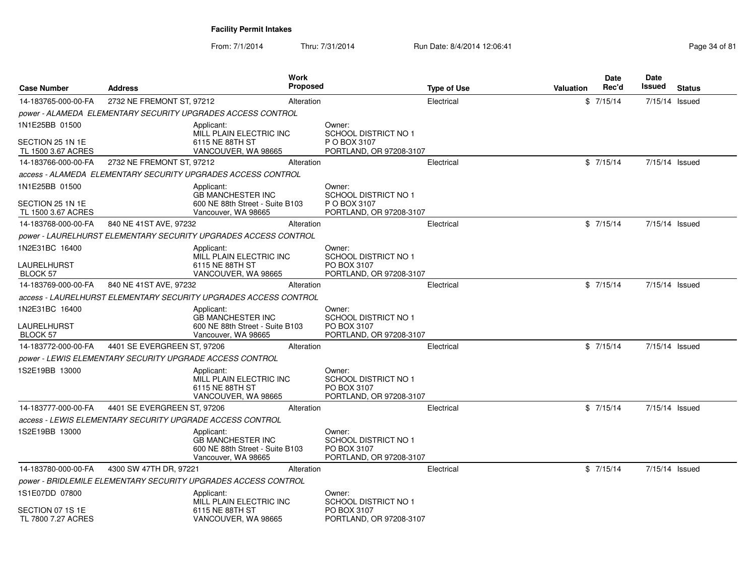**Facility Permit Intakes**

From: 7/1/2014 Thru: 7/31/2014 Run Date: 8/4/2014 12:06:41

| Case Number | Address | Work Proposed | Type of Use | Valuation | Date Rec'd | Date Issued | Status |
|---|---|---|---|---|---|---|---|
| 14-183765-000-00-FA | 2732 NE FREMONT ST, 97212 | Alteration | Electrical | $ | 7/15/14 | 7/15/14 | Issued |
| *power - ALAMEDA ELEMENTARY SECURITY UPGRADES ACCESS CONTROL* | | | | | | | |
| 1N1E25BB 01500<br>SECTION 25 1N 1E<br>TL 1500 3.67 ACRES | Applicant:<br>MILL PLAIN ELECTRIC INC<br>6115 NE 88TH ST<br>VANCOUVER, WA 98665 | Owner:<br>SCHOOL DISTRICT NO 1<br>P O BOX 3107<br>PORTLAND, OR 97208-3107 | | | | | |
| 14-183766-000-00-FA | 2732 NE FREMONT ST, 97212 | Alteration | Electrical | $ | 7/15/14 | 7/15/14 | Issued |
| *access - ALAMEDA ELEMENTARY SECURITY UPGRADES ACCESS CONTROL* | | | | | | | |
| 1N1E25BB 01500<br>SECTION 25 1N 1E<br>TL 1500 3.67 ACRES | Applicant:<br>GB MANCHESTER INC<br>600 NE 88th Street - Suite B103<br>Vancouver, WA 98665 | Owner:<br>SCHOOL DISTRICT NO 1<br>P O BOX 3107<br>PORTLAND, OR 97208-3107 | | | | | |
| 14-183768-000-00-FA | 840 NE 41ST AVE, 97232 | Alteration | Electrical | $ | 7/15/14 | 7/15/14 | Issued |
| *power - LAURELHURST ELEMENTARY SECURITY UPGRADES ACCESS CONTROL* | | | | | | | |
| 1N2E31BC 16400<br>LAURELHURST<br>BLOCK 57 | Applicant:<br>MILL PLAIN ELECTRIC INC<br>6115 NE 88TH ST<br>VANCOUVER, WA 98665 | Owner:<br>SCHOOL DISTRICT NO 1<br>PO BOX 3107<br>PORTLAND, OR 97208-3107 | | | | | |
| 14-183769-000-00-FA | 840 NE 41ST AVE, 97232 | Alteration | Electrical | $ | 7/15/14 | 7/15/14 | Issued |
| *access - LAURELHURST ELEMENTARY SECURITY UPGRADES ACCESS CONTROL* | | | | | | | |
| 1N2E31BC 16400<br>LAURELHURST<br>BLOCK 57 | Applicant:<br>GB MANCHESTER INC<br>600 NE 88th Street - Suite B103<br>Vancouver, WA 98665 | Owner:<br>SCHOOL DISTRICT NO 1<br>PO BOX 3107<br>PORTLAND, OR 97208-3107 | | | | | |
| 14-183772-000-00-FA | 4401 SE EVERGREEN ST, 97206 | Alteration | Electrical | $ | 7/15/14 | 7/15/14 | Issued |
| *power - LEWIS ELEMENTARY SECURITY UPGRADE ACCESS CONTROL* | | | | | | | |
| 1S2E19BB 13000 | Applicant:<br>MILL PLAIN ELECTRIC INC<br>6115 NE 88TH ST<br>VANCOUVER, WA 98665 | Owner:<br>SCHOOL DISTRICT NO 1<br>PO BOX 3107<br>PORTLAND, OR 97208-3107 | | | | | |
| 14-183777-000-00-FA | 4401 SE EVERGREEN ST, 97206 | Alteration | Electrical | $ | 7/15/14 | 7/15/14 | Issued |
| *access - LEWIS ELEMENTARY SECURITY UPGRADE ACCESS CONTROL* | | | | | | | |
| 1S2E19BB 13000 | Applicant:<br>GB MANCHESTER INC<br>600 NE 88th Street - Suite B103<br>Vancouver, WA 98665 | Owner:<br>SCHOOL DISTRICT NO 1<br>PO BOX 3107<br>PORTLAND, OR 97208-3107 | | | | | |
| 14-183780-000-00-FA | 4300 SW 47TH DR, 97221 | Alteration | Electrical | $ | 7/15/14 | 7/15/14 | Issued |
| *power - BRIDLEMILE ELEMENTARY SECURITY UPGRADES ACCESS CONTROL* | | | | | | | |
| 1S1E07DD 07800<br>SECTION 07 1S 1E<br>TL 7800 7.27 ACRES | Applicant:<br>MILL PLAIN ELECTRIC INC<br>6115 NE 88TH ST<br>VANCOUVER, WA 98665 | Owner:<br>SCHOOL DISTRICT NO 1<br>PO BOX 3107<br>PORTLAND, OR 97208-3107 | | | | | |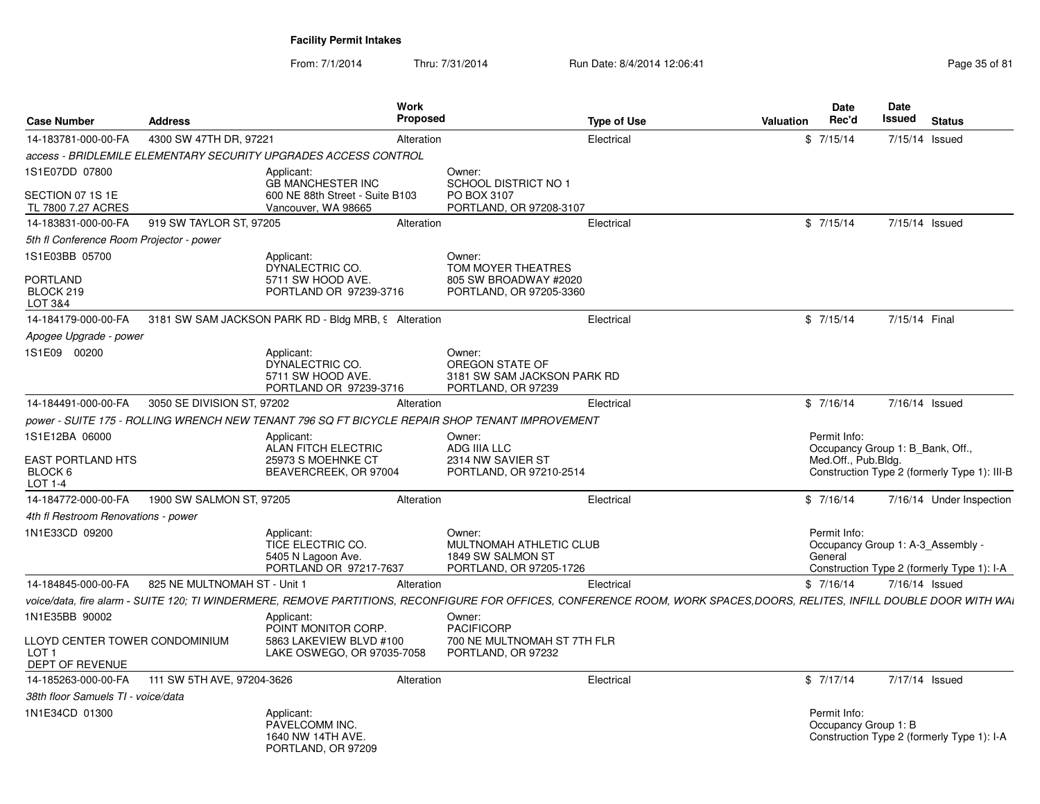**Facility Permit Intakes**

From: 7/1/2014 Thru: 7/31/2014 Run Date: 8/4/2014 12:06:41

| Case Number | Address | Work Proposed | Type of Use | Valuation | Date Rec'd | Date Issued | Status |
|---|---|---|---|---|---|---|---|
| 14-183781-000-00-FA | 4300 SW 47TH DR, 97221 | Alteration | Electrical | $ | 7/15/14 | 7/15/14 | Issued |
| *access - BRIDLEMILE ELEMENTARY SECURITY UPGRADES ACCESS CONTROL* | | | | | | | |
| 1S1E07DD 07800<br>SECTION 07 1S 1E<br>TL 7800 7.27 ACRES | Applicant:<br>GB MANCHESTER INC<br>600 NE 88th Street - Suite B103<br>Vancouver, WA 98665 | Owner:<br>SCHOOL DISTRICT NO 1<br>PO BOX 3107<br>PORTLAND, OR 97208-3107 | | | | | |
| 14-183831-000-00-FA | 919 SW TAYLOR ST, 97205 | Alteration | Electrical | $ | 7/15/14 | 7/15/14 | Issued |
| *5th fl Conference Room Projector - power* | | | | | | | |
| 1S1E03BB 05700<br>PORTLAND<br>BLOCK 219<br>LOT 3&4 | Applicant:<br>DYNALECTRIC CO.<br>5711 SW HOOD AVE.<br>PORTLAND OR 97239-3716 | Owner:<br>TOM MOYER THEATRES<br>805 SW BROADWAY #2020<br>PORTLAND, OR 97205-3360 | | | | | |
| 14-184179-000-00-FA | 3181 SW SAM JACKSON PARK RD - Bldg MRB, 9 | Alteration | Electrical | $ | 7/15/14 | 7/15/14 | Final |
| *Apogee Upgrade - power* | | | | | | | |
| 1S1E09 00200 | Applicant:<br>DYNALECTRIC CO.<br>5711 SW HOOD AVE.<br>PORTLAND OR 97239-3716 | Owner:<br>OREGON STATE OF<br>3181 SW SAM JACKSON PARK RD<br>PORTLAND, OR 97239 | | | | | |
| 14-184491-000-00-FA | 3050 SE DIVISION ST, 97202 | Alteration | Electrical | $ | 7/16/14 | 7/16/14 | Issued |
| *power - SUITE 175 - ROLLING WRENCH NEW TENANT 796 SQ FT BICYCLE REPAIR SHOP TENANT IMPROVEMENT* | | | | | | | |
| 1S1E12BA 06000<br>EAST PORTLAND HTS<br>BLOCK 6<br>LOT 1-4 | Applicant:<br>ALAN FITCH ELECTRIC<br>25973 S MOEHNKE CT<br>BEAVERCREEK, OR 97004 | Owner:<br>ADG IIIA LLC<br>2314 NW SAVIER ST<br>PORTLAND, OR 97210-2514 | | Permit Info:<br>Occupancy Group 1: B_Bank, Off., Med.Off., Pub.Bldg.<br>Construction Type 2 (formerly Type 1): III-B | | | |
| 14-184772-000-00-FA | 1900 SW SALMON ST, 97205 | Alteration | Electrical | $ | 7/16/14 | 7/16/14 | Under Inspection |
| *4th fl Restroom Renovations - power* | | | | | | | |
| 1N1E33CD 09200 | Applicant:<br>TICE ELECTRIC CO.<br>5405 N Lagoon Ave.<br>PORTLAND OR 97217-7637 | Owner:<br>MULTNOMAH ATHLETIC CLUB<br>1849 SW SALMON ST<br>PORTLAND, OR 97205-1726 | | Permit Info:<br>Occupancy Group 1: A-3_Assembly - General<br>Construction Type 2 (formerly Type 1): I-A | | | |
| 14-184845-000-00-FA | 825 NE MULTNOMAH ST - Unit 1 | Alteration | Electrical | $ | 7/16/14 | 7/16/14 | Issued |
| *voice/data, fire alarm - SUITE 120; TI WINDERMERE, REMOVE PARTITIONS, RECONFIGURE FOR OFFICES, CONFERENCE ROOM, WORK SPACES,DOORS, RELITES, INFILL DOUBLE DOOR WITH WAI* | | | | | | | |
| 1N1E35BB 90002<br>LLOYD CENTER TOWER CONDOMINIUM<br>LOT 1<br>DEPT OF REVENUE | Applicant:<br>POINT MONITOR CORP.<br>5863 LAKEVIEW BLVD #100<br>LAKE OSWEGO, OR 97035-7058 | Owner:<br>PACIFICORP<br>700 NE MULTNOMAH ST 7TH FLR<br>PORTLAND, OR 97232 | | | | | |
| 14-185263-000-00-FA | 111 SW 5TH AVE, 97204-3626 | Alteration | Electrical | $ | 7/17/14 | 7/17/14 | Issued |
| *38th floor Samuels TI - voice/data* | | | | | | | |
| 1N1E34CD 01300 | Applicant:<br>PAVELCOMM INC.<br>1640 NW 14TH AVE.<br>PORTLAND, OR 97209 | | | Permit Info:<br>Occupancy Group 1: B<br>Construction Type 2 (formerly Type 1): I-A | | | |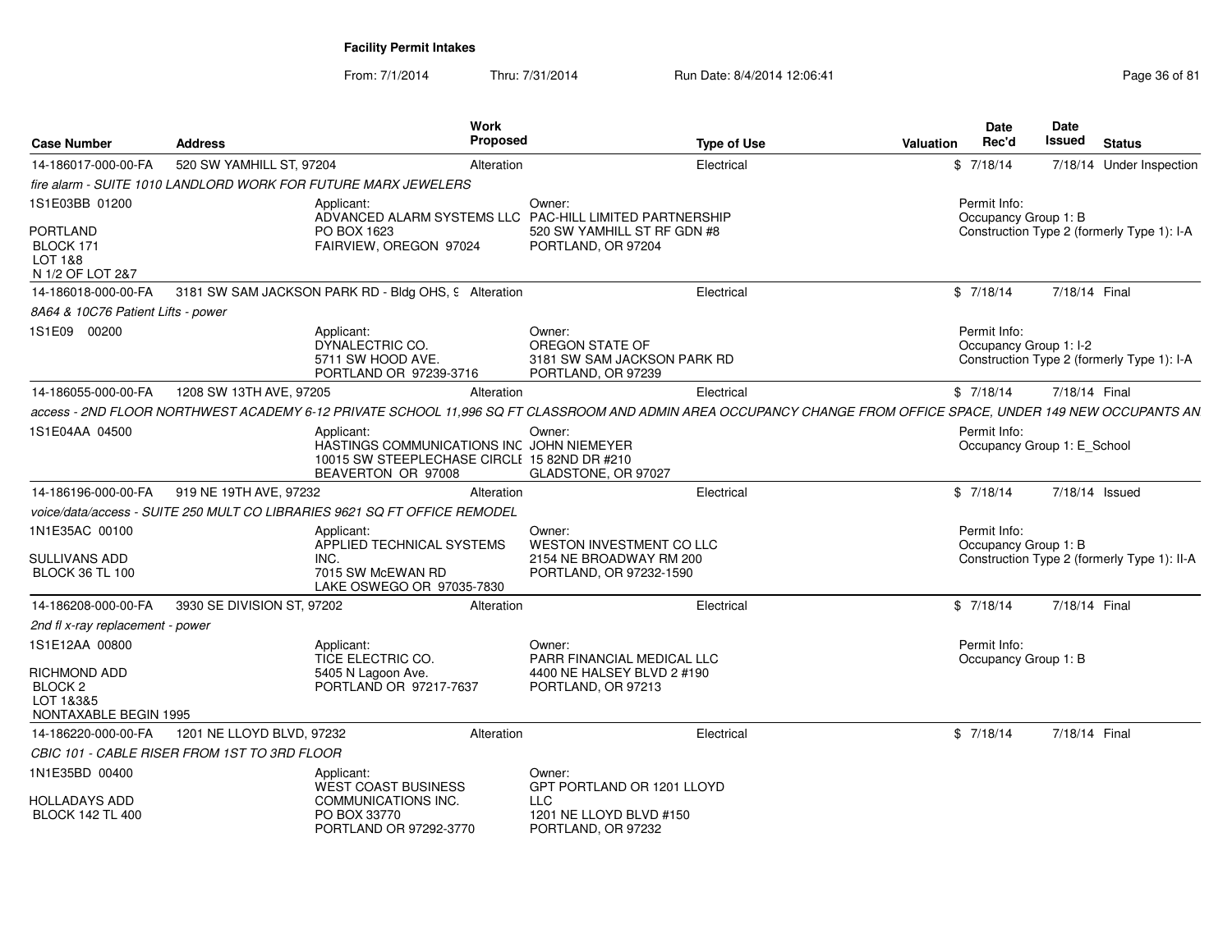**Facility Permit Intakes**

From: 7/1/2014 Thru: 7/31/2014 Run Date: 8/4/2014 12:06:41

| Case Number | Address | Work Proposed | Type of Use | Valuation | Date Rec'd | Date Issued | Status |
|---|---|---|---|---|---|---|---|
| 14-186017-000-00-FA | 520 SW YAMHILL ST, 97204 | Alteration | Electrical | $ | 7/18/14 | 7/18/14 | Under Inspection |
| 14-186018-000-00-FA | 3181 SW SAM JACKSON PARK RD - Bldg OHS, 9 | Alteration | Electrical | $ | 7/18/14 | 7/18/14 | Final |
| 14-186055-000-00-FA | 1208 SW 13TH AVE, 97205 | Alteration | Electrical | $ | 7/18/14 | 7/18/14 | Final |
| 14-186196-000-00-FA | 919 NE 19TH AVE, 97232 | Alteration | Electrical | $ | 7/18/14 | 7/18/14 | Issued |
| 14-186208-000-00-FA | 3930 SE DIVISION ST, 97202 | Alteration | Electrical | $ | 7/18/14 | 7/18/14 | Final |
| 14-186220-000-00-FA | 1201 NE LLOYD BLVD, 97232 | Alteration | Electrical | $ | 7/18/14 | 7/18/14 | Final |

**14-186017-000-00-FA** — 520 SW YAMHILL ST, 97204

*fire alarm - SUITE 1010 LANDLORD WORK FOR FUTURE MARX JEWELERS*

1S1E03BB 01200
PORTLAND
BLOCK 171
LOT 1&8
N 1/2 OF LOT 2&7

Applicant:
ADVANCED ALARM SYSTEMS LLC
PO BOX 1623
FAIRVIEW, OREGON 97024

Owner:
PAC-HILL LIMITED PARTNERSHIP
520 SW YAMHILL ST RF GDN #8
PORTLAND, OR 97204

Permit Info:
Occupancy Group 1: B
Construction Type 2 (formerly Type 1): I-A

**14-186018-000-00-FA** — 3181 SW SAM JACKSON PARK RD - Bldg OHS, 9

*8A64 & 10C76 Patient Lifts - power*

1S1E09 00200

Applicant:
DYNALECTRIC CO.
5711 SW HOOD AVE.
PORTLAND OR 97239-3716

Owner:
OREGON STATE OF
3181 SW SAM JACKSON PARK RD
PORTLAND, OR 97239

Permit Info:
Occupancy Group 1: I-2
Construction Type 2 (formerly Type 1): I-A

**14-186055-000-00-FA** — 1208 SW 13TH AVE, 97205

*access - 2ND FLOOR NORTHWEST ACADEMY 6-12 PRIVATE SCHOOL 11,996 SQ FT CLASSROOM AND ADMIN AREA OCCUPANCY CHANGE FROM OFFICE SPACE, UNDER 149 NEW OCCUPANTS AN*

1S1E04AA 04500

Applicant:
HASTINGS COMMUNICATIONS INC
10015 SW STEEPLECHASE CIRCLE
BEAVERTON OR 97008

Owner:
JOHN NIEMEYER
15 82ND DR #210
GLADSTONE, OR 97027

Permit Info:
Occupancy Group 1: E_School

**14-186196-000-00-FA** — 919 NE 19TH AVE, 97232

*voice/data/access - SUITE 250 MULT CO LIBRARIES 9621 SQ FT OFFICE REMODEL*

1N1E35AC 00100
SULLIVANS ADD
BLOCK 36 TL 100

Applicant:
APPLIED TECHNICAL SYSTEMS INC.
7015 SW McEWAN RD
LAKE OSWEGO OR 97035-7830

Owner:
WESTON INVESTMENT CO LLC
2154 NE BROADWAY RM 200
PORTLAND, OR 97232-1590

Permit Info:
Occupancy Group 1: B
Construction Type 2 (formerly Type 1): II-A

**14-186208-000-00-FA** — 3930 SE DIVISION ST, 97202

*2nd fl x-ray replacement - power*

1S1E12AA 00800
RICHMOND ADD
BLOCK 2
LOT 1&3&5
NONTAXABLE BEGIN 1995

Applicant:
TICE ELECTRIC CO.
5405 N Lagoon Ave.
PORTLAND OR 97217-7637

Owner:
PARR FINANCIAL MEDICAL LLC
4400 NE HALSEY BLVD 2 #190
PORTLAND, OR 97213

Permit Info:
Occupancy Group 1: B

**14-186220-000-00-FA** — 1201 NE LLOYD BLVD, 97232

*CBIC 101 - CABLE RISER FROM 1ST TO 3RD FLOOR*

1N1E35BD 00400
HOLLADAYS ADD
BLOCK 142 TL 400

Applicant:
WEST COAST BUSINESS COMMUNICATIONS INC.
PO BOX 33770
PORTLAND OR 97292-3770

Owner:
GPT PORTLAND OR 1201 LLOYD LLC
1201 NE LLOYD BLVD #150
PORTLAND, OR 97232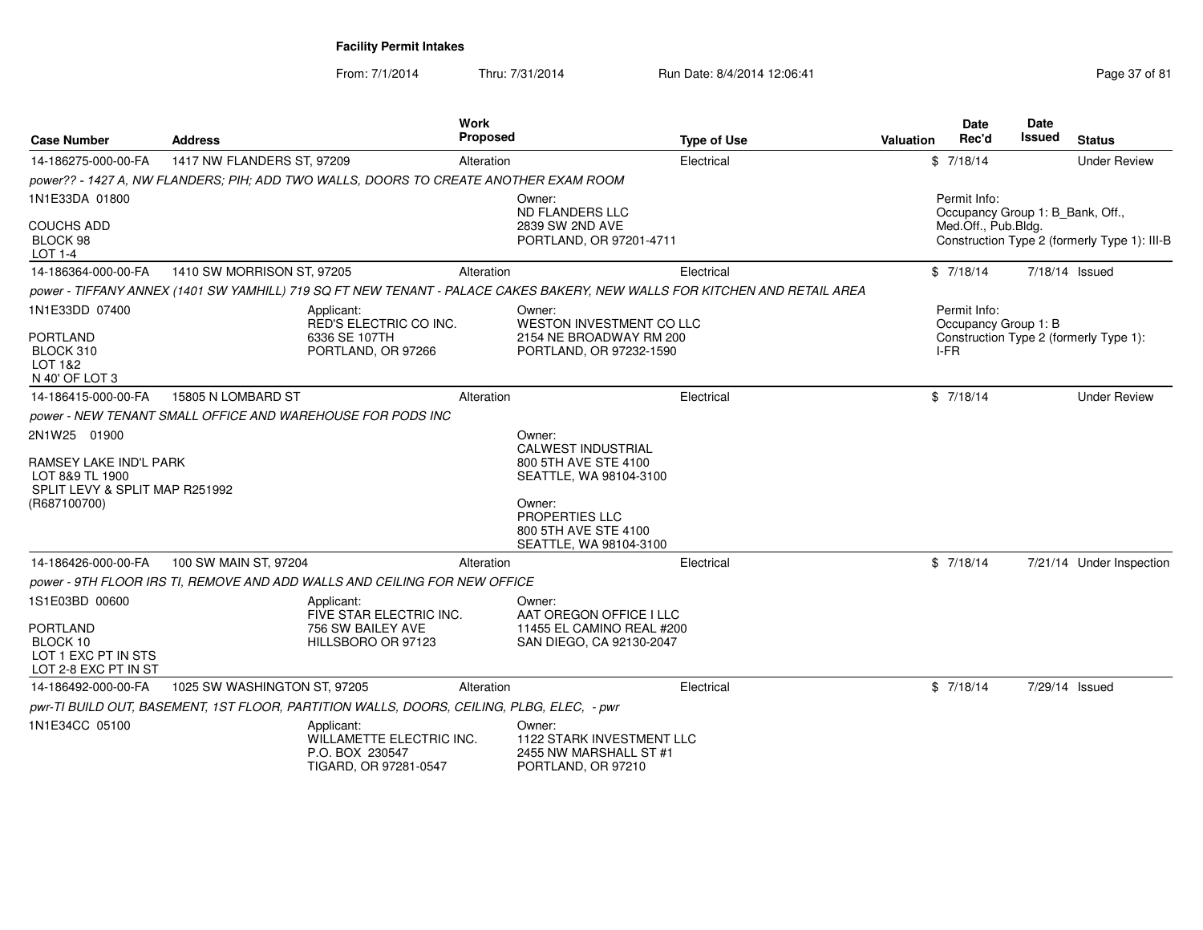**Facility Permit Intakes**

From: 7/1/2014 Thru: 7/31/2014 Run Date: 8/4/2014 12:06:41

| Case Number | Address | Work Proposed | Type of Use | Valuation | Date Rec'd | Date Issued | Status |
|---|---|---|---|---|---|---|---|
| 14-186275-000-00-FA | 1417 NW FLANDERS ST, 97209 | Alteration | Electrical | $ | 7/18/14 | | Under Review |

*power?? - 1427 A, NW FLANDERS; PIH; ADD TWO WALLS, DOORS TO CREATE ANOTHER EXAM ROOM*

1N1E33DA 01800

COUCHS ADD
BLOCK 98
LOT 1-4

Owner:
ND FLANDERS LLC
2839 SW 2ND AVE
PORTLAND, OR 97201-4711

Permit Info:
Occupancy Group 1: B_Bank, Off., Med.Off., Pub.Bldg.
Construction Type 2 (formerly Type 1): III-B

| Case Number | Address | Work Proposed | Type of Use | Valuation | Date Rec'd | Date Issued | Status |
|---|---|---|---|---|---|---|---|
| 14-186364-000-00-FA | 1410 SW MORRISON ST, 97205 | Alteration | Electrical | $ | 7/18/14 | 7/18/14 | Issued |

*power - TIFFANY ANNEX (1401 SW YAMHILL) 719 SQ FT NEW TENANT - PALACE CAKES BAKERY, NEW WALLS FOR KITCHEN AND RETAIL AREA*

1N1E33DD 07400

PORTLAND
BLOCK 310
LOT 1&2
N 40' OF LOT 3

Applicant:
RED'S ELECTRIC CO INC.
6336 SE 107TH
PORTLAND, OR 97266

Owner:
WESTON INVESTMENT CO LLC
2154 NE BROADWAY RM 200
PORTLAND, OR 97232-1590

Permit Info:
Occupancy Group 1: B
Construction Type 2 (formerly Type 1): I-FR

| Case Number | Address | Work Proposed | Type of Use | Valuation | Date Rec'd | Date Issued | Status |
|---|---|---|---|---|---|---|---|
| 14-186415-000-00-FA | 15805 N LOMBARD ST | Alteration | Electrical | $ | 7/18/14 | | Under Review |

*power - NEW TENANT SMALL OFFICE AND WAREHOUSE FOR PODS INC*

2N1W25 01900

RAMSEY LAKE IND'L PARK
LOT 8&9 TL 1900
SPLIT LEVY & SPLIT MAP R251992
(R687100700)

Owner:
CALWEST INDUSTRIAL
800 5TH AVE STE 4100
SEATTLE, WA 98104-3100

Owner:
PROPERTIES LLC
800 5TH AVE STE 4100
SEATTLE, WA 98104-3100

| Case Number | Address | Work Proposed | Type of Use | Valuation | Date Rec'd | Date Issued | Status |
|---|---|---|---|---|---|---|---|
| 14-186426-000-00-FA | 100 SW MAIN ST, 97204 | Alteration | Electrical | $ | 7/18/14 | 7/21/14 | Under Inspection |

*power - 9TH FLOOR IRS TI, REMOVE AND ADD WALLS AND CEILING FOR NEW OFFICE*

1S1E03BD 00600

PORTLAND
BLOCK 10
LOT 1 EXC PT IN STS
LOT 2-8 EXC PT IN ST

Applicant:
FIVE STAR ELECTRIC INC.
756 SW BAILEY AVE
HILLSBORO OR 97123

Owner:
AAT OREGON OFFICE I LLC
11455 EL CAMINO REAL #200
SAN DIEGO, CA 92130-2047

| Case Number | Address | Work Proposed | Type of Use | Valuation | Date Rec'd | Date Issued | Status |
|---|---|---|---|---|---|---|---|
| 14-186492-000-00-FA | 1025 SW WASHINGTON ST, 97205 | Alteration | Electrical | $ | 7/18/14 | 7/29/14 | Issued |

*pwr-TI BUILD OUT, BASEMENT, 1ST FLOOR, PARTITION WALLS, DOORS, CEILING, PLBG, ELEC, - pwr*

1N1E34CC 05100

Applicant:
WILLAMETTE ELECTRIC INC.
P.O. BOX 230547
TIGARD, OR 97281-0547

Owner:
1122 STARK INVESTMENT LLC
2455 NW MARSHALL ST #1
PORTLAND, OR 97210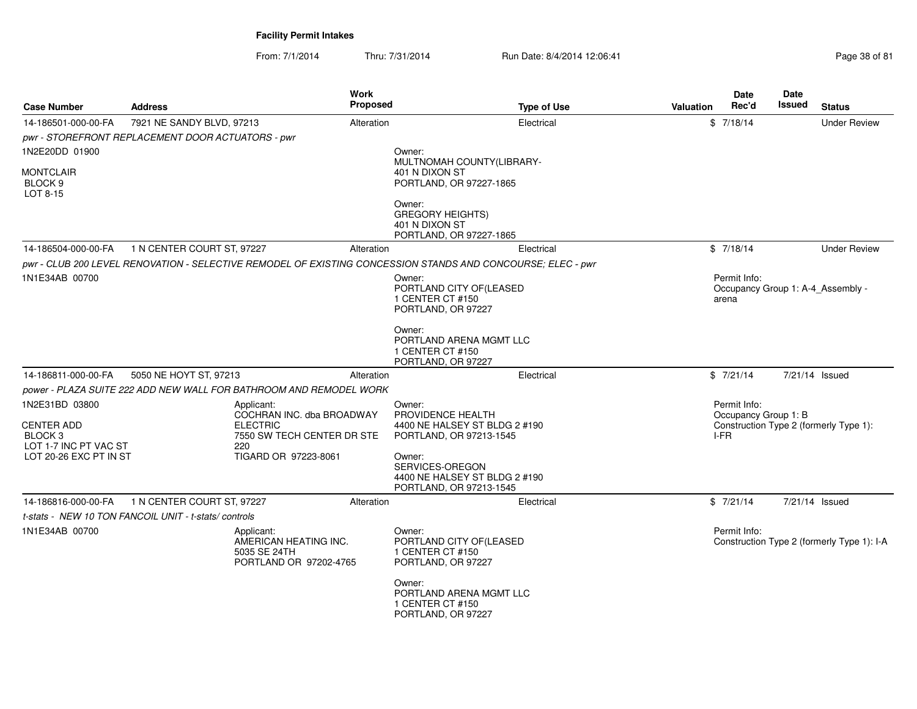**Facility Permit Intakes**

From: 7/1/2014 Thru: 7/31/2014 Run Date: 8/4/2014 12:06:41

| Case Number | Address | Work Proposed | Type of Use | Valuation | Date Rec'd | Date Issued | Status |
|---|---|---|---|---|---|---|---|
| 14-186501-000-00-FA | 7921 NE SANDY BLVD, 97213 | Alteration | Electrical | $ | 7/18/14 | | Under Review |

*pwr - STOREFRONT REPLACEMENT DOOR ACTUATORS - pwr*

1N2E20DD 01900

MONTCLAIR
BLOCK 9
LOT 8-15

Owner:
MULTNOMAH COUNTY(LIBRARY-
401 N DIXON ST
PORTLAND, OR 97227-1865

Owner:
GREGORY HEIGHTS)
401 N DIXON ST
PORTLAND, OR 97227-1865

| Case Number | Address | Work Proposed | Type of Use | Valuation | Date Rec'd | Date Issued | Status |
|---|---|---|---|---|---|---|---|
| 14-186504-000-00-FA | 1 N CENTER COURT ST, 97227 | Alteration | Electrical | $ | 7/18/14 | | Under Review |

*pwr - CLUB 200 LEVEL RENOVATION - SELECTIVE REMODEL OF EXISTING CONCESSION STANDS AND CONCOURSE; ELEC - pwr*

1N1E34AB 00700

Owner:
PORTLAND CITY OF(LEASED
1 CENTER CT #150
PORTLAND, OR 97227

Owner:
PORTLAND ARENA MGMT LLC
1 CENTER CT #150
PORTLAND, OR 97227

Permit Info:
Occupancy Group 1: A-4_Assembly - arena

| Case Number | Address | Work Proposed | Type of Use | Valuation | Date Rec'd | Date Issued | Status |
|---|---|---|---|---|---|---|---|
| 14-186811-000-00-FA | 5050 NE HOYT ST, 97213 | Alteration | Electrical | $ | 7/21/14 | 7/21/14 | Issued |

*power - PLAZA SUITE 222 ADD NEW WALL FOR BATHROOM AND REMODEL WORK*

1N2E31BD 03800

CENTER ADD
BLOCK 3
LOT 1-7 INC PT VAC ST
LOT 20-26 EXC PT IN ST

Applicant:
COCHRAN INC. dba BROADWAY ELECTRIC
7550 SW TECH CENTER DR STE 220
TIGARD OR 97223-8061

Owner:
PROVIDENCE HEALTH
4400 NE HALSEY ST BLDG 2 #190
PORTLAND, OR 97213-1545

Owner:
SERVICES-OREGON
4400 NE HALSEY ST BLDG 2 #190
PORTLAND, OR 97213-1545

Permit Info:
Occupancy Group 1: B
Construction Type 2 (formerly Type 1): I-FR

| Case Number | Address | Work Proposed | Type of Use | Valuation | Date Rec'd | Date Issued | Status |
|---|---|---|---|---|---|---|---|
| 14-186816-000-00-FA | 1 N CENTER COURT ST, 97227 | Alteration | Electrical | $ | 7/21/14 | 7/21/14 | Issued |

*t-stats - NEW 10 TON FANCOIL UNIT - t-stats/ controls*

1N1E34AB 00700

Applicant:
AMERICAN HEATING INC.
5035 SE 24TH
PORTLAND OR 97202-4765

Owner:
PORTLAND CITY OF(LEASED
1 CENTER CT #150
PORTLAND, OR 97227

Owner:
PORTLAND ARENA MGMT LLC
1 CENTER CT #150
PORTLAND, OR 97227

Permit Info:
Construction Type 2 (formerly Type 1): I-A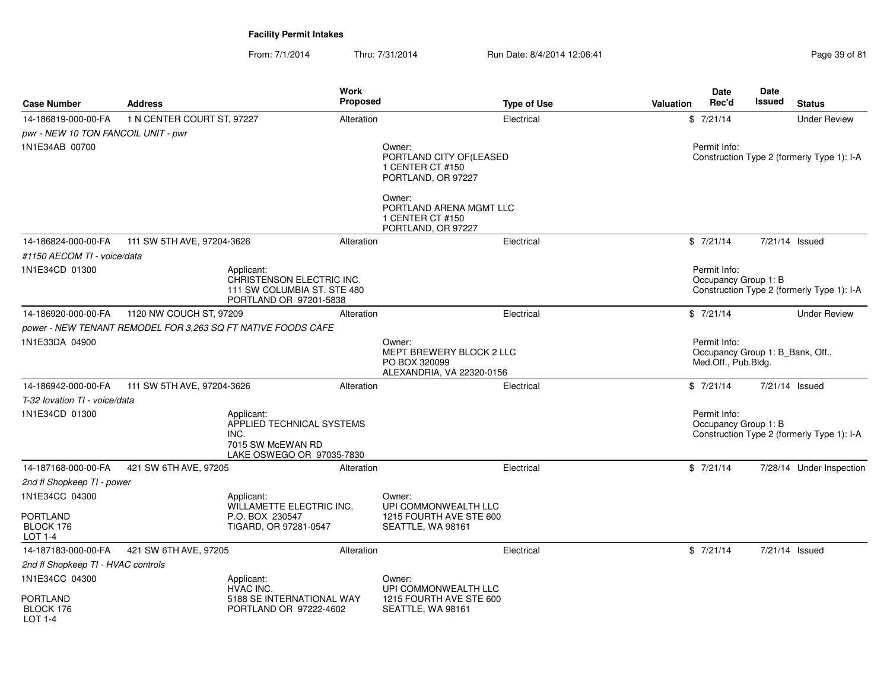**Facility Permit Intakes**

From: 7/1/2014 Thru: 7/31/2014 Run Date: 8/4/2014 12:06:41

| Case Number | Address | Work Proposed | Type of Use | Valuation | Date Rec'd | Date Issued | Status |
|---|---|---|---|---|---|---|---|
| 14-186819-000-00-FA | 1 N CENTER COURT ST, 97227 | Alteration | Electrical | $ | 7/21/14 | | Under Review |

*pwr - NEW 10 TON FANCOIL UNIT - pwr*

1N1E34AB 00700

Owner:
PORTLAND CITY OF(LEASED
1 CENTER CT #150
PORTLAND, OR 97227

Owner:
PORTLAND ARENA MGMT LLC
1 CENTER CT #150
PORTLAND, OR 97227

Permit Info:
Construction Type 2 (formerly Type 1): I-A

| Case Number | Address | Work Proposed | Type of Use | Valuation | Date Rec'd | Date Issued | Status |
|---|---|---|---|---|---|---|---|
| 14-186824-000-00-FA | 111 SW 5TH AVE, 97204-3626 | Alteration | Electrical | $ | 7/21/14 | 7/21/14 | Issued |

*#1150 AECOM TI - voice/data*

1N1E34CD 01300

Applicant:
CHRISTENSON ELECTRIC INC.
111 SW COLUMBIA ST. STE 480
PORTLAND OR 97201-5838

Permit Info:
Occupancy Group 1: B
Construction Type 2 (formerly Type 1): I-A

| Case Number | Address | Work Proposed | Type of Use | Valuation | Date Rec'd | Date Issued | Status |
|---|---|---|---|---|---|---|---|
| 14-186920-000-00-FA | 1120 NW COUCH ST, 97209 | Alteration | Electrical | $ | 7/21/14 | | Under Review |

*power - NEW TENANT REMODEL FOR 3,263 SQ FT NATIVE FOODS CAFE*

1N1E33DA 04900

Owner:
MEPT BREWERY BLOCK 2 LLC
PO BOX 320099
ALEXANDRIA, VA 22320-0156

Permit Info:
Occupancy Group 1: B_Bank, Off., Med.Off., Pub.Bldg.

| Case Number | Address | Work Proposed | Type of Use | Valuation | Date Rec'd | Date Issued | Status |
|---|---|---|---|---|---|---|---|
| 14-186942-000-00-FA | 111 SW 5TH AVE, 97204-3626 | Alteration | Electrical | $ | 7/21/14 | 7/21/14 | Issued |

*T-32 Iovation TI - voice/data*

1N1E34CD 01300

Applicant:
APPLIED TECHNICAL SYSTEMS INC.
7015 SW McEWAN RD
LAKE OSWEGO OR 97035-7830

Permit Info:
Occupancy Group 1: B
Construction Type 2 (formerly Type 1): I-A

| Case Number | Address | Work Proposed | Type of Use | Valuation | Date Rec'd | Date Issued | Status |
|---|---|---|---|---|---|---|---|
| 14-187168-000-00-FA | 421 SW 6TH AVE, 97205 | Alteration | Electrical | $ | 7/21/14 | 7/28/14 | Under Inspection |

*2nd fl Shopkeep TI - power*

1N1E34CC 04300

PORTLAND
BLOCK 176
LOT 1-4

Applicant:
WILLAMETTE ELECTRIC INC.
P.O. BOX 230547
TIGARD, OR 97281-0547

Owner:
UPI COMMONWEALTH LLC
1215 FOURTH AVE STE 600
SEATTLE, WA 98161

| Case Number | Address | Work Proposed | Type of Use | Valuation | Date Rec'd | Date Issued | Status |
|---|---|---|---|---|---|---|---|
| 14-187183-000-00-FA | 421 SW 6TH AVE, 97205 | Alteration | Electrical | $ | 7/21/14 | 7/21/14 | Issued |

*2nd fl Shopkeep TI - HVAC controls*

1N1E34CC 04300

PORTLAND
BLOCK 176
LOT 1-4

Applicant:
HVAC INC.
5188 SE INTERNATIONAL WAY
PORTLAND OR 97222-4602

Owner:
UPI COMMONWEALTH LLC
1215 FOURTH AVE STE 600
SEATTLE, WA 98161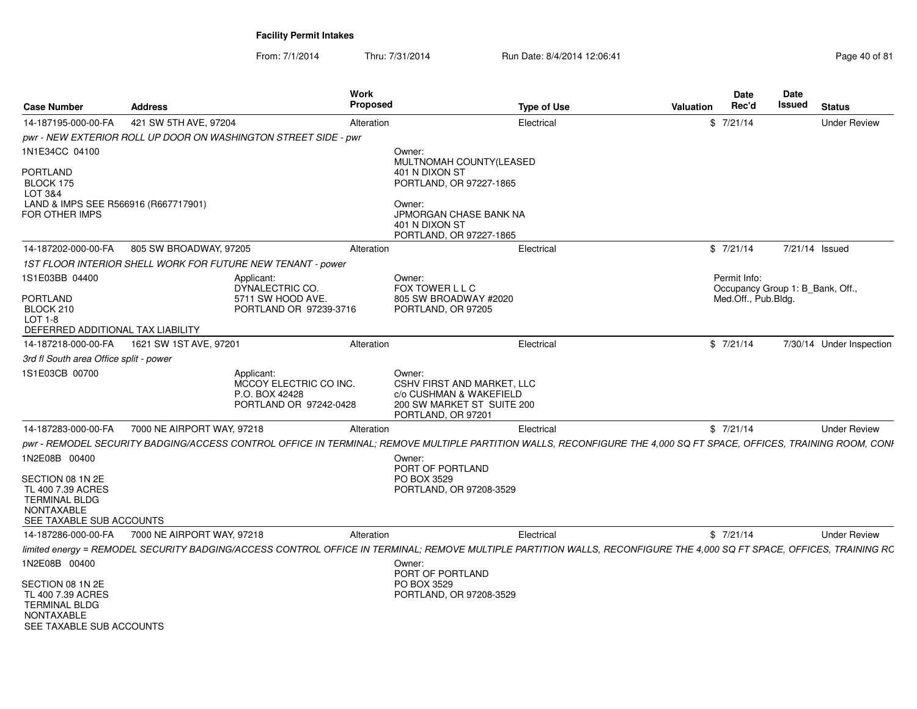**Facility Permit Intakes**

From: 7/1/2014 Thru: 7/31/2014 Run Date: 8/4/2014 12:06:41

| Case Number | Address | | Work Proposed | | Type of Use | Valuation | Date Rec'd | Date Issued | Status |
|---|---|---|---|---|---|---|---|---|---|
| 14-187195-000-00-FA | 421 SW 5TH AVE, 97204 | | Alteration | | Electrical | $ | 7/21/14 | | Under Review |
| *pwr - NEW EXTERIOR ROLL UP DOOR ON WASHINGTON STREET SIDE - pwr* | | | | | | | | | |
| 1N1E34CC 04100<br><br>PORTLAND<br>BLOCK 175<br>LOT 3&4<br>LAND & IMPS SEE R566916 (R667717901)<br>FOR OTHER IMPS | | | | Owner:<br>MULTNOMAH COUNTY(LEASED<br>401 N DIXON ST<br>PORTLAND, OR 97227-1865<br><br>Owner:<br>JPMORGAN CHASE BANK NA<br>401 N DIXON ST<br>PORTLAND, OR 97227-1865 | | | | | |
| 14-187202-000-00-FA | 805 SW BROADWAY, 97205 | | Alteration | | Electrical | $ | 7/21/14 | 7/21/14 | Issued |
| *1ST FLOOR INTERIOR SHELL WORK FOR FUTURE NEW TENANT - power* | | | | | | | | | |
| 1S1E03BB 04400<br><br>PORTLAND<br>BLOCK 210<br>LOT 1-8<br>DEFERRED ADDITIONAL TAX LIABILITY | | Applicant:<br>DYNALECTRIC CO.<br>5711 SW HOOD AVE.<br>PORTLAND OR 97239-3716 | | Owner:<br>FOX TOWER L L C<br>805 SW BROADWAY #2020<br>PORTLAND, OR 97205 | | | Permit Info:<br>Occupancy Group 1: B_Bank, Off., Med.Off., Pub.Bldg. | | |
| 14-187218-000-00-FA | 1621 SW 1ST AVE, 97201 | | Alteration | | Electrical | $ | 7/21/14 | 7/30/14 | Under Inspection |
| *3rd fl South area Office split - power* | | | | | | | | | |
| 1S1E03CB 00700 | | Applicant:<br>MCCOY ELECTRIC CO INC.<br>P.O. BOX 42428<br>PORTLAND OR 97242-0428 | | Owner:<br>CSHV FIRST AND MARKET, LLC<br>c/o CUSHMAN & WAKEFIELD<br>200 SW MARKET ST SUITE 200<br>PORTLAND, OR 97201 | | | | | |
| 14-187283-000-00-FA | 7000 NE AIRPORT WAY, 97218 | | Alteration | | Electrical | $ | 7/21/14 | | Under Review |
| *pwr - REMODEL SECURITY BADGING/ACCESS CONTROL OFFICE IN TERMINAL; REMOVE MULTIPLE PARTITION WALLS, RECONFIGURE THE 4,000 SQ FT SPACE, OFFICES, TRAINING ROOM, CONI* | | | | | | | | | |
| 1N2E08B 00400<br><br>SECTION 08 1N 2E<br>TL 400 7.39 ACRES<br>TERMINAL BLDG<br>NONTAXABLE<br>SEE TAXABLE SUB ACCOUNTS | | | | Owner:<br>PORT OF PORTLAND<br>PO BOX 3529<br>PORTLAND, OR 97208-3529 | | | | | |
| 14-187286-000-00-FA | 7000 NE AIRPORT WAY, 97218 | | Alteration | | Electrical | $ | 7/21/14 | | Under Review |
| *limited energy = REMODEL SECURITY BADGING/ACCESS CONTROL OFFICE IN TERMINAL; REMOVE MULTIPLE PARTITION WALLS, RECONFIGURE THE 4,000 SQ FT SPACE, OFFICES, TRAINING RC* | | | | | | | | | |
| 1N2E08B 00400<br><br>SECTION 08 1N 2E<br>TL 400 7.39 ACRES<br>TERMINAL BLDG<br>NONTAXABLE<br>SEE TAXABLE SUB ACCOUNTS | | | | Owner:<br>PORT OF PORTLAND<br>PO BOX 3529<br>PORTLAND, OR 97208-3529 | | | | | |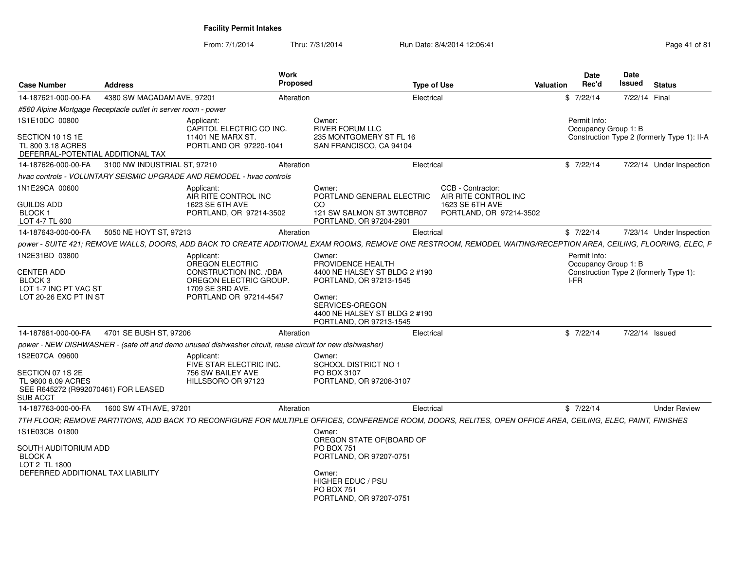**Facility Permit Intakes**

From: 7/1/2014 Thru: 7/31/2014 Run Date: 8/4/2014 12:06:41

| Case Number | Address | Work Proposed | Type of Use | Valuation | Date Rec'd | Date Issued | Status |
|---|---|---|---|---|---|---|---|
| 14-187621-000-00-FA | 4380 SW MACADAM AVE, 97201 | Alteration | Electrical | $ | 7/22/14 | 7/22/14 | Final |

*#560 Alpine Mortgage Receptacle outlet in server room - power*

1S1E10DC 00800

SECTION 10 1S 1E
TL 800 3.18 ACRES
DEFERRAL-POTENTIAL ADDITIONAL TAX

Applicant:
CAPITOL ELECTRIC CO INC.
11401 NE MARX ST.
PORTLAND OR 97220-1041

Owner:
RIVER FORUM LLC
235 MONTGOMERY ST FL 16
SAN FRANCISCO, CA 94104

Permit Info:
Occupancy Group 1: B
Construction Type 2 (formerly Type 1): II-A

| Case Number | Address | Work Proposed | Type of Use | Valuation | Date Rec'd | Date Issued | Status |
|---|---|---|---|---|---|---|---|
| 14-187626-000-00-FA | 3100 NW INDUSTRIAL ST, 97210 | Alteration | Electrical | $ | 7/22/14 | 7/22/14 | Under Inspection |

*hvac controls - VOLUNTARY SEISMIC UPGRADE AND REMODEL - hvac controls*

1N1E29CA 00600

GUILDS ADD
BLOCK 1
LOT 4-7 TL 600

Applicant:
AIR RITE CONTROL INC
1623 SE 6TH AVE
PORTLAND, OR 97214-3502

Owner:
PORTLAND GENERAL ELECTRIC CO
121 SW SALMON ST 3WTCBR07
PORTLAND, OR 97204-2901

CCB - Contractor:
AIR RITE CONTROL INC
1623 SE 6TH AVE
PORTLAND, OR 97214-3502

| Case Number | Address | Work Proposed | Type of Use | Valuation | Date Rec'd | Date Issued | Status |
|---|---|---|---|---|---|---|---|
| 14-187643-000-00-FA | 5050 NE HOYT ST, 97213 | Alteration | Electrical | $ | 7/22/14 | 7/23/14 | Under Inspection |

*power - SUITE 421; REMOVE WALLS, DOORS, ADD BACK TO CREATE ADDITIONAL EXAM ROOMS, REMOVE ONE RESTROOM, REMODEL WAITING/RECEPTION AREA, CEILING, FLOORING, ELEC, P*

1N2E31BD 03800

CENTER ADD
BLOCK 3
LOT 1-7 INC PT VAC ST
LOT 20-26 EXC PT IN ST

Applicant:
OREGON ELECTRIC CONSTRUCTION INC. /DBA OREGON ELECTRIC GROUP.
1709 SE 3RD AVE.
PORTLAND OR 97214-4547

Owner:
PROVIDENCE HEALTH
4400 NE HALSEY ST BLDG 2 #190
PORTLAND, OR 97213-1545

Owner:
SERVICES-OREGON
4400 NE HALSEY ST BLDG 2 #190
PORTLAND, OR 97213-1545

Permit Info:
Occupancy Group 1: B
Construction Type 2 (formerly Type 1): I-FR

| Case Number | Address | Work Proposed | Type of Use | Valuation | Date Rec'd | Date Issued | Status |
|---|---|---|---|---|---|---|---|
| 14-187681-000-00-FA | 4701 SE BUSH ST, 97206 | Alteration | Electrical | $ | 7/22/14 | 7/22/14 | Issued |

*power - NEW DISHWASHER - (safe off and demo unused dishwasher circuit, reuse circuit for new dishwasher)*

1S2E07CA 09600

SECTION 07 1S 2E
TL 9600 8.09 ACRES
SEE R645272 (R992070461) FOR LEASED SUB ACCT

Applicant:
FIVE STAR ELECTRIC INC.
756 SW BAILEY AVE
HILLSBORO OR 97123

Owner:
SCHOOL DISTRICT NO 1
PO BOX 3107
PORTLAND, OR 97208-3107

| Case Number | Address | Work Proposed | Type of Use | Valuation | Date Rec'd | Date Issued | Status |
|---|---|---|---|---|---|---|---|
| 14-187763-000-00-FA | 1600 SW 4TH AVE, 97201 | Alteration | Electrical | $ | 7/22/14 | | Under Review |

*7TH FLOOR; REMOVE PARTITIONS, ADD BACK TO RECONFIGURE FOR MULTIPLE OFFICES, CONFERENCE ROOM, DOORS, RELITES, OPEN OFFICE AREA, CEILING, ELEC, PAINT, FINISHES*

1S1E03CB 01800

SOUTH AUDITORIUM ADD
BLOCK A
LOT 2 TL 1800
DEFERRED ADDITIONAL TAX LIABILITY

Owner:
OREGON STATE OF(BOARD OF
PO BOX 751
PORTLAND, OR 97207-0751

Owner:
HIGHER EDUC / PSU
PO BOX 751
PORTLAND, OR 97207-0751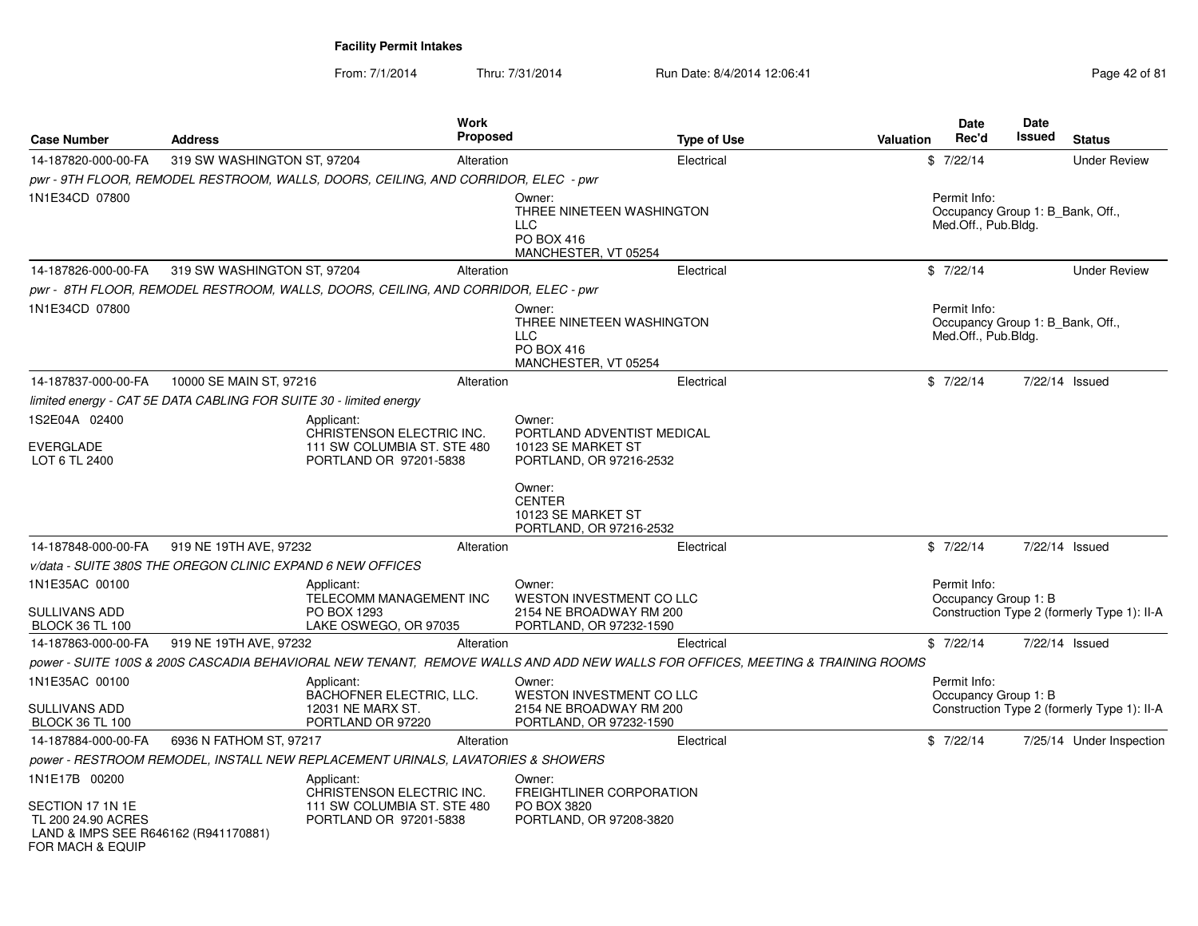## Facility Permit Intakes

From: 7/1/2014 Thru: 7/31/2014 Run Date: 8/4/2014 12:06:41

| Case Number | Address | Work Proposed | Type of Use | Valuation | Date Rec'd | Date Issued | Status |
|---|---|---|---|---|---|---|---|
| 14-187820-000-00-FA | 319 SW WASHINGTON ST, 97204 | Alteration | Electrical | $ | 7/22/14 | | Under Review |

pwr - 9TH FLOOR, REMODEL RESTROOM, WALLS, DOORS, CEILING, AND CORRIDOR, ELEC - pwr

1N1E34CD 07800

Owner:
THREE NINETEEN WASHINGTON LLC
PO BOX 416
MANCHESTER, VT 05254

Permit Info:
Occupancy Group 1: B_Bank, Off., Med.Off., Pub.Bldg.

| Case Number | Address | Work Proposed | Type of Use | Valuation | Date Rec'd | Date Issued | Status |
|---|---|---|---|---|---|---|---|
| 14-187826-000-00-FA | 319 SW WASHINGTON ST, 97204 | Alteration | Electrical | $ | 7/22/14 | | Under Review |

pwr - 8TH FLOOR, REMODEL RESTROOM, WALLS, DOORS, CEILING, AND CORRIDOR, ELEC - pwr

1N1E34CD 07800

Owner:
THREE NINETEEN WASHINGTON LLC
PO BOX 416
MANCHESTER, VT 05254

Permit Info:
Occupancy Group 1: B_Bank, Off., Med.Off., Pub.Bldg.

| Case Number | Address | Work Proposed | Type of Use | Valuation | Date Rec'd | Date Issued | Status |
|---|---|---|---|---|---|---|---|
| 14-187837-000-00-FA | 10000 SE MAIN ST, 97216 | Alteration | Electrical | $ | 7/22/14 | 7/22/14 | Issued |

limited energy - CAT 5E DATA CABLING FOR SUITE 30 - limited energy

1S2E04A 02400

EVERGLADE
LOT 6 TL 2400

Applicant:
CHRISTENSON ELECTRIC INC.
111 SW COLUMBIA ST. STE 480
PORTLAND OR 97201-5838

Owner:
PORTLAND ADVENTIST MEDICAL
10123 SE MARKET ST
PORTLAND, OR 97216-2532

Owner:
CENTER
10123 SE MARKET ST
PORTLAND, OR 97216-2532

| Case Number | Address | Work Proposed | Type of Use | Valuation | Date Rec'd | Date Issued | Status |
|---|---|---|---|---|---|---|---|
| 14-187848-000-00-FA | 919 NE 19TH AVE, 97232 | Alteration | Electrical | $ | 7/22/14 | 7/22/14 | Issued |

v/data - SUITE 380S THE OREGON CLINIC EXPAND 6 NEW OFFICES

1N1E35AC 00100

SULLIVANS ADD
BLOCK 36 TL 100

Applicant:
TELECOMM MANAGEMENT INC
PO BOX 1293
LAKE OSWEGO, OR 97035

Owner:
WESTON INVESTMENT CO LLC
2154 NE BROADWAY RM 200
PORTLAND, OR 97232-1590

Permit Info:
Occupancy Group 1: B
Construction Type 2 (formerly Type 1): II-A

| Case Number | Address | Work Proposed | Type of Use | Valuation | Date Rec'd | Date Issued | Status |
|---|---|---|---|---|---|---|---|
| 14-187863-000-00-FA | 919 NE 19TH AVE, 97232 | Alteration | Electrical | $ | 7/22/14 | 7/22/14 | Issued |

power - SUITE 100S & 200S CASCADIA BEHAVIORAL NEW TENANT, REMOVE WALLS AND ADD NEW WALLS FOR OFFICES, MEETING & TRAINING ROOMS

1N1E35AC 00100

SULLIVANS ADD
BLOCK 36 TL 100

Applicant:
BACHOFNER ELECTRIC, LLC.
12031 NE MARX ST.
PORTLAND OR 97220

Owner:
WESTON INVESTMENT CO LLC
2154 NE BROADWAY RM 200
PORTLAND, OR 97232-1590

Permit Info:
Occupancy Group 1: B
Construction Type 2 (formerly Type 1): II-A

| Case Number | Address | Work Proposed | Type of Use | Valuation | Date Rec'd | Date Issued | Status |
|---|---|---|---|---|---|---|---|
| 14-187884-000-00-FA | 6936 N FATHOM ST, 97217 | Alteration | Electrical | $ | 7/22/14 | 7/25/14 | Under Inspection |

power - RESTROOM REMODEL, INSTALL NEW REPLACEMENT URINALS, LAVATORIES & SHOWERS

1N1E17B 00200

SECTION 17 1N 1E
TL 200 24.90 ACRES
LAND & IMPS SEE R646162 (R941170881)
FOR MACH & EQUIP

Applicant:
CHRISTENSON ELECTRIC INC.
111 SW COLUMBIA ST. STE 480
PORTLAND OR 97201-5838

Owner:
FREIGHTLINER CORPORATION
PO BOX 3820
PORTLAND, OR 97208-3820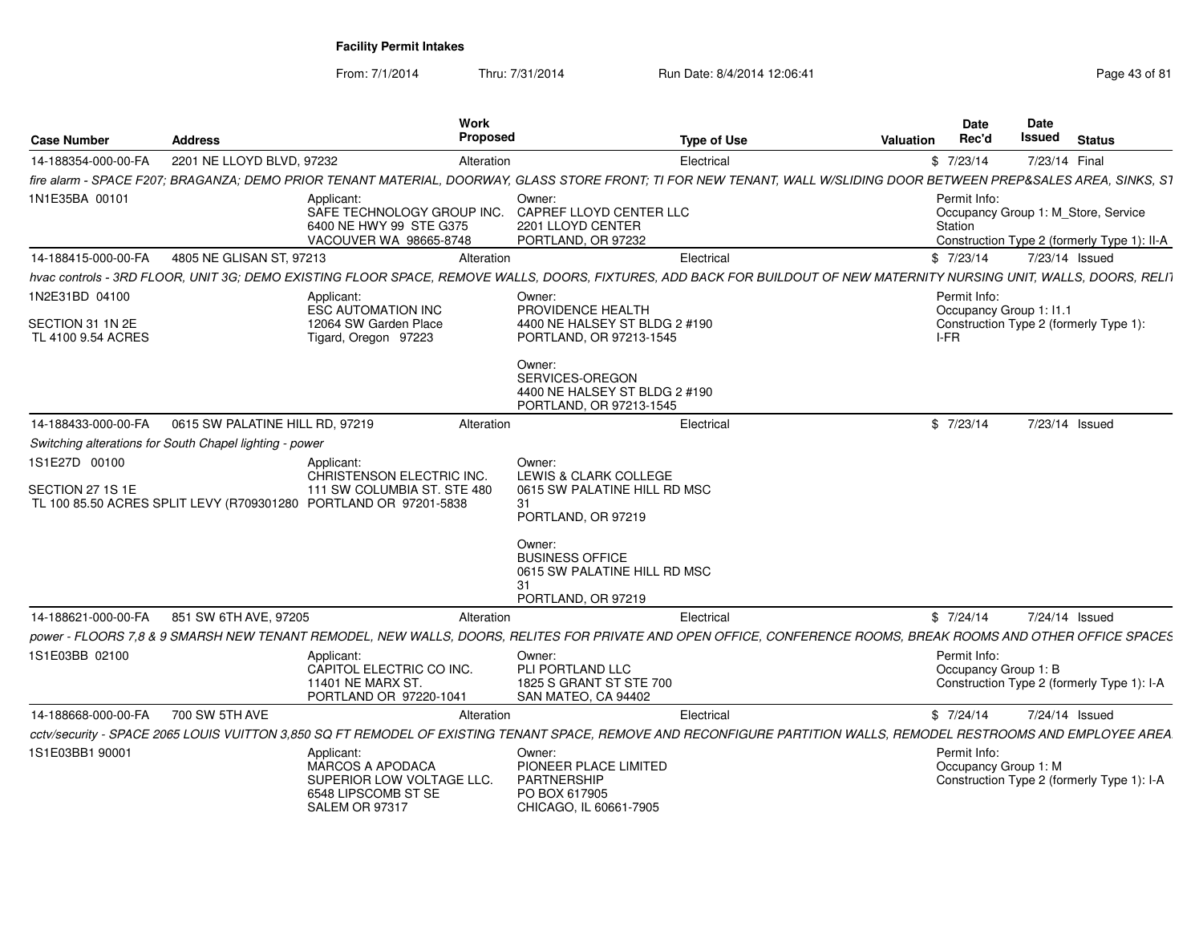**Facility Permit Intakes**

From: 7/1/2014 Thru: 7/31/2014 Run Date: 8/4/2014 12:06:41

| Case Number | Address | Work Proposed | Type of Use | Valuation | Date Rec'd | Date Issued | Status |
|---|---|---|---|---|---|---|---|
| 14-188354-000-00-FA | 2201 NE LLOYD BLVD, 97232 | Alteration | Electrical | $ | 7/23/14 | 7/23/14 | Final |

fire alarm - SPACE F207; BRAGANZA; DEMO PRIOR TENANT MATERIAL, DOORWAY, GLASS STORE FRONT; TI FOR NEW TENANT, WALL W/SLIDING DOOR BETWEEN PREP&SALES AREA, SINKS, ST

1N1E35BA 00101

Applicant:
SAFE TECHNOLOGY GROUP INC.
6400 NE HWY 99 STE G375
VACOUVER WA 98665-8748

Owner:
CAPREF LLOYD CENTER LLC
2201 LLOYD CENTER
PORTLAND, OR 97232

Permit Info:
Occupancy Group 1: M_Store, Service Station
Construction Type 2 (formerly Type 1): II-A

| Case Number | Address | Work Proposed | Type of Use | Valuation | Date Rec'd | Date Issued | Status |
|---|---|---|---|---|---|---|---|
| 14-188415-000-00-FA | 4805 NE GLISAN ST, 97213 | Alteration | Electrical | $ | 7/23/14 | 7/23/14 | Issued |

hvac controls - 3RD FLOOR, UNIT 3G; DEMO EXISTING FLOOR SPACE, REMOVE WALLS, DOORS, FIXTURES, ADD BACK FOR BUILDOUT OF NEW MATERNITY NURSING UNIT, WALLS, DOORS, RELIT

1N2E31BD 04100

SECTION 31 1N 2E
TL 4100 9.54 ACRES

Applicant:
ESC AUTOMATION INC
12064 SW Garden Place
Tigard, Oregon 97223

Owner:
PROVIDENCE HEALTH
4400 NE HALSEY ST BLDG 2 #190
PORTLAND, OR 97213-1545

Owner:
SERVICES-OREGON
4400 NE HALSEY ST BLDG 2 #190
PORTLAND, OR 97213-1545

Permit Info:
Occupancy Group 1: I1.1
Construction Type 2 (formerly Type 1): I-FR

| Case Number | Address | Work Proposed | Type of Use | Valuation | Date Rec'd | Date Issued | Status |
|---|---|---|---|---|---|---|---|
| 14-188433-000-00-FA | 0615 SW PALATINE HILL RD, 97219 | Alteration | Electrical | $ | 7/23/14 | 7/23/14 | Issued |

Switching alterations for South Chapel lighting - power

1S1E27D 00100

SECTION 27 1S 1E
TL 100 85.50 ACRES SPLIT LEVY (R709301280

Applicant:
CHRISTENSON ELECTRIC INC.
111 SW COLUMBIA ST. STE 480
PORTLAND OR 97201-5838

Owner:
LEWIS & CLARK COLLEGE
0615 SW PALATINE HILL RD MSC 31
PORTLAND, OR 97219

Owner:
BUSINESS OFFICE
0615 SW PALATINE HILL RD MSC 31
PORTLAND, OR 97219

| Case Number | Address | Work Proposed | Type of Use | Valuation | Date Rec'd | Date Issued | Status |
|---|---|---|---|---|---|---|---|
| 14-188621-000-00-FA | 851 SW 6TH AVE, 97205 | Alteration | Electrical | $ | 7/24/14 | 7/24/14 | Issued |

power - FLOORS 7,8 & 9 SMARSH NEW TENANT REMODEL, NEW WALLS, DOORS, RELITES FOR PRIVATE AND OPEN OFFICE, CONFERENCE ROOMS, BREAK ROOMS AND OTHER OFFICE SPACES

1S1E03BB 02100

Applicant:
CAPITOL ELECTRIC CO INC.
11401 NE MARX ST.
PORTLAND OR 97220-1041

Owner:
PLI PORTLAND LLC
1825 S GRANT ST STE 700
SAN MATEO, CA 94402

Permit Info:
Occupancy Group 1: B
Construction Type 2 (formerly Type 1): I-A

| Case Number | Address | Work Proposed | Type of Use | Valuation | Date Rec'd | Date Issued | Status |
|---|---|---|---|---|---|---|---|
| 14-188668-000-00-FA | 700 SW 5TH AVE | Alteration | Electrical | $ | 7/24/14 | 7/24/14 | Issued |

cctv/security - SPACE 2065 LOUIS VUITTON 3,850 SQ FT REMODEL OF EXISTING TENANT SPACE, REMOVE AND RECONFIGURE PARTITION WALLS, REMODEL RESTROOMS AND EMPLOYEE AREA

1S1E03BB1 90001

Applicant:
MARCOS A APODACA
SUPERIOR LOW VOLTAGE LLC.
6548 LIPSCOMB ST SE
SALEM OR 97317

Owner:
PIONEER PLACE LIMITED PARTNERSHIP
PO BOX 617905
CHICAGO, IL 60661-7905

Permit Info:
Occupancy Group 1: M
Construction Type 2 (formerly Type 1): I-A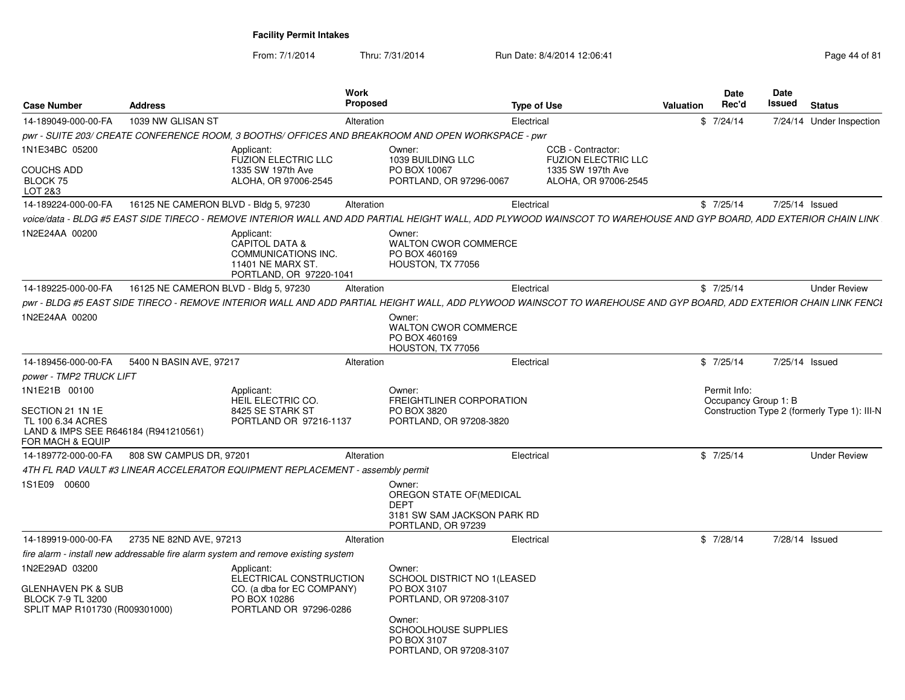**Facility Permit Intakes**

From: 7/1/2014 Thru: 7/31/2014 Run Date: 8/4/2014 12:06:41

| Case Number | Address | Work Proposed | Type of Use | Valuation | Date Rec'd | Date Issued | Status |
|---|---|---|---|---|---|---|---|
| 14-189049-000-00-FA | 1039 NW GLISAN ST | Alteration | Electrical | $ | 7/24/14 | 7/24/14 | Under Inspection |

*pwr - SUITE 203/ CREATE CONFERENCE ROOM, 3 BOOTHS/ OFFICES AND BREAKROOM AND OPEN WORKSPACE - pwr*

1N1E34BC 05200

COUCHS ADD
BLOCK 75
LOT 2&3

Applicant:
FUZION ELECTRIC LLC
1335 SW 197th Ave
ALOHA, OR 97006-2545

Owner:
1039 BUILDING LLC
PO BOX 10067
PORTLAND, OR 97296-0067

CCB - Contractor:
FUZION ELECTRIC LLC
1335 SW 197th Ave
ALOHA, OR 97006-2545

| Case Number | Address | Work Proposed | Type of Use | Valuation | Date Rec'd | Date Issued | Status |
|---|---|---|---|---|---|---|---|
| 14-189224-000-00-FA | 16125 NE CAMERON BLVD - Bldg 5, 97230 | Alteration | Electrical | $ | 7/25/14 | 7/25/14 | Issued |

*voice/data - BLDG #5 EAST SIDE TIRECO - REMOVE INTERIOR WALL AND ADD PARTIAL HEIGHT WALL, ADD PLYWOOD WAINSCOT TO WAREHOUSE AND GYP BOARD, ADD EXTERIOR CHAIN LINK*

1N2E24AA 00200

Applicant:
CAPITOL DATA &
COMMUNICATIONS INC.
11401 NE MARX ST.
PORTLAND, OR 97220-1041

Owner:
WALTON CWOR COMMERCE
PO BOX 460169
HOUSTON, TX 77056

| Case Number | Address | Work Proposed | Type of Use | Valuation | Date Rec'd | Date Issued | Status |
|---|---|---|---|---|---|---|---|
| 14-189225-000-00-FA | 16125 NE CAMERON BLVD - Bldg 5, 97230 | Alteration | Electrical | $ | 7/25/14 | | Under Review |

*pwr - BLDG #5 EAST SIDE TIRECO - REMOVE INTERIOR WALL AND ADD PARTIAL HEIGHT WALL, ADD PLYWOOD WAINSCOT TO WAREHOUSE AND GYP BOARD, ADD EXTERIOR CHAIN LINK FENCE*

1N2E24AA 00200

Owner:
WALTON CWOR COMMERCE
PO BOX 460169
HOUSTON, TX 77056

| Case Number | Address | Work Proposed | Type of Use | Valuation | Date Rec'd | Date Issued | Status |
|---|---|---|---|---|---|---|---|
| 14-189456-000-00-FA | 5400 N BASIN AVE, 97217 | Alteration | Electrical | $ | 7/25/14 | 7/25/14 | Issued |

*power - TMP2 TRUCK LIFT*

1N1E21B 00100

SECTION 21 1N 1E
TL 100 6.34 ACRES
LAND & IMPS SEE R646184 (R941210561)
FOR MACH & EQUIP

Applicant:
HEIL ELECTRIC CO.
8425 SE STARK ST
PORTLAND OR 97216-1137

Owner:
FREIGHTLINER CORPORATION
PO BOX 3820
PORTLAND, OR 97208-3820

Permit Info:
Occupancy Group 1: B
Construction Type 2 (formerly Type 1): III-N

| Case Number | Address | Work Proposed | Type of Use | Valuation | Date Rec'd | Date Issued | Status |
|---|---|---|---|---|---|---|---|
| 14-189772-000-00-FA | 808 SW CAMPUS DR, 97201 | Alteration | Electrical | $ | 7/25/14 | | Under Review |

*4TH FL RAD VAULT #3 LINEAR ACCELERATOR EQUIPMENT REPLACEMENT - assembly permit*

1S1E09 00600

Owner:
OREGON STATE OF(MEDICAL
DEPT
3181 SW SAM JACKSON PARK RD
PORTLAND, OR 97239

| Case Number | Address | Work Proposed | Type of Use | Valuation | Date Rec'd | Date Issued | Status |
|---|---|---|---|---|---|---|---|
| 14-189919-000-00-FA | 2735 NE 82ND AVE, 97213 | Alteration | Electrical | $ | 7/28/14 | 7/28/14 | Issued |

*fire alarm - install new addressable fire alarm system and remove existing system*

1N2E29AD 03200

GLENHAVEN PK & SUB
BLOCK 7-9 TL 3200
SPLIT MAP R101730 (R009301000)

Applicant:
ELECTRICAL CONSTRUCTION
CO. (a dba for EC COMPANY)
PO BOX 10286
PORTLAND OR 97296-0286

Owner:
SCHOOL DISTRICT NO 1(LEASED
PO BOX 3107
PORTLAND, OR 97208-3107

Owner:
SCHOOLHOUSE SUPPLIES
PO BOX 3107
PORTLAND, OR 97208-3107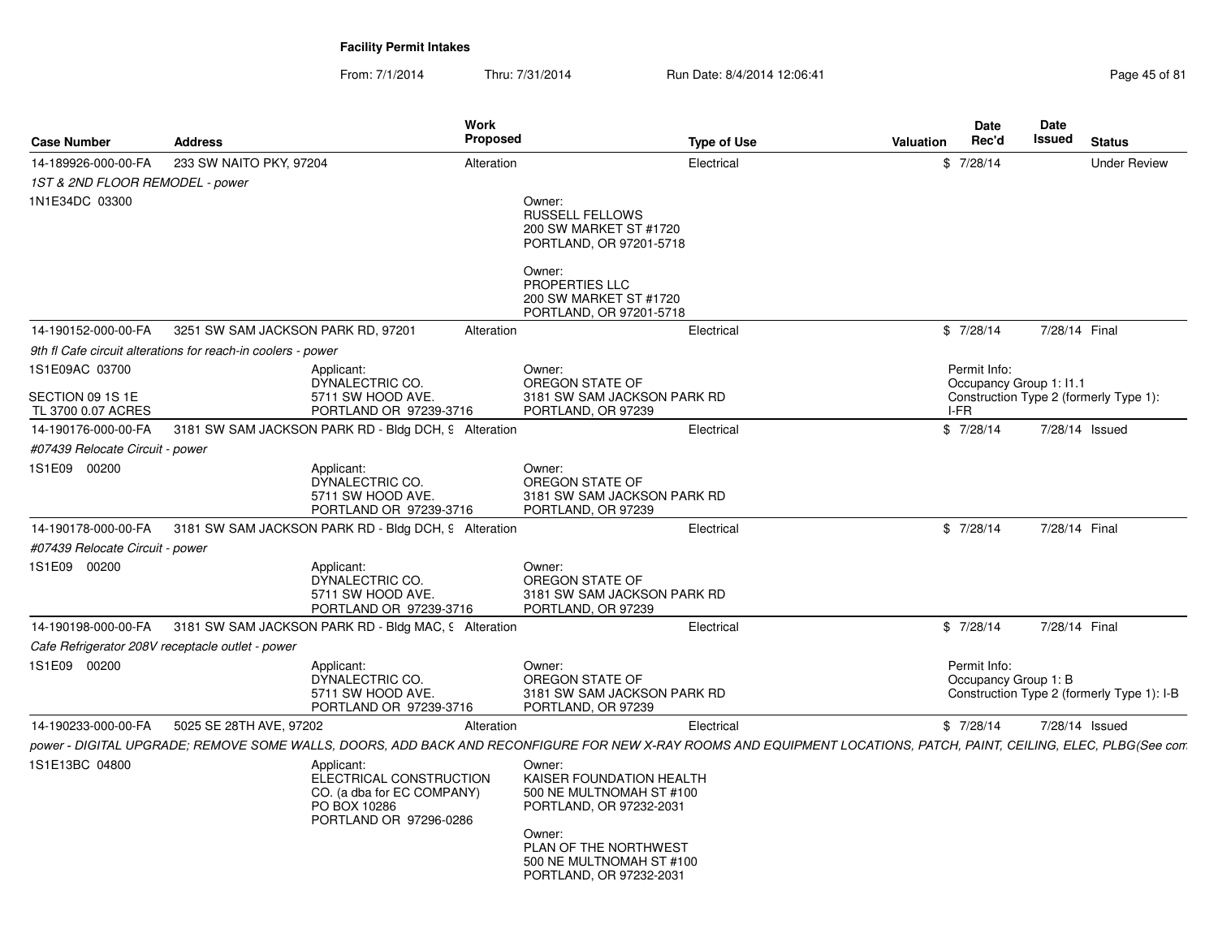**Facility Permit Intakes**

From: 7/1/2014 Thru: 7/31/2014 Run Date: 8/4/2014 12:06:41

| Case Number | Address | Work Proposed | Type of Use | Valuation | Date Rec'd | Date Issued | Status |
|---|---|---|---|---|---|---|---|
| 14-189926-000-00-FA | 233 SW NAITO PKY, 97204 | Alteration | Electrical | $ | 7/28/14 | | Under Review |

*1ST & 2ND FLOOR REMODEL - power*

1N1E34DC 03300

Owner:
RUSSELL FELLOWS
200 SW MARKET ST #1720
PORTLAND, OR 97201-5718

Owner:
PROPERTIES LLC
200 SW MARKET ST #1720
PORTLAND, OR 97201-5718

| Case Number | Address | Work Proposed | Type of Use | Valuation | Date Rec'd | Date Issued | Status |
|---|---|---|---|---|---|---|---|
| 14-190152-000-00-FA | 3251 SW SAM JACKSON PARK RD, 97201 | Alteration | Electrical | $ | 7/28/14 | 7/28/14 | Final |

*9th fl Cafe circuit alterations for reach-in coolers - power*

1S1E09AC 03700

SECTION 09 1S 1E
TL 3700 0.07 ACRES

Applicant:
DYNALECTRIC CO.
5711 SW HOOD AVE.
PORTLAND OR 97239-3716

Owner:
OREGON STATE OF
3181 SW SAM JACKSON PARK RD
PORTLAND, OR 97239

Permit Info:
Occupancy Group 1: I1.1
Construction Type 2 (formerly Type 1): I-FR

| Case Number | Address | Work Proposed | Type of Use | Valuation | Date Rec'd | Date Issued | Status |
|---|---|---|---|---|---|---|---|
| 14-190176-000-00-FA | 3181 SW SAM JACKSON PARK RD - Bldg DCH, 9 | Alteration | Electrical | $ | 7/28/14 | 7/28/14 | Issued |

*#07439 Relocate Circuit - power*

1S1E09 00200

Applicant:
DYNALECTRIC CO.
5711 SW HOOD AVE.
PORTLAND OR 97239-3716

Owner:
OREGON STATE OF
3181 SW SAM JACKSON PARK RD
PORTLAND, OR 97239

| Case Number | Address | Work Proposed | Type of Use | Valuation | Date Rec'd | Date Issued | Status |
|---|---|---|---|---|---|---|---|
| 14-190178-000-00-FA | 3181 SW SAM JACKSON PARK RD - Bldg DCH, 9 | Alteration | Electrical | $ | 7/28/14 | 7/28/14 | Final |

*#07439 Relocate Circuit - power*

1S1E09 00200

Applicant:
DYNALECTRIC CO.
5711 SW HOOD AVE.
PORTLAND OR 97239-3716

Owner:
OREGON STATE OF
3181 SW SAM JACKSON PARK RD
PORTLAND, OR 97239

| Case Number | Address | Work Proposed | Type of Use | Valuation | Date Rec'd | Date Issued | Status |
|---|---|---|---|---|---|---|---|
| 14-190198-000-00-FA | 3181 SW SAM JACKSON PARK RD - Bldg MAC, 9 | Alteration | Electrical | $ | 7/28/14 | 7/28/14 | Final |

*Cafe Refrigerator 208V receptacle outlet - power*

1S1E09 00200

Applicant:
DYNALECTRIC CO.
5711 SW HOOD AVE.
PORTLAND OR 97239-3716

Owner:
OREGON STATE OF
3181 SW SAM JACKSON PARK RD
PORTLAND, OR 97239

Permit Info:
Occupancy Group 1: B
Construction Type 2 (formerly Type 1): I-B

| Case Number | Address | Work Proposed | Type of Use | Valuation | Date Rec'd | Date Issued | Status |
|---|---|---|---|---|---|---|---|
| 14-190233-000-00-FA | 5025 SE 28TH AVE, 97202 | Alteration | Electrical | $ | 7/28/14 | 7/28/14 | Issued |

*power - DIGITAL UPGRADE; REMOVE SOME WALLS, DOORS, ADD BACK AND RECONFIGURE FOR NEW X-RAY ROOMS AND EQUIPMENT LOCATIONS, PATCH, PAINT, CEILING, ELEC, PLBG(See com*

1S1E13BC 04800

Applicant:
ELECTRICAL CONSTRUCTION CO. (a dba for EC COMPANY)
PO BOX 10286
PORTLAND OR 97296-0286

Owner:
KAISER FOUNDATION HEALTH
500 NE MULTNOMAH ST #100
PORTLAND, OR 97232-2031

Owner:
PLAN OF THE NORTHWEST
500 NE MULTNOMAH ST #100
PORTLAND, OR 97232-2031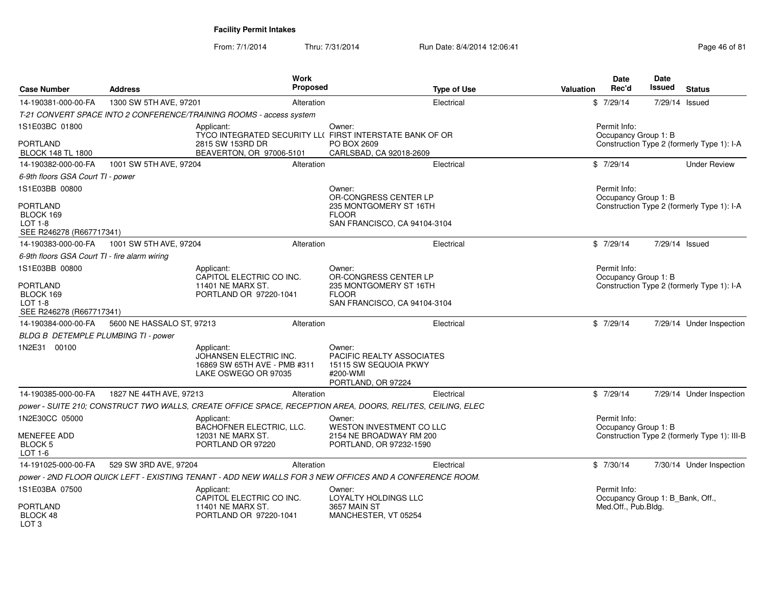# Facility Permit Intakes

From: 7/1/2014 Thru: 7/31/2014 Run Date: 8/4/2014 12:06:41

| Case Number | Address | Work Proposed | Type of Use | Valuation | Date Rec'd | Date Issued | Status |
|---|---|---|---|---|---|---|---|
| 14-190381-000-00-FA | 1300 SW 5TH AVE, 97201 | Alteration | Electrical | $ | 7/29/14 | 7/29/14 | Issued |

*T-21 CONVERT SPACE INTO 2 CONFERENCE/TRAINING ROOMS - access system*

1S1E03BC 01800

PORTLAND
BLOCK 148 TL 1800

Applicant:
TYCO INTEGRATED SECURITY LL( 
2815 SW 153RD DR
BEAVERTON, OR 97006-5101

Owner:
FIRST INTERSTATE BANK OF OR
PO BOX 2609
CARLSBAD, CA 92018-2609

Permit Info:
Occupancy Group 1: B
Construction Type 2 (formerly Type 1): I-A

| Case Number | Address | Work Proposed | Type of Use | Valuation | Date Rec'd | Date Issued | Status |
|---|---|---|---|---|---|---|---|
| 14-190382-000-00-FA | 1001 SW 5TH AVE, 97204 | Alteration | Electrical | $ | 7/29/14 | | Under Review |

*6-9th floors GSA Court TI - power*

1S1E03BB 00800

PORTLAND
BLOCK 169
LOT 1-8
SEE R246278 (R667717341)

Owner:
OR-CONGRESS CENTER LP
235 MONTGOMERY ST 16TH
FLOOR
SAN FRANCISCO, CA 94104-3104

Permit Info:
Occupancy Group 1: B
Construction Type 2 (formerly Type 1): I-A

| Case Number | Address | Work Proposed | Type of Use | Valuation | Date Rec'd | Date Issued | Status |
|---|---|---|---|---|---|---|---|
| 14-190383-000-00-FA | 1001 SW 5TH AVE, 97204 | Alteration | Electrical | $ | 7/29/14 | 7/29/14 | Issued |

*6-9th floors GSA Court TI - fire alarm wiring*

1S1E03BB 00800

PORTLAND
BLOCK 169
LOT 1-8
SEE R246278 (R667717341)

Applicant:
CAPITOL ELECTRIC CO INC.
11401 NE MARX ST.
PORTLAND OR 97220-1041

Owner:
OR-CONGRESS CENTER LP
235 MONTGOMERY ST 16TH
FLOOR
SAN FRANCISCO, CA 94104-3104

Permit Info:
Occupancy Group 1: B
Construction Type 2 (formerly Type 1): I-A

| Case Number | Address | Work Proposed | Type of Use | Valuation | Date Rec'd | Date Issued | Status |
|---|---|---|---|---|---|---|---|
| 14-190384-000-00-FA | 5600 NE HASSALO ST, 97213 | Alteration | Electrical | $ | 7/29/14 | 7/29/14 | Under Inspection |

*BLDG B DETEMPLE PLUMBING TI - power*

1N2E31 00100

Applicant:
JOHANSEN ELECTRIC INC.
16869 SW 65TH AVE - PMB #311
LAKE OSWEGO OR 97035

Owner:
PACIFIC REALTY ASSOCIATES
15115 SW SEQUOIA PKWY
#200-WMI
PORTLAND, OR 97224

| Case Number | Address | Work Proposed | Type of Use | Valuation | Date Rec'd | Date Issued | Status |
|---|---|---|---|---|---|---|---|
| 14-190385-000-00-FA | 1827 NE 44TH AVE, 97213 | Alteration | Electrical | $ | 7/29/14 | 7/29/14 | Under Inspection |

*power - SUITE 210; CONSTRUCT TWO WALLS, CREATE OFFICE SPACE, RECEPTION AREA, DOORS, RELITES, CEILING, ELEC*

1N2E30CC 05000

MENEFEE ADD
BLOCK 5
LOT 1-6

Applicant:
BACHOFNER ELECTRIC, LLC.
12031 NE MARX ST.
PORTLAND OR 97220

Owner:
WESTON INVESTMENT CO LLC
2154 NE BROADWAY RM 200
PORTLAND, OR 97232-1590

Permit Info:
Occupancy Group 1: B
Construction Type 2 (formerly Type 1): III-B

| Case Number | Address | Work Proposed | Type of Use | Valuation | Date Rec'd | Date Issued | Status |
|---|---|---|---|---|---|---|---|
| 14-191025-000-00-FA | 529 SW 3RD AVE, 97204 | Alteration | Electrical | $ | 7/30/14 | 7/30/14 | Under Inspection |

*power - 2ND FLOOR QUICK LEFT - EXISTING TENANT - ADD NEW WALLS FOR 3 NEW OFFICES AND A CONFERENCE ROOM.*

1S1E03BA 07500

PORTLAND
BLOCK 48
LOT 3

Applicant:
CAPITOL ELECTRIC CO INC.
11401 NE MARX ST.
PORTLAND OR 97220-1041

Owner:
LOYALTY HOLDINGS LLC
3657 MAIN ST
MANCHESTER, VT 05254

Permit Info:
Occupancy Group 1: B_Bank, Off., Med.Off., Pub.Bldg.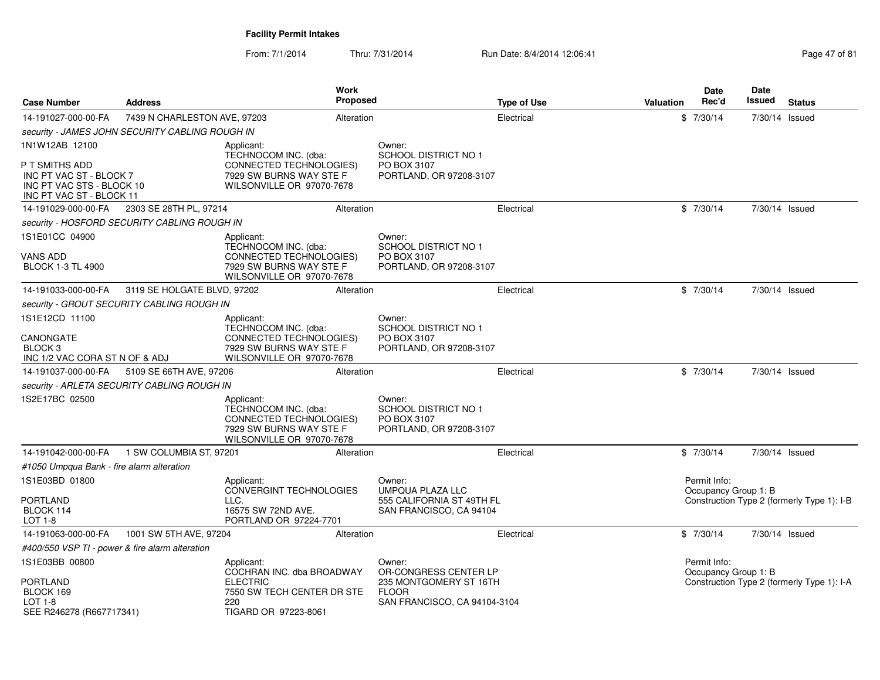## Facility Permit Intakes

From: 7/1/2014 Thru: 7/31/2014 Run Date: 8/4/2014 12:06:41

| Case Number | Address | Work Proposed | Type of Use | Valuation | Date Rec'd | Date Issued | Status |
|---|---|---|---|---|---|---|---|
| 14-191027-000-00-FA | 7439 N CHARLESTON AVE, 97203 | Alteration | Electrical | $ | 7/30/14 | 7/30/14 | Issued |

*security - JAMES JOHN SECURITY CABLING ROUGH IN*

1N1W12AB 12100

P T SMITHS ADD
INC PT VAC ST - BLOCK 7
INC PT VAC STS - BLOCK 10
INC PT VAC ST - BLOCK 11

Applicant:
TECHNOCOM INC. (dba: CONNECTED TECHNOLOGIES)
7929 SW BURNS WAY STE F
WILSONVILLE OR 97070-7678

Owner:
SCHOOL DISTRICT NO 1
PO BOX 3107
PORTLAND, OR 97208-3107

| Case Number | Address | Work Proposed | Type of Use | Valuation | Date Rec'd | Date Issued | Status |
|---|---|---|---|---|---|---|---|
| 14-191029-000-00-FA | 2303 SE 28TH PL, 97214 | Alteration | Electrical | $ | 7/30/14 | 7/30/14 | Issued |

*security - HOSFORD SECURITY CABLING ROUGH IN*

1S1E01CC 04900

VANS ADD
BLOCK 1-3 TL 4900

Applicant:
TECHNOCOM INC. (dba: CONNECTED TECHNOLOGIES)
7929 SW BURNS WAY STE F
WILSONVILLE OR 97070-7678

Owner:
SCHOOL DISTRICT NO 1
PO BOX 3107
PORTLAND, OR 97208-3107

| Case Number | Address | Work Proposed | Type of Use | Valuation | Date Rec'd | Date Issued | Status |
|---|---|---|---|---|---|---|---|
| 14-191033-000-00-FA | 3119 SE HOLGATE BLVD, 97202 | Alteration | Electrical | $ | 7/30/14 | 7/30/14 | Issued |

*security - GROUT SECURITY CABLING ROUGH IN*

1S1E12CD 11100

CANONGATE
BLOCK 3
INC 1/2 VAC CORA ST N OF & ADJ

Applicant:
TECHNOCOM INC. (dba: CONNECTED TECHNOLOGIES)
7929 SW BURNS WAY STE F
WILSONVILLE OR 97070-7678

Owner:
SCHOOL DISTRICT NO 1
PO BOX 3107
PORTLAND, OR 97208-3107

| Case Number | Address | Work Proposed | Type of Use | Valuation | Date Rec'd | Date Issued | Status |
|---|---|---|---|---|---|---|---|
| 14-191037-000-00-FA | 5109 SE 66TH AVE, 97206 | Alteration | Electrical | $ | 7/30/14 | 7/30/14 | Issued |

*security - ARLETA SECURITY CABLING ROUGH IN*

1S2E17BC 02500

Applicant:
TECHNOCOM INC. (dba: CONNECTED TECHNOLOGIES)
7929 SW BURNS WAY STE F
WILSONVILLE OR 97070-7678

Owner:
SCHOOL DISTRICT NO 1
PO BOX 3107
PORTLAND, OR 97208-3107

| Case Number | Address | Work Proposed | Type of Use | Valuation | Date Rec'd | Date Issued | Status |
|---|---|---|---|---|---|---|---|
| 14-191042-000-00-FA | 1 SW COLUMBIA ST, 97201 | Alteration | Electrical | $ | 7/30/14 | 7/30/14 | Issued |

*#1050 Umpqua Bank - fire alarm alteration*

1S1E03BD 01800

PORTLAND
BLOCK 114
LOT 1-8

Applicant:
CONVERGINT TECHNOLOGIES LLC.
16575 SW 72ND AVE.
PORTLAND OR 97224-7701

Owner:
UMPQUA PLAZA LLC
555 CALIFORNIA ST 49TH FL
SAN FRANCISCO, CA 94104

Permit Info:
Occupancy Group 1: B
Construction Type 2 (formerly Type 1): I-B

| Case Number | Address | Work Proposed | Type of Use | Valuation | Date Rec'd | Date Issued | Status |
|---|---|---|---|---|---|---|---|
| 14-191063-000-00-FA | 1001 SW 5TH AVE, 97204 | Alteration | Electrical | $ | 7/30/14 | 7/30/14 | Issued |

*#400/550 VSP TI - power & fire alarm alteration*

1S1E03BB 00800

PORTLAND
BLOCK 169
LOT 1-8
SEE R246278 (R667717341)

Applicant:
COCHRAN INC. dba BROADWAY ELECTRIC
7550 SW TECH CENTER DR STE 220
TIGARD OR 97223-8061

Owner:
OR-CONGRESS CENTER LP
235 MONTGOMERY ST 16TH FLOOR
SAN FRANCISCO, CA 94104-3104

Permit Info:
Occupancy Group 1: B
Construction Type 2 (formerly Type 1): I-A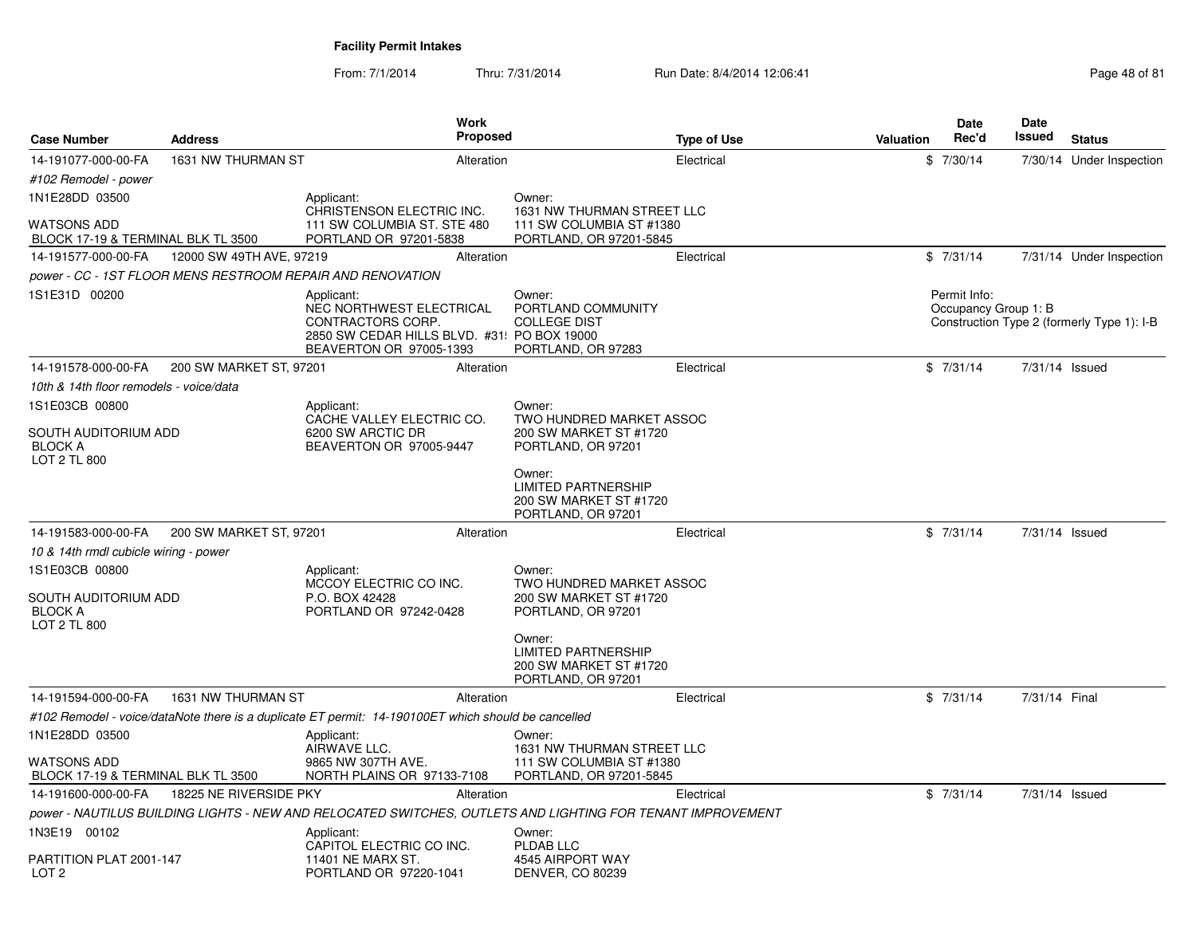**Facility Permit Intakes**

From: 7/1/2014 Thru: 7/31/2014 Run Date: 8/4/2014 12:06:41

| Case Number | Address | Work Proposed | Type of Use | Valuation | Date Rec'd | Date Issued | Status |
|---|---|---|---|---|---|---|---|
| 14-191077-000-00-FA | 1631 NW THURMAN ST | Alteration | Electrical | $ | 7/30/14 | 7/30/14 | Under Inspection |

*#102 Remodel - power*

1N1E28DD 03500

WATSONS ADD
BLOCK 17-19 & TERMINAL BLK TL 3500

Applicant:
CHRISTENSON ELECTRIC INC.
111 SW COLUMBIA ST. STE 480
PORTLAND OR 97201-5838

Owner:
1631 NW THURMAN STREET LLC
111 SW COLUMBIA ST #1380
PORTLAND, OR 97201-5845

| Case Number | Address | Work Proposed | Type of Use | Valuation | Date Rec'd | Date Issued | Status |
|---|---|---|---|---|---|---|---|
| 14-191577-000-00-FA | 12000 SW 49TH AVE, 97219 | Alteration | Electrical | $ | 7/31/14 | 7/31/14 | Under Inspection |

*power - CC - 1ST FLOOR MENS RESTROOM REPAIR AND RENOVATION*

1S1E31D 00200

Applicant:
NEC NORTHWEST ELECTRICAL CONTRACTORS CORP.
2850 SW CEDAR HILLS BLVD. #31!
BEAVERTON OR 97005-1393

Owner:
PORTLAND COMMUNITY COLLEGE DIST
PO BOX 19000
PORTLAND, OR 97283

Permit Info:
Occupancy Group 1: B
Construction Type 2 (formerly Type 1): I-B

| Case Number | Address | Work Proposed | Type of Use | Valuation | Date Rec'd | Date Issued | Status |
|---|---|---|---|---|---|---|---|
| 14-191578-000-00-FA | 200 SW MARKET ST, 97201 | Alteration | Electrical | $ | 7/31/14 | 7/31/14 | Issued |

*10th & 14th floor remodels - voice/data*

1S1E03CB 00800

SOUTH AUDITORIUM ADD
BLOCK A
LOT 2 TL 800

Applicant:
CACHE VALLEY ELECTRIC CO.
6200 SW ARCTIC DR
BEAVERTON OR 97005-9447

Owner:
TWO HUNDRED MARKET ASSOC
200 SW MARKET ST #1720
PORTLAND, OR 97201

Owner:
LIMITED PARTNERSHIP
200 SW MARKET ST #1720
PORTLAND, OR 97201

| Case Number | Address | Work Proposed | Type of Use | Valuation | Date Rec'd | Date Issued | Status |
|---|---|---|---|---|---|---|---|
| 14-191583-000-00-FA | 200 SW MARKET ST, 97201 | Alteration | Electrical | $ | 7/31/14 | 7/31/14 | Issued |

*10 & 14th rmdl cubicle wiring - power*

1S1E03CB 00800

SOUTH AUDITORIUM ADD
BLOCK A
LOT 2 TL 800

Applicant:
MCCOY ELECTRIC CO INC.
P.O. BOX 42428
PORTLAND OR 97242-0428

Owner:
TWO HUNDRED MARKET ASSOC
200 SW MARKET ST #1720
PORTLAND, OR 97201

Owner:
LIMITED PARTNERSHIP
200 SW MARKET ST #1720
PORTLAND, OR 97201

| Case Number | Address | Work Proposed | Type of Use | Valuation | Date Rec'd | Date Issued | Status |
|---|---|---|---|---|---|---|---|
| 14-191594-000-00-FA | 1631 NW THURMAN ST | Alteration | Electrical | $ | 7/31/14 | 7/31/14 | Final |

*#102 Remodel - voice/dataNote there is a duplicate ET permit: 14-190100ET which should be cancelled*

1N1E28DD 03500

WATSONS ADD
BLOCK 17-19 & TERMINAL BLK TL 3500

Applicant:
AIRWAVE LLC.
9865 NW 307TH AVE.
NORTH PLAINS OR 97133-7108

Owner:
1631 NW THURMAN STREET LLC
111 SW COLUMBIA ST #1380
PORTLAND, OR 97201-5845

| Case Number | Address | Work Proposed | Type of Use | Valuation | Date Rec'd | Date Issued | Status |
|---|---|---|---|---|---|---|---|
| 14-191600-000-00-FA | 18225 NE RIVERSIDE PKY | Alteration | Electrical | $ | 7/31/14 | 7/31/14 | Issued |

*power - NAUTILUS BUILDING LIGHTS - NEW AND RELOCATED SWITCHES, OUTLETS AND LIGHTING FOR TENANT IMPROVEMENT*

1N3E19 00102

PARTITION PLAT 2001-147
LOT 2

Applicant:
CAPITOL ELECTRIC CO INC.
11401 NE MARX ST.
PORTLAND OR 97220-1041

Owner:
PLDAB LLC
4545 AIRPORT WAY
DENVER, CO 80239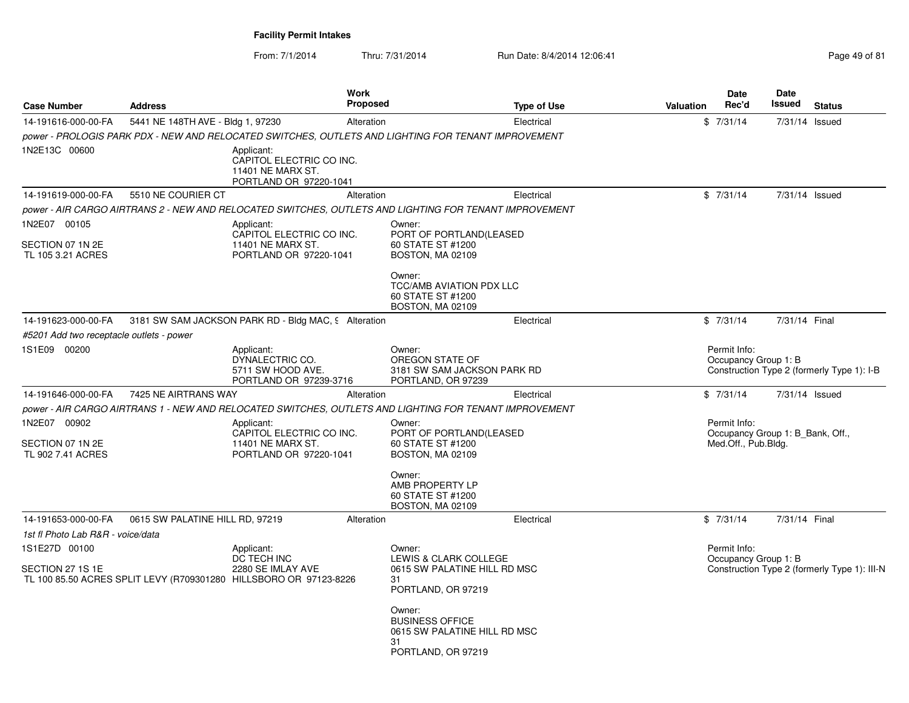**Facility Permit Intakes**

From: 7/1/2014 Thru: 7/31/2014 Run Date: 8/4/2014 12:06:41

| Case Number | Address | Work Proposed | Type of Use | Valuation | Date Rec'd | Date Issued | Status |
|---|---|---|---|---|---|---|---|
| 14-191616-000-00-FA | 5441 NE 148TH AVE - Bldg 1, 97230 | Alteration | Electrical | $ | 7/31/14 | 7/31/14 | Issued |

*power - PROLOGIS PARK PDX - NEW AND RELOCATED SWITCHES, OUTLETS AND LIGHTING FOR TENANT IMPROVEMENT*

1N2E13C 00600

Applicant:
CAPITOL ELECTRIC CO INC.
11401 NE MARX ST.
PORTLAND OR 97220-1041

| Case Number | Address | Work Proposed | Type of Use | Valuation | Date Rec'd | Date Issued | Status |
|---|---|---|---|---|---|---|---|
| 14-191619-000-00-FA | 5510 NE COURIER CT | Alteration | Electrical | $ | 7/31/14 | 7/31/14 | Issued |

*power - AIR CARGO AIRTRANS 2 - NEW AND RELOCATED SWITCHES, OUTLETS AND LIGHTING FOR TENANT IMPROVEMENT*

1N2E07 00105

SECTION 07 1N 2E
TL 105 3.21 ACRES

Applicant:
CAPITOL ELECTRIC CO INC.
11401 NE MARX ST.
PORTLAND OR 97220-1041

Owner:
PORT OF PORTLAND(LEASED
60 STATE ST #1200
BOSTON, MA 02109

Owner:
TCC/AMB AVIATION PDX LLC
60 STATE ST #1200
BOSTON, MA 02109

| Case Number | Address | Work Proposed | Type of Use | Valuation | Date Rec'd | Date Issued | Status |
|---|---|---|---|---|---|---|---|
| 14-191623-000-00-FA | 3181 SW SAM JACKSON PARK RD - Bldg MAC, 9 | Alteration | Electrical | $ | 7/31/14 | 7/31/14 | Final |

*#5201 Add two receptacle outlets - power*

1S1E09 00200

Applicant:
DYNALECTRIC CO.
5711 SW HOOD AVE.
PORTLAND OR 97239-3716

Owner:
OREGON STATE OF
3181 SW SAM JACKSON PARK RD
PORTLAND, OR 97239

Permit Info:
Occupancy Group 1: B
Construction Type 2 (formerly Type 1): I-B

| Case Number | Address | Work Proposed | Type of Use | Valuation | Date Rec'd | Date Issued | Status |
|---|---|---|---|---|---|---|---|
| 14-191646-000-00-FA | 7425 NE AIRTRANS WAY | Alteration | Electrical | $ | 7/31/14 | 7/31/14 | Issued |

*power - AIR CARGO AIRTRANS 1 - NEW AND RELOCATED SWITCHES, OUTLETS AND LIGHTING FOR TENANT IMPROVEMENT*

1N2E07 00902

SECTION 07 1N 2E
TL 902 7.41 ACRES

Applicant:
CAPITOL ELECTRIC CO INC.
11401 NE MARX ST.
PORTLAND OR 97220-1041

Owner:
PORT OF PORTLAND(LEASED
60 STATE ST #1200
BOSTON, MA 02109

Owner:
AMB PROPERTY LP
60 STATE ST #1200
BOSTON, MA 02109

Permit Info:
Occupancy Group 1: B_Bank, Off., Med.Off., Pub.Bldg.

| Case Number | Address | Work Proposed | Type of Use | Valuation | Date Rec'd | Date Issued | Status |
|---|---|---|---|---|---|---|---|
| 14-191653-000-00-FA | 0615 SW PALATINE HILL RD, 97219 | Alteration | Electrical | $ | 7/31/14 | 7/31/14 | Final |

*1st fl Photo Lab R&R - voice/data*

1S1E27D 00100

SECTION 27 1S 1E
TL 100 85.50 ACRES SPLIT LEVY (R709301280

Applicant:
DC TECH INC
2280 SE IMLAY AVE
HILLSBORO OR 97123-8226

Owner:
LEWIS & CLARK COLLEGE
0615 SW PALATINE HILL RD MSC 31
PORTLAND, OR 97219

Owner:
BUSINESS OFFICE
0615 SW PALATINE HILL RD MSC 31
PORTLAND, OR 97219

Permit Info:
Occupancy Group 1: B
Construction Type 2 (formerly Type 1): III-N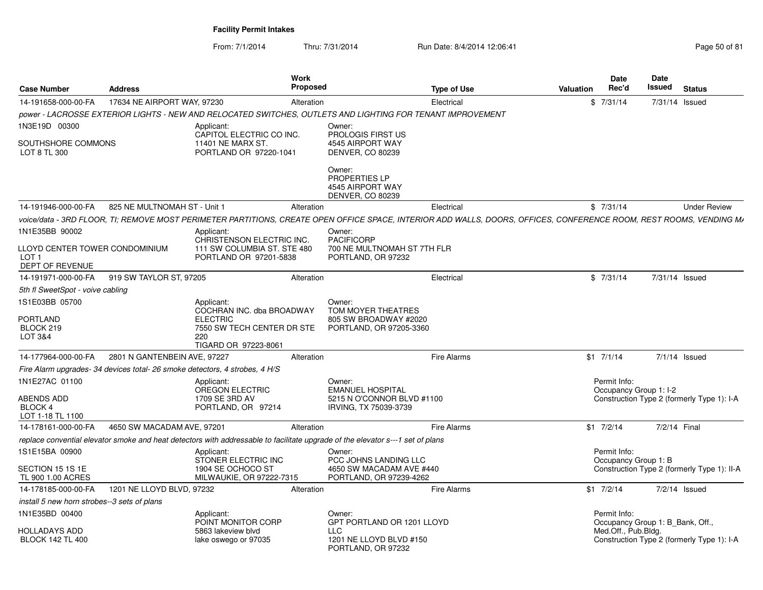**Facility Permit Intakes**

From: 7/1/2014 Thru: 7/31/2014 Run Date: 8/4/2014 12:06:41

| Case Number | Address | Work Proposed | Type of Use | Valuation | Date Rec'd | Date Issued | Status |
|---|---|---|---|---|---|---|---|
| 14-191658-000-00-FA | 17634 NE AIRPORT WAY, 97230 | Alteration | Electrical | $ | 7/31/14 | 7/31/14 | Issued |

power - LACROSSE EXTERIOR LIGHTS - NEW AND RELOCATED SWITCHES, OUTLETS AND LIGHTING FOR TENANT IMPROVEMENT

1N3E19D 00300
SOUTHSHORE COMMONS
LOT 8 TL 300

Applicant: CAPITOL ELECTRIC CO INC. 11401 NE MARX ST. PORTLAND OR 97220-1041

Owner: PROLOGIS FIRST US 4545 AIRPORT WAY DENVER, CO 80239

Owner: PROPERTIES LP 4545 AIRPORT WAY DENVER, CO 80239

| Case Number | Address | Work Proposed | Type of Use | Valuation | Date Rec'd | Date Issued | Status |
|---|---|---|---|---|---|---|---|
| 14-191946-000-00-FA | 825 NE MULTNOMAH ST - Unit 1 | Alteration | Electrical | $ | 7/31/14 | | Under Review |

voice/data - 3RD FLOOR, TI; REMOVE MOST PERIMETER PARTITIONS, CREATE OPEN OFFICE SPACE, INTERIOR ADD WALLS, DOORS, OFFICES, CONFERENCE ROOM, REST ROOMS, VENDING MA

1N1E35BB 90002
LLOYD CENTER TOWER CONDOMINIUM
LOT 1
DEPT OF REVENUE

Applicant: CHRISTENSON ELECTRIC INC. 111 SW COLUMBIA ST. STE 480 PORTLAND OR 97201-5838

Owner: PACIFICORP 700 NE MULTNOMAH ST 7TH FLR PORTLAND, OR 97232

| Case Number | Address | Work Proposed | Type of Use | Valuation | Date Rec'd | Date Issued | Status |
|---|---|---|---|---|---|---|---|
| 14-191971-000-00-FA | 919 SW TAYLOR ST, 97205 | Alteration | Electrical | $ | 7/31/14 | 7/31/14 | Issued |

5th fl SweetSpot - voive cabling

1S1E03BB 05700
PORTLAND
BLOCK 219
LOT 3&4

Applicant: COCHRAN INC. dba BROADWAY ELECTRIC 7550 SW TECH CENTER DR STE 220 TIGARD OR 97223-8061

Owner: TOM MOYER THEATRES 805 SW BROADWAY #2020 PORTLAND, OR 97205-3360

| Case Number | Address | Work Proposed | Type of Use | Valuation | Date Rec'd | Date Issued | Status |
|---|---|---|---|---|---|---|---|
| 14-177964-000-00-FA | 2801 N GANTENBEIN AVE, 97227 | Alteration | Fire Alarms | $1 | 7/1/14 | 7/1/14 | Issued |

Fire Alarm upgrades- 34 devices total- 26 smoke detectors, 4 strobes, 4 H/S

1N1E27AC 01100
ABENDS ADD
BLOCK 4
LOT 1-18 TL 1100

Applicant: OREGON ELECTRIC 1709 SE 3RD AV PORTLAND, OR 97214

Owner: EMANUEL HOSPITAL 5215 N O'CONNOR BLVD #1100 IRVING, TX 75039-3739

Permit Info: Occupancy Group 1: I-2 Construction Type 2 (formerly Type 1): I-A

| Case Number | Address | Work Proposed | Type of Use | Valuation | Date Rec'd | Date Issued | Status |
|---|---|---|---|---|---|---|---|
| 14-178161-000-00-FA | 4650 SW MACADAM AVE, 97201 | Alteration | Fire Alarms | $1 | 7/2/14 | 7/2/14 | Final |

replace convential elevator smoke and heat detectors with addressable to facilitate upgrade of the elevator s---1 set of plans

1S1E15BA 00900
SECTION 15 1S 1E
TL 900 1.00 ACRES

Applicant: STONER ELECTRIC INC 1904 SE OCHOCO ST MILWAUKIE, OR 97222-7315

Owner: PCC JOHNS LANDING LLC 4650 SW MACADAM AVE #440 PORTLAND, OR 97239-4262

Permit Info: Occupancy Group 1: B Construction Type 2 (formerly Type 1): II-A

| Case Number | Address | Work Proposed | Type of Use | Valuation | Date Rec'd | Date Issued | Status |
|---|---|---|---|---|---|---|---|
| 14-178185-000-00-FA | 1201 NE LLOYD BLVD, 97232 | Alteration | Fire Alarms | $1 | 7/2/14 | 7/2/14 | Issued |

install 5 new horn strobes--3 sets of plans

1N1E35BD 00400
HOLLADAYS ADD
BLOCK 142 TL 400

Applicant: POINT MONITOR CORP 5863 lakeview blvd lake oswego or 97035

Owner: GPT PORTLAND OR 1201 LLOYD LLC 1201 NE LLOYD BLVD #150 PORTLAND, OR 97232

Permit Info: Occupancy Group 1: B_Bank, Off., Med.Off., Pub.Bldg. Construction Type 2 (formerly Type 1): I-A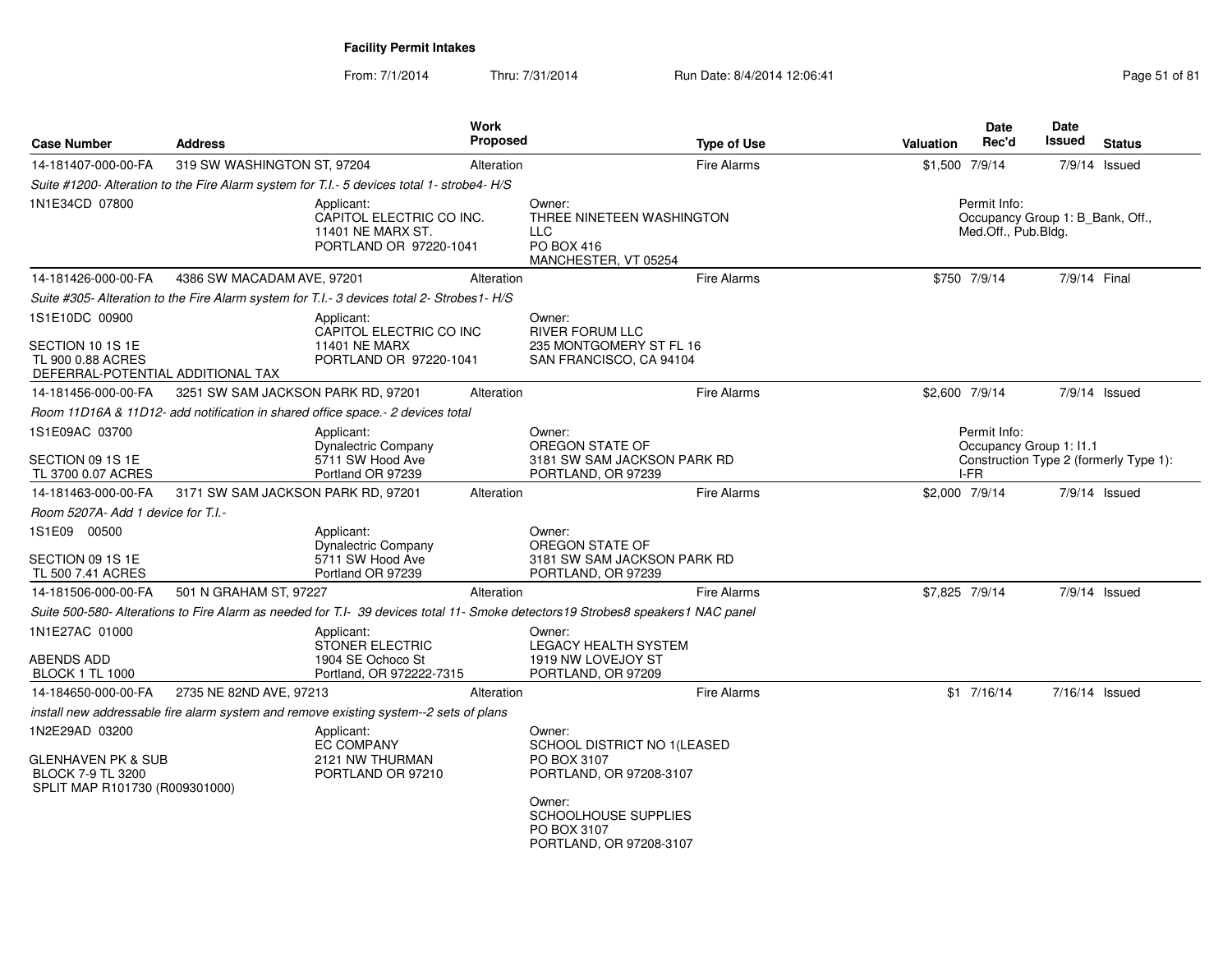**Facility Permit Intakes**

From: 7/1/2014 Thru: 7/31/2014 Run Date: 8/4/2014 12:06:41

| Case Number | Address | Work Proposed | Type of Use | Valuation | Date Rec'd | Date Issued | Status |
|---|---|---|---|---|---|---|---|
| 14-181407-000-00-FA | 319 SW WASHINGTON ST, 97204 | Alteration | Fire Alarms | $1,500 | 7/9/14 | 7/9/14 | Issued |

Suite #1200- Alteration to the Fire Alarm system for T.I.- 5 devices total 1- strobe4- H/S

1N1E34CD 07800

Applicant: CAPITOL ELECTRIC CO INC. 11401 NE MARX ST. PORTLAND OR 97220-1041

Owner: THREE NINETEEN WASHINGTON LLC PO BOX 416 MANCHESTER, VT 05254

Permit Info: Occupancy Group 1: B_Bank, Off., Med.Off., Pub.Bldg.

| Case Number | Address | Work Proposed | Type of Use | Valuation | Date Rec'd | Date Issued | Status |
|---|---|---|---|---|---|---|---|
| 14-181426-000-00-FA | 4386 SW MACADAM AVE, 97201 | Alteration | Fire Alarms | $750 | 7/9/14 | 7/9/14 | Final |

Suite #305- Alteration to the Fire Alarm system for T.I.- 3 devices total 2- Strobes1- H/S

1S1E10DC 00900

SECTION 10 1S 1E
TL 900 0.88 ACRES
DEFERRAL-POTENTIAL ADDITIONAL TAX

Applicant: CAPITOL ELECTRIC CO INC 11401 NE MARX PORTLAND OR 97220-1041

Owner: RIVER FORUM LLC 235 MONTGOMERY ST FL 16 SAN FRANCISCO, CA 94104

| Case Number | Address | Work Proposed | Type of Use | Valuation | Date Rec'd | Date Issued | Status |
|---|---|---|---|---|---|---|---|
| 14-181456-000-00-FA | 3251 SW SAM JACKSON PARK RD, 97201 | Alteration | Fire Alarms | $2,600 | 7/9/14 | 7/9/14 | Issued |

Room 11D16A & 11D12- add notification in shared office space.- 2 devices total

1S1E09AC 03700

SECTION 09 1S 1E
TL 3700 0.07 ACRES

Applicant: Dynalectric Company 5711 SW Hood Ave Portland OR 97239

Owner: OREGON STATE OF 3181 SW SAM JACKSON PARK RD PORTLAND, OR 97239

Permit Info: Occupancy Group 1: I1.1 Construction Type 2 (formerly Type 1): I-FR

| Case Number | Address | Work Proposed | Type of Use | Valuation | Date Rec'd | Date Issued | Status |
|---|---|---|---|---|---|---|---|
| 14-181463-000-00-FA | 3171 SW SAM JACKSON PARK RD, 97201 | Alteration | Fire Alarms | $2,000 | 7/9/14 | 7/9/14 | Issued |

Room 5207A- Add 1 device for T.I.-

1S1E09 00500

SECTION 09 1S 1E
TL 500 7.41 ACRES

Applicant: Dynalectric Company 5711 SW Hood Ave Portland OR 97239

Owner: OREGON STATE OF 3181 SW SAM JACKSON PARK RD PORTLAND, OR 97239

| Case Number | Address | Work Proposed | Type of Use | Valuation | Date Rec'd | Date Issued | Status |
|---|---|---|---|---|---|---|---|
| 14-181506-000-00-FA | 501 N GRAHAM ST, 97227 | Alteration | Fire Alarms | $7,825 | 7/9/14 | 7/9/14 | Issued |

Suite 500-580- Alterations to Fire Alarm as needed for T.I- 39 devices total 11- Smoke detectors19 Strobes8 speakers1 NAC panel

1N1E27AC 01000

ABENDS ADD
BLOCK 1 TL 1000

Applicant: STONER ELECTRIC 1904 SE Ochoco St Portland, OR 972222-7315

Owner: LEGACY HEALTH SYSTEM 1919 NW LOVEJOY ST PORTLAND, OR 97209

| Case Number | Address | Work Proposed | Type of Use | Valuation | Date Rec'd | Date Issued | Status |
|---|---|---|---|---|---|---|---|
| 14-184650-000-00-FA | 2735 NE 82ND AVE, 97213 | Alteration | Fire Alarms | $1 | 7/16/14 | 7/16/14 | Issued |

install new addressable fire alarm system and remove existing system--2 sets of plans

1N2E29AD 03200

GLENHAVEN PK & SUB
BLOCK 7-9 TL 3200
SPLIT MAP R101730 (R009301000)

Applicant: EC COMPANY 2121 NW THURMAN PORTLAND OR 97210

Owner: SCHOOL DISTRICT NO 1(LEASED PO BOX 3107 PORTLAND, OR 97208-3107

Owner: SCHOOLHOUSE SUPPLIES PO BOX 3107 PORTLAND, OR 97208-3107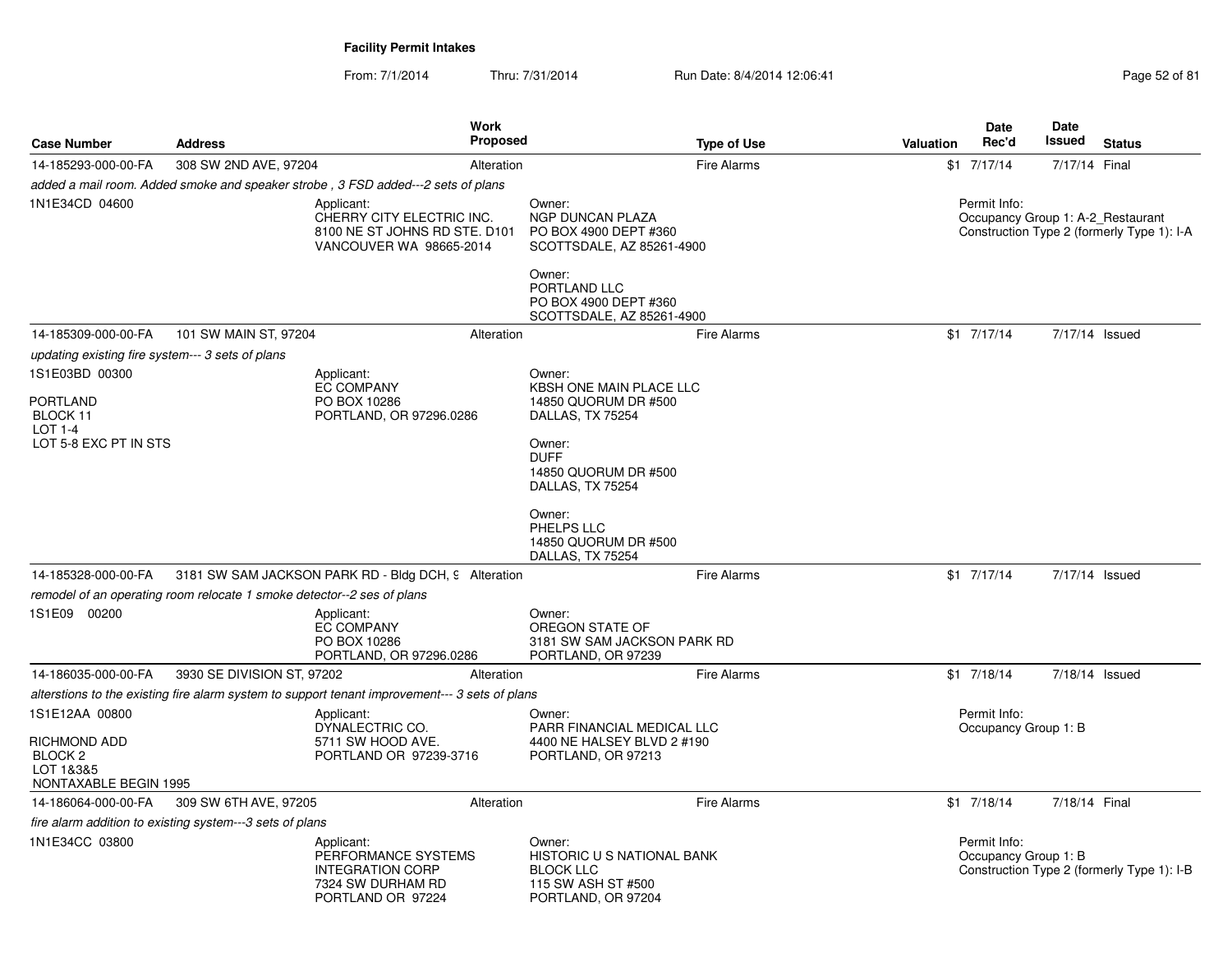**Facility Permit Intakes**

From: 7/1/2014 Thru: 7/31/2014 Run Date: 8/4/2014 12:06:41

| Case Number | Address | Work Proposed | Type of Use | Valuation | Date Rec'd | Date Issued | Status |
|---|---|---|---|---|---|---|---|
| 14-185293-000-00-FA | 308 SW 2ND AVE, 97204 | Alteration | Fire Alarms | $1 | 7/17/14 | 7/17/14 | Final |

*added a mail room. Added smoke and speaker strobe , 3 FSD added---2 sets of plans*

1N1E34CD 04600

Applicant:
CHERRY CITY ELECTRIC INC.
8100 NE ST JOHNS RD STE. D101
VANCOUVER WA 98665-2014

Owner:
NGP DUNCAN PLAZA
PO BOX 4900 DEPT #360
SCOTTSDALE, AZ 85261-4900

Owner:
PORTLAND LLC
PO BOX 4900 DEPT #360
SCOTTSDALE, AZ 85261-4900

Permit Info:
Occupancy Group 1: A-2_Restaurant
Construction Type 2 (formerly Type 1): I-A

| Case Number | Address | Work Proposed | Type of Use | Valuation | Date Rec'd | Date Issued | Status |
|---|---|---|---|---|---|---|---|
| 14-185309-000-00-FA | 101 SW MAIN ST, 97204 | Alteration | Fire Alarms | $1 | 7/17/14 | 7/17/14 | Issued |

*updating existing fire system--- 3 sets of plans*

1S1E03BD 00300

PORTLAND
BLOCK 11
LOT 1-4
LOT 5-8 EXC PT IN STS

Applicant:
EC COMPANY
PO BOX 10286
PORTLAND, OR 97296.0286

Owner:
KBSH ONE MAIN PLACE LLC
14850 QUORUM DR #500
DALLAS, TX 75254

Owner:
DUFF
14850 QUORUM DR #500
DALLAS, TX 75254

Owner:
PHELPS LLC
14850 QUORUM DR #500
DALLAS, TX 75254

| Case Number | Address | Work Proposed | Type of Use | Valuation | Date Rec'd | Date Issued | Status |
|---|---|---|---|---|---|---|---|
| 14-185328-000-00-FA | 3181 SW SAM JACKSON PARK RD - Bldg DCH, 9 | Alteration | Fire Alarms | $1 | 7/17/14 | 7/17/14 | Issued |

*remodel of an operating room relocate 1 smoke detector--2 ses of plans*

1S1E09 00200

Applicant:
EC COMPANY
PO BOX 10286
PORTLAND, OR 97296.0286

Owner:
OREGON STATE OF
3181 SW SAM JACKSON PARK RD
PORTLAND, OR 97239

| Case Number | Address | Work Proposed | Type of Use | Valuation | Date Rec'd | Date Issued | Status |
|---|---|---|---|---|---|---|---|
| 14-186035-000-00-FA | 3930 SE DIVISION ST, 97202 | Alteration | Fire Alarms | $1 | 7/18/14 | 7/18/14 | Issued |

*alterstions to the existing fire alarm system to support tenant improvement--- 3 sets of plans*

1S1E12AA 00800

RICHMOND ADD
BLOCK 2
LOT 1&3&5
NONTAXABLE BEGIN 1995

Applicant:
DYNALECTRIC CO.
5711 SW HOOD AVE.
PORTLAND OR 97239-3716

Owner:
PARR FINANCIAL MEDICAL LLC
4400 NE HALSEY BLVD 2 #190
PORTLAND, OR 97213

Permit Info:
Occupancy Group 1: B

| Case Number | Address | Work Proposed | Type of Use | Valuation | Date Rec'd | Date Issued | Status |
|---|---|---|---|---|---|---|---|
| 14-186064-000-00-FA | 309 SW 6TH AVE, 97205 | Alteration | Fire Alarms | $1 | 7/18/14 | 7/18/14 | Final |

*fire alarm addition to existing system---3 sets of plans*

1N1E34CC 03800

Applicant:
PERFORMANCE SYSTEMS
INTEGRATION CORP
7324 SW DURHAM RD
PORTLAND OR 97224

Owner:
HISTORIC U S NATIONAL BANK
BLOCK LLC
115 SW ASH ST #500
PORTLAND, OR 97204

Permit Info:
Occupancy Group 1: B
Construction Type 2 (formerly Type 1): I-B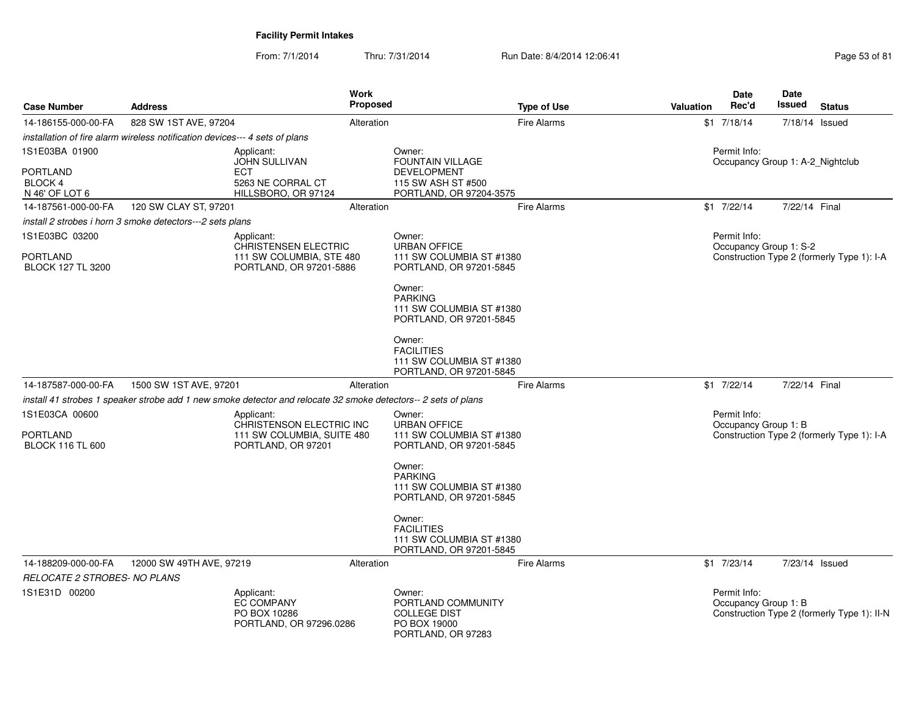**Facility Permit Intakes**

From: 7/1/2014 Thru: 7/31/2014 Run Date: 8/4/2014 12:06:41

| Case Number | Address | Work Proposed | Type of Use | Valuation | Date Rec'd | Date Issued | Status |
|---|---|---|---|---|---|---|---|
| 14-186155-000-00-FA | 828 SW 1ST AVE, 97204 | Alteration | Fire Alarms | $1 | 7/18/14 | 7/18/14 | Issued |

*installation of fire alarm wireless notification devices--- 4 sets of plans*

1S1E03BA 01900
PORTLAND
BLOCK 4
N 46' OF LOT 6

Applicant:
JOHN SULLIVAN
ECT
5263 NE CORRAL CT
HILLSBORO, OR 97124

Owner:
FOUNTAIN VILLAGE DEVELOPMENT
115 SW ASH ST #500
PORTLAND, OR 97204-3575

Permit Info:
Occupancy Group 1: A-2_Nightclub

| Case Number | Address | Work Proposed | Type of Use | Valuation | Date Rec'd | Date Issued | Status |
|---|---|---|---|---|---|---|---|
| 14-187561-000-00-FA | 120 SW CLAY ST, 97201 | Alteration | Fire Alarms | $1 | 7/22/14 | 7/22/14 | Final |

*install 2 strobes i horn 3 smoke detectors---2 sets plans*

1S1E03BC 03200
PORTLAND
BLOCK 127 TL 3200

Applicant:
CHRISTENSEN ELECTRIC
111 SW COLUMBIA, STE 480
PORTLAND, OR 97201-5886

Owner:
URBAN OFFICE
111 SW COLUMBIA ST #1380
PORTLAND, OR 97201-5845

Owner:
PARKING
111 SW COLUMBIA ST #1380
PORTLAND, OR 97201-5845

Owner:
FACILITIES
111 SW COLUMBIA ST #1380
PORTLAND, OR 97201-5845

Permit Info:
Occupancy Group 1: S-2
Construction Type 2 (formerly Type 1): I-A

| Case Number | Address | Work Proposed | Type of Use | Valuation | Date Rec'd | Date Issued | Status |
|---|---|---|---|---|---|---|---|
| 14-187587-000-00-FA | 1500 SW 1ST AVE, 97201 | Alteration | Fire Alarms | $1 | 7/22/14 | 7/22/14 | Final |

*install 41 strobes 1 speaker strobe add 1 new smoke detector and relocate 32 smoke detectors-- 2 sets of plans*

1S1E03CA 00600
PORTLAND
BLOCK 116 TL 600

Applicant:
CHRISTENSON ELECTRIC INC
111 SW COLUMBIA, SUITE 480
PORTLAND, OR 97201

Owner:
URBAN OFFICE
111 SW COLUMBIA ST #1380
PORTLAND, OR 97201-5845

Owner:
PARKING
111 SW COLUMBIA ST #1380
PORTLAND, OR 97201-5845

Owner:
FACILITIES
111 SW COLUMBIA ST #1380
PORTLAND, OR 97201-5845

Permit Info:
Occupancy Group 1: B
Construction Type 2 (formerly Type 1): I-A

| Case Number | Address | Work Proposed | Type of Use | Valuation | Date Rec'd | Date Issued | Status |
|---|---|---|---|---|---|---|---|
| 14-188209-000-00-FA | 12000 SW 49TH AVE, 97219 | Alteration | Fire Alarms | $1 | 7/23/14 | 7/23/14 | Issued |

*RELOCATE 2 STROBES- NO PLANS*

1S1E31D 00200

Applicant:
EC COMPANY
PO BOX 10286
PORTLAND, OR 97296.0286

Owner:
PORTLAND COMMUNITY COLLEGE DIST
PO BOX 19000
PORTLAND, OR 97283

Permit Info:
Occupancy Group 1: B
Construction Type 2 (formerly Type 1): II-N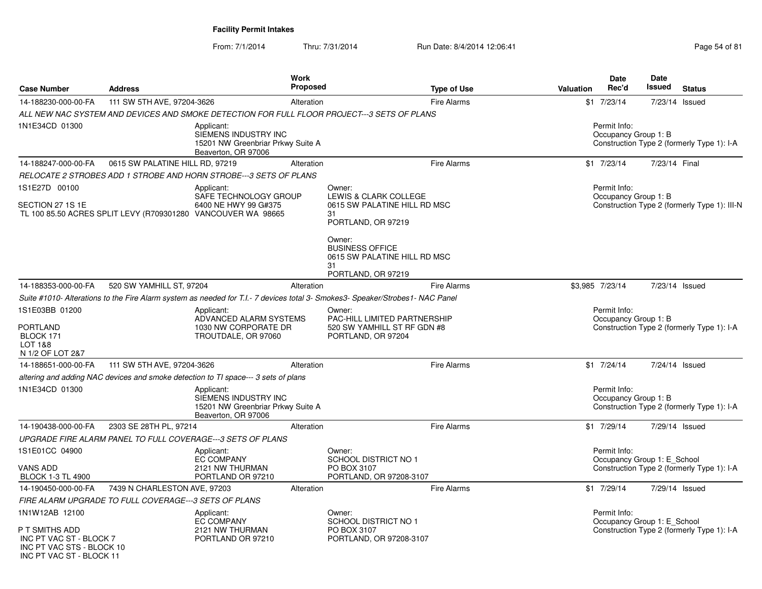**Facility Permit Intakes**

From: 7/1/2014 Thru: 7/31/2014 Run Date: 8/4/2014 12:06:41

| Case Number | Address | Work Proposed | Type of Use | Valuation | Date Rec'd | Date Issued | Status |
|---|---|---|---|---|---|---|---|
| 14-188230-000-00-FA | 111 SW 5TH AVE, 97204-3626 | Alteration | Fire Alarms | $1 | 7/23/14 | 7/23/14 | Issued |

*ALL NEW NAC SYSTEM AND DEVICES AND SMOKE DETECTION FOR FULL FLOOR PROJECT---3 SETS OF PLANS*

1N1E34CD 01300

Applicant:
SIEMENS INDUSTRY INC
15201 NW Greenbriar Prkwy Suite A
Beaverton, OR 97006

Permit Info:
Occupancy Group 1: B
Construction Type 2 (formerly Type 1): I-A

| Case Number | Address | Work Proposed | Type of Use | Valuation | Date Rec'd | Date Issued | Status |
|---|---|---|---|---|---|---|---|
| 14-188247-000-00-FA | 0615 SW PALATINE HILL RD, 97219 | Alteration | Fire Alarms | $1 | 7/23/14 | 7/23/14 | Final |

*RELOCATE 2 STROBES ADD 1 STROBE AND HORN STROBE---3 SETS OF PLANS*

1S1E27D 00100

SECTION 27 1S 1E
TL 100 85.50 ACRES SPLIT LEVY (R709301280

Applicant:
SAFE TECHNOLOGY GROUP
6400 NE HWY 99 G#375
VANCOUVER WA 98665

Owner:
LEWIS & CLARK COLLEGE
0615 SW PALATINE HILL RD MSC 31
PORTLAND, OR 97219

Owner:
BUSINESS OFFICE
0615 SW PALATINE HILL RD MSC 31
PORTLAND, OR 97219

Permit Info:
Occupancy Group 1: B
Construction Type 2 (formerly Type 1): III-N

| Case Number | Address | Work Proposed | Type of Use | Valuation | Date Rec'd | Date Issued | Status |
|---|---|---|---|---|---|---|---|
| 14-188353-000-00-FA | 520 SW YAMHILL ST, 97204 | Alteration | Fire Alarms | $3,985 | 7/23/14 | 7/23/14 | Issued |

*Suite #1010- Alterations to the Fire Alarm system as needed for T.I.- 7 devices total 3- Smokes3- Speaker/Strobes1- NAC Panel*

1S1E03BB 01200

PORTLAND
BLOCK 171
LOT 1&8
N 1/2 OF LOT 2&7

Applicant:
ADVANCED ALARM SYSTEMS
1030 NW CORPORATE DR
TROUTDALE, OR 97060

Owner:
PAC-HILL LIMITED PARTNERSHIP
520 SW YAMHILL ST RF GDN #8
PORTLAND, OR 97204

Permit Info:
Occupancy Group 1: B
Construction Type 2 (formerly Type 1): I-A

| Case Number | Address | Work Proposed | Type of Use | Valuation | Date Rec'd | Date Issued | Status |
|---|---|---|---|---|---|---|---|
| 14-188651-000-00-FA | 111 SW 5TH AVE, 97204-3626 | Alteration | Fire Alarms | $1 | 7/24/14 | 7/24/14 | Issued |

*altering and adding NAC devices and smoke detection to TI space--- 3 sets of plans*

1N1E34CD 01300

Applicant:
SIEMENS INDUSTRY INC
15201 NW Greenbriar Prkwy Suite A
Beaverton, OR 97006

Permit Info:
Occupancy Group 1: B
Construction Type 2 (formerly Type 1): I-A

| Case Number | Address | Work Proposed | Type of Use | Valuation | Date Rec'd | Date Issued | Status |
|---|---|---|---|---|---|---|---|
| 14-190438-000-00-FA | 2303 SE 28TH PL, 97214 | Alteration | Fire Alarms | $1 | 7/29/14 | 7/29/14 | Issued |

*UPGRADE FIRE ALARM PANEL TO FULL COVERAGE---3 SETS OF PLANS*

1S1E01CC 04900

VANS ADD
BLOCK 1-3 TL 4900

Applicant:
EC COMPANY
2121 NW THURMAN
PORTLAND OR 97210

Owner:
SCHOOL DISTRICT NO 1
PO BOX 3107
PORTLAND, OR 97208-3107

Permit Info:
Occupancy Group 1: E_School
Construction Type 2 (formerly Type 1): I-A

| Case Number | Address | Work Proposed | Type of Use | Valuation | Date Rec'd | Date Issued | Status |
|---|---|---|---|---|---|---|---|
| 14-190450-000-00-FA | 7439 N CHARLESTON AVE, 97203 | Alteration | Fire Alarms | $1 | 7/29/14 | 7/29/14 | Issued |

*FIRE ALARM UPGRADE TO FULL COVERAGE---3 SETS OF PLANS*

1N1W12AB 12100

P T SMITHS ADD
INC PT VAC ST - BLOCK 7
INC PT VAC STS - BLOCK 10
INC PT VAC ST - BLOCK 11

Applicant:
EC COMPANY
2121 NW THURMAN
PORTLAND OR 97210

Owner:
SCHOOL DISTRICT NO 1
PO BOX 3107
PORTLAND, OR 97208-3107

Permit Info:
Occupancy Group 1: E_School
Construction Type 2 (formerly Type 1): I-A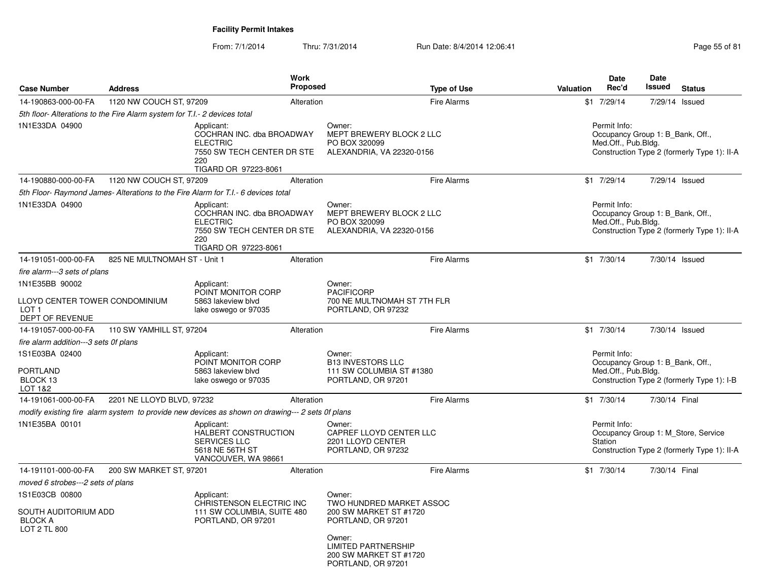## Facility Permit Intakes

From: 7/1/2014 Thru: 7/31/2014 Run Date: 8/4/2014 12:06:41

| Case Number | Address | Work Proposed | Type of Use | Valuation | Date Rec'd | Date Issued | Status |
|---|---|---|---|---|---|---|---|
| 14-190863-000-00-FA | 1120 NW COUCH ST, 97209 | Alteration | Fire Alarms | $1 | 7/29/14 | 7/29/14 | Issued |

*5th floor- Alterations to the Fire Alarm system for T.I.- 2 devices total*

1N1E33DA 04900

Applicant:
COCHRAN INC. dba BROADWAY ELECTRIC
7550 SW TECH CENTER DR STE 220
TIGARD OR 97223-8061

Owner:
MEPT BREWERY BLOCK 2 LLC
PO BOX 320099
ALEXANDRIA, VA 22320-0156

Permit Info:
Occupancy Group 1: B_Bank, Off., Med.Off., Pub.Bldg.
Construction Type 2 (formerly Type 1): II-A

| Case Number | Address | Work Proposed | Type of Use | Valuation | Date Rec'd | Date Issued | Status |
|---|---|---|---|---|---|---|---|
| 14-190880-000-00-FA | 1120 NW COUCH ST, 97209 | Alteration | Fire Alarms | $1 | 7/29/14 | 7/29/14 | Issued |

*5th Floor- Raymond James- Alterations to the Fire Alarm for T.I.- 6 devices total*

1N1E33DA 04900

Applicant:
COCHRAN INC. dba BROADWAY ELECTRIC
7550 SW TECH CENTER DR STE 220
TIGARD OR 97223-8061

Owner:
MEPT BREWERY BLOCK 2 LLC
PO BOX 320099
ALEXANDRIA, VA 22320-0156

Permit Info:
Occupancy Group 1: B_Bank, Off., Med.Off., Pub.Bldg.
Construction Type 2 (formerly Type 1): II-A

| Case Number | Address | Work Proposed | Type of Use | Valuation | Date Rec'd | Date Issued | Status |
|---|---|---|---|---|---|---|---|
| 14-191051-000-00-FA | 825 NE MULTNOMAH ST - Unit 1 | Alteration | Fire Alarms | $1 | 7/30/14 | 7/30/14 | Issued |

*fire alarm---3 sets of plans*

1N1E35BB 90002

LLOYD CENTER TOWER CONDOMINIUM
LOT 1
DEPT OF REVENUE

Applicant:
POINT MONITOR CORP
5863 lakeview blvd
lake oswego or 97035

Owner:
PACIFICORP
700 NE MULTNOMAH ST 7TH FLR
PORTLAND, OR 97232

| Case Number | Address | Work Proposed | Type of Use | Valuation | Date Rec'd | Date Issued | Status |
|---|---|---|---|---|---|---|---|
| 14-191057-000-00-FA | 110 SW YAMHILL ST, 97204 | Alteration | Fire Alarms | $1 | 7/30/14 | 7/30/14 | Issued |

*fire alarm addition---3 sets 0f plans*

1S1E03BA 02400

PORTLAND
BLOCK 13
LOT 1&2

Applicant:
POINT MONITOR CORP
5863 lakeview blvd
lake oswego or 97035

Owner:
B13 INVESTORS LLC
111 SW COLUMBIA ST #1380
PORTLAND, OR 97201

Permit Info:
Occupancy Group 1: B_Bank, Off., Med.Off., Pub.Bldg.
Construction Type 2 (formerly Type 1): I-B

| Case Number | Address | Work Proposed | Type of Use | Valuation | Date Rec'd | Date Issued | Status |
|---|---|---|---|---|---|---|---|
| 14-191061-000-00-FA | 2201 NE LLOYD BLVD, 97232 | Alteration | Fire Alarms | $1 | 7/30/14 | 7/30/14 | Final |

*modify existing fire alarm system to provide new devices as shown on drawing--- 2 sets 0f plans*

1N1E35BA 00101

Applicant:
HALBERT CONSTRUCTION SERVICES LLC
5618 NE 56TH ST
VANCOUVER, WA 98661

Owner:
CAPREF LLOYD CENTER LLC
2201 LLOYD CENTER
PORTLAND, OR 97232

Permit Info:
Occupancy Group 1: M_Store, Service Station
Construction Type 2 (formerly Type 1): II-A

| Case Number | Address | Work Proposed | Type of Use | Valuation | Date Rec'd | Date Issued | Status |
|---|---|---|---|---|---|---|---|
| 14-191101-000-00-FA | 200 SW MARKET ST, 97201 | Alteration | Fire Alarms | $1 | 7/30/14 | 7/30/14 | Final |

*moved 6 strobes---2 sets of plans*

1S1E03CB 00800

SOUTH AUDITORIUM ADD
BLOCK A
LOT 2 TL 800

Applicant:
CHRISTENSON ELECTRIC INC
111 SW COLUMBIA, SUITE 480
PORTLAND, OR 97201

Owner:
TWO HUNDRED MARKET ASSOC
200 SW MARKET ST #1720
PORTLAND, OR 97201

Owner:
LIMITED PARTNERSHIP
200 SW MARKET ST #1720
PORTLAND, OR 97201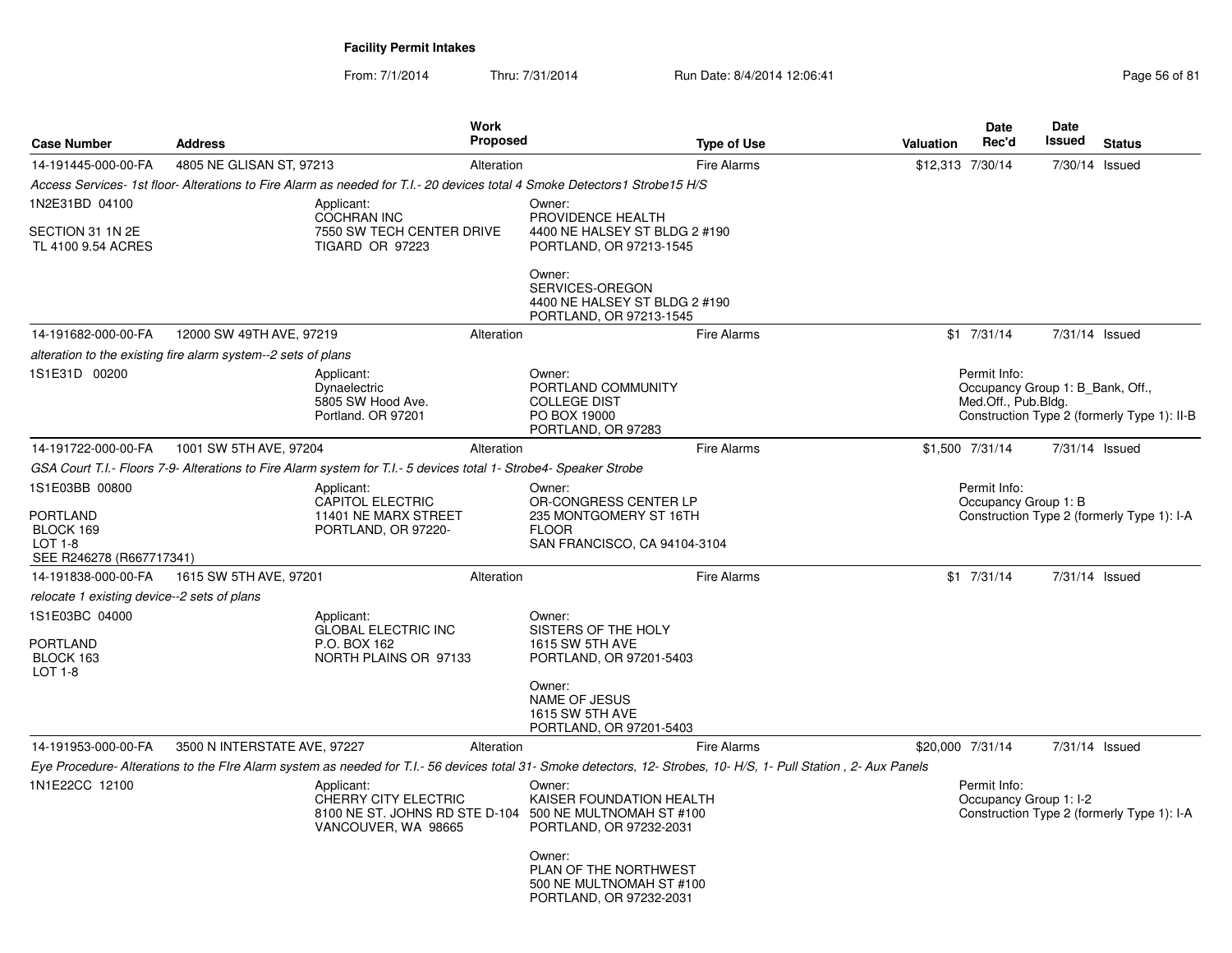## Facility Permit Intakes

From: 7/1/2014 Thru: 7/31/2014 Run Date: 8/4/2014 12:06:41

| Case Number | Address | Work Proposed | Type of Use | Valuation | Date Rec'd | Date Issued | Status |
|---|---|---|---|---|---|---|---|
| 14-191445-000-00-FA | 4805 NE GLISAN ST, 97213 | Alteration | Fire Alarms | $12,313 | 7/30/14 | 7/30/14 | Issued |

*Access Services- 1st floor- Alterations to Fire Alarm as needed for T.I.- 20 devices total 4 Smoke Detectors1 Strobe15 H/S*

1N2E31BD 04100

SECTION 31 1N 2E
TL 4100 9.54 ACRES

Applicant:
COCHRAN INC
7550 SW TECH CENTER DRIVE
TIGARD OR 97223

Owner:
PROVIDENCE HEALTH
4400 NE HALSEY ST BLDG 2 #190
PORTLAND, OR 97213-1545

Owner:
SERVICES-OREGON
4400 NE HALSEY ST BLDG 2 #190
PORTLAND, OR 97213-1545

---

| Case Number | Address | Work Proposed | Type of Use | Valuation | Date Rec'd | Date Issued | Status |
|---|---|---|---|---|---|---|---|
| 14-191682-000-00-FA | 12000 SW 49TH AVE, 97219 | Alteration | Fire Alarms | $1 | 7/31/14 | 7/31/14 | Issued |

*alteration to the existing fire alarm system--2 sets of plans*

1S1E31D 00200

Applicant:
Dynaelectric
5805 SW Hood Ave.
Portland. OR 97201

Owner:
PORTLAND COMMUNITY
COLLEGE DIST
PO BOX 19000
PORTLAND, OR 97283

Permit Info:
Occupancy Group 1: B_Bank, Off., Med.Off., Pub.Bldg.
Construction Type 2 (formerly Type 1): II-B

---

| Case Number | Address | Work Proposed | Type of Use | Valuation | Date Rec'd | Date Issued | Status |
|---|---|---|---|---|---|---|---|
| 14-191722-000-00-FA | 1001 SW 5TH AVE, 97204 | Alteration | Fire Alarms | $1,500 | 7/31/14 | 7/31/14 | Issued |

*GSA Court T.I.- Floors 7-9- Alterations to Fire Alarm system for T.I.- 5 devices total 1- Strobe4- Speaker Strobe*

1S1E03BB 00800

PORTLAND
BLOCK 169
LOT 1-8
SEE R246278 (R667717341)

Applicant:
CAPITOL ELECTRIC
11401 NE MARX STREET
PORTLAND, OR 97220-

Owner:
OR-CONGRESS CENTER LP
235 MONTGOMERY ST 16TH
FLOOR
SAN FRANCISCO, CA 94104-3104

Permit Info:
Occupancy Group 1: B
Construction Type 2 (formerly Type 1): I-A

---

| Case Number | Address | Work Proposed | Type of Use | Valuation | Date Rec'd | Date Issued | Status |
|---|---|---|---|---|---|---|---|
| 14-191838-000-00-FA | 1615 SW 5TH AVE, 97201 | Alteration | Fire Alarms | $1 | 7/31/14 | 7/31/14 | Issued |

*relocate 1 existing device--2 sets of plans*

1S1E03BC 04000

PORTLAND
BLOCK 163
LOT 1-8

Applicant:
GLOBAL ELECTRIC INC
P.O. BOX 162
NORTH PLAINS OR 97133

Owner:
SISTERS OF THE HOLY
1615 SW 5TH AVE
PORTLAND, OR 97201-5403

Owner:
NAME OF JESUS
1615 SW 5TH AVE
PORTLAND, OR 97201-5403

---

| Case Number | Address | Work Proposed | Type of Use | Valuation | Date Rec'd | Date Issued | Status |
|---|---|---|---|---|---|---|---|
| 14-191953-000-00-FA | 3500 N INTERSTATE AVE, 97227 | Alteration | Fire Alarms | $20,000 | 7/31/14 | 7/31/14 | Issued |

*Eye Procedure- Alterations to the FIre Alarm system as needed for T.I.- 56 devices total 31- Smoke detectors, 12- Strobes, 10- H/S, 1- Pull Station , 2- Aux Panels*

1N1E22CC 12100

Applicant:
CHERRY CITY ELECTRIC
8100 NE ST. JOHNS RD STE D-104
VANCOUVER, WA 98665

Owner:
KAISER FOUNDATION HEALTH
500 NE MULTNOMAH ST #100
PORTLAND, OR 97232-2031

Owner:
PLAN OF THE NORTHWEST
500 NE MULTNOMAH ST #100
PORTLAND, OR 97232-2031

Permit Info:
Occupancy Group 1: I-2
Construction Type 2 (formerly Type 1): I-A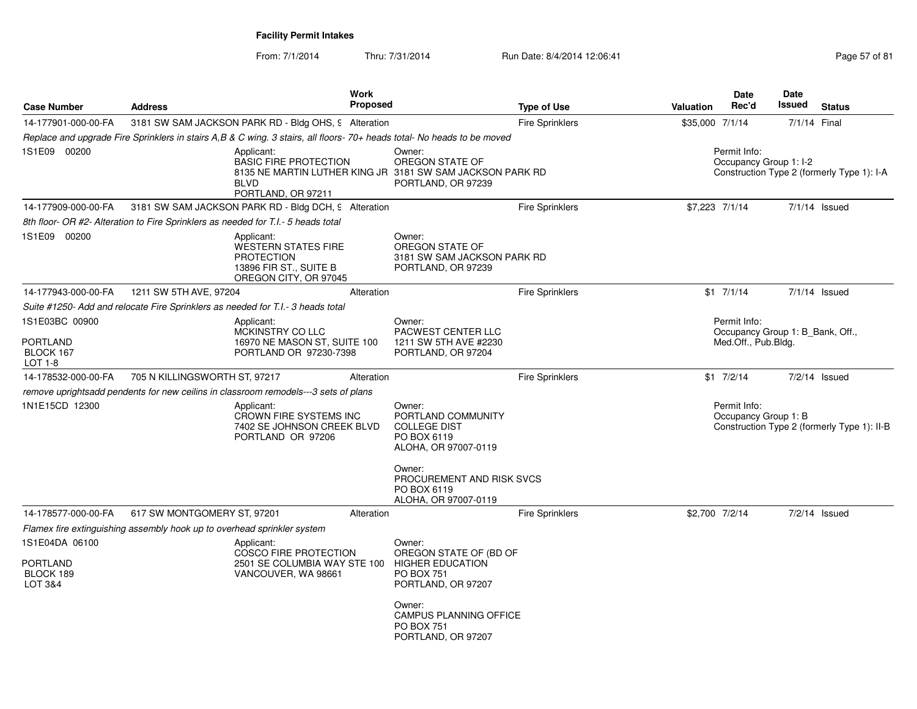**Facility Permit Intakes**

From: 7/1/2014 Thru: 7/31/2014 Run Date: 8/4/2014 12:06:41

| Case Number | Address | Work Proposed | Type of Use | Valuation | Date Rec'd | Date Issued | Status |
|---|---|---|---|---|---|---|---|
| 14-177901-000-00-FA | 3181 SW SAM JACKSON PARK RD - Bldg OHS, 9 | Alteration | Fire Sprinklers | $35,000 | 7/1/14 | 7/1/14 | Final |
| *Replace and upgrade Fire Sprinklers in stairs A,B & C wing. 3 stairs, all floors- 70+ heads total- No heads to be moved* | | | | | | | |
| 1S1E09 00200 | Applicant: BASIC FIRE PROTECTION 8135 NE MARTIN LUTHER KING JR BLVD PORTLAND, OR 97211 | | Owner: OREGON STATE OF 3181 SW SAM JACKSON PARK RD PORTLAND, OR 97239 | | Permit Info: Occupancy Group 1: I-2 Construction Type 2 (formerly Type 1): I-A | | |
| 14-177909-000-00-FA | 3181 SW SAM JACKSON PARK RD - Bldg DCH, 9 | Alteration | Fire Sprinklers | $7,223 | 7/1/14 | 7/1/14 | Issued |
| *8th floor- OR #2- Alteration to Fire Sprinklers as needed for T.I.- 5 heads total* | | | | | | | |
| 1S1E09 00200 | Applicant: WESTERN STATES FIRE PROTECTION 13896 FIR ST., SUITE B OREGON CITY, OR 97045 | | Owner: OREGON STATE OF 3181 SW SAM JACKSON PARK RD PORTLAND, OR 97239 | | | | |
| 14-177943-000-00-FA | 1211 SW 5TH AVE, 97204 | Alteration | Fire Sprinklers | $1 | 7/1/14 | 7/1/14 | Issued |
| *Suite #1250- Add and relocate Fire Sprinklers as needed for T.I.- 3 heads total* | | | | | | | |
| 1S1E03BC 00900 PORTLAND BLOCK 167 LOT 1-8 | Applicant: MCKINSTRY CO LLC 16970 NE MASON ST, SUITE 100 PORTLAND OR 97230-7398 | | Owner: PACWEST CENTER LLC 1211 SW 5TH AVE #2230 PORTLAND, OR 97204 | | Permit Info: Occupancy Group 1: B_Bank, Off., Med.Off., Pub.Bldg. | | |
| 14-178532-000-00-FA | 705 N KILLINGSWORTH ST, 97217 | Alteration | Fire Sprinklers | $1 | 7/2/14 | 7/2/14 | Issued |
| *remove uprightsadd pendents for new ceilins in classroom remodels---3 sets of plans* | | | | | | | |
| 1N1E15CD 12300 | Applicant: CROWN FIRE SYSTEMS INC 7402 SE JOHNSON CREEK BLVD PORTLAND OR 97206 | | Owner: PORTLAND COMMUNITY COLLEGE DIST PO BOX 6119 ALOHA, OR 97007-0119; Owner: PROCUREMENT AND RISK SVCS PO BOX 6119 ALOHA, OR 97007-0119 | | Permit Info: Occupancy Group 1: B Construction Type 2 (formerly Type 1): II-B | | |
| 14-178577-000-00-FA | 617 SW MONTGOMERY ST, 97201 | Alteration | Fire Sprinklers | $2,700 | 7/2/14 | 7/2/14 | Issued |
| *Flamex fire extinguishing assembly hook up to overhead sprinkler system* | | | | | | | |
| 1S1E04DA 06100 PORTLAND BLOCK 189 LOT 3&4 | Applicant: COSCO FIRE PROTECTION 2501 SE COLUMBIA WAY STE 100 VANCOUVER, WA 98661 | | Owner: OREGON STATE OF (BD OF HIGHER EDUCATION PO BOX 751 PORTLAND, OR 97207; Owner: CAMPUS PLANNING OFFICE PO BOX 751 PORTLAND, OR 97207 | | | | |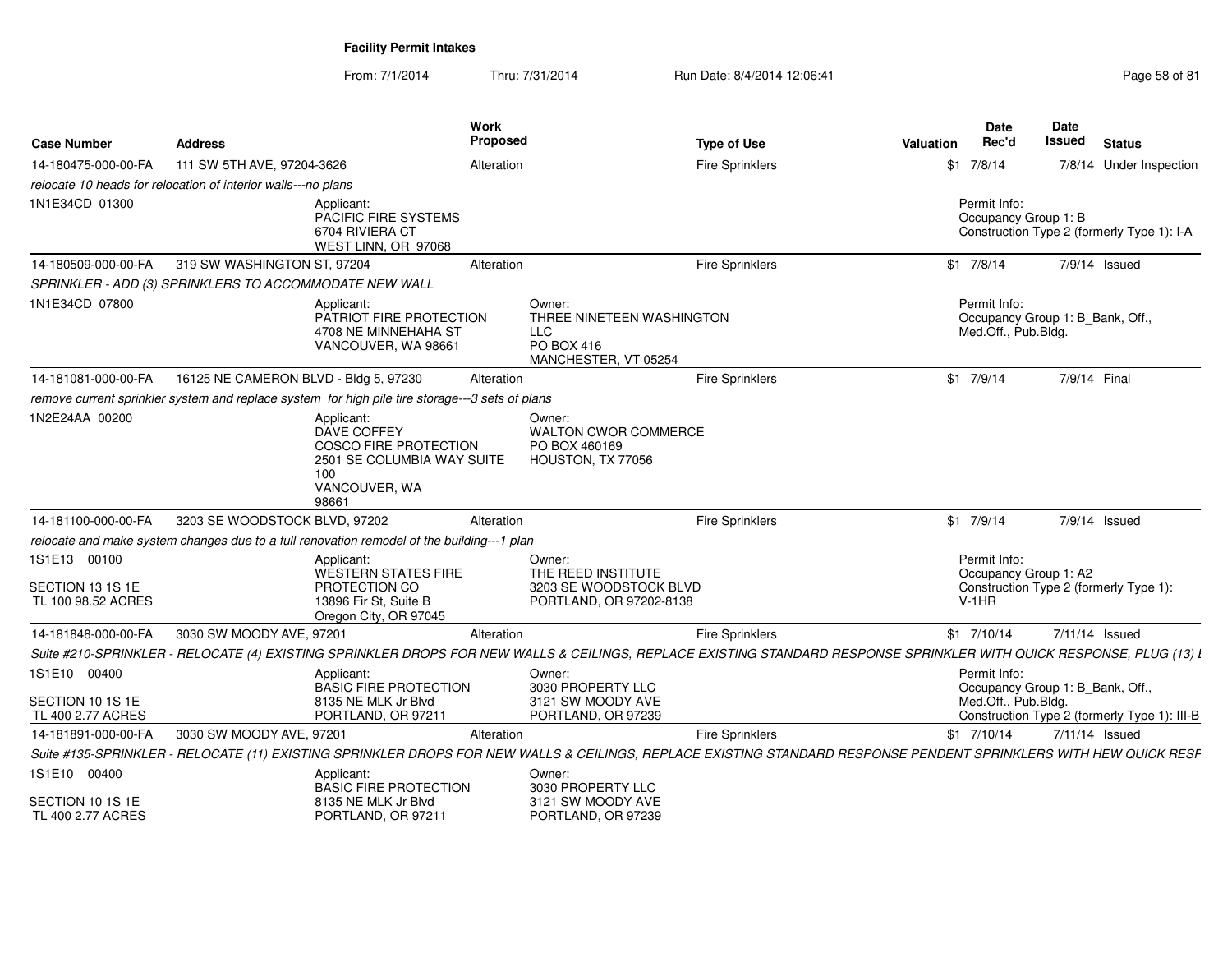**Facility Permit Intakes**

From: 7/1/2014 Thru: 7/31/2014 Run Date: 8/4/2014 12:06:41

| Case Number | Address | Work Proposed | Type of Use | Valuation | Date Rec'd | Date Issued | Status |
|---|---|---|---|---|---|---|---|
| 14-180475-000-00-FA | 111 SW 5TH AVE, 97204-3626 | Alteration | Fire Sprinklers | $1 | 7/8/14 | 7/8/14 | Under Inspection |
| *relocate 10 heads for relocation of interior walls---no plans* | | | | | | | |
| 1N1E34CD 01300 | Applicant: PACIFIC FIRE SYSTEMS 6704 RIVIERA CT WEST LINN, OR 97068 | | | | Permit Info: Occupancy Group 1: B Construction Type 2 (formerly Type 1): I-A | | |
| 14-180509-000-00-FA | 319 SW WASHINGTON ST, 97204 | Alteration | Fire Sprinklers | $1 | 7/8/14 | 7/9/14 | Issued |
| *SPRINKLER - ADD (3) SPRINKLERS TO ACCOMMODATE NEW WALL* | | | | | | | |
| 1N1E34CD 07800 | Applicant: PATRIOT FIRE PROTECTION 4708 NE MINNEHAHA ST VANCOUVER, WA 98661 | Owner: THREE NINETEEN WASHINGTON LLC PO BOX 416 MANCHESTER, VT 05254 | | | Permit Info: Occupancy Group 1: B_Bank, Off., Med.Off., Pub.Bldg. | | |
| 14-181081-000-00-FA | 16125 NE CAMERON BLVD - Bldg 5, 97230 | Alteration | Fire Sprinklers | $1 | 7/9/14 | 7/9/14 | Final |
| *remove current sprinkler system and replace system for high pile tire storage---3 sets of plans* | | | | | | | |
| 1N2E24AA 00200 | Applicant: DAVE COFFEY COSCO FIRE PROTECTION 2501 SE COLUMBIA WAY SUITE 100 VANCOUVER, WA 98661 | Owner: WALTON CWOR COMMERCE PO BOX 460169 HOUSTON, TX 77056 | | | | | |
| 14-181100-000-00-FA | 3203 SE WOODSTOCK BLVD, 97202 | Alteration | Fire Sprinklers | $1 | 7/9/14 | 7/9/14 | Issued |
| *relocate and make system changes due to a full renovation remodel of the building---1 plan* | | | | | | | |
| 1S1E13 00100 SECTION 13 1S 1E TL 100 98.52 ACRES | Applicant: WESTERN STATES FIRE PROTECTION CO 13896 Fir St, Suite B Oregon City, OR 97045 | Owner: THE REED INSTITUTE 3203 SE WOODSTOCK BLVD PORTLAND, OR 97202-8138 | | | Permit Info: Occupancy Group 1: A2 Construction Type 2 (formerly Type 1): V-1HR | | |
| 14-181848-000-00-FA | 3030 SW MOODY AVE, 97201 | Alteration | Fire Sprinklers | $1 | 7/10/14 | 7/11/14 | Issued |
| *Suite #210-SPRINKLER - RELOCATE (4) EXISTING SPRINKLER DROPS FOR NEW WALLS & CEILINGS, REPLACE EXISTING STANDARD RESPONSE SPRINKLER WITH QUICK RESPONSE, PLUG (13) I* | | | | | | | |
| 1S1E10 00400 SECTION 10 1S 1E TL 400 2.77 ACRES | Applicant: BASIC FIRE PROTECTION 8135 NE MLK Jr Blvd PORTLAND, OR 97211 | Owner: 3030 PROPERTY LLC 3121 SW MOODY AVE PORTLAND, OR 97239 | | | Permit Info: Occupancy Group 1: B_Bank, Off., Med.Off., Pub.Bldg. Construction Type 2 (formerly Type 1): III-B | | |
| 14-181891-000-00-FA | 3030 SW MOODY AVE, 97201 | Alteration | Fire Sprinklers | $1 | 7/10/14 | 7/11/14 | Issued |
| *Suite #135-SPRINKLER - RELOCATE (11) EXISTING SPRINKLER DROPS FOR NEW WALLS & CEILINGS, REPLACE EXISTING STANDARD RESPONSE PENDENT SPRINKLERS WITH HEW QUICK RESF* | | | | | | | |
| 1S1E10 00400 SECTION 10 1S 1E TL 400 2.77 ACRES | Applicant: BASIC FIRE PROTECTION 8135 NE MLK Jr Blvd PORTLAND, OR 97211 | Owner: 3030 PROPERTY LLC 3121 SW MOODY AVE PORTLAND, OR 97239 | | | | | |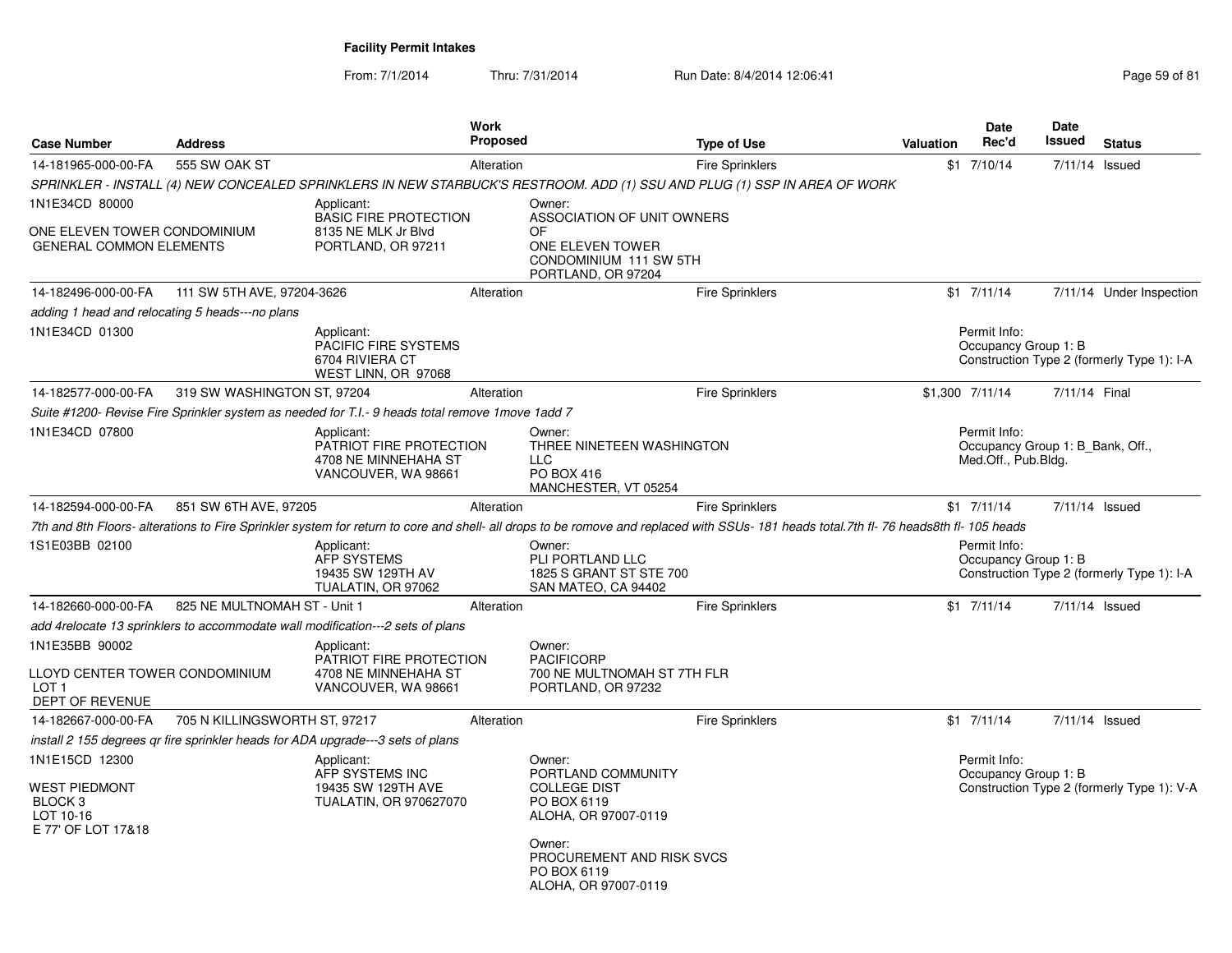**Facility Permit Intakes**

From: 7/1/2014 Thru: 7/31/2014 Run Date: 8/4/2014 12:06:41

| Case Number | Address | Work Proposed | Type of Use | Valuation | Date Rec'd | Date Issued | Status |
|---|---|---|---|---|---|---|---|
| 14-181965-000-00-FA | 555 SW OAK ST | Alteration | Fire Sprinklers | $1 | 7/10/14 | 7/11/14 | Issued |

*SPRINKLER - INSTALL (4) NEW CONCEALED SPRINKLERS IN NEW STARBUCK'S RESTROOM. ADD (1) SSU AND PLUG (1) SSP IN AREA OF WORK*

1N1E34CD 80000

ONE ELEVEN TOWER CONDOMINIUM
GENERAL COMMON ELEMENTS

Applicant:
BASIC FIRE PROTECTION
8135 NE MLK Jr Blvd
PORTLAND, OR 97211

Owner:
ASSOCIATION OF UNIT OWNERS OF
ONE ELEVEN TOWER
CONDOMINIUM 111 SW 5TH
PORTLAND, OR 97204

| Case Number | Address | Work Proposed | Type of Use | Valuation | Date Rec'd | Date Issued | Status |
|---|---|---|---|---|---|---|---|
| 14-182496-000-00-FA | 111 SW 5TH AVE, 97204-3626 | Alteration | Fire Sprinklers | $1 | 7/11/14 | 7/11/14 | Under Inspection |

*adding 1 head and relocating 5 heads---no plans*

1N1E34CD 01300

Applicant:
PACIFIC FIRE SYSTEMS
6704 RIVIERA CT
WEST LINN, OR 97068

Permit Info:
Occupancy Group 1: B
Construction Type 2 (formerly Type 1): I-A

| Case Number | Address | Work Proposed | Type of Use | Valuation | Date Rec'd | Date Issued | Status |
|---|---|---|---|---|---|---|---|
| 14-182577-000-00-FA | 319 SW WASHINGTON ST, 97204 | Alteration | Fire Sprinklers | $1,300 | 7/11/14 | 7/11/14 | Final |

*Suite #1200- Revise Fire Sprinkler system as needed for T.I.- 9 heads total remove 1move 1add 7*

1N1E34CD 07800

Applicant:
PATRIOT FIRE PROTECTION
4708 NE MINNEHAHA ST
VANCOUVER, WA 98661

Owner:
THREE NINETEEN WASHINGTON LLC
PO BOX 416
MANCHESTER, VT 05254

Permit Info:
Occupancy Group 1: B_Bank, Off., Med.Off., Pub.Bldg.

| Case Number | Address | Work Proposed | Type of Use | Valuation | Date Rec'd | Date Issued | Status |
|---|---|---|---|---|---|---|---|
| 14-182594-000-00-FA | 851 SW 6TH AVE, 97205 | Alteration | Fire Sprinklers | $1 | 7/11/14 | 7/11/14 | Issued |

*7th and 8th Floors- alterations to Fire Sprinkler system for return to core and shell- all drops to be romove and replaced with SSUs- 181 heads total.7th fl- 76 heads8th fl- 105 heads*

1S1E03BB 02100

Applicant:
AFP SYSTEMS
19435 SW 129TH AV
TUALATIN, OR 97062

Owner:
PLI PORTLAND LLC
1825 S GRANT ST STE 700
SAN MATEO, CA 94402

Permit Info:
Occupancy Group 1: B
Construction Type 2 (formerly Type 1): I-A

| Case Number | Address | Work Proposed | Type of Use | Valuation | Date Rec'd | Date Issued | Status |
|---|---|---|---|---|---|---|---|
| 14-182660-000-00-FA | 825 NE MULTNOMAH ST - Unit 1 | Alteration | Fire Sprinklers | $1 | 7/11/14 | 7/11/14 | Issued |

*add 4relocate 13 sprinklers to accommodate wall modification---2 sets of plans*

1N1E35BB 90002

LLOYD CENTER TOWER CONDOMINIUM
LOT 1
DEPT OF REVENUE

Applicant:
PATRIOT FIRE PROTECTION
4708 NE MINNEHAHA ST
VANCOUVER, WA 98661

Owner:
PACIFICORP
700 NE MULTNOMAH ST 7TH FLR
PORTLAND, OR 97232

| Case Number | Address | Work Proposed | Type of Use | Valuation | Date Rec'd | Date Issued | Status |
|---|---|---|---|---|---|---|---|
| 14-182667-000-00-FA | 705 N KILLINGSWORTH ST, 97217 | Alteration | Fire Sprinklers | $1 | 7/11/14 | 7/11/14 | Issued |

*install 2 155 degrees qr fire sprinkler heads for ADA upgrade---3 sets of plans*

1N1E15CD 12300

WEST PIEDMONT
BLOCK 3
LOT 10-16
E 77' OF LOT 17&18

Applicant:
AFP SYSTEMS INC
19435 SW 129TH AVE
TUALATIN, OR 970627070

Owner:
PORTLAND COMMUNITY COLLEGE DIST
PO BOX 6119
ALOHA, OR 97007-0119

Owner:
PROCUREMENT AND RISK SVCS
PO BOX 6119
ALOHA, OR 97007-0119

Permit Info:
Occupancy Group 1: B
Construction Type 2 (formerly Type 1): V-A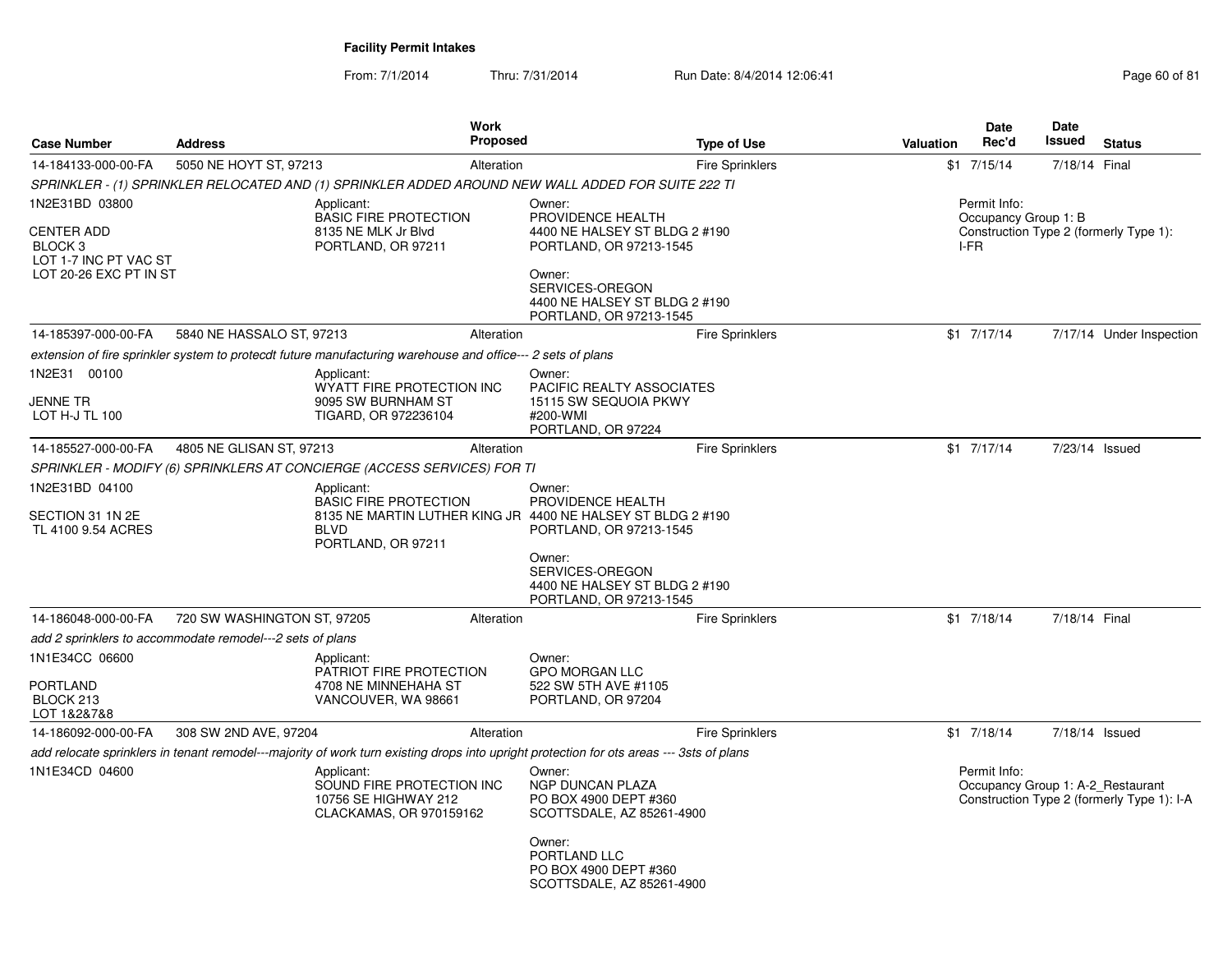# Facility Permit Intakes

From: 7/1/2014 Thru: 7/31/2014 Run Date: 8/4/2014 12:06:41

| Case Number | Address | Work Proposed | Type of Use | Valuation | Date Rec'd | Date Issued | Status |
|---|---|---|---|---|---|---|---|
| 14-184133-000-00-FA | 5050 NE HOYT ST, 97213 | Alteration | Fire Sprinklers | $1 | 7/15/14 | 7/18/14 | Final |
| 14-185397-000-00-FA | 5840 NE HASSALO ST, 97213 | Alteration | Fire Sprinklers | $1 | 7/17/14 | 7/17/14 | Under Inspection |
| 14-185527-000-00-FA | 4805 NE GLISAN ST, 97213 | Alteration | Fire Sprinklers | $1 | 7/17/14 | 7/23/14 | Issued |
| 14-186048-000-00-FA | 720 SW WASHINGTON ST, 97205 | Alteration | Fire Sprinklers | $1 | 7/18/14 | 7/18/14 | Final |
| 14-186092-000-00-FA | 308 SW 2ND AVE, 97204 | Alteration | Fire Sprinklers | $1 | 7/18/14 | 7/18/14 | Issued |

## 14-184133-000-00-FA

*SPRINKLER - (1) SPRINKLER RELOCATED AND (1) SPRINKLER ADDED AROUND NEW WALL ADDED FOR SUITE 222 TI*

1N2E31BD 03800

CENTER ADD
BLOCK 3
LOT 1-7 INC PT VAC ST
LOT 20-26 EXC PT IN ST

Applicant:
BASIC FIRE PROTECTION
8135 NE MLK Jr Blvd
PORTLAND, OR 97211

Owner:
PROVIDENCE HEALTH
4400 NE HALSEY ST BLDG 2 #190
PORTLAND, OR 97213-1545

Owner:
SERVICES-OREGON
4400 NE HALSEY ST BLDG 2 #190
PORTLAND, OR 97213-1545

Permit Info:
Occupancy Group 1: B
Construction Type 2 (formerly Type 1): I-FR

## 14-185397-000-00-FA

*extension of fire sprinkler system to protecdt future manufacturing warehouse and office--- 2 sets of plans*

1N2E31 00100

JENNE TR
LOT H-J TL 100

Applicant:
WYATT FIRE PROTECTION INC
9095 SW BURNHAM ST
TIGARD, OR 972236104

Owner:
PACIFIC REALTY ASSOCIATES
15115 SW SEQUOIA PKWY
#200-WMI
PORTLAND, OR 97224

## 14-185527-000-00-FA

*SPRINKLER - MODIFY (6) SPRINKLERS AT CONCIERGE (ACCESS SERVICES) FOR TI*

1N2E31BD 04100

SECTION 31 1N 2E
TL 4100 9.54 ACRES

Applicant:
BASIC FIRE PROTECTION
8135 NE MARTIN LUTHER KING JR BLVD
PORTLAND, OR 97211

Owner:
PROVIDENCE HEALTH
4400 NE HALSEY ST BLDG 2 #190
PORTLAND, OR 97213-1545

Owner:
SERVICES-OREGON
4400 NE HALSEY ST BLDG 2 #190
PORTLAND, OR 97213-1545

## 14-186048-000-00-FA

*add 2 sprinklers to accommodate remodel---2 sets of plans*

1N1E34CC 06600

PORTLAND
BLOCK 213
LOT 1&2&7&8

Applicant:
PATRIOT FIRE PROTECTION
4708 NE MINNEHAHA ST
VANCOUVER, WA 98661

Owner:
GPO MORGAN LLC
522 SW 5TH AVE #1105
PORTLAND, OR 97204

## 14-186092-000-00-FA

*add relocate sprinklers in tenant remodel---majority of work turn existing drops into upright protection for ots areas --- 3sts of plans*

1N1E34CD 04600

Applicant:
SOUND FIRE PROTECTION INC
10756 SE HIGHWAY 212
CLACKAMAS, OR 970159162

Owner:
NGP DUNCAN PLAZA
PO BOX 4900 DEPT #360
SCOTTSDALE, AZ 85261-4900

Owner:
PORTLAND LLC
PO BOX 4900 DEPT #360
SCOTTSDALE, AZ 85261-4900

Permit Info:
Occupancy Group 1: A-2_Restaurant
Construction Type 2 (formerly Type 1): I-A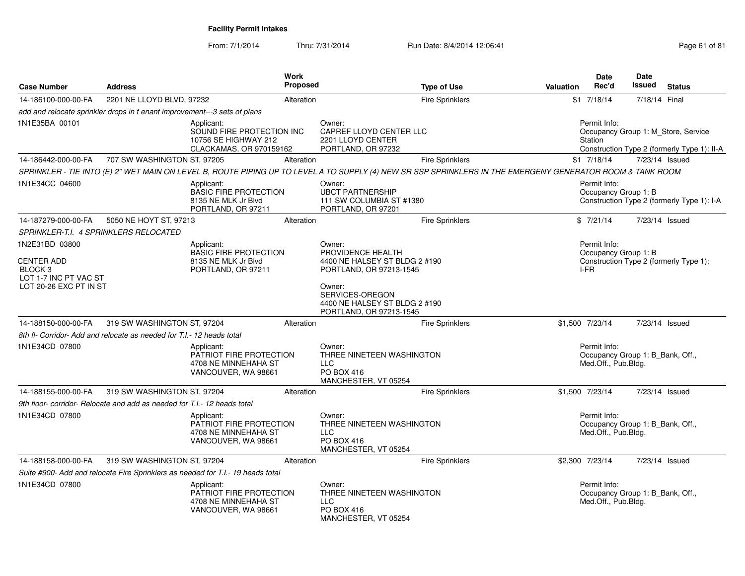**Facility Permit Intakes**

From: 7/1/2014 Thru: 7/31/2014 Run Date: 8/4/2014 12:06:41

| Case Number | Address | Work Proposed | Type of Use | Valuation | Date Rec'd | Date Issued | Status |
|---|---|---|---|---|---|---|---|
| 14-186100-000-00-FA | 2201 NE LLOYD BLVD, 97232 | Alteration | Fire Sprinklers | $1 | 7/18/14 | 7/18/14 | Final |

*add and relocate sprinkler drops in t enant improvement---3 sets of plans*

1N1E35BA 00101

Applicant: SOUND FIRE PROTECTION INC, 10756 SE HIGHWAY 212, CLACKAMAS, OR 970159162

Owner: CAPREF LLOYD CENTER LLC, 2201 LLOYD CENTER, PORTLAND, OR 97232

Permit Info: Occupancy Group 1: M_Store, Service Station; Construction Type 2 (formerly Type 1): II-A

| Case Number | Address | Work Proposed | Type of Use | Valuation | Date Rec'd | Date Issued | Status |
|---|---|---|---|---|---|---|---|
| 14-186442-000-00-FA | 707 SW WASHINGTON ST, 97205 | Alteration | Fire Sprinklers | $1 | 7/18/14 | 7/23/14 | Issued |

*SPRINKLER - TIE INTO (E) 2" WET MAIN ON LEVEL B, ROUTE PIPING UP TO LEVEL A TO SUPPLY (4) NEW SR SSP SPRINKLERS IN THE EMERGENY GENERATOR ROOM & TANK ROOM*

1N1E34CC 04600

Applicant: BASIC FIRE PROTECTION, 8135 NE MLK Jr Blvd, PORTLAND, OR 97211

Owner: UBCT PARTNERSHIP, 111 SW COLUMBIA ST #1380, PORTLAND, OR 97201

Permit Info: Occupancy Group 1: B; Construction Type 2 (formerly Type 1): I-A

| Case Number | Address | Work Proposed | Type of Use | Valuation | Date Rec'd | Date Issued | Status |
|---|---|---|---|---|---|---|---|
| 14-187279-000-00-FA | 5050 NE HOYT ST, 97213 | Alteration | Fire Sprinklers | $ | 7/21/14 | 7/23/14 | Issued |

*SPRINKLER-T.I. 4 SPRINKLERS RELOCATED*

1N2E31BD 03800

CENTER ADD
BLOCK 3
LOT 1-7 INC PT VAC ST
LOT 20-26 EXC PT IN ST

Applicant: BASIC FIRE PROTECTION, 8135 NE MLK Jr Blvd, PORTLAND, OR 97211

Owner: PROVIDENCE HEALTH, 4400 NE HALSEY ST BLDG 2 #190, PORTLAND, OR 97213-1545

Owner: SERVICES-OREGON, 4400 NE HALSEY ST BLDG 2 #190, PORTLAND, OR 97213-1545

Permit Info: Occupancy Group 1: B; Construction Type 2 (formerly Type 1): I-FR

| Case Number | Address | Work Proposed | Type of Use | Valuation | Date Rec'd | Date Issued | Status |
|---|---|---|---|---|---|---|---|
| 14-188150-000-00-FA | 319 SW WASHINGTON ST, 97204 | Alteration | Fire Sprinklers | $1,500 | 7/23/14 | 7/23/14 | Issued |

*8th fl- Corridor- Add and relocate as needed for T.I.- 12 heads total*

1N1E34CD 07800

Applicant: PATRIOT FIRE PROTECTION, 4708 NE MINNEHAHA ST, VANCOUVER, WA 98661

Owner: THREE NINETEEN WASHINGTON LLC, PO BOX 416, MANCHESTER, VT 05254

Permit Info: Occupancy Group 1: B_Bank, Off., Med.Off., Pub.Bldg.

| Case Number | Address | Work Proposed | Type of Use | Valuation | Date Rec'd | Date Issued | Status |
|---|---|---|---|---|---|---|---|
| 14-188155-000-00-FA | 319 SW WASHINGTON ST, 97204 | Alteration | Fire Sprinklers | $1,500 | 7/23/14 | 7/23/14 | Issued |

*9th floor- corridor- Relocate and add as needed for T.I.- 12 heads total*

1N1E34CD 07800

Applicant: PATRIOT FIRE PROTECTION, 4708 NE MINNEHAHA ST, VANCOUVER, WA 98661

Owner: THREE NINETEEN WASHINGTON LLC, PO BOX 416, MANCHESTER, VT 05254

Permit Info: Occupancy Group 1: B_Bank, Off., Med.Off., Pub.Bldg.

| Case Number | Address | Work Proposed | Type of Use | Valuation | Date Rec'd | Date Issued | Status |
|---|---|---|---|---|---|---|---|
| 14-188158-000-00-FA | 319 SW WASHINGTON ST, 97204 | Alteration | Fire Sprinklers | $2,300 | 7/23/14 | 7/23/14 | Issued |

*Suite #900- Add and relocate Fire Sprinklers as needed for T.I.- 19 heads total*

1N1E34CD 07800

Applicant: PATRIOT FIRE PROTECTION, 4708 NE MINNEHAHA ST, VANCOUVER, WA 98661

Owner: THREE NINETEEN WASHINGTON LLC, PO BOX 416, MANCHESTER, VT 05254

Permit Info: Occupancy Group 1: B_Bank, Off., Med.Off., Pub.Bldg.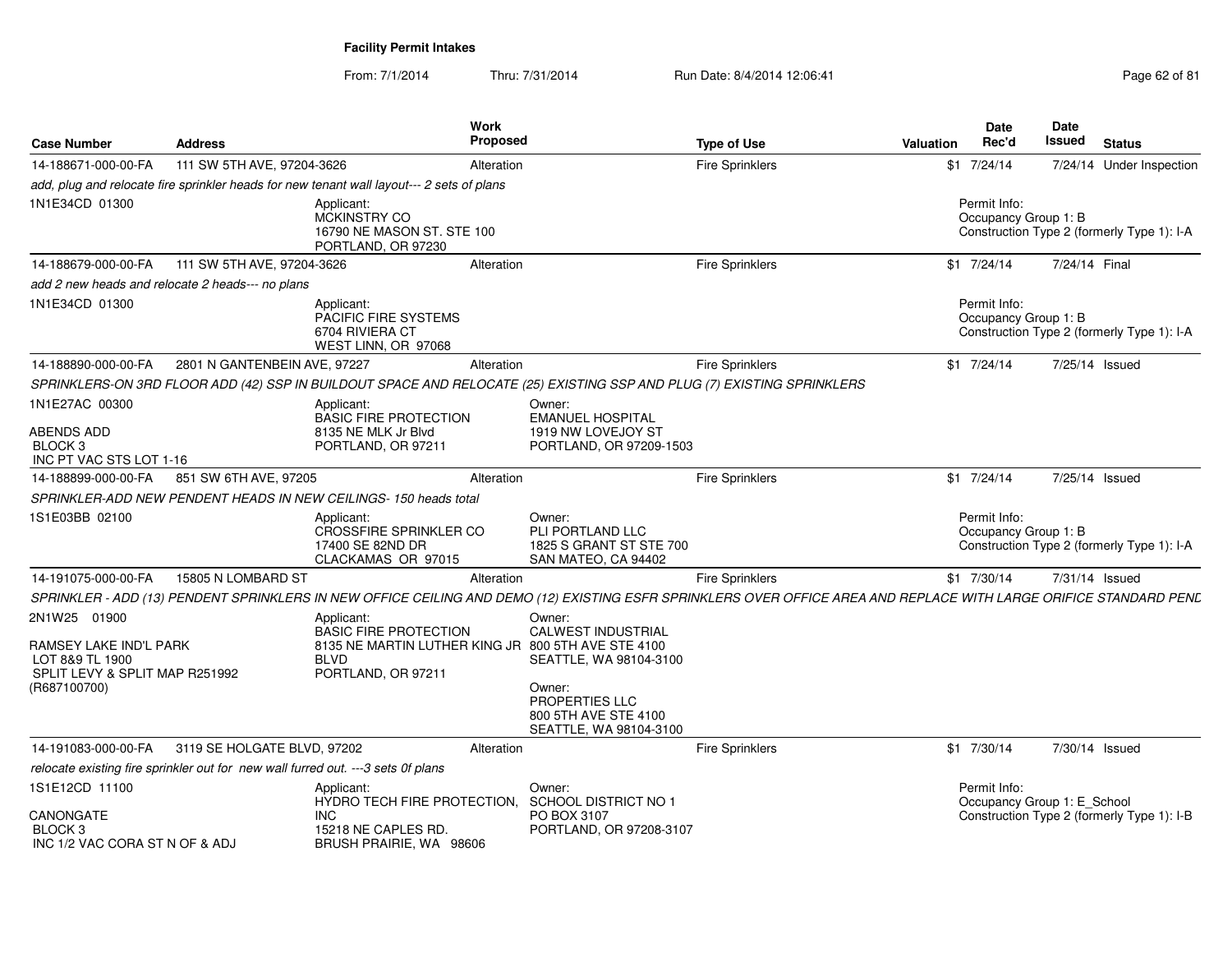**Facility Permit Intakes**

From: 7/1/2014 Thru: 7/31/2014 Run Date: 8/4/2014 12:06:41

| Case Number | Address | Work Proposed | Type of Use | Valuation | Date Rec'd | Date Issued | Status |
|---|---|---|---|---|---|---|---|
| 14-188671-000-00-FA | 111 SW 5TH AVE, 97204-3626 | Alteration | Fire Sprinklers | $1 | 7/24/14 | 7/24/14 | Under Inspection |

*add, plug and relocate fire sprinkler heads for new tenant wall layout--- 2 sets of plans*

1N1E34CD 01300

Applicant:
MCKINSTRY CO
16790 NE MASON ST. STE 100
PORTLAND, OR 97230

Permit Info:
Occupancy Group 1: B
Construction Type 2 (formerly Type 1): I-A

| Case Number | Address | Work Proposed | Type of Use | Valuation | Date Rec'd | Date Issued | Status |
|---|---|---|---|---|---|---|---|
| 14-188679-000-00-FA | 111 SW 5TH AVE, 97204-3626 | Alteration | Fire Sprinklers | $1 | 7/24/14 | 7/24/14 | Final |

*add 2 new heads and relocate 2 heads--- no plans*

1N1E34CD 01300

Applicant:
PACIFIC FIRE SYSTEMS
6704 RIVIERA CT
WEST LINN, OR 97068

Permit Info:
Occupancy Group 1: B
Construction Type 2 (formerly Type 1): I-A

| Case Number | Address | Work Proposed | Type of Use | Valuation | Date Rec'd | Date Issued | Status |
|---|---|---|---|---|---|---|---|
| 14-188890-000-00-FA | 2801 N GANTENBEIN AVE, 97227 | Alteration | Fire Sprinklers | $1 | 7/24/14 | 7/25/14 | Issued |

*SPRINKLERS-ON 3RD FLOOR ADD (42) SSP IN BUILDOUT SPACE AND RELOCATE (25) EXISTING SSP AND PLUG (7) EXISTING SPRINKLERS*

1N1E27AC 00300

ABENDS ADD
BLOCK 3
INC PT VAC STS LOT 1-16

Applicant:
BASIC FIRE PROTECTION
8135 NE MLK Jr Blvd
PORTLAND, OR 97211

Owner:
EMANUEL HOSPITAL
1919 NW LOVEJOY ST
PORTLAND, OR 97209-1503

| Case Number | Address | Work Proposed | Type of Use | Valuation | Date Rec'd | Date Issued | Status |
|---|---|---|---|---|---|---|---|
| 14-188899-000-00-FA | 851 SW 6TH AVE, 97205 | Alteration | Fire Sprinklers | $1 | 7/24/14 | 7/25/14 | Issued |

*SPRINKLER-ADD NEW PENDENT HEADS IN NEW CEILINGS- 150 heads total*

1S1E03BB 02100

Applicant:
CROSSFIRE SPRINKLER CO
17400 SE 82ND DR
CLACKAMAS OR 97015

Owner:
PLI PORTLAND LLC
1825 S GRANT ST STE 700
SAN MATEO, CA 94402

Permit Info:
Occupancy Group 1: B
Construction Type 2 (formerly Type 1): I-A

| Case Number | Address | Work Proposed | Type of Use | Valuation | Date Rec'd | Date Issued | Status |
|---|---|---|---|---|---|---|---|
| 14-191075-000-00-FA | 15805 N LOMBARD ST | Alteration | Fire Sprinklers | $1 | 7/30/14 | 7/31/14 | Issued |

*SPRINKLER - ADD (13) PENDENT SPRINKLERS IN NEW OFFICE CEILING AND DEMO (12) EXISTING ESFR SPRINKLERS OVER OFFICE AREA AND REPLACE WITH LARGE ORIFICE STANDARD PEND*

2N1W25 01900

RAMSEY LAKE IND'L PARK
LOT 8&9 TL 1900
SPLIT LEVY & SPLIT MAP R251992
(R687100700)

Applicant:
BASIC FIRE PROTECTION
8135 NE MARTIN LUTHER KING JR BLVD
PORTLAND, OR 97211

Owner:
CALWEST INDUSTRIAL
800 5TH AVE STE 4100
SEATTLE, WA 98104-3100

Owner:
PROPERTIES LLC
800 5TH AVE STE 4100
SEATTLE, WA 98104-3100

| Case Number | Address | Work Proposed | Type of Use | Valuation | Date Rec'd | Date Issued | Status |
|---|---|---|---|---|---|---|---|
| 14-191083-000-00-FA | 3119 SE HOLGATE BLVD, 97202 | Alteration | Fire Sprinklers | $1 | 7/30/14 | 7/30/14 | Issued |

*relocate existing fire sprinkler out for new wall furred out. ---3 sets 0f plans*

1S1E12CD 11100

CANONGATE
BLOCK 3
INC 1/2 VAC CORA ST N OF & ADJ

Applicant:
HYDRO TECH FIRE PROTECTION, INC
15218 NE CAPLES RD.
BRUSH PRAIRIE, WA 98606

Owner:
SCHOOL DISTRICT NO 1
PO BOX 3107
PORTLAND, OR 97208-3107

Permit Info:
Occupancy Group 1: E_School
Construction Type 2 (formerly Type 1): I-B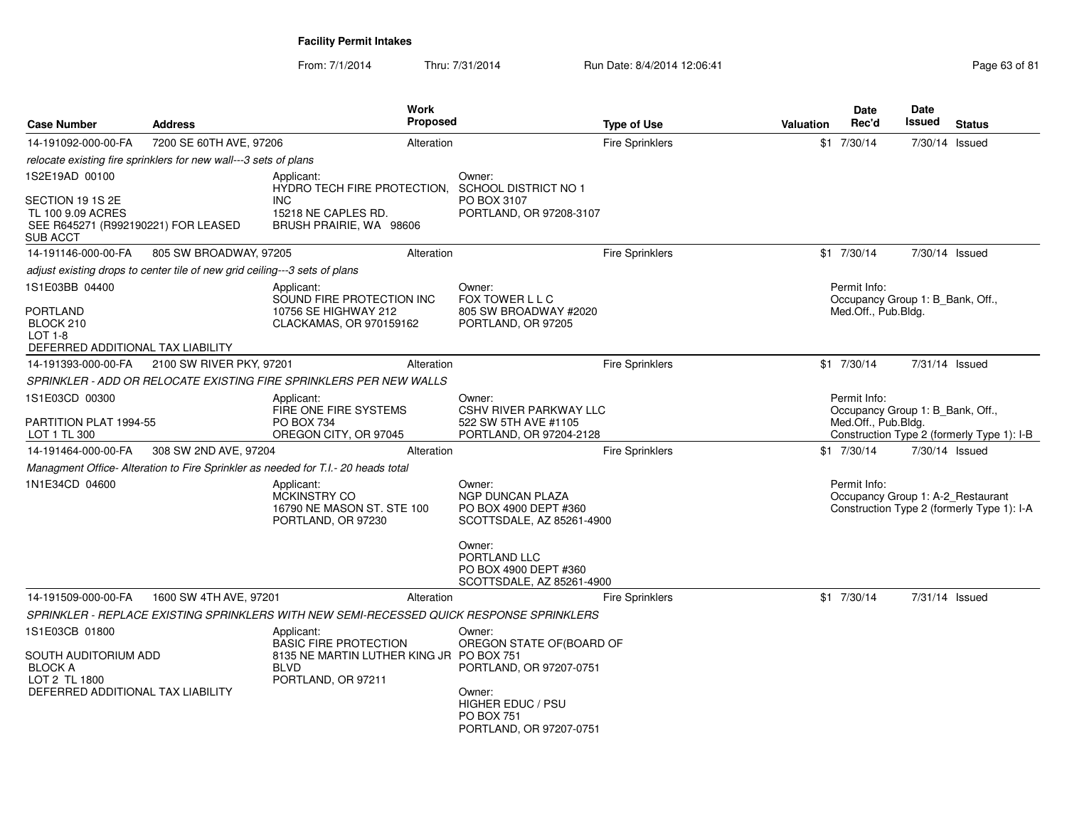# Facility Permit Intakes

From: 7/1/2014 Thru: 7/31/2014 Run Date: 8/4/2014 12:06:41

| Case Number | Address | Work Proposed | Type of Use | Valuation | Date Rec'd | Date Issued | Status |
|---|---|---|---|---|---|---|---|
| 14-191092-000-00-FA | 7200 SE 60TH AVE, 97206 | Alteration | Fire Sprinklers | $1 | 7/30/14 | 7/30/14 | Issued |

*relocate existing fire sprinklers for new wall---3 sets of plans*

1S2E19AD 00100

SECTION 19 1S 2E
TL 100 9.09 ACRES
SEE R645271 (R992190221) FOR LEASED SUB ACCT

Applicant:
HYDRO TECH FIRE PROTECTION, INC
15218 NE CAPLES RD.
BRUSH PRAIRIE, WA 98606

Owner:
SCHOOL DISTRICT NO 1
PO BOX 3107
PORTLAND, OR 97208-3107

| Case Number | Address | Work Proposed | Type of Use | Valuation | Date Rec'd | Date Issued | Status |
|---|---|---|---|---|---|---|---|
| 14-191146-000-00-FA | 805 SW BROADWAY, 97205 | Alteration | Fire Sprinklers | $1 | 7/30/14 | 7/30/14 | Issued |

*adjust existing drops to center tile of new grid ceiling---3 sets of plans*

1S1E03BB 04400

PORTLAND
BLOCK 210
LOT 1-8
DEFERRED ADDITIONAL TAX LIABILITY

Applicant:
SOUND FIRE PROTECTION INC
10756 SE HIGHWAY 212
CLACKAMAS, OR 970159162

Owner:
FOX TOWER L L C
805 SW BROADWAY #2020
PORTLAND, OR 97205

Permit Info:
Occupancy Group 1: B_Bank, Off., Med.Off., Pub.Bldg.

| Case Number | Address | Work Proposed | Type of Use | Valuation | Date Rec'd | Date Issued | Status |
|---|---|---|---|---|---|---|---|
| 14-191393-000-00-FA | 2100 SW RIVER PKY, 97201 | Alteration | Fire Sprinklers | $1 | 7/30/14 | 7/31/14 | Issued |

*SPRINKLER - ADD OR RELOCATE EXISTING FIRE SPRINKLERS PER NEW WALLS*

1S1E03CD 00300

PARTITION PLAT 1994-55
LOT 1 TL 300

Applicant:
FIRE ONE FIRE SYSTEMS
PO BOX 734
OREGON CITY, OR 97045

Owner:
CSHV RIVER PARKWAY LLC
522 SW 5TH AVE #1105
PORTLAND, OR 97204-2128

Permit Info:
Occupancy Group 1: B_Bank, Off., Med.Off., Pub.Bldg.
Construction Type 2 (formerly Type 1): I-B

| Case Number | Address | Work Proposed | Type of Use | Valuation | Date Rec'd | Date Issued | Status |
|---|---|---|---|---|---|---|---|
| 14-191464-000-00-FA | 308 SW 2ND AVE, 97204 | Alteration | Fire Sprinklers | $1 | 7/30/14 | 7/30/14 | Issued |

*Managment Office- Alteration to Fire Sprinkler as needed for T.I.- 20 heads total*

1N1E34CD 04600

Applicant:
MCKINSTRY CO
16790 NE MASON ST. STE 100
PORTLAND, OR 97230

Owner:
NGP DUNCAN PLAZA
PO BOX 4900 DEPT #360
SCOTTSDALE, AZ 85261-4900

Owner:
PORTLAND LLC
PO BOX 4900 DEPT #360
SCOTTSDALE, AZ 85261-4900

Permit Info:
Occupancy Group 1: A-2_Restaurant
Construction Type 2 (formerly Type 1): I-A

| Case Number | Address | Work Proposed | Type of Use | Valuation | Date Rec'd | Date Issued | Status |
|---|---|---|---|---|---|---|---|
| 14-191509-000-00-FA | 1600 SW 4TH AVE, 97201 | Alteration | Fire Sprinklers | $1 | 7/30/14 | 7/31/14 | Issued |

*SPRINKLER - REPLACE EXISTING SPRINKLERS WITH NEW SEMI-RECESSED QUICK RESPONSE SPRINKLERS*

1S1E03CB 01800

SOUTH AUDITORIUM ADD
BLOCK A
LOT 2 TL 1800
DEFERRED ADDITIONAL TAX LIABILITY

Applicant:
BASIC FIRE PROTECTION
8135 NE MARTIN LUTHER KING JR BLVD
PORTLAND, OR 97211

Owner:
OREGON STATE OF(BOARD OF
PO BOX 751
PORTLAND, OR 97207-0751

Owner:
HIGHER EDUC / PSU
PO BOX 751
PORTLAND, OR 97207-0751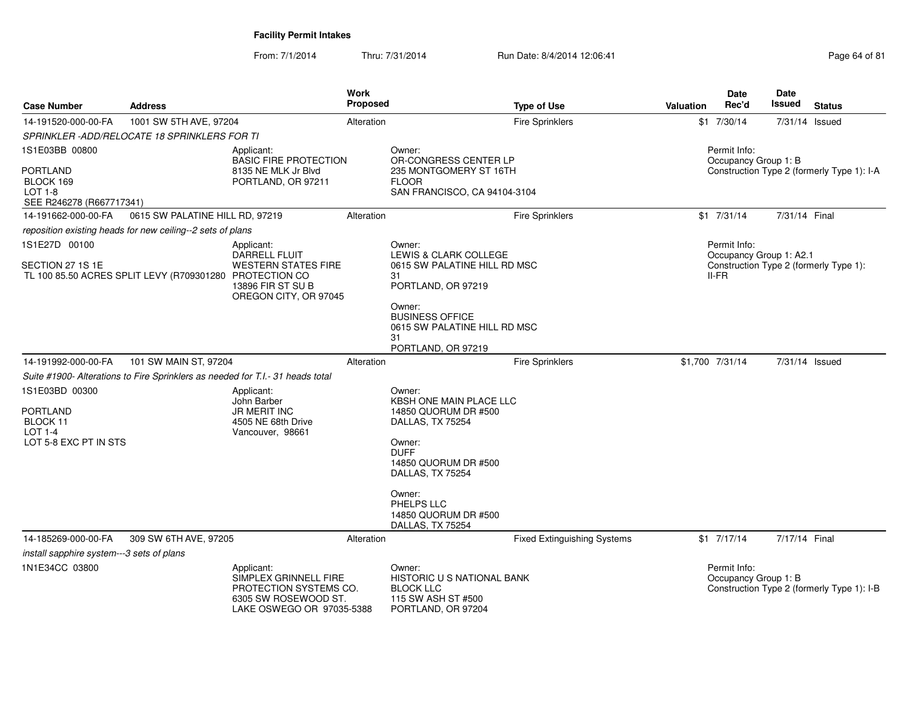**Facility Permit Intakes**

From: 7/1/2014 Thru: 7/31/2014 Run Date: 8/4/2014 12:06:41

| Case Number | Address | Work Proposed | Type of Use | Valuation | Date Rec'd | Date Issued | Status |
|---|---|---|---|---|---|---|---|
| 14-191520-000-00-FA | 1001 SW 5TH AVE, 97204 | Alteration | Fire Sprinklers | $1 | 7/30/14 | 7/31/14 | Issued |

*SPRINKLER -ADD/RELOCATE 18 SPRINKLERS FOR TI*

1S1E03BB 00800

PORTLAND
BLOCK 169
LOT 1-8
SEE R246278 (R667717341)

Applicant:
BASIC FIRE PROTECTION
8135 NE MLK Jr Blvd
PORTLAND, OR 97211

Owner:
OR-CONGRESS CENTER LP
235 MONTGOMERY ST 16TH FLOOR
SAN FRANCISCO, CA 94104-3104

Permit Info:
Occupancy Group 1: B
Construction Type 2 (formerly Type 1): I-A

| Case Number | Address | Work Proposed | Type of Use | Valuation | Date Rec'd | Date Issued | Status |
|---|---|---|---|---|---|---|---|
| 14-191662-000-00-FA | 0615 SW PALATINE HILL RD, 97219 | Alteration | Fire Sprinklers | $1 | 7/31/14 | 7/31/14 | Final |

*reposition existing heads for new ceiling--2 sets of plans*

1S1E27D 00100

SECTION 27 1S 1E
TL 100 85.50 ACRES SPLIT LEVY (R709301280

Applicant:
DARRELL FLUIT
WESTERN STATES FIRE PROTECTION CO
13896 FIR ST SU B
OREGON CITY, OR 97045

Owner:
LEWIS & CLARK COLLEGE
0615 SW PALATINE HILL RD MSC 31
PORTLAND, OR 97219

Owner:
BUSINESS OFFICE
0615 SW PALATINE HILL RD MSC 31
PORTLAND, OR 97219

Permit Info:
Occupancy Group 1: A2.1
Construction Type 2 (formerly Type 1): II-FR

| Case Number | Address | Work Proposed | Type of Use | Valuation | Date Rec'd | Date Issued | Status |
|---|---|---|---|---|---|---|---|
| 14-191992-000-00-FA | 101 SW MAIN ST, 97204 | Alteration | Fire Sprinklers | $1,700 | 7/31/14 | 7/31/14 | Issued |

*Suite #1900- Alterations to Fire Sprinklers as needed for T.I.- 31 heads total*

1S1E03BD 00300

PORTLAND
BLOCK 11
LOT 1-4
LOT 5-8 EXC PT IN STS

Applicant:
John Barber
JR MERIT INC
4505 NE 68th Drive
Vancouver, 98661

Owner:
KBSH ONE MAIN PLACE LLC
14850 QUORUM DR #500
DALLAS, TX 75254

Owner:
DUFF
14850 QUORUM DR #500
DALLAS, TX 75254

Owner:
PHELPS LLC
14850 QUORUM DR #500
DALLAS, TX 75254

| Case Number | Address | Work Proposed | Type of Use | Valuation | Date Rec'd | Date Issued | Status |
|---|---|---|---|---|---|---|---|
| 14-185269-000-00-FA | 309 SW 6TH AVE, 97205 | Alteration | Fixed Extinguishing Systems | $1 | 7/17/14 | 7/17/14 | Final |

*install sapphire system---3 sets of plans*

1N1E34CC 03800

Applicant:
SIMPLEX GRINNELL FIRE PROTECTION SYSTEMS CO.
6305 SW ROSEWOOD ST.
LAKE OSWEGO OR 97035-5388

Owner:
HISTORIC U S NATIONAL BANK BLOCK LLC
115 SW ASH ST #500
PORTLAND, OR 97204

Permit Info:
Occupancy Group 1: B
Construction Type 2 (formerly Type 1): I-B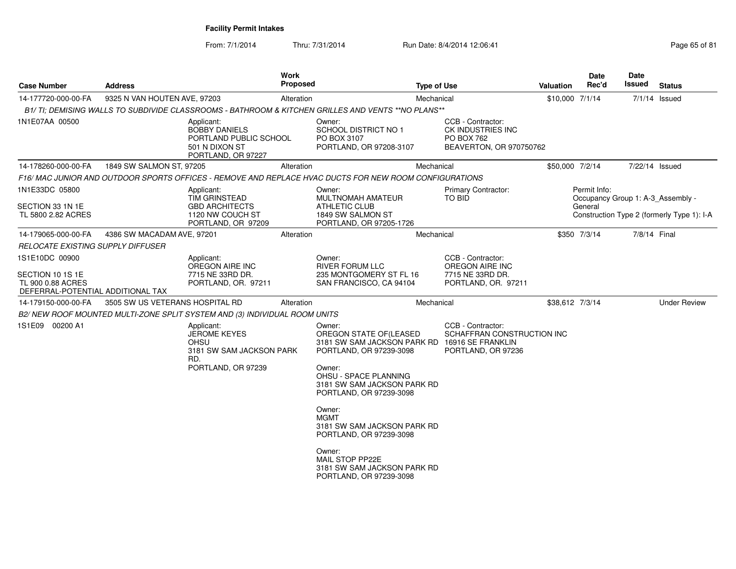**Facility Permit Intakes**

From: 7/1/2014 Thru: 7/31/2014 Run Date: 8/4/2014 12:06:41

| Case Number | Address | Work Proposed | Type of Use | Valuation | Date Rec'd | Date Issued | Status |
|---|---|---|---|---|---|---|---|
| 14-177720-000-00-FA | 9325 N VAN HOUTEN AVE, 97203 | Alteration | Mechanical | $10,000 | 7/1/14 | 7/1/14 | Issued |

*B1/ TI; DEMISING WALLS TO SUBDIVIDE CLASSROOMS - BATHROOM & KITCHEN GRILLES AND VENTS **NO PLANS***

1N1E07AA 00500

Applicant:
BOBBY DANIELS
PORTLAND PUBLIC SCHOOL
501 N DIXON ST
PORTLAND, OR 97227

Owner:
SCHOOL DISTRICT NO 1
PO BOX 3107
PORTLAND, OR 97208-3107

CCB - Contractor:
CK INDUSTRIES INC
PO BOX 762
BEAVERTON, OR 970750762

| Case Number | Address | Work Proposed | Type of Use | Valuation | Date Rec'd | Date Issued | Status |
|---|---|---|---|---|---|---|---|
| 14-178260-000-00-FA | 1849 SW SALMON ST, 97205 | Alteration | Mechanical | $50,000 | 7/2/14 | 7/22/14 | Issued |

*F16/ MAC JUNIOR AND OUTDOOR SPORTS OFFICES - REMOVE AND REPLACE HVAC DUCTS FOR NEW ROOM CONFIGURATIONS*

1N1E33DC 05800

SECTION 33 1N 1E
TL 5800 2.82 ACRES

Applicant:
TIM GRINSTEAD
GBD ARCHITECTS
1120 NW COUCH ST
PORTLAND, OR 97209

Owner:
MULTNOMAH AMATEUR
ATHLETIC CLUB
1849 SW SALMON ST
PORTLAND, OR 97205-1726

Primary Contractor:
TO BID

Permit Info:
Occupancy Group 1: A-3_Assembly - General
Construction Type 2 (formerly Type 1): I-A

| Case Number | Address | Work Proposed | Type of Use | Valuation | Date Rec'd | Date Issued | Status |
|---|---|---|---|---|---|---|---|
| 14-179065-000-00-FA | 4386 SW MACADAM AVE, 97201 | Alteration | Mechanical | $350 | 7/3/14 | 7/8/14 | Final |

*RELOCATE EXISTING SUPPLY DIFFUSER*

1S1E10DC 00900

SECTION 10 1S 1E
TL 900 0.88 ACRES
DEFERRAL-POTENTIAL ADDITIONAL TAX

Applicant:
OREGON AIRE INC
7715 NE 33RD DR.
PORTLAND, OR. 97211

Owner:
RIVER FORUM LLC
235 MONTGOMERY ST FL 16
SAN FRANCISCO, CA 94104

CCB - Contractor:
OREGON AIRE INC
7715 NE 33RD DR.
PORTLAND, OR. 97211

| Case Number | Address | Work Proposed | Type of Use | Valuation | Date Rec'd | Date Issued | Status |
|---|---|---|---|---|---|---|---|
| 14-179150-000-00-FA | 3505 SW US VETERANS HOSPITAL RD | Alteration | Mechanical | $38,612 | 7/3/14 | | Under Review |

*B2/ NEW ROOF MOUNTED MULTI-ZONE SPLIT SYSTEM AND (3) INDIVIDUAL ROOM UNITS*

1S1E09 00200 A1

Applicant:
JEROME KEYES
OHSU
3181 SW SAM JACKSON PARK RD.
PORTLAND, OR 97239

Owner:
OREGON STATE OF(LEASED
3181 SW SAM JACKSON PARK RD
PORTLAND, OR 97239-3098

Owner:
OHSU - SPACE PLANNING
3181 SW SAM JACKSON PARK RD
PORTLAND, OR 97239-3098

Owner:
MGMT
3181 SW SAM JACKSON PARK RD
PORTLAND, OR 97239-3098

Owner:
MAIL STOP PP22E
3181 SW SAM JACKSON PARK RD
PORTLAND, OR 97239-3098

CCB - Contractor:
SCHAFFRAN CONSTRUCTION INC
16916 SE FRANKLIN
PORTLAND, OR 97236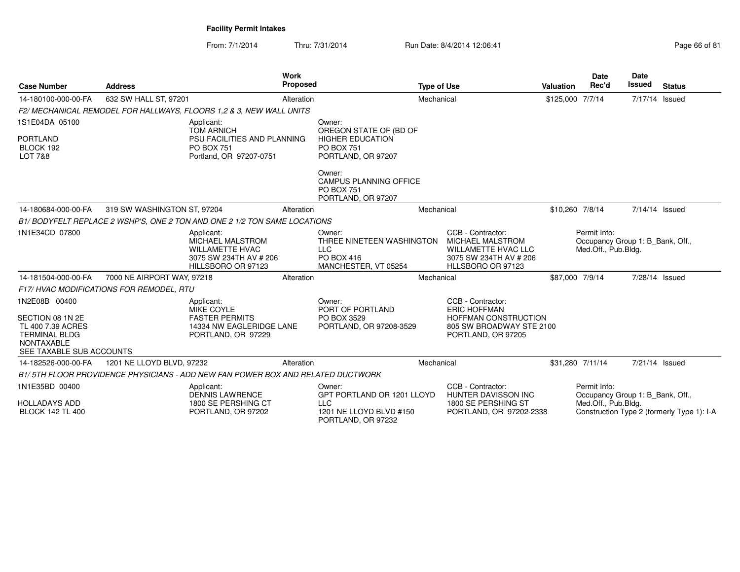**Facility Permit Intakes**

From: 7/1/2014 Thru: 7/31/2014 Run Date: 8/4/2014 12:06:41

| Case Number | Address | Work Proposed | Type of Use | Valuation | Date Rec'd | Date Issued | Status |
|---|---|---|---|---|---|---|---|
| 14-180100-000-00-FA | 632 SW HALL ST, 97201 | Alteration | Mechanical | $125,000 | 7/7/14 | 7/17/14 | Issued |

*F2/ MECHANICAL REMODEL FOR HALLWAYS, FLOORS 1,2 & 3, NEW WALL UNITS*

1S1E04DA 05100

PORTLAND
BLOCK 192
LOT 7&8

Applicant:
TOM ARNICH
PSU FACILITIES AND PLANNING
PO BOX 751
Portland, OR 97207-0751

Owner:
OREGON STATE OF (BD OF
HIGHER EDUCATION
PO BOX 751
PORTLAND, OR 97207

Owner:
CAMPUS PLANNING OFFICE
PO BOX 751
PORTLAND, OR 97207

| Case Number | Address | Work Proposed | Type of Use | Valuation | Date Rec'd | Date Issued | Status |
|---|---|---|---|---|---|---|---|
| 14-180684-000-00-FA | 319 SW WASHINGTON ST, 97204 | Alteration | Mechanical | $10,260 | 7/8/14 | 7/14/14 | Issued |

*B1/ BODYFELT REPLACE 2 WSHP'S, ONE 2 TON AND ONE 2 1/2 TON SAME LOCATIONS*

1N1E34CD 07800

Applicant:
MICHAEL MALSTROM
WILLAMETTE HVAC
3075 SW 234TH AV # 206
HILLSBORO OR 97123

Owner:
THREE NINETEEN WASHINGTON
LLC
PO BOX 416
MANCHESTER, VT 05254

CCB - Contractor:
MICHAEL MALSTROM
WILLAMETTE HVAC LLC
3075 SW 234TH AV # 206
HLLSBORO OR 97123

Permit Info:
Occupancy Group 1: B_Bank, Off., Med.Off., Pub.Bldg.

| Case Number | Address | Work Proposed | Type of Use | Valuation | Date Rec'd | Date Issued | Status |
|---|---|---|---|---|---|---|---|
| 14-181504-000-00-FA | 7000 NE AIRPORT WAY, 97218 | Alteration | Mechanical | $87,000 | 7/9/14 | 7/28/14 | Issued |

*F17/ HVAC MODIFICATIONS FOR REMODEL, RTU*

1N2E08B 00400

SECTION 08 1N 2E
TL 400 7.39 ACRES
TERMINAL BLDG
NONTAXABLE
SEE TAXABLE SUB ACCOUNTS

Applicant:
MIKE COYLE
FASTER PERMITS
14334 NW EAGLERIDGE LANE
PORTLAND, OR 97229

Owner:
PORT OF PORTLAND
PO BOX 3529
PORTLAND, OR 97208-3529

CCB - Contractor:
ERIC HOFFMAN
HOFFMAN CONSTRUCTION
805 SW BROADWAY STE 2100
PORTLAND, OR 97205

| Case Number | Address | Work Proposed | Type of Use | Valuation | Date Rec'd | Date Issued | Status |
|---|---|---|---|---|---|---|---|
| 14-182526-000-00-FA | 1201 NE LLOYD BLVD, 97232 | Alteration | Mechanical | $31,280 | 7/11/14 | 7/21/14 | Issued |

*B1/ 5TH FLOOR PROVIDENCE PHYSICIANS - ADD NEW FAN POWER BOX AND RELATED DUCTWORK*

1N1E35BD 00400

HOLLADAYS ADD
BLOCK 142 TL 400

Applicant:
DENNIS LAWRENCE
1800 SE PERSHING CT
PORTLAND, OR 97202

Owner:
GPT PORTLAND OR 1201 LLOYD
LLC
1201 NE LLOYD BLVD #150
PORTLAND, OR 97232

CCB - Contractor:
HUNTER DAVISSON INC
1800 SE PERSHING ST
PORTLAND, OR 97202-2338

Permit Info:
Occupancy Group 1: B_Bank, Off., Med.Off., Pub.Bldg.
Construction Type 2 (formerly Type 1): I-A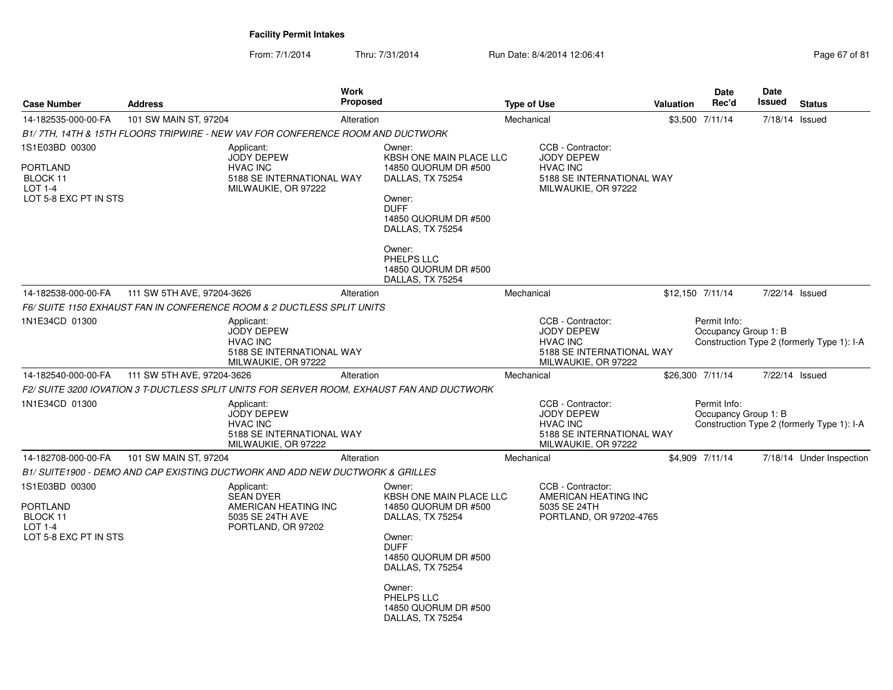**Facility Permit Intakes**

From: 7/1/2014 Thru: 7/31/2014 Run Date: 8/4/2014 12:06:41

| Case Number | Address | Work Proposed | Type of Use | Valuation | Date Rec'd | Date Issued | Status |
|---|---|---|---|---|---|---|---|
| 14-182535-000-00-FA | 101 SW MAIN ST, 97204 | Alteration | Mechanical | $3,500 | 7/11/14 | 7/18/14 | Issued |

*B1/ 7TH, 14TH & 15TH FLOORS TRIPWIRE - NEW VAV FOR CONFERENCE ROOM AND DUCTWORK*

1S1E03BD 00300

PORTLAND
BLOCK 11
LOT 1-4
LOT 5-8 EXC PT IN STS

Applicant:
JODY DEPEW
HVAC INC
5188 SE INTERNATIONAL WAY
MILWAUKIE, OR 97222

Owner:
KBSH ONE MAIN PLACE LLC
14850 QUORUM DR #500
DALLAS, TX 75254

Owner:
DUFF
14850 QUORUM DR #500
DALLAS, TX 75254

Owner:
PHELPS LLC
14850 QUORUM DR #500
DALLAS, TX 75254

CCB - Contractor:
JODY DEPEW
HVAC INC
5188 SE INTERNATIONAL WAY
MILWAUKIE, OR 97222

| Case Number | Address | Work Proposed | Type of Use | Valuation | Date Rec'd | Date Issued | Status |
|---|---|---|---|---|---|---|---|
| 14-182538-000-00-FA | 111 SW 5TH AVE, 97204-3626 | Alteration | Mechanical | $12,150 | 7/11/14 | 7/22/14 | Issued |

*F6/ SUITE 1150 EXHAUST FAN IN CONFERENCE ROOM & 2 DUCTLESS SPLIT UNITS*

1N1E34CD 01300

Applicant:
JODY DEPEW
HVAC INC
5188 SE INTERNATIONAL WAY
MILWAUKIE, OR 97222

CCB - Contractor:
JODY DEPEW
HVAC INC
5188 SE INTERNATIONAL WAY
MILWAUKIE, OR 97222

Permit Info:
Occupancy Group 1: B
Construction Type 2 (formerly Type 1): I-A

| Case Number | Address | Work Proposed | Type of Use | Valuation | Date Rec'd | Date Issued | Status |
|---|---|---|---|---|---|---|---|
| 14-182540-000-00-FA | 111 SW 5TH AVE, 97204-3626 | Alteration | Mechanical | $26,300 | 7/11/14 | 7/22/14 | Issued |

*F2/ SUITE 3200 IOVATION 3 T-DUCTLESS SPLIT UNITS FOR SERVER ROOM, EXHAUST FAN AND DUCTWORK*

1N1E34CD 01300

Applicant:
JODY DEPEW
HVAC INC
5188 SE INTERNATIONAL WAY
MILWAUKIE, OR 97222

CCB - Contractor:
JODY DEPEW
HVAC INC
5188 SE INTERNATIONAL WAY
MILWAUKIE, OR 97222

Permit Info:
Occupancy Group 1: B
Construction Type 2 (formerly Type 1): I-A

| Case Number | Address | Work Proposed | Type of Use | Valuation | Date Rec'd | Date Issued | Status |
|---|---|---|---|---|---|---|---|
| 14-182708-000-00-FA | 101 SW MAIN ST, 97204 | Alteration | Mechanical | $4,909 | 7/11/14 | 7/18/14 | Under Inspection |

*B1/ SUITE1900 - DEMO AND CAP EXISTING DUCTWORK AND ADD NEW DUCTWORK & GRILLES*

1S1E03BD 00300

PORTLAND
BLOCK 11
LOT 1-4
LOT 5-8 EXC PT IN STS

Applicant:
SEAN DYER
AMERICAN HEATING INC
5035 SE 24TH AVE
PORTLAND, OR 97202

Owner:
KBSH ONE MAIN PLACE LLC
14850 QUORUM DR #500
DALLAS, TX 75254

Owner:
DUFF
14850 QUORUM DR #500
DALLAS, TX 75254

Owner:
PHELPS LLC
14850 QUORUM DR #500
DALLAS, TX 75254

CCB - Contractor:
AMERICAN HEATING INC
5035 SE 24TH
PORTLAND, OR 97202-4765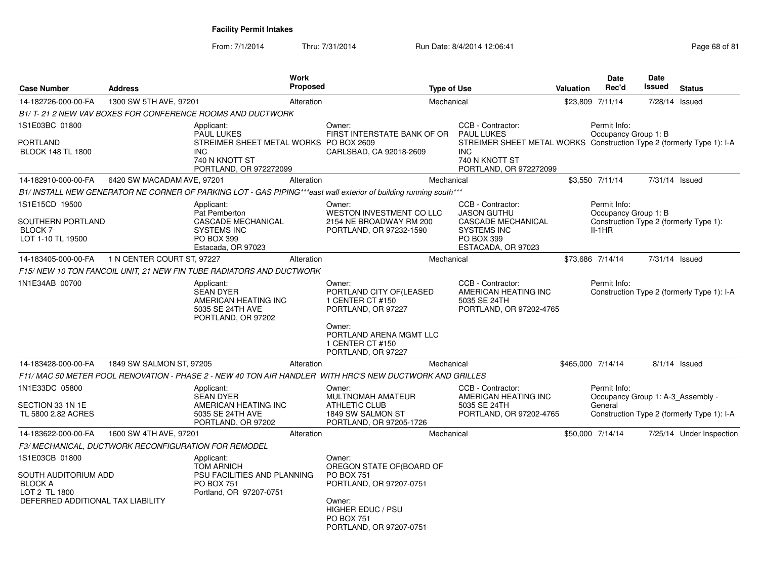**Facility Permit Intakes**

From: 7/1/2014 Thru: 7/31/2014 Run Date: 8/4/2014 12:06:41

| Case Number | Address | Work Proposed | Type of Use | Valuation | Date Rec'd | Date Issued | Status |
|---|---|---|---|---|---|---|---|
| 14-182726-000-00-FA | 1300 SW 5TH AVE, 97201 | Alteration | Mechanical | $23,809 | 7/11/14 | 7/28/14 | Issued |

*B1/ T- 21 2 NEW VAV BOXES FOR CONFERENCE ROOMS AND DUCTWORK*

1S1E03BC 01800

PORTLAND
BLOCK 148 TL 1800

Applicant:
PAUL LUKES
STREIMER SHEET METAL WORKS INC
740 N KNOTT ST
PORTLAND, OR 972272099

Owner:
FIRST INTERSTATE BANK OF OR
PO BOX 2609
CARLSBAD, CA 92018-2609

CCB - Contractor:
PAUL LUKES
STREIMER SHEET METAL WORKS INC
740 N KNOTT ST
PORTLAND, OR 972272099

Permit Info:
Occupancy Group 1: B
Construction Type 2 (formerly Type 1): I-A

| Case Number | Address | Work Proposed | Type of Use | Valuation | Date Rec'd | Date Issued | Status |
|---|---|---|---|---|---|---|---|
| 14-182910-000-00-FA | 6420 SW MACADAM AVE, 97201 | Alteration | Mechanical | $3,550 | 7/11/14 | 7/31/14 | Issued |

*B1/ INSTALL NEW GENERATOR NE CORNER OF PARKING LOT - GAS PIPING***east wall exterior of building running south****

1S1E15CD 19500

SOUTHERN PORTLAND
BLOCK 7
LOT 1-10 TL 19500

Applicant:
Pat Pemberton
CASCADE MECHANICAL SYSTEMS INC
PO BOX 399
Estacada, OR 97023

Owner:
WESTON INVESTMENT CO LLC
2154 NE BROADWAY RM 200
PORTLAND, OR 97232-1590

CCB - Contractor:
JASON GUTHU
CASCADE MECHANICAL SYSTEMS INC
PO BOX 399
ESTACADA, OR 97023

Permit Info:
Occupancy Group 1: B
Construction Type 2 (formerly Type 1): II-1HR

| Case Number | Address | Work Proposed | Type of Use | Valuation | Date Rec'd | Date Issued | Status |
|---|---|---|---|---|---|---|---|
| 14-183405-000-00-FA | 1 N CENTER COURT ST, 97227 | Alteration | Mechanical | $73,686 | 7/14/14 | 7/31/14 | Issued |

*F15/ NEW 10 TON FANCOIL UNIT, 21 NEW FIN TUBE RADIATORS AND DUCTWORK*

1N1E34AB 00700

Applicant:
SEAN DYER
AMERICAN HEATING INC
5035 SE 24TH AVE
PORTLAND, OR 97202

Owner:
PORTLAND CITY OF(LEASED
1 CENTER CT #150
PORTLAND, OR 97227

Owner:
PORTLAND ARENA MGMT LLC
1 CENTER CT #150
PORTLAND, OR 97227

CCB - Contractor:
AMERICAN HEATING INC
5035 SE 24TH
PORTLAND, OR 97202-4765

Permit Info:
Construction Type 2 (formerly Type 1): I-A

| Case Number | Address | Work Proposed | Type of Use | Valuation | Date Rec'd | Date Issued | Status |
|---|---|---|---|---|---|---|---|
| 14-183428-000-00-FA | 1849 SW SALMON ST, 97205 | Alteration | Mechanical | $465,000 | 7/14/14 | 8/1/14 | Issued |

*F11/ MAC 50 METER POOL RENOVATION - PHASE 2 - NEW 40 TON AIR HANDLER WITH HRC'S NEW DUCTWORK AND GRILLES*

1N1E33DC 05800

SECTION 33 1N 1E
TL 5800 2.82 ACRES

Applicant:
SEAN DYER
AMERICAN HEATING INC
5035 SE 24TH AVE
PORTLAND, OR 97202

Owner:
MULTNOMAH AMATEUR ATHLETIC CLUB
1849 SW SALMON ST
PORTLAND, OR 97205-1726

CCB - Contractor:
AMERICAN HEATING INC
5035 SE 24TH
PORTLAND, OR 97202-4765

Permit Info:
Occupancy Group 1: A-3_Assembly - General
Construction Type 2 (formerly Type 1): I-A

| Case Number | Address | Work Proposed | Type of Use | Valuation | Date Rec'd | Date Issued | Status |
|---|---|---|---|---|---|---|---|
| 14-183622-000-00-FA | 1600 SW 4TH AVE, 97201 | Alteration | Mechanical | $50,000 | 7/14/14 | 7/25/14 | Under Inspection |

*F3/ MECHANICAL, DUCTWORK RECONFIGURATION FOR REMODEL*

1S1E03CB 01800

SOUTH AUDITORIUM ADD
BLOCK A
LOT 2 TL 1800
DEFERRED ADDITIONAL TAX LIABILITY

Applicant:
TOM ARNICH
PSU FACILITIES AND PLANNING
PO BOX 751
Portland, OR 97207-0751

Owner:
OREGON STATE OF(BOARD OF
PO BOX 751
PORTLAND, OR 97207-0751

Owner:
HIGHER EDUC / PSU
PO BOX 751
PORTLAND, OR 97207-0751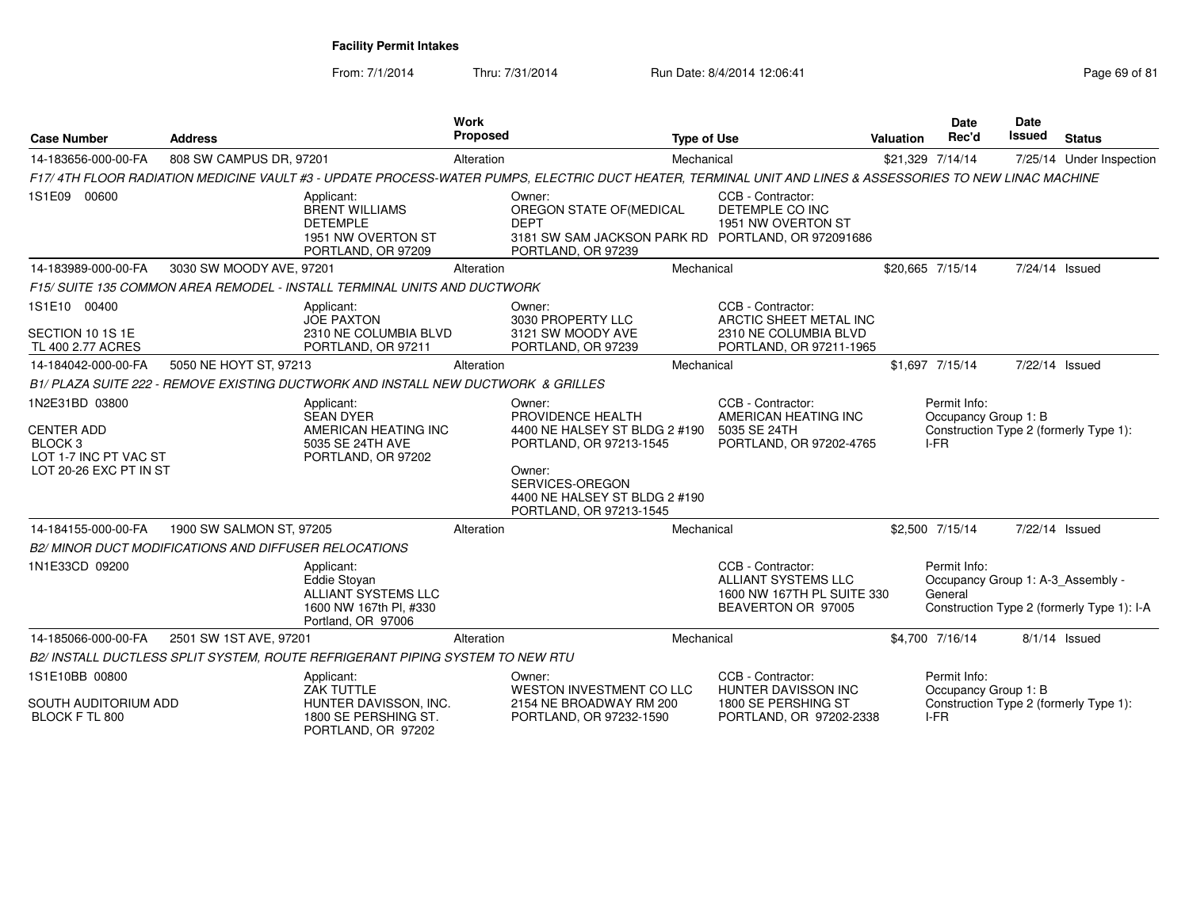**Facility Permit Intakes**

From: 7/1/2014 Thru: 7/31/2014 Run Date: 8/4/2014 12:06:41

| Case Number | Address | Work Proposed | Type of Use | Valuation | Date Rec'd | Date Issued | Status |
|---|---|---|---|---|---|---|---|
| 14-183656-000-00-FA | 808 SW CAMPUS DR, 97201 | Alteration | Mechanical | $21,329 | 7/14/14 | 7/25/14 | Under Inspection |

*F17/ 4TH FLOOR RADIATION MEDICINE VAULT #3 - UPDATE PROCESS-WATER PUMPS, ELECTRIC DUCT HEATER, TERMINAL UNIT AND LINES & ASSESSORIES TO NEW LINAC MACHINE*

1S1E09 00600

Applicant: BRENT WILLIAMS, DETEMPLE, 1951 NW OVERTON ST, PORTLAND, OR 97209

Owner: OREGON STATE OF(MEDICAL DEPT, 3181 SW SAM JACKSON PARK RD, PORTLAND, OR 97239

CCB - Contractor: DETEMPLE CO INC, 1951 NW OVERTON ST, PORTLAND, OR 972091686

---

| Case Number | Address | Work Proposed | Type of Use | Valuation | Date Rec'd | Date Issued | Status |
|---|---|---|---|---|---|---|---|
| 14-183989-000-00-FA | 3030 SW MOODY AVE, 97201 | Alteration | Mechanical | $20,665 | 7/15/14 | 7/24/14 | Issued |

*F15/ SUITE 135 COMMON AREA REMODEL - INSTALL TERMINAL UNITS AND DUCTWORK*

1S1E10 00400
SECTION 10 1S 1E
TL 400 2.77 ACRES

Applicant: JOE PAXTON, 2310 NE COLUMBIA BLVD, PORTLAND, OR 97211

Owner: 3030 PROPERTY LLC, 3121 SW MOODY AVE, PORTLAND, OR 97239

CCB - Contractor: ARCTIC SHEET METAL INC, 2310 NE COLUMBIA BLVD, PORTLAND, OR 97211-1965

---

| Case Number | Address | Work Proposed | Type of Use | Valuation | Date Rec'd | Date Issued | Status |
|---|---|---|---|---|---|---|---|
| 14-184042-000-00-FA | 5050 NE HOYT ST, 97213 | Alteration | Mechanical | $1,697 | 7/15/14 | 7/22/14 | Issued |

*B1/ PLAZA SUITE 222 - REMOVE EXISTING DUCTWORK AND INSTALL NEW DUCTWORK & GRILLES*

1N2E31BD 03800
CENTER ADD
BLOCK 3
LOT 1-7 INC PT VAC ST
LOT 20-26 EXC PT IN ST

Applicant: SEAN DYER, AMERICAN HEATING INC, 5035 SE 24TH AVE, PORTLAND, OR 97202

Owner: PROVIDENCE HEALTH, 4400 NE HALSEY ST BLDG 2 #190, PORTLAND, OR 97213-1545

Owner: SERVICES-OREGON, 4400 NE HALSEY ST BLDG 2 #190, PORTLAND, OR 97213-1545

CCB - Contractor: AMERICAN HEATING INC, 5035 SE 24TH, PORTLAND, OR 97202-4765

Permit Info: Occupancy Group 1: B; Construction Type 2 (formerly Type 1): I-FR

---

| Case Number | Address | Work Proposed | Type of Use | Valuation | Date Rec'd | Date Issued | Status |
|---|---|---|---|---|---|---|---|
| 14-184155-000-00-FA | 1900 SW SALMON ST, 97205 | Alteration | Mechanical | $2,500 | 7/15/14 | 7/22/14 | Issued |

*B2/ MINOR DUCT MODIFICATIONS AND DIFFUSER RELOCATIONS*

1N1E33CD 09200

Applicant: Eddie Stoyan, ALLIANT SYSTEMS LLC, 1600 NW 167th Pl, #330, Portland, OR 97006

CCB - Contractor: ALLIANT SYSTEMS LLC, 1600 NW 167TH PL SUITE 330, BEAVERTON OR 97005

Permit Info: Occupancy Group 1: A-3_Assembly - General; Construction Type 2 (formerly Type 1): I-A

---

| Case Number | Address | Work Proposed | Type of Use | Valuation | Date Rec'd | Date Issued | Status |
|---|---|---|---|---|---|---|---|
| 14-185066-000-00-FA | 2501 SW 1ST AVE, 97201 | Alteration | Mechanical | $4,700 | 7/16/14 | 8/1/14 | Issued |

*B2/ INSTALL DUCTLESS SPLIT SYSTEM, ROUTE REFRIGERANT PIPING SYSTEM TO NEW RTU*

1S1E10BB 00800
SOUTH AUDITORIUM ADD
BLOCK F TL 800

Applicant: ZAK TUTTLE, HUNTER DAVISSON, INC., 1800 SE PERSHING ST., PORTLAND, OR 97202

Owner: WESTON INVESTMENT CO LLC, 2154 NE BROADWAY RM 200, PORTLAND, OR 97232-1590

CCB - Contractor: HUNTER DAVISSON INC, 1800 SE PERSHING ST, PORTLAND, OR 97202-2338

Permit Info: Occupancy Group 1: B; Construction Type 2 (formerly Type 1): I-FR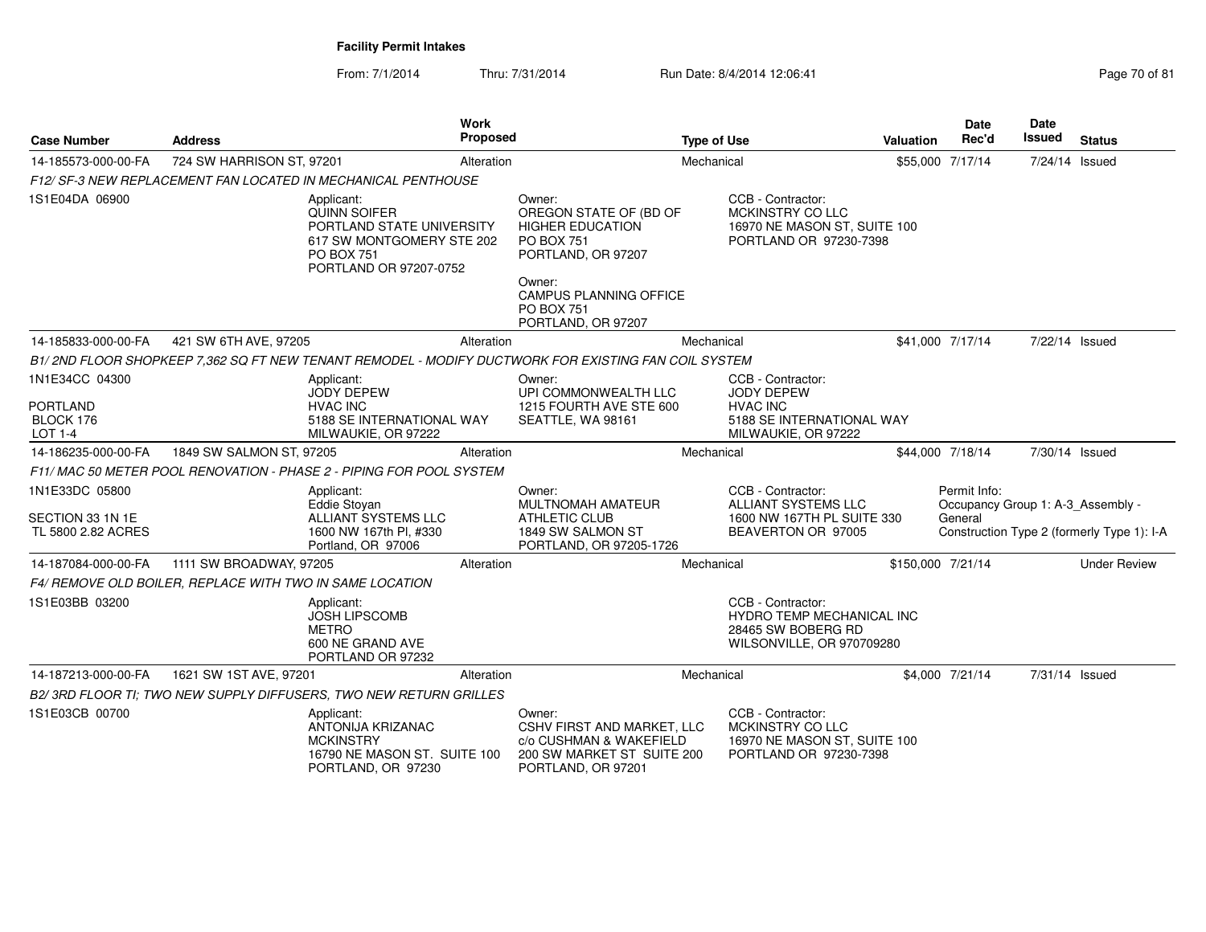**Facility Permit Intakes**

From: 7/1/2014 Thru: 7/31/2014 Run Date: 8/4/2014 12:06:41

| Case Number | Address | Work Proposed | Type of Use | Valuation | Date Rec'd | Date Issued | Status |
|---|---|---|---|---|---|---|---|
| 14-185573-000-00-FA | 724 SW HARRISON ST, 97201 | Alteration | Mechanical | $55,000 | 7/17/14 | 7/24/14 | Issued |

*F12/ SF-3 NEW REPLACEMENT FAN LOCATED IN MECHANICAL PENTHOUSE*

1S1E04DA 06900

Applicant: QUINN SOIFER, PORTLAND STATE UNIVERSITY, 617 SW MONTGOMERY STE 202, PO BOX 751, PORTLAND OR 97207-0752

Owner: OREGON STATE OF (BD OF HIGHER EDUCATION, PO BOX 751, PORTLAND, OR 97207

Owner: CAMPUS PLANNING OFFICE, PO BOX 751, PORTLAND, OR 97207

CCB - Contractor: MCKINSTRY CO LLC, 16970 NE MASON ST, SUITE 100, PORTLAND OR 97230-7398

| Case Number | Address | Work Proposed | Type of Use | Valuation | Date Rec'd | Date Issued | Status |
|---|---|---|---|---|---|---|---|
| 14-185833-000-00-FA | 421 SW 6TH AVE, 97205 | Alteration | Mechanical | $41,000 | 7/17/14 | 7/22/14 | Issued |

*B1/ 2ND FLOOR SHOPKEEP 7,362 SQ FT NEW TENANT REMODEL - MODIFY DUCTWORK FOR EXISTING FAN COIL SYSTEM*

1N1E34CC 04300
PORTLAND
BLOCK 176
LOT 1-4

Applicant: JODY DEPEW, HVAC INC, 5188 SE INTERNATIONAL WAY, MILWAUKIE, OR 97222

Owner: UPI COMMONWEALTH LLC, 1215 FOURTH AVE STE 600, SEATTLE, WA 98161

CCB - Contractor: JODY DEPEW, HVAC INC, 5188 SE INTERNATIONAL WAY, MILWAUKIE, OR 97222

| Case Number | Address | Work Proposed | Type of Use | Valuation | Date Rec'd | Date Issued | Status |
|---|---|---|---|---|---|---|---|
| 14-186235-000-00-FA | 1849 SW SALMON ST, 97205 | Alteration | Mechanical | $44,000 | 7/18/14 | 7/30/14 | Issued |

*F11/ MAC 50 METER POOL RENOVATION - PHASE 2 - PIPING FOR POOL SYSTEM*

1N1E33DC 05800
SECTION 33 1N 1E
TL 5800 2.82 ACRES

Applicant: Eddie Stoyan, ALLIANT SYSTEMS LLC, 1600 NW 167th Pl, #330, Portland, OR 97006

Owner: MULTNOMAH AMATEUR ATHLETIC CLUB, 1849 SW SALMON ST, PORTLAND, OR 97205-1726

CCB - Contractor: ALLIANT SYSTEMS LLC, 1600 NW 167TH PL SUITE 330, BEAVERTON OR 97005

Permit Info: Occupancy Group 1: A-3_Assembly - General; Construction Type 2 (formerly Type 1): I-A

| Case Number | Address | Work Proposed | Type of Use | Valuation | Date Rec'd | Date Issued | Status |
|---|---|---|---|---|---|---|---|
| 14-187084-000-00-FA | 1111 SW BROADWAY, 97205 | Alteration | Mechanical | $150,000 | 7/21/14 | | Under Review |

*F4/ REMOVE OLD BOILER, REPLACE WITH TWO IN SAME LOCATION*

1S1E03BB 03200

Applicant: JOSH LIPSCOMB, METRO, 600 NE GRAND AVE, PORTLAND OR 97232

CCB - Contractor: HYDRO TEMP MECHANICAL INC, 28465 SW BOBERG RD, WILSONVILLE, OR 970709280

| Case Number | Address | Work Proposed | Type of Use | Valuation | Date Rec'd | Date Issued | Status |
|---|---|---|---|---|---|---|---|
| 14-187213-000-00-FA | 1621 SW 1ST AVE, 97201 | Alteration | Mechanical | $4,000 | 7/21/14 | 7/31/14 | Issued |

*B2/ 3RD FLOOR TI; TWO NEW SUPPLY DIFFUSERS, TWO NEW RETURN GRILLES*

1S1E03CB 00700

Applicant: ANTONIJA KRIZANAC, MCKINSTRY, 16790 NE MASON ST. SUITE 100, PORTLAND, OR 97230

Owner: CSHV FIRST AND MARKET, LLC, c/o CUSHMAN & WAKEFIELD, 200 SW MARKET ST SUITE 200, PORTLAND, OR 97201

CCB - Contractor: MCKINSTRY CO LLC, 16970 NE MASON ST, SUITE 100, PORTLAND OR 97230-7398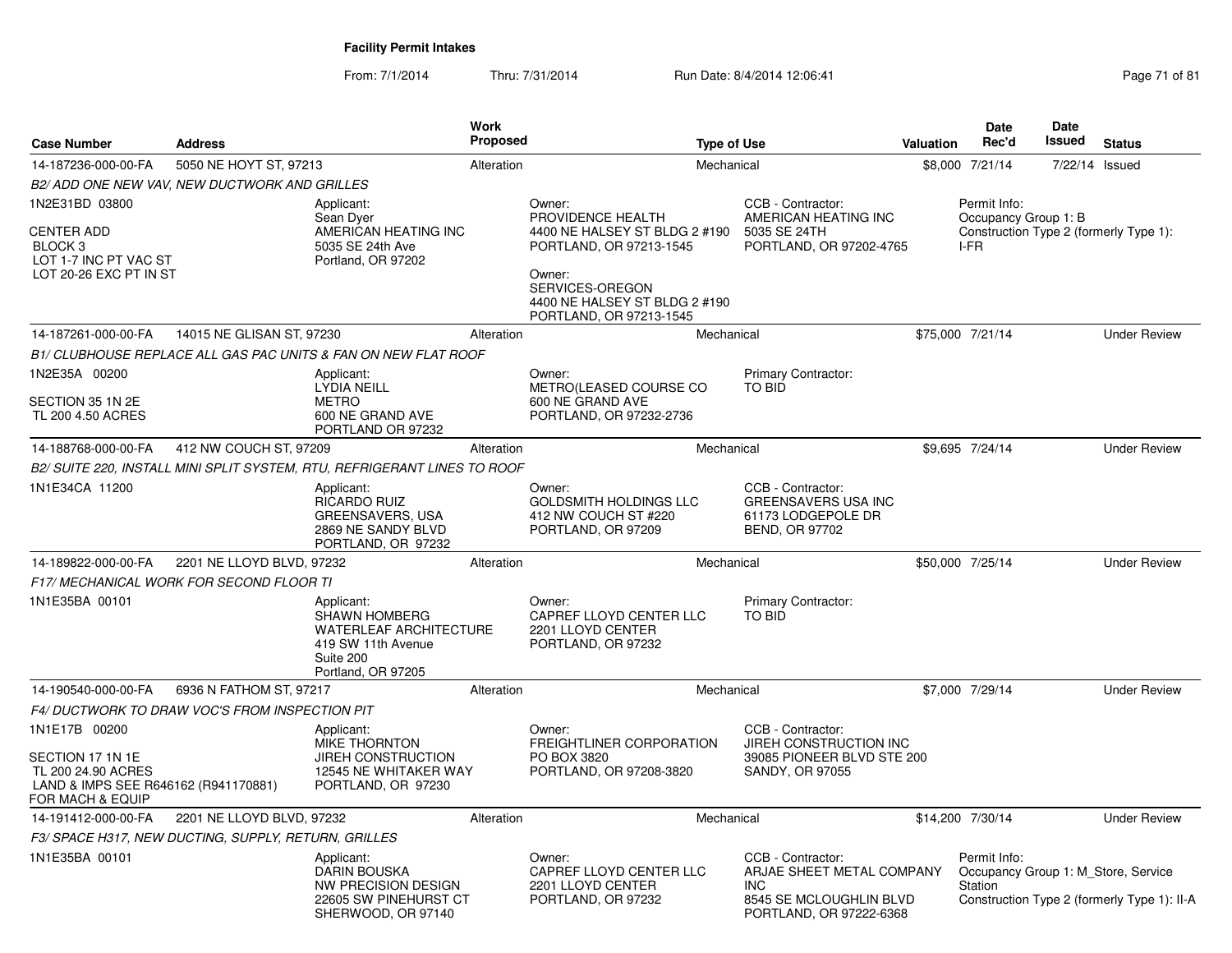**Facility Permit Intakes**

From: 7/1/2014 Thru: 7/31/2014 Run Date: 8/4/2014 12:06:41

| Case Number | Address | Work Proposed | Type of Use | Valuation | Date Rec'd | Date Issued | Status |
|---|---|---|---|---|---|---|---|
| 14-187236-000-00-FA | 5050 NE HOYT ST, 97213 | Alteration | Mechanical | $8,000 | 7/21/14 | 7/22/14 | Issued |

*B2/ ADD ONE NEW VAV, NEW DUCTWORK AND GRILLES*

1N2E31BD 03800

CENTER ADD
BLOCK 3
LOT 1-7 INC PT VAC ST
LOT 20-26 EXC PT IN ST

Applicant:
Sean Dyer
AMERICAN HEATING INC
5035 SE 24th Ave
Portland, OR 97202

Owner:
PROVIDENCE HEALTH
4400 NE HALSEY ST BLDG 2 #190
PORTLAND, OR 97213-1545

Owner:
SERVICES-OREGON
4400 NE HALSEY ST BLDG 2 #190
PORTLAND, OR 97213-1545

CCB - Contractor:
AMERICAN HEATING INC
5035 SE 24TH
PORTLAND, OR 97202-4765

Permit Info:
Occupancy Group 1: B
Construction Type 2 (formerly Type 1): I-FR

---

| Case Number | Address | Work Proposed | Type of Use | Valuation | Date Rec'd | Date Issued | Status |
|---|---|---|---|---|---|---|---|
| 14-187261-000-00-FA | 14015 NE GLISAN ST, 97230 | Alteration | Mechanical | $75,000 | 7/21/14 | | Under Review |

*B1/ CLUBHOUSE REPLACE ALL GAS PAC UNITS & FAN ON NEW FLAT ROOF*

1N2E35A 00200

SECTION 35 1N 2E
TL 200 4.50 ACRES

Applicant:
LYDIA NEILL
METRO
600 NE GRAND AVE
PORTLAND OR 97232

Owner:
METRO(LEASED COURSE CO
600 NE GRAND AVE
PORTLAND, OR 97232-2736

Primary Contractor:
TO BID

---

| Case Number | Address | Work Proposed | Type of Use | Valuation | Date Rec'd | Date Issued | Status |
|---|---|---|---|---|---|---|---|
| 14-188768-000-00-FA | 412 NW COUCH ST, 97209 | Alteration | Mechanical | $9,695 | 7/24/14 | | Under Review |

*B2/ SUITE 220, INSTALL MINI SPLIT SYSTEM, RTU, REFRIGERANT LINES TO ROOF*

1N1E34CA 11200

Applicant:
RICARDO RUIZ
GREENSAVERS, USA
2869 NE SANDY BLVD
PORTLAND, OR 97232

Owner:
GOLDSMITH HOLDINGS LLC
412 NW COUCH ST #220
PORTLAND, OR 97209

CCB - Contractor:
GREENSAVERS USA INC
61173 LODGEPOLE DR
BEND, OR 97702

---

| Case Number | Address | Work Proposed | Type of Use | Valuation | Date Rec'd | Date Issued | Status |
|---|---|---|---|---|---|---|---|
| 14-189822-000-00-FA | 2201 NE LLOYD BLVD, 97232 | Alteration | Mechanical | $50,000 | 7/25/14 | | Under Review |

*F17/ MECHANICAL WORK FOR SECOND FLOOR TI*

1N1E35BA 00101

Applicant:
SHAWN HOMBERG
WATERLEAF ARCHITECTURE
419 SW 11th Avenue
Suite 200
Portland, OR 97205

Owner:
CAPREF LLOYD CENTER LLC
2201 LLOYD CENTER
PORTLAND, OR 97232

Primary Contractor:
TO BID

---

| Case Number | Address | Work Proposed | Type of Use | Valuation | Date Rec'd | Date Issued | Status |
|---|---|---|---|---|---|---|---|
| 14-190540-000-00-FA | 6936 N FATHOM ST, 97217 | Alteration | Mechanical | $7,000 | 7/29/14 | | Under Review |

*F4/ DUCTWORK TO DRAW VOC'S FROM INSPECTION PIT*

1N1E17B 00200

SECTION 17 1N 1E
TL 200 24.90 ACRES
LAND & IMPS SEE R646162 (R941170881)
FOR MACH & EQUIP

Applicant:
MIKE THORNTON
JIREH CONSTRUCTION
12545 NE WHITAKER WAY
PORTLAND, OR 97230

Owner:
FREIGHTLINER CORPORATION
PO BOX 3820
PORTLAND, OR 97208-3820

CCB - Contractor:
JIREH CONSTRUCTION INC
39085 PIONEER BLVD STE 200
SANDY, OR 97055

---

| Case Number | Address | Work Proposed | Type of Use | Valuation | Date Rec'd | Date Issued | Status |
|---|---|---|---|---|---|---|---|
| 14-191412-000-00-FA | 2201 NE LLOYD BLVD, 97232 | Alteration | Mechanical | $14,200 | 7/30/14 | | Under Review |

*F3/ SPACE H317, NEW DUCTING, SUPPLY, RETURN, GRILLES*

1N1E35BA 00101

Applicant:
DARIN BOUSKA
NW PRECISION DESIGN
22605 SW PINEHURST CT
SHERWOOD, OR 97140

Owner:
CAPREF LLOYD CENTER LLC
2201 LLOYD CENTER
PORTLAND, OR 97232

CCB - Contractor:
ARJAE SHEET METAL COMPANY INC
8545 SE MCLOUGHLIN BLVD
PORTLAND, OR 97222-6368

Permit Info:
Occupancy Group 1: M_Store, Service Station
Construction Type 2 (formerly Type 1): II-A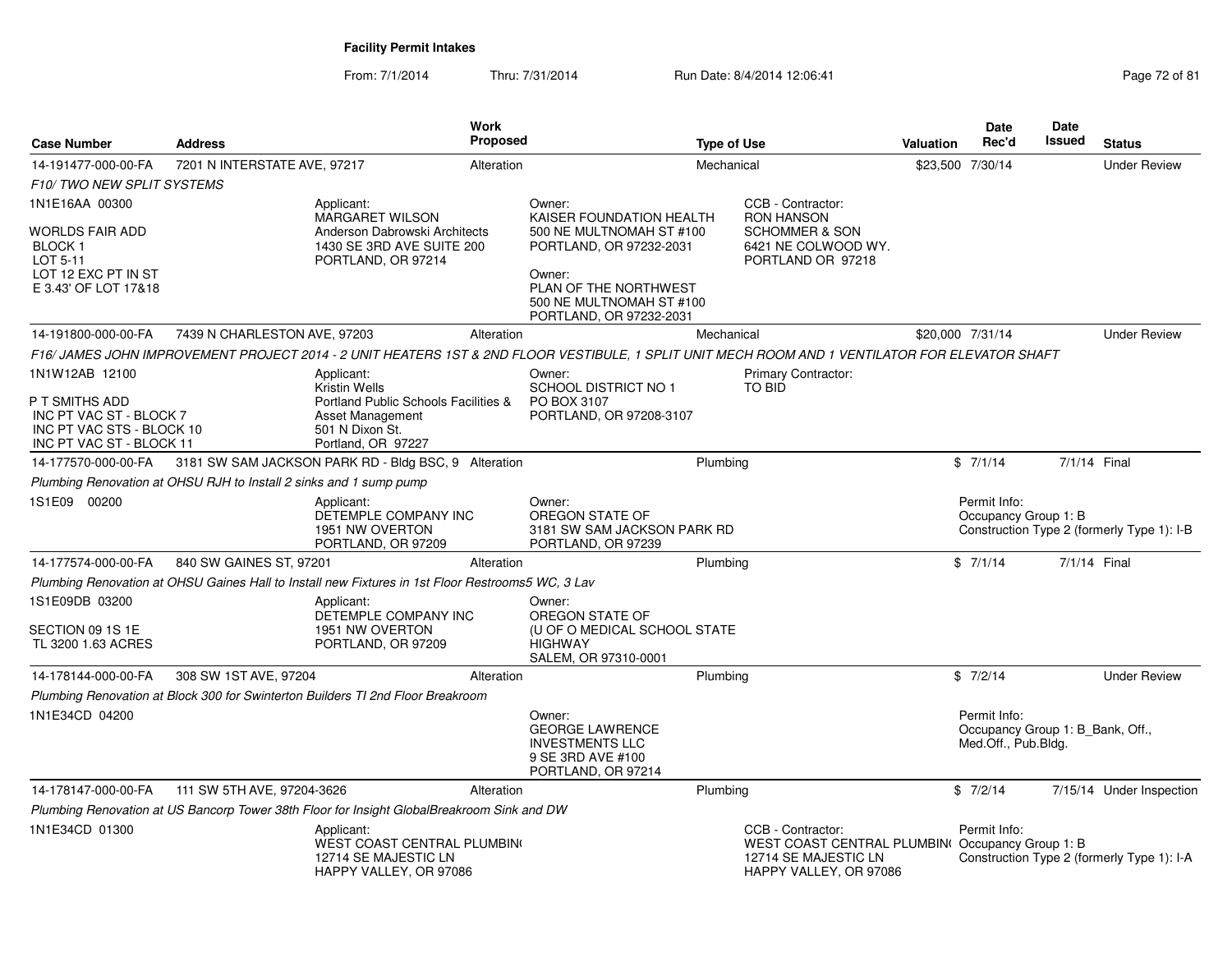# Facility Permit Intakes

From: 7/1/2014 Thru: 7/31/2014 Run Date: 8/4/2014 12:06:41

| Case Number | Address | Work Proposed | Type of Use | Valuation | Date Rec'd | Date Issued | Status |
|---|---|---|---|---|---|---|---|
| 14-191477-000-00-FA | 7201 N INTERSTATE AVE, 97217 | Alteration | Mechanical | $23,500 | 7/30/14 | | Under Review |

*F10/ TWO NEW SPLIT SYSTEMS*

1N1E16AA 00300

WORLDS FAIR ADD
BLOCK 1
LOT 5-11
LOT 12 EXC PT IN ST
E 3.43' OF LOT 17&18

Applicant:
MARGARET WILSON
Anderson Dabrowski Architects
1430 SE 3RD AVE SUITE 200
PORTLAND, OR 97214

Owner:
KAISER FOUNDATION HEALTH
500 NE MULTNOMAH ST #100
PORTLAND, OR 97232-2031

Owner:
PLAN OF THE NORTHWEST
500 NE MULTNOMAH ST #100
PORTLAND, OR 97232-2031

CCB - Contractor:
RON HANSON
SCHOMMER & SON
6421 NE COLWOOD WY.
PORTLAND OR 97218

| Case Number | Address | Work Proposed | Type of Use | Valuation | Date Rec'd | Date Issued | Status |
|---|---|---|---|---|---|---|---|
| 14-191800-000-00-FA | 7439 N CHARLESTON AVE, 97203 | Alteration | Mechanical | $20,000 | 7/31/14 | | Under Review |

*F16/ JAMES JOHN IMPROVEMENT PROJECT 2014 - 2 UNIT HEATERS 1ST & 2ND FLOOR VESTIBULE, 1 SPLIT UNIT MECH ROOM AND 1 VENTILATOR FOR ELEVATOR SHAFT*

1N1W12AB 12100

P T SMITHS ADD
INC PT VAC ST - BLOCK 7
INC PT VAC STS - BLOCK 10
INC PT VAC ST - BLOCK 11

Applicant:
Kristin Wells
Portland Public Schools Facilities & Asset Management
501 N Dixon St.
Portland, OR 97227

Owner:
SCHOOL DISTRICT NO 1
PO BOX 3107
PORTLAND, OR 97208-3107

Primary Contractor:
TO BID

| Case Number | Address | Work Proposed | Type of Use | Valuation | Date Rec'd | Date Issued | Status |
|---|---|---|---|---|---|---|---|
| 14-177570-000-00-FA | 3181 SW SAM JACKSON PARK RD - Bldg BSC, 9 | Alteration | Plumbing | $ | 7/1/14 | 7/1/14 | Final |

*Plumbing Renovation at OHSU RJH to Install 2 sinks and 1 sump pump*

1S1E09 00200

Applicant:
DETEMPLE COMPANY INC
1951 NW OVERTON
PORTLAND, OR 97209

Owner:
OREGON STATE OF
3181 SW SAM JACKSON PARK RD
PORTLAND, OR 97239

Permit Info:
Occupancy Group 1: B
Construction Type 2 (formerly Type 1): I-B

| Case Number | Address | Work Proposed | Type of Use | Valuation | Date Rec'd | Date Issued | Status |
|---|---|---|---|---|---|---|---|
| 14-177574-000-00-FA | 840 SW GAINES ST, 97201 | Alteration | Plumbing | $ | 7/1/14 | 7/1/14 | Final |

*Plumbing Renovation at OHSU Gaines Hall to Install new Fixtures in 1st Floor Restrooms5 WC, 3 Lav*

1S1E09DB 03200

SECTION 09 1S 1E
TL 3200 1.63 ACRES

Applicant:
DETEMPLE COMPANY INC
1951 NW OVERTON
PORTLAND, OR 97209

Owner:
OREGON STATE OF
(U OF O MEDICAL SCHOOL STATE HIGHWAY
SALEM, OR 97310-0001

| Case Number | Address | Work Proposed | Type of Use | Valuation | Date Rec'd | Date Issued | Status |
|---|---|---|---|---|---|---|---|
| 14-178144-000-00-FA | 308 SW 1ST AVE, 97204 | Alteration | Plumbing | $ | 7/2/14 | | Under Review |

*Plumbing Renovation at Block 300 for Swinterton Builders TI 2nd Floor Breakroom*

1N1E34CD 04200

Owner:
GEORGE LAWRENCE INVESTMENTS LLC
9 SE 3RD AVE #100
PORTLAND, OR 97214

Permit Info:
Occupancy Group 1: B_Bank, Off., Med.Off., Pub.Bldg.

| Case Number | Address | Work Proposed | Type of Use | Valuation | Date Rec'd | Date Issued | Status |
|---|---|---|---|---|---|---|---|
| 14-178147-000-00-FA | 111 SW 5TH AVE, 97204-3626 | Alteration | Plumbing | $ | 7/2/14 | 7/15/14 | Under Inspection |

*Plumbing Renovation at US Bancorp Tower 38th Floor for Insight GlobalBreakroom Sink and DW*

1N1E34CD 01300

Applicant:
WEST COAST CENTRAL PLUMBIN(
12714 SE MAJESTIC LN
HAPPY VALLEY, OR 97086

CCB - Contractor:
WEST COAST CENTRAL PLUMBIN(
12714 SE MAJESTIC LN
HAPPY VALLEY, OR 97086

Permit Info:
Occupancy Group 1: B
Construction Type 2 (formerly Type 1): I-A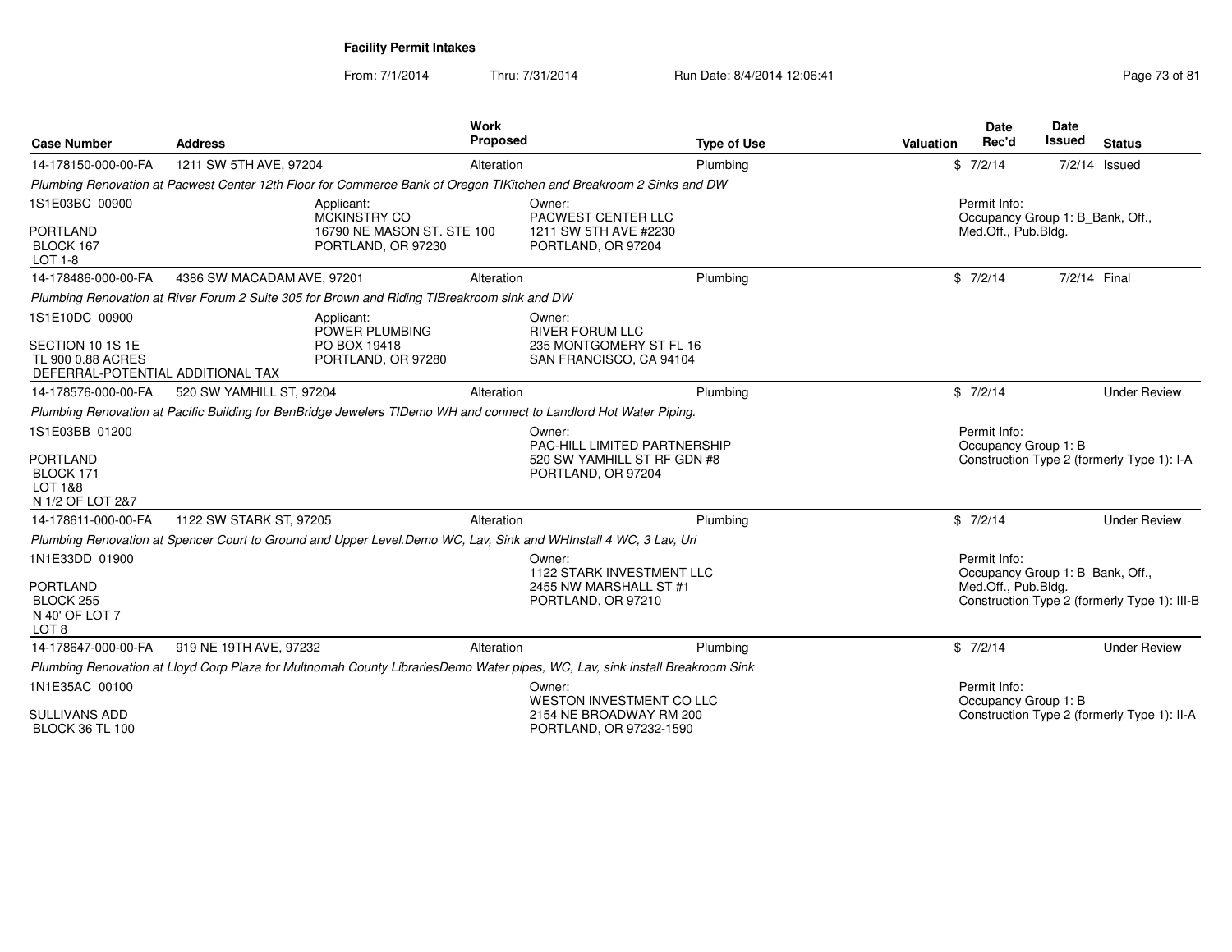**Facility Permit Intakes**

From: 7/1/2014 Thru: 7/31/2014 Run Date: 8/4/2014 12:06:41

| Case Number | Address | Work Proposed | Type of Use | Valuation | Date Rec'd | Date Issued | Status |
|---|---|---|---|---|---|---|---|
| 14-178150-000-00-FA | 1211 SW 5TH AVE, 97204 | Alteration | Plumbing | $ | 7/2/14 | 7/2/14 | Issued |

*Plumbing Renovation at Pacwest Center 12th Floor for Commerce Bank of Oregon TIKitchen and Breakroom 2 Sinks and DW*

1S1E03BC 00900

PORTLAND
BLOCK 167
LOT 1-8

Applicant:
MCKINSTRY CO
16790 NE MASON ST. STE 100
PORTLAND, OR 97230

Owner:
PACWEST CENTER LLC
1211 SW 5TH AVE #2230
PORTLAND, OR 97204

Permit Info:
Occupancy Group 1: B_Bank, Off., Med.Off., Pub.Bldg.

---

| Case Number | Address | Work Proposed | Type of Use | Valuation | Date Rec'd | Date Issued | Status |
|---|---|---|---|---|---|---|---|
| 14-178486-000-00-FA | 4386 SW MACADAM AVE, 97201 | Alteration | Plumbing | $ | 7/2/14 | 7/2/14 | Final |

*Plumbing Renovation at River Forum 2 Suite 305 for Brown and Riding TIBreakroom sink and DW*

1S1E10DC 00900

SECTION 10 1S 1E
TL 900 0.88 ACRES
DEFERRAL-POTENTIAL ADDITIONAL TAX

Applicant:
POWER PLUMBING
PO BOX 19418
PORTLAND, OR 97280

Owner:
RIVER FORUM LLC
235 MONTGOMERY ST FL 16
SAN FRANCISCO, CA 94104

---

| Case Number | Address | Work Proposed | Type of Use | Valuation | Date Rec'd | Date Issued | Status |
|---|---|---|---|---|---|---|---|
| 14-178576-000-00-FA | 520 SW YAMHILL ST, 97204 | Alteration | Plumbing | $ | 7/2/14 | | Under Review |

*Plumbing Renovation at Pacific Building for BenBridge Jewelers TIDemo WH and connect to Landlord Hot Water Piping.*

1S1E03BB 01200

PORTLAND
BLOCK 171
LOT 1&8
N 1/2 OF LOT 2&7

Owner:
PAC-HILL LIMITED PARTNERSHIP
520 SW YAMHILL ST RF GDN #8
PORTLAND, OR 97204

Permit Info:
Occupancy Group 1: B
Construction Type 2 (formerly Type 1): I-A

---

| Case Number | Address | Work Proposed | Type of Use | Valuation | Date Rec'd | Date Issued | Status |
|---|---|---|---|---|---|---|---|
| 14-178611-000-00-FA | 1122 SW STARK ST, 97205 | Alteration | Plumbing | $ | 7/2/14 | | Under Review |

*Plumbing Renovation at Spencer Court to Ground and Upper Level.Demo WC, Lav, Sink and WHInstall 4 WC, 3 Lav, Uri*

1N1E33DD 01900

PORTLAND
BLOCK 255
N 40' OF LOT 7
LOT 8

Owner:
1122 STARK INVESTMENT LLC
2455 NW MARSHALL ST #1
PORTLAND, OR 97210

Permit Info:
Occupancy Group 1: B_Bank, Off., Med.Off., Pub.Bldg.
Construction Type 2 (formerly Type 1): III-B

---

| Case Number | Address | Work Proposed | Type of Use | Valuation | Date Rec'd | Date Issued | Status |
|---|---|---|---|---|---|---|---|
| 14-178647-000-00-FA | 919 NE 19TH AVE, 97232 | Alteration | Plumbing | $ | 7/2/14 | | Under Review |

*Plumbing Renovation at Lloyd Corp Plaza for Multnomah County LibrariesDemo Water pipes, WC, Lav, sink install Breakroom Sink*

1N1E35AC 00100

SULLIVANS ADD
BLOCK 36 TL 100

Owner:
WESTON INVESTMENT CO LLC
2154 NE BROADWAY RM 200
PORTLAND, OR 97232-1590

Permit Info:
Occupancy Group 1: B
Construction Type 2 (formerly Type 1): II-A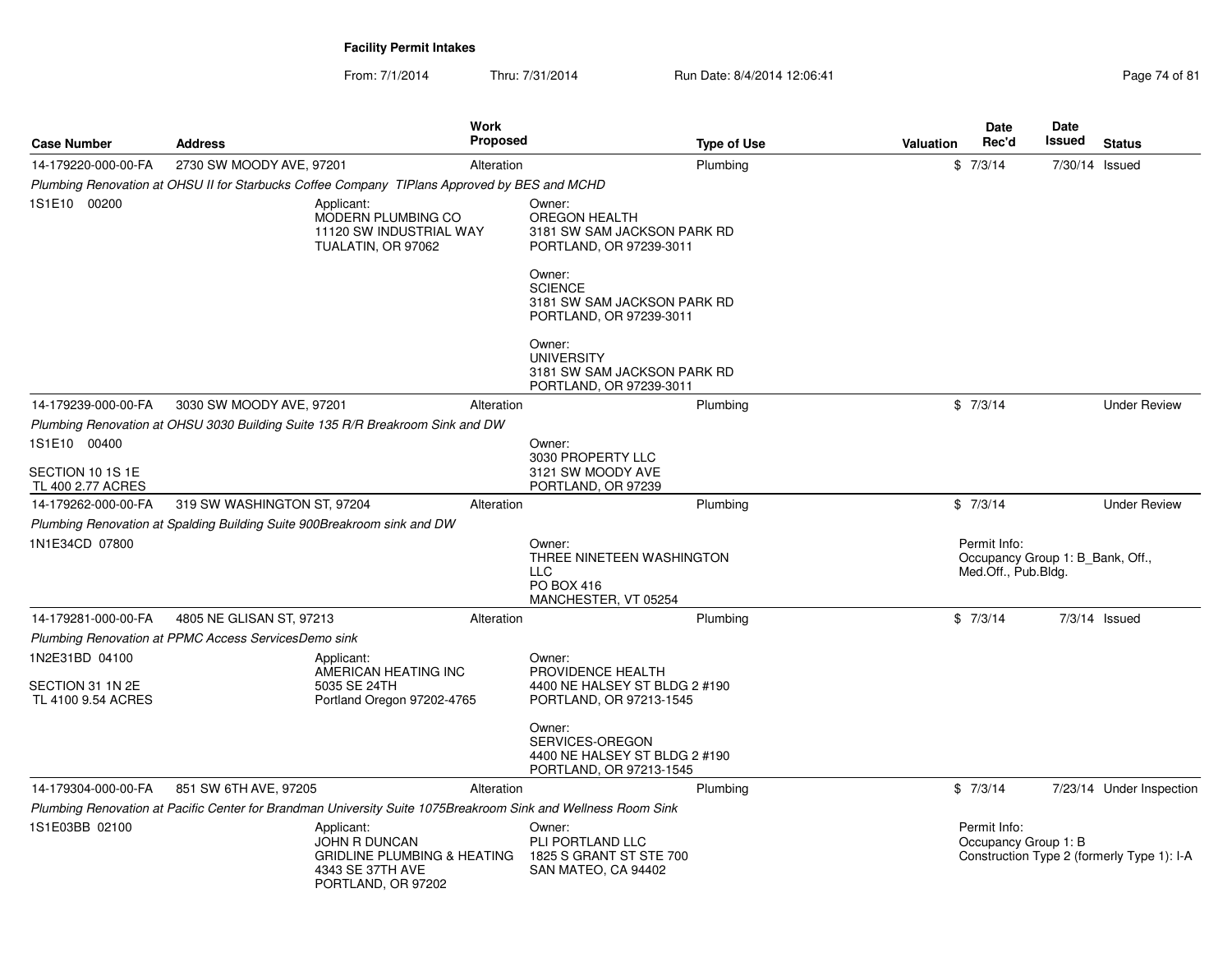**Facility Permit Intakes**

From: 7/1/2014 Thru: 7/31/2014 Run Date: 8/4/2014 12:06:41

| Case Number | Address | Work Proposed | Type of Use | Valuation | Date Rec'd | Date Issued | Status |
|---|---|---|---|---|---|---|---|
| 14-179220-000-00-FA | 2730 SW MOODY AVE, 97201 | Alteration | Plumbing | $ | 7/3/14 | 7/30/14 | Issued |

*Plumbing Renovation at OHSU II for Starbucks Coffee Company TIPlans Approved by BES and MCHD*

1S1E10 00200

Applicant:
MODERN PLUMBING CO
11120 SW INDUSTRIAL WAY
TUALATIN, OR 97062

Owner:
OREGON HEALTH
3181 SW SAM JACKSON PARK RD
PORTLAND, OR 97239-3011

Owner:
SCIENCE
3181 SW SAM JACKSON PARK RD
PORTLAND, OR 97239-3011

Owner:
UNIVERSITY
3181 SW SAM JACKSON PARK RD
PORTLAND, OR 97239-3011

| Case Number | Address | Work Proposed | Type of Use | Valuation | Date Rec'd | Date Issued | Status |
|---|---|---|---|---|---|---|---|
| 14-179239-000-00-FA | 3030 SW MOODY AVE, 97201 | Alteration | Plumbing | $ | 7/3/14 | | Under Review |

*Plumbing Renovation at OHSU 3030 Building Suite 135 R/R Breakroom Sink and DW*

1S1E10 00400

SECTION 10 1S 1E
TL 400 2.77 ACRES

Owner:
3030 PROPERTY LLC
3121 SW MOODY AVE
PORTLAND, OR 97239

| Case Number | Address | Work Proposed | Type of Use | Valuation | Date Rec'd | Date Issued | Status |
|---|---|---|---|---|---|---|---|
| 14-179262-000-00-FA | 319 SW WASHINGTON ST, 97204 | Alteration | Plumbing | $ | 7/3/14 | | Under Review |

*Plumbing Renovation at Spalding Building Suite 900Breakroom sink and DW*

1N1E34CD 07800

Owner:
THREE NINETEEN WASHINGTON LLC
PO BOX 416
MANCHESTER, VT 05254

Permit Info:
Occupancy Group 1: B_Bank, Off., Med.Off., Pub.Bldg.

| Case Number | Address | Work Proposed | Type of Use | Valuation | Date Rec'd | Date Issued | Status |
|---|---|---|---|---|---|---|---|
| 14-179281-000-00-FA | 4805 NE GLISAN ST, 97213 | Alteration | Plumbing | $ | 7/3/14 | 7/3/14 | Issued |

*Plumbing Renovation at PPMC Access ServicesDemo sink*

1N2E31BD 04100

SECTION 31 1N 2E
TL 4100 9.54 ACRES

Applicant:
AMERICAN HEATING INC
5035 SE 24TH
Portland Oregon 97202-4765

Owner:
PROVIDENCE HEALTH
4400 NE HALSEY ST BLDG 2 #190
PORTLAND, OR 97213-1545

Owner:
SERVICES-OREGON
4400 NE HALSEY ST BLDG 2 #190
PORTLAND, OR 97213-1545

| Case Number | Address | Work Proposed | Type of Use | Valuation | Date Rec'd | Date Issued | Status |
|---|---|---|---|---|---|---|---|
| 14-179304-000-00-FA | 851 SW 6TH AVE, 97205 | Alteration | Plumbing | $ | 7/3/14 | 7/23/14 | Under Inspection |

*Plumbing Renovation at Pacific Center for Brandman University Suite 1075Breakroom Sink and Wellness Room Sink*

1S1E03BB 02100

Applicant:
JOHN R DUNCAN
GRIDLINE PLUMBING & HEATING
4343 SE 37TH AVE
PORTLAND, OR 97202

Owner:
PLI PORTLAND LLC
1825 S GRANT ST STE 700
SAN MATEO, CA 94402

Permit Info:
Occupancy Group 1: B
Construction Type 2 (formerly Type 1): I-A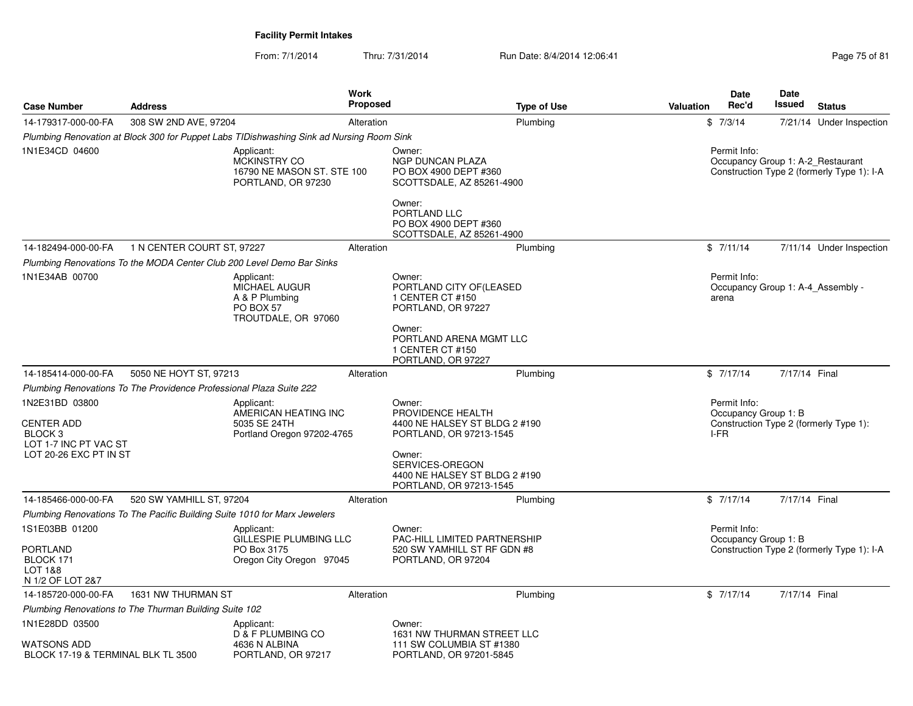**Facility Permit Intakes**

From: 7/1/2014 Thru: 7/31/2014 Run Date: 8/4/2014 12:06:41

| Case Number | Address | Work Proposed | Type of Use | Valuation | Date Rec'd | Date Issued | Status |
|---|---|---|---|---|---|---|---|
| 14-179317-000-00-FA | 308 SW 2ND AVE, 97204 | Alteration | Plumbing | $ | 7/3/14 | 7/21/14 | Under Inspection |

*Plumbing Renovation at Block 300 for Puppet Labs TIDishwashing Sink ad Nursing Room Sink*

1N1E34CD 04600

Applicant:
MCKINSTRY CO
16790 NE MASON ST. STE 100
PORTLAND, OR 97230

Owner:
NGP DUNCAN PLAZA
PO BOX 4900 DEPT #360
SCOTTSDALE, AZ 85261-4900

Owner:
PORTLAND LLC
PO BOX 4900 DEPT #360
SCOTTSDALE, AZ 85261-4900

Permit Info:
Occupancy Group 1: A-2_Restaurant
Construction Type 2 (formerly Type 1): I-A

| Case Number | Address | Work Proposed | Type of Use | Valuation | Date Rec'd | Date Issued | Status |
|---|---|---|---|---|---|---|---|
| 14-182494-000-00-FA | 1 N CENTER COURT ST, 97227 | Alteration | Plumbing | $ | 7/11/14 | 7/11/14 | Under Inspection |

*Plumbing Renovations To the MODA Center Club 200 Level Demo Bar Sinks*

1N1E34AB 00700

Applicant:
MICHAEL AUGUR
A & P Plumbing
PO BOX 57
TROUTDALE, OR 97060

Owner:
PORTLAND CITY OF(LEASED
1 CENTER CT #150
PORTLAND, OR 97227

Owner:
PORTLAND ARENA MGMT LLC
1 CENTER CT #150
PORTLAND, OR 97227

Permit Info:
Occupancy Group 1: A-4_Assembly - arena

| Case Number | Address | Work Proposed | Type of Use | Valuation | Date Rec'd | Date Issued | Status |
|---|---|---|---|---|---|---|---|
| 14-185414-000-00-FA | 5050 NE HOYT ST, 97213 | Alteration | Plumbing | $ | 7/17/14 | 7/17/14 | Final |

*Plumbing Renovations To The Providence Professional Plaza Suite 222*

1N2E31BD 03800

CENTER ADD
BLOCK 3
LOT 1-7 INC PT VAC ST
LOT 20-26 EXC PT IN ST

Applicant:
AMERICAN HEATING INC
5035 SE 24TH
Portland Oregon 97202-4765

Owner:
PROVIDENCE HEALTH
4400 NE HALSEY ST BLDG 2 #190
PORTLAND, OR 97213-1545

Owner:
SERVICES-OREGON
4400 NE HALSEY ST BLDG 2 #190
PORTLAND, OR 97213-1545

Permit Info:
Occupancy Group 1: B
Construction Type 2 (formerly Type 1): I-FR

| Case Number | Address | Work Proposed | Type of Use | Valuation | Date Rec'd | Date Issued | Status |
|---|---|---|---|---|---|---|---|
| 14-185466-000-00-FA | 520 SW YAMHILL ST, 97204 | Alteration | Plumbing | $ | 7/17/14 | 7/17/14 | Final |

*Plumbing Renovations To The Pacific Building Suite 1010 for Marx Jewelers*

1S1E03BB 01200

PORTLAND
BLOCK 171
LOT 1&8
N 1/2 OF LOT 2&7

Applicant:
GILLESPIE PLUMBING LLC
PO Box 3175
Oregon City Oregon 97045

Owner:
PAC-HILL LIMITED PARTNERSHIP
520 SW YAMHILL ST RF GDN #8
PORTLAND, OR 97204

Permit Info:
Occupancy Group 1: B
Construction Type 2 (formerly Type 1): I-A

| Case Number | Address | Work Proposed | Type of Use | Valuation | Date Rec'd | Date Issued | Status |
|---|---|---|---|---|---|---|---|
| 14-185720-000-00-FA | 1631 NW THURMAN ST | Alteration | Plumbing | $ | 7/17/14 | 7/17/14 | Final |

*Plumbing Renovations to The Thurman Building Suite 102*

1N1E28DD 03500

WATSONS ADD
BLOCK 17-19 & TERMINAL BLK TL 3500

Applicant:
D & F PLUMBING CO
4636 N ALBINA
PORTLAND, OR 97217

Owner:
1631 NW THURMAN STREET LLC
111 SW COLUMBIA ST #1380
PORTLAND, OR 97201-5845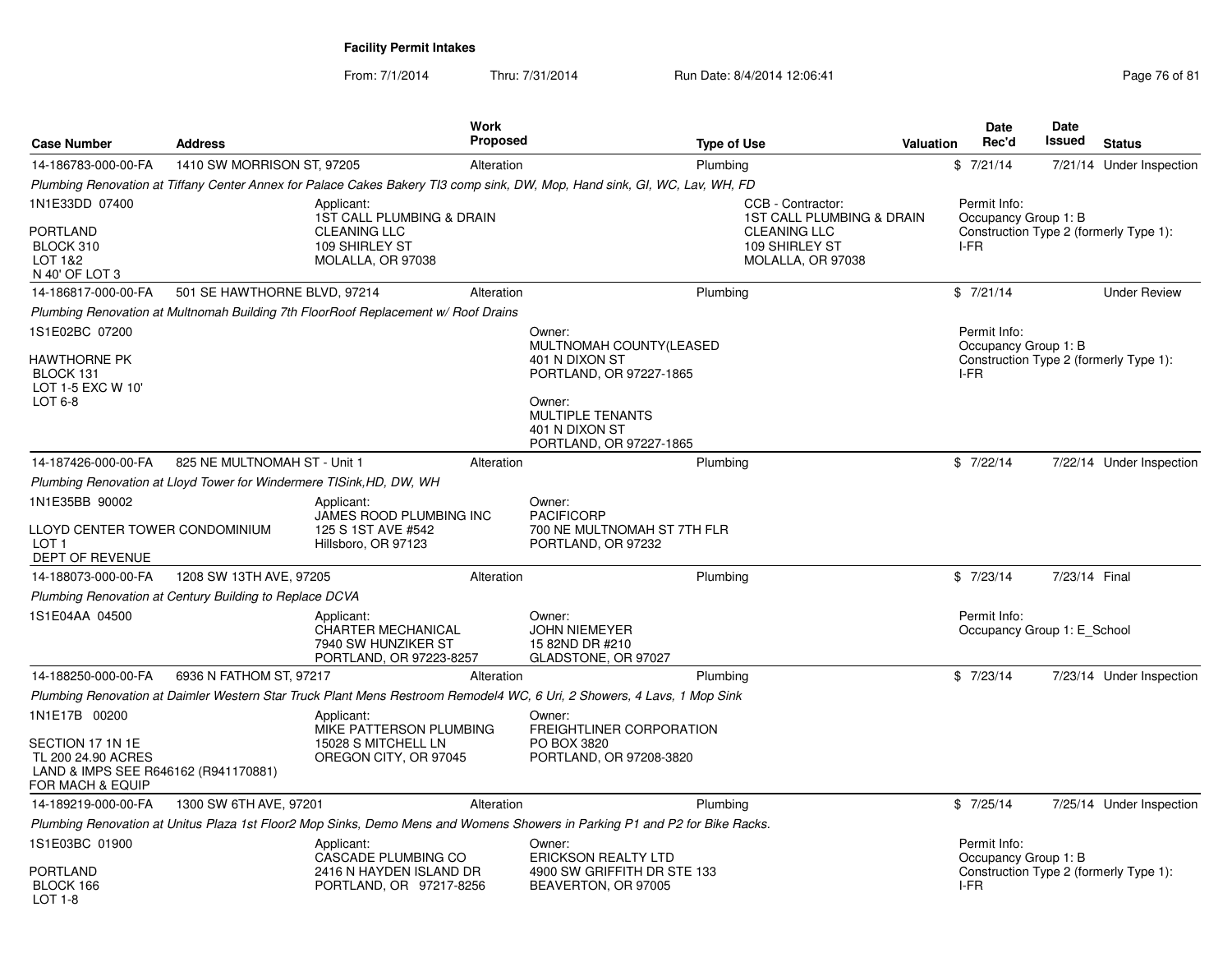## Facility Permit Intakes

From: 7/1/2014 Thru: 7/31/2014 Run Date: 8/4/2014 12:06:41

| Case Number | Address | Work Proposed | Type of Use | Valuation | Date Rec'd | Date Issued | Status |
|---|---|---|---|---|---|---|---|
| 14-186783-000-00-FA | 1410 SW MORRISON ST, 97205 | Alteration | Plumbing | $ | 7/21/14 | 7/21/14 | Under Inspection |

*Plumbing Renovation at Tiffany Center Annex for Palace Cakes Bakery TI3 comp sink, DW, Mop, Hand sink, GI, WC, Lav, WH, FD*

1N1E33DD 07400

PORTLAND
BLOCK 310
LOT 1&2
N 40' OF LOT 3

Applicant:
1ST CALL PLUMBING & DRAIN CLEANING LLC
109 SHIRLEY ST
MOLALLA, OR 97038

CCB - Contractor:
1ST CALL PLUMBING & DRAIN CLEANING LLC
109 SHIRLEY ST
MOLALLA, OR 97038

Permit Info:
Occupancy Group 1: B
Construction Type 2 (formerly Type 1): I-FR

| Case Number | Address | Work Proposed | Type of Use | Valuation | Date Rec'd | Date Issued | Status |
|---|---|---|---|---|---|---|---|
| 14-186817-000-00-FA | 501 SE HAWTHORNE BLVD, 97214 | Alteration | Plumbing | $ | 7/21/14 | | Under Review |

*Plumbing Renovation at Multnomah Building 7th FloorRoof Replacement w/ Roof Drains*

1S1E02BC 07200

HAWTHORNE PK
BLOCK 131
LOT 1-5 EXC W 10'
LOT 6-8

Owner:
MULTNOMAH COUNTY(LEASED
401 N DIXON ST
PORTLAND, OR 97227-1865

Owner:
MULTIPLE TENANTS
401 N DIXON ST
PORTLAND, OR 97227-1865

Permit Info:
Occupancy Group 1: B
Construction Type 2 (formerly Type 1): I-FR

| Case Number | Address | Work Proposed | Type of Use | Valuation | Date Rec'd | Date Issued | Status |
|---|---|---|---|---|---|---|---|
| 14-187426-000-00-FA | 825 NE MULTNOMAH ST - Unit 1 | Alteration | Plumbing | $ | 7/22/14 | 7/22/14 | Under Inspection |

*Plumbing Renovation at Lloyd Tower for Windermere TISink,HD, DW, WH*

1N1E35BB 90002

LLOYD CENTER TOWER CONDOMINIUM
LOT 1
DEPT OF REVENUE

Applicant:
JAMES ROOD PLUMBING INC
125 S 1ST AVE #542
Hillsboro, OR 97123

Owner:
PACIFICORP
700 NE MULTNOMAH ST 7TH FLR
PORTLAND, OR 97232

| Case Number | Address | Work Proposed | Type of Use | Valuation | Date Rec'd | Date Issued | Status |
|---|---|---|---|---|---|---|---|
| 14-188073-000-00-FA | 1208 SW 13TH AVE, 97205 | Alteration | Plumbing | $ | 7/23/14 | 7/23/14 | Final |

*Plumbing Renovation at Century Building to Replace DCVA*

1S1E04AA 04500

Applicant:
CHARTER MECHANICAL
7940 SW HUNZIKER ST
PORTLAND, OR 97223-8257

Owner:
JOHN NIEMEYER
15 82ND DR #210
GLADSTONE, OR 97027

Permit Info:
Occupancy Group 1: E_School

| Case Number | Address | Work Proposed | Type of Use | Valuation | Date Rec'd | Date Issued | Status |
|---|---|---|---|---|---|---|---|
| 14-188250-000-00-FA | 6936 N FATHOM ST, 97217 | Alteration | Plumbing | $ | 7/23/14 | 7/23/14 | Under Inspection |

*Plumbing Renovation at Daimler Western Star Truck Plant Mens Restroom Remodel4 WC, 6 Uri, 2 Showers, 4 Lavs, 1 Mop Sink*

1N1E17B 00200

SECTION 17 1N 1E
TL 200 24.90 ACRES
LAND & IMPS SEE R646162 (R941170881)
FOR MACH & EQUIP

Applicant:
MIKE PATTERSON PLUMBING
15028 S MITCHELL LN
OREGON CITY, OR 97045

Owner:
FREIGHTLINER CORPORATION
PO BOX 3820
PORTLAND, OR 97208-3820

| Case Number | Address | Work Proposed | Type of Use | Valuation | Date Rec'd | Date Issued | Status |
|---|---|---|---|---|---|---|---|
| 14-189219-000-00-FA | 1300 SW 6TH AVE, 97201 | Alteration | Plumbing | $ | 7/25/14 | 7/25/14 | Under Inspection |

*Plumbing Renovation at Unitus Plaza 1st Floor2 Mop Sinks, Demo Mens and Womens Showers in Parking P1 and P2 for Bike Racks.*

1S1E03BC 01900

PORTLAND
BLOCK 166
LOT 1-8

Applicant:
CASCADE PLUMBING CO
2416 N HAYDEN ISLAND DR
PORTLAND, OR 97217-8256

Owner:
ERICKSON REALTY LTD
4900 SW GRIFFITH DR STE 133
BEAVERTON, OR 97005

Permit Info:
Occupancy Group 1: B
Construction Type 2 (formerly Type 1): I-FR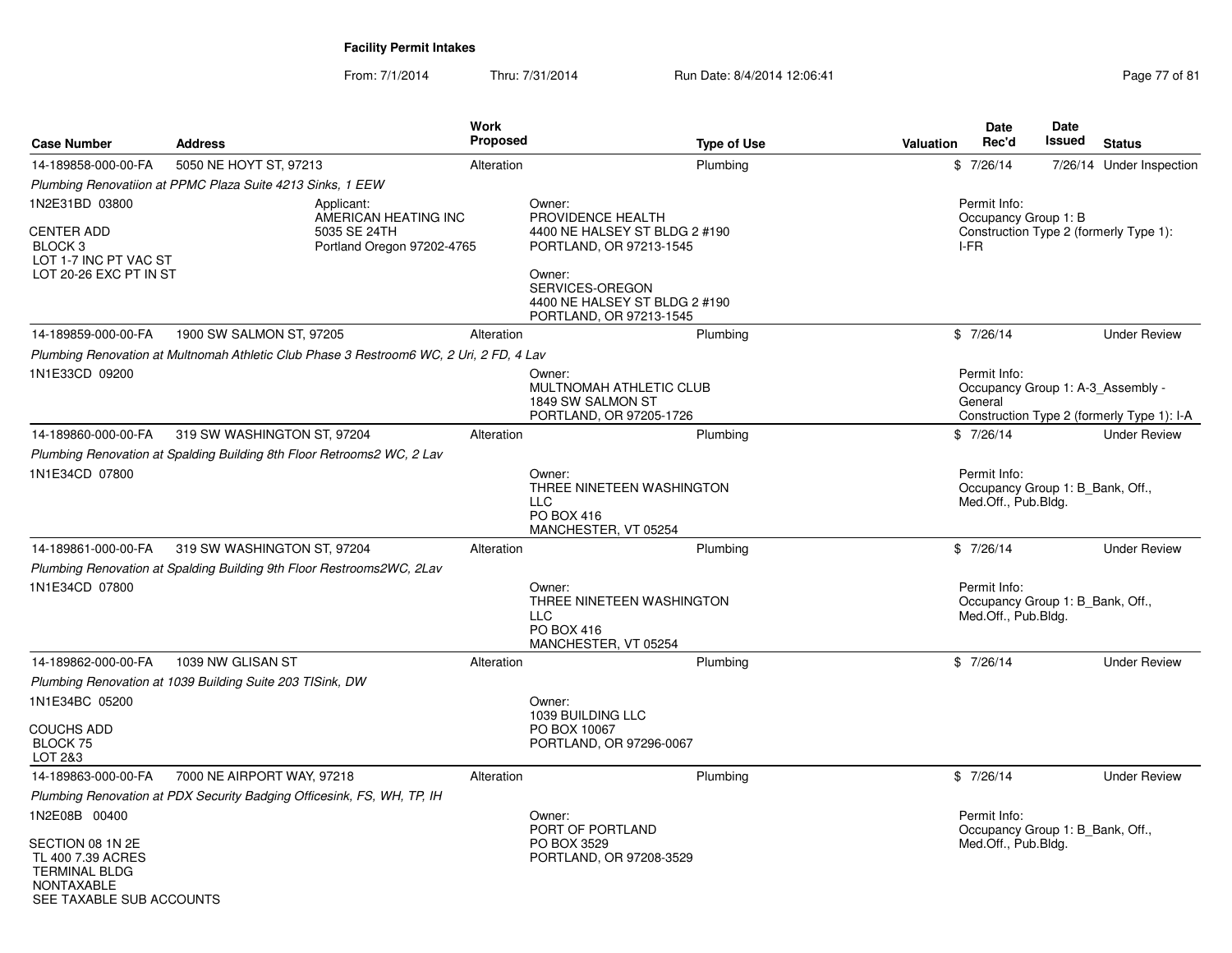# Facility Permit Intakes

From: 7/1/2014 Thru: 7/31/2014 Run Date: 8/4/2014 12:06:41

| Case Number | Address | Work Proposed | Type of Use | Valuation | Date Rec'd | Date Issued | Status |
|---|---|---|---|---|---|---|---|
| 14-189858-000-00-FA | 5050 NE HOYT ST, 97213 | Alteration | Plumbing | $ | 7/26/14 | 7/26/14 | Under Inspection |

*Plumbing Renovatiion at PPMC Plaza Suite 4213 Sinks, 1 EEW*

1N2E31BD 03800

CENTER ADD
BLOCK 3
LOT 1-7 INC PT VAC ST
LOT 20-26 EXC PT IN ST

Applicant:
AMERICAN HEATING INC
5035 SE 24TH
Portland Oregon 97202-4765

Owner:
PROVIDENCE HEALTH
4400 NE HALSEY ST BLDG 2 #190
PORTLAND, OR 97213-1545

Owner:
SERVICES-OREGON
4400 NE HALSEY ST BLDG 2 #190
PORTLAND, OR 97213-1545

Permit Info:
Occupancy Group 1: B
Construction Type 2 (formerly Type 1): I-FR

| Case Number | Address | Work Proposed | Type of Use | Valuation | Date Rec'd | Date Issued | Status |
|---|---|---|---|---|---|---|---|
| 14-189859-000-00-FA | 1900 SW SALMON ST, 97205 | Alteration | Plumbing | $ | 7/26/14 | | Under Review |

*Plumbing Renovation at Multnomah Athletic Club Phase 3 Restroom6 WC, 2 Uri, 2 FD, 4 Lav*

1N1E33CD 09200

Owner:
MULTNOMAH ATHLETIC CLUB
1849 SW SALMON ST
PORTLAND, OR 97205-1726

Permit Info:
Occupancy Group 1: A-3_Assembly - General
Construction Type 2 (formerly Type 1): I-A

| Case Number | Address | Work Proposed | Type of Use | Valuation | Date Rec'd | Date Issued | Status |
|---|---|---|---|---|---|---|---|
| 14-189860-000-00-FA | 319 SW WASHINGTON ST, 97204 | Alteration | Plumbing | $ | 7/26/14 | | Under Review |

*Plumbing Renovation at Spalding Building 8th Floor Retrooms2 WC, 2 Lav*

1N1E34CD 07800

Owner:
THREE NINETEEN WASHINGTON LLC
PO BOX 416
MANCHESTER, VT 05254

Permit Info:
Occupancy Group 1: B_Bank, Off., Med.Off., Pub.Bldg.

| Case Number | Address | Work Proposed | Type of Use | Valuation | Date Rec'd | Date Issued | Status |
|---|---|---|---|---|---|---|---|
| 14-189861-000-00-FA | 319 SW WASHINGTON ST, 97204 | Alteration | Plumbing | $ | 7/26/14 | | Under Review |

*Plumbing Renovation at Spalding Building 9th Floor Restrooms2WC, 2Lav*

1N1E34CD 07800

Owner:
THREE NINETEEN WASHINGTON LLC
PO BOX 416
MANCHESTER, VT 05254

Permit Info:
Occupancy Group 1: B_Bank, Off., Med.Off., Pub.Bldg.

| Case Number | Address | Work Proposed | Type of Use | Valuation | Date Rec'd | Date Issued | Status |
|---|---|---|---|---|---|---|---|
| 14-189862-000-00-FA | 1039 NW GLISAN ST | Alteration | Plumbing | $ | 7/26/14 | | Under Review |

*Plumbing Renovation at 1039 Building Suite 203 TISink, DW*

1N1E34BC 05200

COUCHS ADD
BLOCK 75
LOT 2&3

Owner:
1039 BUILDING LLC
PO BOX 10067
PORTLAND, OR 97296-0067

| Case Number | Address | Work Proposed | Type of Use | Valuation | Date Rec'd | Date Issued | Status |
|---|---|---|---|---|---|---|---|
| 14-189863-000-00-FA | 7000 NE AIRPORT WAY, 97218 | Alteration | Plumbing | $ | 7/26/14 | | Under Review |

*Plumbing Renovation at PDX Security Badging Officesink, FS, WH, TP, IH*

1N2E08B 00400

SECTION 08 1N 2E
TL 400 7.39 ACRES
TERMINAL BLDG
NONTAXABLE
SEE TAXABLE SUB ACCOUNTS

Owner:
PORT OF PORTLAND
PO BOX 3529
PORTLAND, OR 97208-3529

Permit Info:
Occupancy Group 1: B_Bank, Off., Med.Off., Pub.Bldg.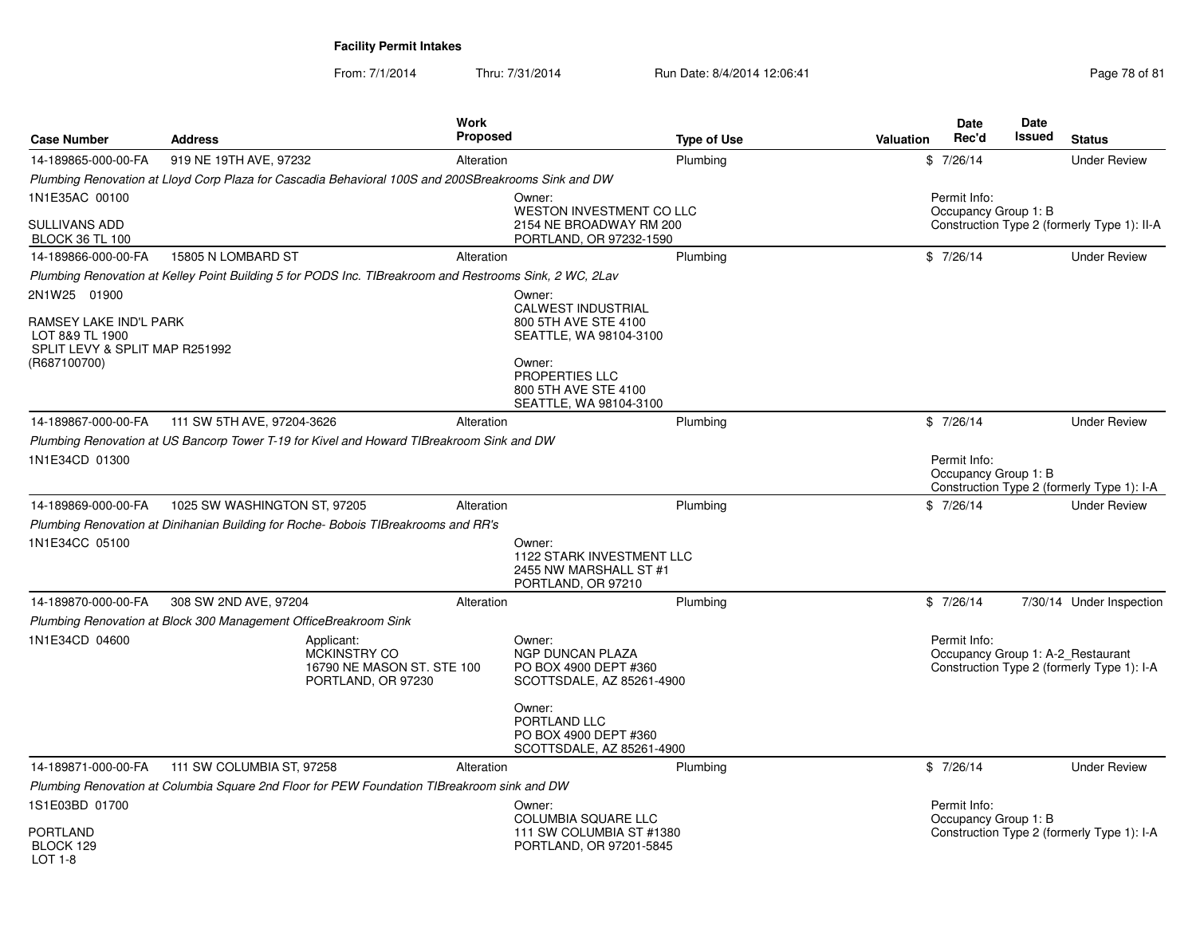**Facility Permit Intakes**

From: 7/1/2014 Thru: 7/31/2014 Run Date: 8/4/2014 12:06:41

| Case Number | Address | Work Proposed | Type of Use | Valuation | Date Rec'd | Date Issued | Status |
|---|---|---|---|---|---|---|---|
| 14-189865-000-00-FA | 919 NE 19TH AVE, 97232 | Alteration | Plumbing | $ | 7/26/14 | | Under Review |

*Plumbing Renovation at Lloyd Corp Plaza for Cascadia Behavioral 100S and 200SBreakrooms Sink and DW*

1N1E35AC 00100
SULLIVANS ADD
BLOCK 36 TL 100

Owner:
WESTON INVESTMENT CO LLC
2154 NE BROADWAY RM 200
PORTLAND, OR 97232-1590

Permit Info:
Occupancy Group 1: B
Construction Type 2 (formerly Type 1): II-A

| Case Number | Address | Work Proposed | Type of Use | Valuation | Date Rec'd | Date Issued | Status |
|---|---|---|---|---|---|---|---|
| 14-189866-000-00-FA | 15805 N LOMBARD ST | Alteration | Plumbing | $ | 7/26/14 | | Under Review |

*Plumbing Renovation at Kelley Point Building 5 for PODS Inc. TIBreakroom and Restrooms Sink, 2 WC, 2Lav*

2N1W25 01900
RAMSEY LAKE IND'L PARK
LOT 8&9 TL 1900
SPLIT LEVY & SPLIT MAP R251992
(R687100700)

Owner:
CALWEST INDUSTRIAL
800 5TH AVE STE 4100
SEATTLE, WA 98104-3100

Owner:
PROPERTIES LLC
800 5TH AVE STE 4100
SEATTLE, WA 98104-3100

| Case Number | Address | Work Proposed | Type of Use | Valuation | Date Rec'd | Date Issued | Status |
|---|---|---|---|---|---|---|---|
| 14-189867-000-00-FA | 111 SW 5TH AVE, 97204-3626 | Alteration | Plumbing | $ | 7/26/14 | | Under Review |

*Plumbing Renovation at US Bancorp Tower T-19 for Kivel and Howard TIBreakroom Sink and DW*

1N1E34CD 01300

Permit Info:
Occupancy Group 1: B
Construction Type 2 (formerly Type 1): I-A

| Case Number | Address | Work Proposed | Type of Use | Valuation | Date Rec'd | Date Issued | Status |
|---|---|---|---|---|---|---|---|
| 14-189869-000-00-FA | 1025 SW WASHINGTON ST, 97205 | Alteration | Plumbing | $ | 7/26/14 | | Under Review |

*Plumbing Renovation at Dinihanian Building for Roche- Bobois TIBreakrooms and RR's*

1N1E34CC 05100

Owner:
1122 STARK INVESTMENT LLC
2455 NW MARSHALL ST #1
PORTLAND, OR 97210

| Case Number | Address | Work Proposed | Type of Use | Valuation | Date Rec'd | Date Issued | Status |
|---|---|---|---|---|---|---|---|
| 14-189870-000-00-FA | 308 SW 2ND AVE, 97204 | Alteration | Plumbing | $ | 7/26/14 | 7/30/14 | Under Inspection |

*Plumbing Renovation at Block 300 Management OfficeBreakroom Sink*

1N1E34CD 04600

Applicant:
MCKINSTRY CO
16790 NE MASON ST. STE 100
PORTLAND, OR 97230

Owner:
NGP DUNCAN PLAZA
PO BOX 4900 DEPT #360
SCOTTSDALE, AZ 85261-4900

Owner:
PORTLAND LLC
PO BOX 4900 DEPT #360
SCOTTSDALE, AZ 85261-4900

Permit Info:
Occupancy Group 1: A-2_Restaurant
Construction Type 2 (formerly Type 1): I-A

| Case Number | Address | Work Proposed | Type of Use | Valuation | Date Rec'd | Date Issued | Status |
|---|---|---|---|---|---|---|---|
| 14-189871-000-00-FA | 111 SW COLUMBIA ST, 97258 | Alteration | Plumbing | $ | 7/26/14 | | Under Review |

*Plumbing Renovation at Columbia Square 2nd Floor for PEW Foundation TIBreakroom sink and DW*

1S1E03BD 01700
PORTLAND
BLOCK 129
LOT 1-8

Owner:
COLUMBIA SQUARE LLC
111 SW COLUMBIA ST #1380
PORTLAND, OR 97201-5845

Permit Info:
Occupancy Group 1: B
Construction Type 2 (formerly Type 1): I-A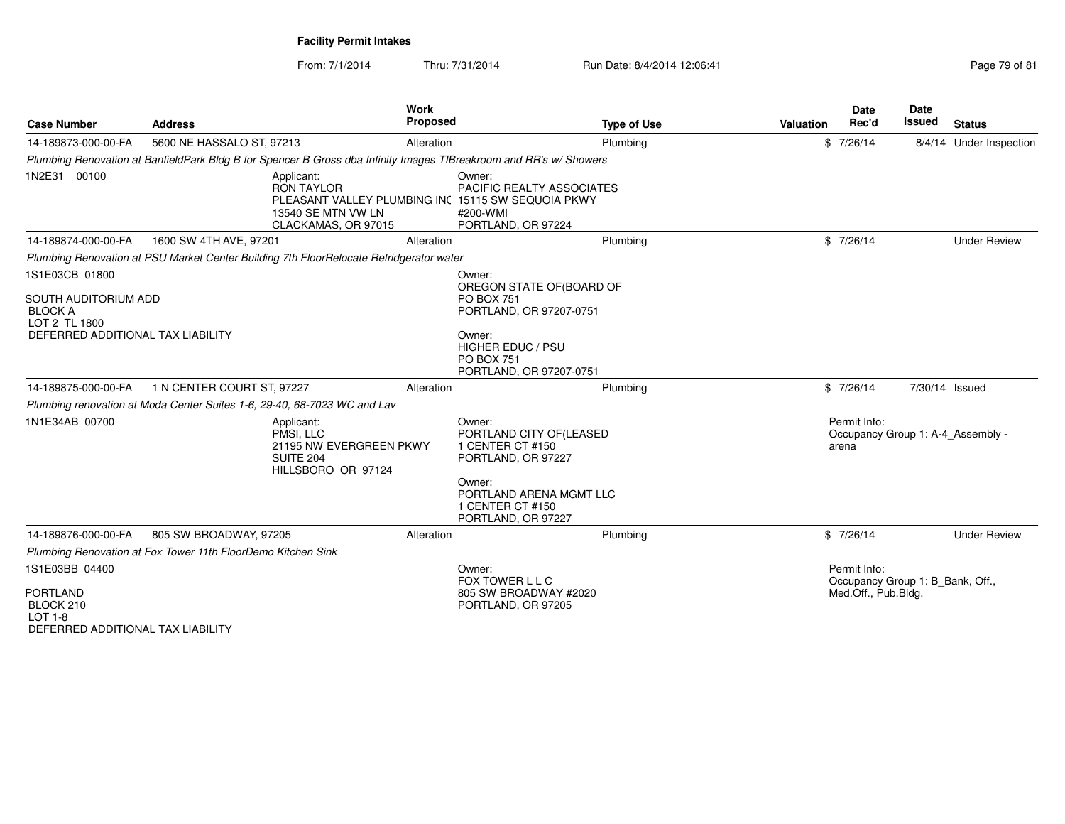**Facility Permit Intakes**

From: 7/1/2014 Thru: 7/31/2014 Run Date: 8/4/2014 12:06:41

| Case Number | Address | Work Proposed | Type of Use | Valuation | Date Rec'd | Date Issued | Status |
|---|---|---|---|---|---|---|---|
| 14-189873-000-00-FA | 5600 NE HASSALO ST, 97213 | Alteration | Plumbing | $ | 7/26/14 | 8/4/14 | Under Inspection |

*Plumbing Renovation at BanfieldPark Bldg B for Spencer B Gross dba Infinity Images TIBreakroom and RR's w/ Showers*

1N2E31 00100

Applicant:
RON TAYLOR
PLEASANT VALLEY PLUMBING INC
13540 SE MTN VW LN
CLACKAMAS, OR 97015

Owner:
PACIFIC REALTY ASSOCIATES
15115 SW SEQUOIA PKWY
#200-WMI
PORTLAND, OR 97224

| Case Number | Address | Work Proposed | Type of Use | Valuation | Date Rec'd | Date Issued | Status |
|---|---|---|---|---|---|---|---|
| 14-189874-000-00-FA | 1600 SW 4TH AVE, 97201 | Alteration | Plumbing | $ | 7/26/14 | | Under Review |

*Plumbing Renovation at PSU Market Center Building 7th FloorRelocate Refridgerator water*

1S1E03CB 01800

SOUTH AUDITORIUM ADD
BLOCK A
LOT 2 TL 1800
DEFERRED ADDITIONAL TAX LIABILITY

Owner:
OREGON STATE OF(BOARD OF
PO BOX 751
PORTLAND, OR 97207-0751

Owner:
HIGHER EDUC / PSU
PO BOX 751
PORTLAND, OR 97207-0751

| Case Number | Address | Work Proposed | Type of Use | Valuation | Date Rec'd | Date Issued | Status |
|---|---|---|---|---|---|---|---|
| 14-189875-000-00-FA | 1 N CENTER COURT ST, 97227 | Alteration | Plumbing | $ | 7/26/14 | 7/30/14 | Issued |

*Plumbing renovation at Moda Center Suites 1-6, 29-40, 68-7023 WC and Lav*

1N1E34AB 00700

Applicant:
PMSI, LLC
21195 NW EVERGREEN PKWY
SUITE 204
HILLSBORO OR 97124

Owner:
PORTLAND CITY OF(LEASED
1 CENTER CT #150
PORTLAND, OR 97227

Owner:
PORTLAND ARENA MGMT LLC
1 CENTER CT #150
PORTLAND, OR 97227

Permit Info:
Occupancy Group 1: A-4_Assembly - arena

| Case Number | Address | Work Proposed | Type of Use | Valuation | Date Rec'd | Date Issued | Status |
|---|---|---|---|---|---|---|---|
| 14-189876-000-00-FA | 805 SW BROADWAY, 97205 | Alteration | Plumbing | $ | 7/26/14 | | Under Review |

*Plumbing Renovation at Fox Tower 11th FloorDemo Kitchen Sink*

1S1E03BB 04400

PORTLAND
BLOCK 210
LOT 1-8
DEFERRED ADDITIONAL TAX LIABILITY

Owner:
FOX TOWER L L C
805 SW BROADWAY #2020
PORTLAND, OR 97205

Permit Info:
Occupancy Group 1: B_Bank, Off., Med.Off., Pub.Bldg.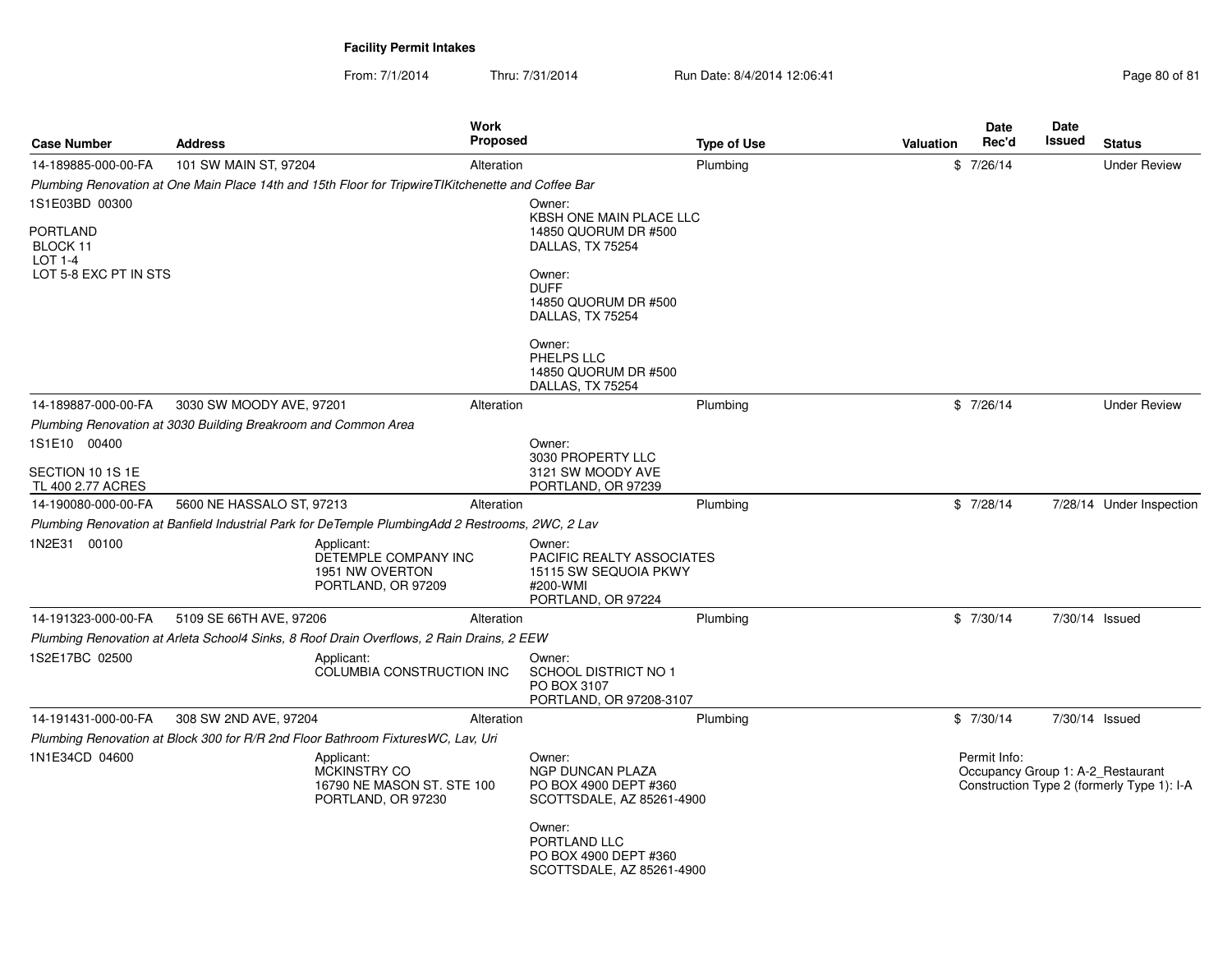**Facility Permit Intakes**

From: 7/1/2014 Thru: 7/31/2014 Run Date: 8/4/2014 12:06:41

| Case Number | Address | Work Proposed | Type of Use | Valuation | Date Rec'd | Date Issued | Status |
|---|---|---|---|---|---|---|---|
| 14-189885-000-00-FA | 101 SW MAIN ST, 97204 | Alteration | Plumbing | $ | 7/26/14 | | Under Review |

*Plumbing Renovation at One Main Place 14th and 15th Floor for TripwireTIKitchenette and Coffee Bar*

1S1E03BD 00300

PORTLAND
BLOCK 11
LOT 1-4
LOT 5-8 EXC PT IN STS

Owner:
KBSH ONE MAIN PLACE LLC
14850 QUORUM DR #500
DALLAS, TX 75254

Owner:
DUFF
14850 QUORUM DR #500
DALLAS, TX 75254

Owner:
PHELPS LLC
14850 QUORUM DR #500
DALLAS, TX 75254

| Case Number | Address | Work Proposed | Type of Use | Valuation | Date Rec'd | Date Issued | Status |
|---|---|---|---|---|---|---|---|
| 14-189887-000-00-FA | 3030 SW MOODY AVE, 97201 | Alteration | Plumbing | $ | 7/26/14 | | Under Review |

*Plumbing Renovation at 3030 Building Breakroom and Common Area*

1S1E10 00400

SECTION 10 1S 1E
TL 400 2.77 ACRES

Owner:
3030 PROPERTY LLC
3121 SW MOODY AVE
PORTLAND, OR 97239

| Case Number | Address | Work Proposed | Type of Use | Valuation | Date Rec'd | Date Issued | Status |
|---|---|---|---|---|---|---|---|
| 14-190080-000-00-FA | 5600 NE HASSALO ST, 97213 | Alteration | Plumbing | $ | 7/28/14 | 7/28/14 | Under Inspection |

*Plumbing Renovation at Banfield Industrial Park for DeTemple PlumbingAdd 2 Restrooms, 2WC, 2 Lav*

1N2E31 00100

Applicant:
DETEMPLE COMPANY INC
1951 NW OVERTON
PORTLAND, OR 97209

Owner:
PACIFIC REALTY ASSOCIATES
15115 SW SEQUOIA PKWY
#200-WMI
PORTLAND, OR 97224

| Case Number | Address | Work Proposed | Type of Use | Valuation | Date Rec'd | Date Issued | Status |
|---|---|---|---|---|---|---|---|
| 14-191323-000-00-FA | 5109 SE 66TH AVE, 97206 | Alteration | Plumbing | $ | 7/30/14 | 7/30/14 | Issued |

*Plumbing Renovation at Arleta School4 Sinks, 8 Roof Drain Overflows, 2 Rain Drains, 2 EEW*

1S2E17BC 02500

Applicant:
COLUMBIA CONSTRUCTION INC

Owner:
SCHOOL DISTRICT NO 1
PO BOX 3107
PORTLAND, OR 97208-3107

| Case Number | Address | Work Proposed | Type of Use | Valuation | Date Rec'd | Date Issued | Status |
|---|---|---|---|---|---|---|---|
| 14-191431-000-00-FA | 308 SW 2ND AVE, 97204 | Alteration | Plumbing | $ | 7/30/14 | 7/30/14 | Issued |

*Plumbing Renovation at Block 300 for R/R 2nd Floor Bathroom FixturesWC, Lav, Uri*

1N1E34CD 04600

Applicant:
MCKINSTRY CO
16790 NE MASON ST. STE 100
PORTLAND, OR 97230

Owner:
NGP DUNCAN PLAZA
PO BOX 4900 DEPT #360
SCOTTSDALE, AZ 85261-4900

Owner:
PORTLAND LLC
PO BOX 4900 DEPT #360
SCOTTSDALE, AZ 85261-4900

Permit Info:
Occupancy Group 1: A-2_Restaurant
Construction Type 2 (formerly Type 1): I-A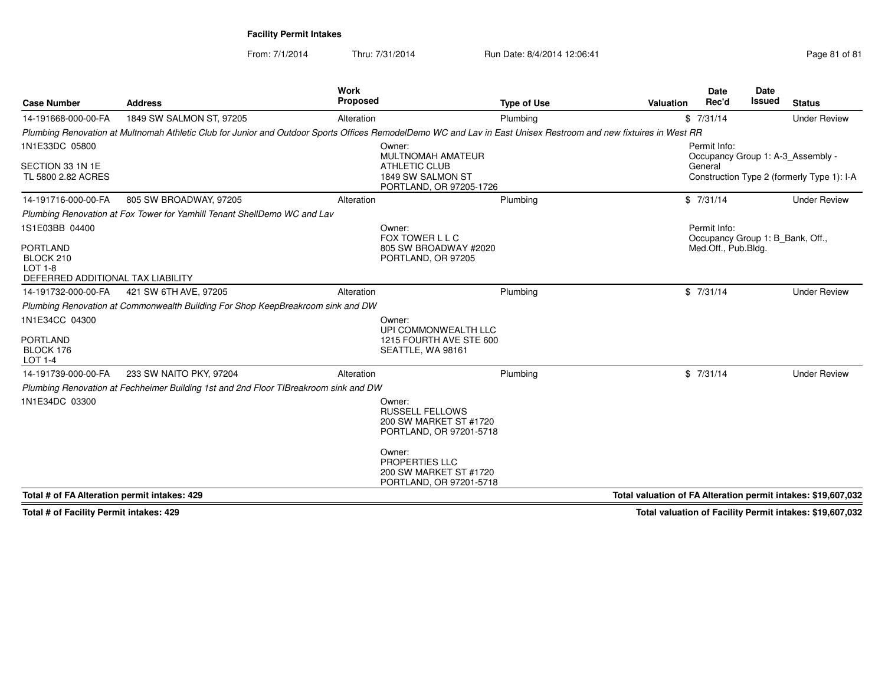**Facility Permit Intakes**

From: 7/1/2014 Thru: 7/31/2014 Run Date: 8/4/2014 12:06:41

| Case Number | Address | Work Proposed | Type of Use | Valuation | Date Rec'd | Date Issued | Status |
|---|---|---|---|---|---|---|---|
| 14-191668-000-00-FA | 1849 SW SALMON ST, 97205 | Alteration | Plumbing | $ | 7/31/14 | | Under Review |

*Plumbing Renovation at Multnomah Athletic Club for Junior and Outdoor Sports Offices RemodelDemo WC and Lav in East Unisex Restroom and new fixtuires in West RR*

1N1E33DC 05800
SECTION 33 1N 1E
TL 5800 2.82 ACRES

Owner:
MULTNOMAH AMATEUR ATHLETIC CLUB
1849 SW SALMON ST
PORTLAND, OR 97205-1726

Permit Info:
Occupancy Group 1: A-3_Assembly - General
Construction Type 2 (formerly Type 1): I-A

| Case Number | Address | Work Proposed | Type of Use | Valuation | Date Rec'd | Date Issued | Status |
|---|---|---|---|---|---|---|---|
| 14-191716-000-00-FA | 805 SW BROADWAY, 97205 | Alteration | Plumbing | $ | 7/31/14 | | Under Review |

*Plumbing Renovation at Fox Tower for Yamhill Tenant ShellDemo WC and Lav*

1S1E03BB 04400
PORTLAND
BLOCK 210
LOT 1-8
DEFERRED ADDITIONAL TAX LIABILITY

Owner:
FOX TOWER L L C
805 SW BROADWAY #2020
PORTLAND, OR 97205

Permit Info:
Occupancy Group 1: B_Bank, Off., Med.Off., Pub.Bldg.

| Case Number | Address | Work Proposed | Type of Use | Valuation | Date Rec'd | Date Issued | Status |
|---|---|---|---|---|---|---|---|
| 14-191732-000-00-FA | 421 SW 6TH AVE, 97205 | Alteration | Plumbing | $ | 7/31/14 | | Under Review |

*Plumbing Renovation at Commonwealth Building For Shop KeepBreakroom sink and DW*

1N1E34CC 04300
PORTLAND
BLOCK 176
LOT 1-4

Owner:
UPI COMMONWEALTH LLC
1215 FOURTH AVE STE 600
SEATTLE, WA 98161

| Case Number | Address | Work Proposed | Type of Use | Valuation | Date Rec'd | Date Issued | Status |
|---|---|---|---|---|---|---|---|
| 14-191739-000-00-FA | 233 SW NAITO PKY, 97204 | Alteration | Plumbing | $ | 7/31/14 | | Under Review |

*Plumbing Renovation at Fechheimer Building 1st and 2nd Floor TIBreakroom sink and DW*

1N1E34DC 03300

Owner:
RUSSELL FELLOWS
200 SW MARKET ST #1720
PORTLAND, OR 97201-5718

Owner:
PROPERTIES LLC
200 SW MARKET ST #1720
PORTLAND, OR 97201-5718

**Total # of FA Alteration permit intakes: 429** — **Total valuation of FA Alteration permit intakes: $19,607,032**

**Total # of Facility Permit intakes: 429** — **Total valuation of Facility Permit intakes: $19,607,032**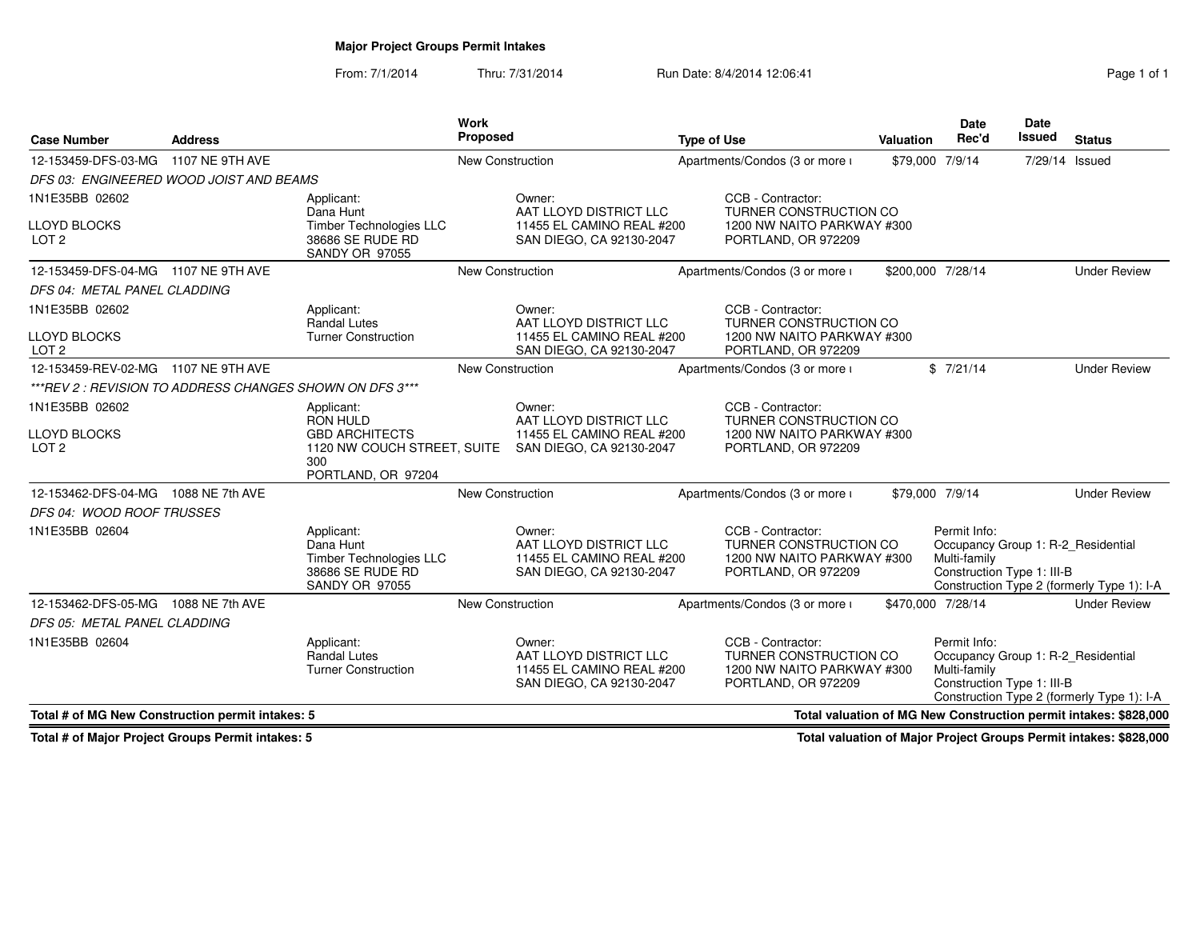**Major Project Groups Permit Intakes**

From: 7/1/2014 Thru: 7/31/2014 Run Date: 8/4/2014 12:06:41

| Case Number | Address | Work Proposed | Type of Use | Valuation | Date Rec'd | Date Issued | Status |
|---|---|---|---|---|---|---|---|
| 12-153459-DFS-03-MG | 1107 NE 9TH AVE | New Construction | Apartments/Condos (3 or more ı | $79,000 | 7/9/14 | 7/29/14 | Issued |
| *DFS 03: ENGINEERED WOOD JOIST AND BEAMS* | | | | | | | |
| 1N1E35BB 02602<br>LLOYD BLOCKS<br>LOT 2 | Applicant:<br>Dana Hunt<br>Timber Technologies LLC<br>38686 SE RUDE RD<br>SANDY OR 97055 | Owner:<br>AAT LLOYD DISTRICT LLC<br>11455 EL CAMINO REAL #200<br>SAN DIEGO, CA 92130-2047 | CCB - Contractor:<br>TURNER CONSTRUCTION CO<br>1200 NW NAITO PARKWAY #300<br>PORTLAND, OR 972209 | | | | |
| 12-153459-DFS-04-MG | 1107 NE 9TH AVE | New Construction | Apartments/Condos (3 or more ı | $200,000 | 7/28/14 | | Under Review |
| *DFS 04: METAL PANEL CLADDING* | | | | | | | |
| 1N1E35BB 02602<br>LLOYD BLOCKS<br>LOT 2 | Applicant:<br>Randal Lutes<br>Turner Construction | Owner:<br>AAT LLOYD DISTRICT LLC<br>11455 EL CAMINO REAL #200<br>SAN DIEGO, CA 92130-2047 | CCB - Contractor:<br>TURNER CONSTRUCTION CO<br>1200 NW NAITO PARKWAY #300<br>PORTLAND, OR 972209 | | | | |
| 12-153459-REV-02-MG | 1107 NE 9TH AVE | New Construction | Apartments/Condos (3 or more ı | $ | 7/21/14 | | Under Review |
| *\*\*\*REV 2 : REVISION TO ADDRESS CHANGES SHOWN ON DFS 3\*\*\** | | | | | | | |
| 1N1E35BB 02602<br>LLOYD BLOCKS<br>LOT 2 | Applicant:<br>RON HULD<br>GBD ARCHITECTS<br>1120 NW COUCH STREET, SUITE 300<br>PORTLAND, OR 97204 | Owner:<br>AAT LLOYD DISTRICT LLC<br>11455 EL CAMINO REAL #200<br>SAN DIEGO, CA 92130-2047 | CCB - Contractor:<br>TURNER CONSTRUCTION CO<br>1200 NW NAITO PARKWAY #300<br>PORTLAND, OR 972209 | | | | |
| 12-153462-DFS-04-MG | 1088 NE 7th AVE | New Construction | Apartments/Condos (3 or more ı | $79,000 | 7/9/14 | | Under Review |
| *DFS 04: WOOD ROOF TRUSSES* | | | | | | | |
| 1N1E35BB 02604 | Applicant:<br>Dana Hunt<br>Timber Technologies LLC<br>38686 SE RUDE RD<br>SANDY OR 97055 | Owner:<br>AAT LLOYD DISTRICT LLC<br>11455 EL CAMINO REAL #200<br>SAN DIEGO, CA 92130-2047 | CCB - Contractor:<br>TURNER CONSTRUCTION CO<br>1200 NW NAITO PARKWAY #300<br>PORTLAND, OR 972209 | Permit Info:<br>Occupancy Group 1: R-2_Residential Multi-family<br>Construction Type 1: III-B<br>Construction Type 2 (formerly Type 1): I-A | | | |
| 12-153462-DFS-05-MG | 1088 NE 7th AVE | New Construction | Apartments/Condos (3 or more ı | $470,000 | 7/28/14 | | Under Review |
| *DFS 05: METAL PANEL CLADDING* | | | | | | | |
| 1N1E35BB 02604 | Applicant:<br>Randal Lutes<br>Turner Construction | Owner:<br>AAT LLOYD DISTRICT LLC<br>11455 EL CAMINO REAL #200<br>SAN DIEGO, CA 92130-2047 | CCB - Contractor:<br>TURNER CONSTRUCTION CO<br>1200 NW NAITO PARKWAY #300<br>PORTLAND, OR 972209 | Permit Info:<br>Occupancy Group 1: R-2_Residential Multi-family<br>Construction Type 1: III-B<br>Construction Type 2 (formerly Type 1): I-A | | | |

**Total # of MG New Construction permit intakes: 5** — **Total valuation of MG New Construction permit intakes: $828,000**

**Total # of Major Project Groups Permit intakes: 5** — **Total valuation of Major Project Groups Permit intakes: $828,000**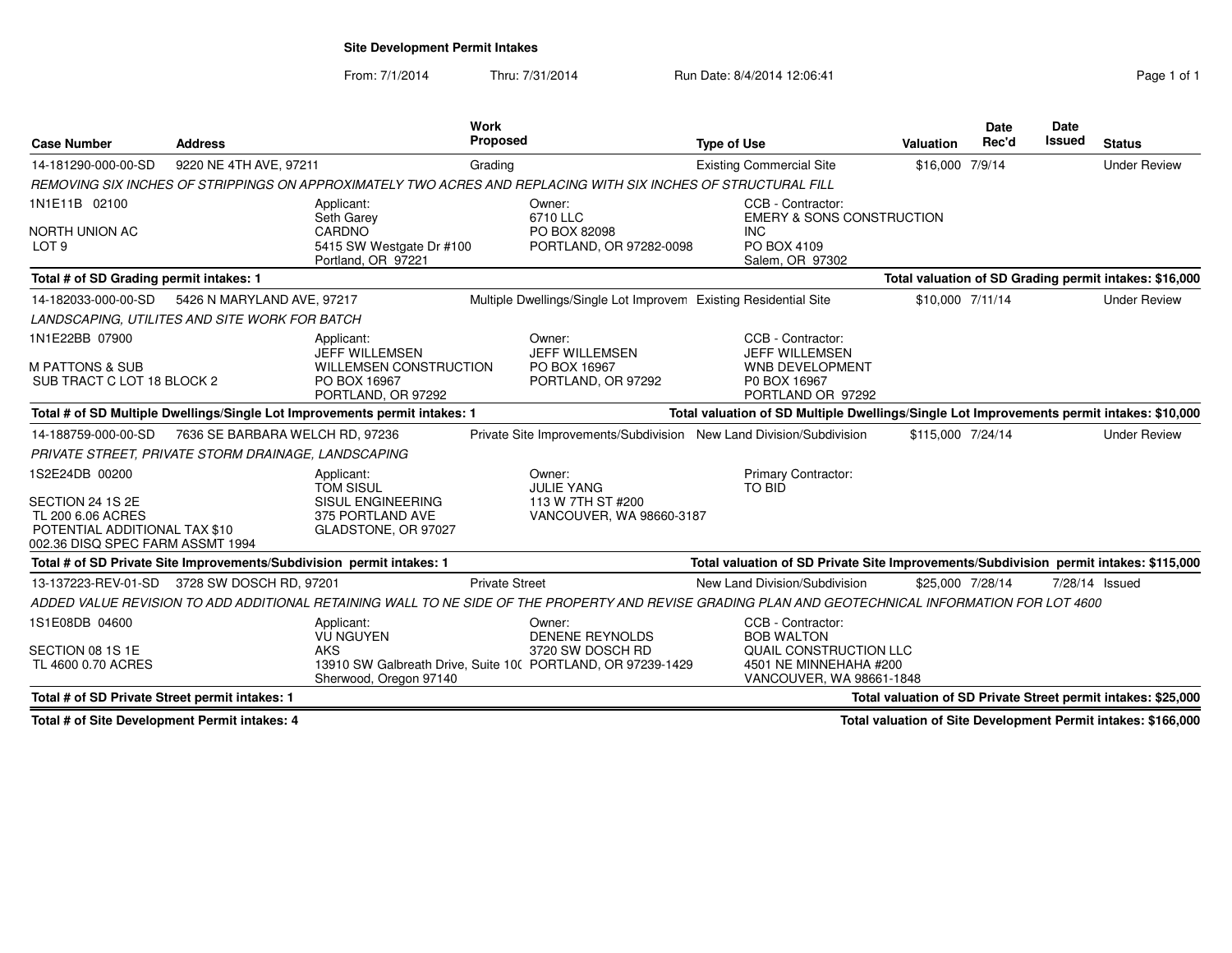# Site Development Permit Intakes

From: 7/1/2014 Thru: 7/31/2014 Run Date: 8/4/2014 12:06:41

| Case Number | Address | Work Proposed | Type of Use | Valuation | Date Rec'd | Date Issued | Status |
|---|---|---|---|---|---|---|---|
| 14-181290-000-00-SD | 9220 NE 4TH AVE, 97211 | Grading | Existing Commercial Site | $16,000 | 7/9/14 | | Under Review |

*REMOVING SIX INCHES OF STRIPPINGS ON APPROXIMATELY TWO ACRES AND REPLACING WITH SIX INCHES OF STRUCTURAL FILL*

1N1E11B 02100
NORTH UNION AC
LOT 9

Applicant:
Seth Garey
CARDNO
5415 SW Westgate Dr #100
Portland, OR 97221

Owner:
6710 LLC
PO BOX 82098
PORTLAND, OR 97282-0098

CCB - Contractor:
EMERY & SONS CONSTRUCTION INC
PO BOX 4109
Salem, OR 97302

**Total # of SD Grading permit intakes: 1** — **Total valuation of SD Grading permit intakes: $16,000**

| Case Number | Address | Work Proposed | Type of Use | Valuation | Date Rec'd | Date Issued | Status |
|---|---|---|---|---|---|---|---|
| 14-182033-000-00-SD | 5426 N MARYLAND AVE, 97217 | Multiple Dwellings/Single Lot Improvem | Existing Residential Site | $10,000 | 7/11/14 | | Under Review |

*LANDSCAPING, UTILITES AND SITE WORK FOR BATCH*

1N1E22BB 07900
M PATTONS & SUB
SUB TRACT C LOT 18 BLOCK 2

Applicant:
JEFF WILLEMSEN
WILLEMSEN CONSTRUCTION
PO BOX 16967
PORTLAND, OR 97292

Owner:
JEFF WILLEMSEN
PO BOX 16967
PORTLAND, OR 97292

CCB - Contractor:
JEFF WILLEMSEN
WNB DEVELOPMENT
P0 BOX 16967
PORTLAND OR 97292

**Total # of SD Multiple Dwellings/Single Lot Improvements permit intakes: 1** — **Total valuation of SD Multiple Dwellings/Single Lot Improvements permit intakes: $10,000**

| Case Number | Address | Work Proposed | Type of Use | Valuation | Date Rec'd | Date Issued | Status |
|---|---|---|---|---|---|---|---|
| 14-188759-000-00-SD | 7636 SE BARBARA WELCH RD, 97236 | Private Site Improvements/Subdivision | New Land Division/Subdivision | $115,000 | 7/24/14 | | Under Review |

*PRIVATE STREET, PRIVATE STORM DRAINAGE, LANDSCAPING*

1S2E24DB 00200
SECTION 24 1S 2E
TL 200 6.06 ACRES
POTENTIAL ADDITIONAL TAX $10
002.36 DISQ SPEC FARM ASSMT 1994

Applicant:
TOM SISUL
SISUL ENGINEERING
375 PORTLAND AVE
GLADSTONE, OR 97027

Owner:
JULIE YANG
113 W 7TH ST #200
VANCOUVER, WA 98660-3187

Primary Contractor:
TO BID

**Total # of SD Private Site Improvements/Subdivision permit intakes: 1** — **Total valuation of SD Private Site Improvements/Subdivision permit intakes: $115,000**

| Case Number | Address | Work Proposed | Type of Use | Valuation | Date Rec'd | Date Issued | Status |
|---|---|---|---|---|---|---|---|
| 13-137223-REV-01-SD | 3728 SW DOSCH RD, 97201 | Private Street | New Land Division/Subdivision | $25,000 | 7/28/14 | 7/28/14 | Issued |

*ADDED VALUE REVISION TO ADD ADDITIONAL RETAINING WALL TO NE SIDE OF THE PROPERTY AND REVISE GRADING PLAN AND GEOTECHNICAL INFORMATION FOR LOT 4600*

1S1E08DB 04600
SECTION 08 1S 1E
TL 4600 0.70 ACRES

Applicant:
VU NGUYEN
AKS
13910 SW Galbreath Drive, Suite 10(
Sherwood, Oregon 97140

Owner:
DENENE REYNOLDS
3720 SW DOSCH RD
PORTLAND, OR 97239-1429

CCB - Contractor:
BOB WALTON
QUAIL CONSTRUCTION LLC
4501 NE MINNEHAHA #200
VANCOUVER, WA 98661-1848

**Total # of SD Private Street permit intakes: 1** — **Total valuation of SD Private Street permit intakes: $25,000**

**Total # of Site Development Permit intakes: 4** — **Total valuation of Site Development Permit intakes: $166,000**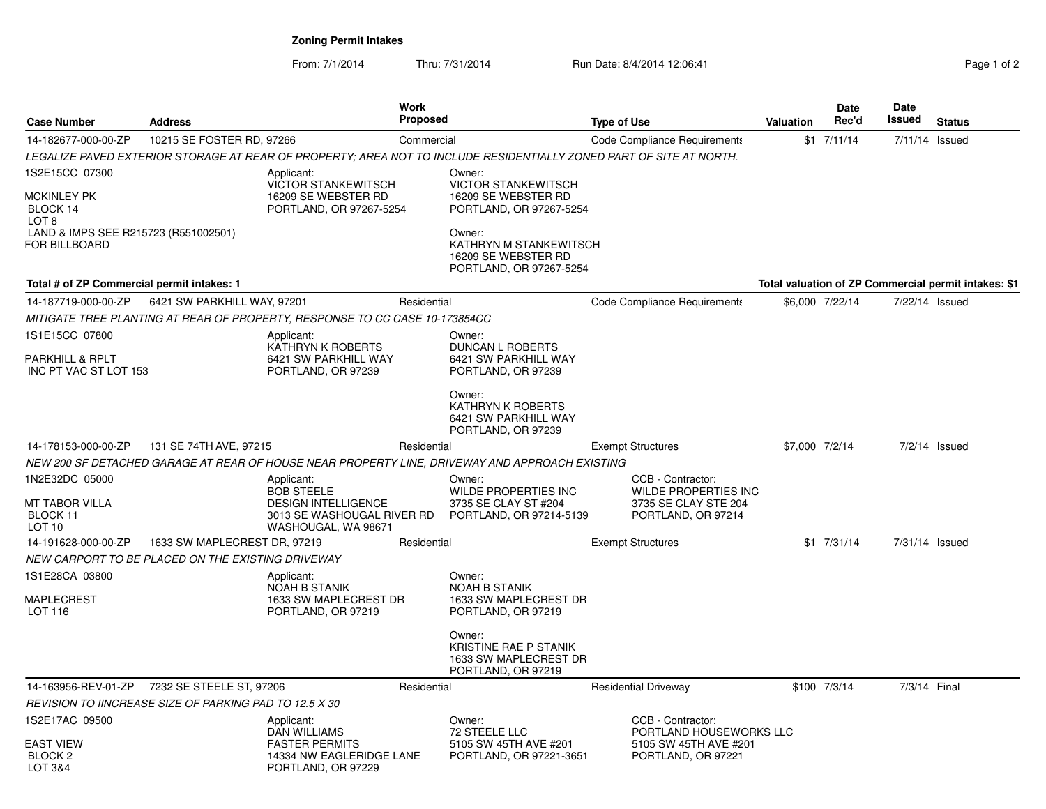# Zoning Permit Intakes

From: 7/1/2014 Thru: 7/31/2014 Run Date: 8/4/2014 12:06:41

| Case Number | Address | Work Proposed | Type of Use | Valuation | Date Rec'd | Date Issued | Status |
|---|---|---|---|---|---|---|---|
| 14-182677-000-00-ZP | 10215 SE FOSTER RD, 97266 | Commercial | Code Compliance Requirements | $1 | 7/11/14 | 7/11/14 | Issued |

*LEGALIZE PAVED EXTERIOR STORAGE AT REAR OF PROPERTY; AREA NOT TO INCLUDE RESIDENTIALLY ZONED PART OF SITE AT NORTH.*

1S2E15CC 07300

MCKINLEY PK
BLOCK 14
LOT 8
LAND & IMPS SEE R215723 (R551002501) FOR BILLBOARD

Applicant:
VICTOR STANKEWITSCH
16209 SE WEBSTER RD
PORTLAND, OR 97267-5254

Owner:
VICTOR STANKEWITSCH
16209 SE WEBSTER RD
PORTLAND, OR 97267-5254

Owner:
KATHRYN M STANKEWITSCH
16209 SE WEBSTER RD
PORTLAND, OR 97267-5254

**Total # of ZP Commercial permit intakes: 1** — **Total valuation of ZP Commercial permit intakes: $1**

| Case Number | Address | Work Proposed | Type of Use | Valuation | Date Rec'd | Date Issued | Status |
|---|---|---|---|---|---|---|---|
| 14-187719-000-00-ZP | 6421 SW PARKHILL WAY, 97201 | Residential | Code Compliance Requirements | $6,000 | 7/22/14 | 7/22/14 | Issued |

*MITIGATE TREE PLANTING AT REAR OF PROPERTY, RESPONSE TO CC CASE 10-173854CC*

1S1E15CC 07800

PARKHILL & RPLT
INC PT VAC ST LOT 153

Applicant:
KATHRYN K ROBERTS
6421 SW PARKHILL WAY
PORTLAND, OR 97239

Owner:
DUNCAN L ROBERTS
6421 SW PARKHILL WAY
PORTLAND, OR 97239

Owner:
KATHRYN K ROBERTS
6421 SW PARKHILL WAY
PORTLAND, OR 97239

| Case Number | Address | Work Proposed | Type of Use | Valuation | Date Rec'd | Date Issued | Status |
|---|---|---|---|---|---|---|---|
| 14-178153-000-00-ZP | 131 SE 74TH AVE, 97215 | Residential | Exempt Structures | $7,000 | 7/2/14 | 7/2/14 | Issued |

*NEW 200 SF DETACHED GARAGE AT REAR OF HOUSE NEAR PROPERTY LINE, DRIVEWAY AND APPROACH EXISTING*

1N2E32DC 05000

MT TABOR VILLA
BLOCK 11
LOT 10

Applicant:
BOB STEELE
DESIGN INTELLIGENCE
3013 SE WASHOUGAL RIVER RD
WASHOUGAL, WA 98671

Owner:
WILDE PROPERTIES INC
3735 SE CLAY ST #204
PORTLAND, OR 97214-5139

CCB - Contractor:
WILDE PROPERTIES INC
3735 SE CLAY STE 204
PORTLAND, OR 97214

| Case Number | Address | Work Proposed | Type of Use | Valuation | Date Rec'd | Date Issued | Status |
|---|---|---|---|---|---|---|---|
| 14-191628-000-00-ZP | 1633 SW MAPLECREST DR, 97219 | Residential | Exempt Structures | $1 | 7/31/14 | 7/31/14 | Issued |

*NEW CARPORT TO BE PLACED ON THE EXISTING DRIVEWAY*

1S1E28CA 03800

MAPLECREST
LOT 116

Applicant:
NOAH B STANIK
1633 SW MAPLECREST DR
PORTLAND, OR 97219

Owner:
NOAH B STANIK
1633 SW MAPLECREST DR
PORTLAND, OR 97219

Owner:
KRISTINE RAE P STANIK
1633 SW MAPLECREST DR
PORTLAND, OR 97219

| Case Number | Address | Work Proposed | Type of Use | Valuation | Date Rec'd | Date Issued | Status |
|---|---|---|---|---|---|---|---|
| 14-163956-REV-01-ZP | 7232 SE STEELE ST, 97206 | Residential | Residential Driveway | $100 | 7/3/14 | 7/3/14 | Final |

*REVISION TO IINCREASE SIZE OF PARKING PAD TO 12.5 X 30*

1S2E17AC 09500

EAST VIEW
BLOCK 2
LOT 3&4

Applicant:
DAN WILLIAMS
FASTER PERMITS
14334 NW EAGLERIDGE LANE
PORTLAND, OR 97229

Owner:
72 STEELE LLC
5105 SW 45TH AVE #201
PORTLAND, OR 97221-3651

CCB - Contractor:
PORTLAND HOUSEWORKS LLC
5105 SW 45TH AVE #201
PORTLAND, OR 97221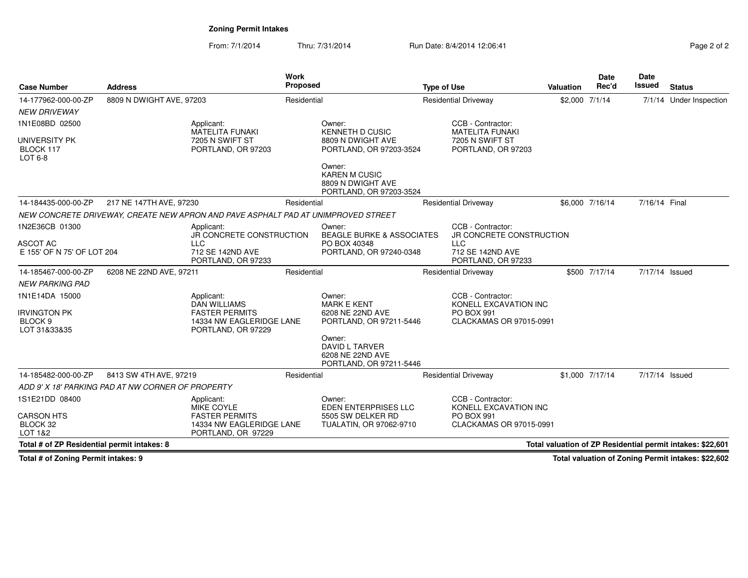**Zoning Permit Intakes**

From: 7/1/2014 Thru: 7/31/2014 Run Date: 8/4/2014 12:06:41

| Case Number | Address | Work Proposed | Type of Use | Valuation | Date Rec'd | Date Issued | Status |
|---|---|---|---|---|---|---|---|
| 14-177962-000-00-ZP | 8809 N DWIGHT AVE, 97203 | Residential | Residential Driveway | $2,000 | 7/1/14 | 7/1/14 | Under Inspection |

*NEW DRIVEWAY*

| | | | |
|---|---|---|---|
| 1N1E08BD 02500<br>UNIVERSITY PK<br>BLOCK 117<br>LOT 6-8 | Applicant:<br>MATELITA FUNAKI<br>7205 N SWIFT ST<br>PORTLAND, OR 97203 | Owner:<br>KENNETH D CUSIC<br>8809 N DWIGHT AVE<br>PORTLAND, OR 97203-3524<br><br>Owner:<br>KAREN M CUSIC<br>8809 N DWIGHT AVE<br>PORTLAND, OR 97203-3524 | CCB - Contractor:<br>MATELITA FUNAKI<br>7205 N SWIFT ST<br>PORTLAND, OR 97203 |

| Case Number | Address | Work Proposed | Type of Use | Valuation | Date Rec'd | Date Issued | Status |
|---|---|---|---|---|---|---|---|
| 14-184435-000-00-ZP | 217 NE 147TH AVE, 97230 | Residential | Residential Driveway | $6,000 | 7/16/14 | 7/16/14 | Final |

*NEW CONCRETE DRIVEWAY, CREATE NEW APRON AND PAVE ASPHALT PAD AT UNIMPROVED STREET*

| | | | |
|---|---|---|---|
| 1N2E36CB 01300<br>ASCOT AC<br>E 155' OF N 75' OF LOT 204 | Applicant:<br>JR CONCRETE CONSTRUCTION LLC<br>712 SE 142ND AVE<br>PORTLAND, OR 97233 | Owner:<br>BEAGLE BURKE & ASSOCIATES<br>PO BOX 40348<br>PORTLAND, OR 97240-0348 | CCB - Contractor:<br>JR CONCRETE CONSTRUCTION LLC<br>712 SE 142ND AVE<br>PORTLAND, OR 97233 |

| Case Number | Address | Work Proposed | Type of Use | Valuation | Date Rec'd | Date Issued | Status |
|---|---|---|---|---|---|---|---|
| 14-185467-000-00-ZP | 6208 NE 22ND AVE, 97211 | Residential | Residential Driveway | $500 | 7/17/14 | 7/17/14 | Issued |

*NEW PARKING PAD*

| | | | |
|---|---|---|---|
| 1N1E14DA 15000<br>IRVINGTON PK<br>BLOCK 9<br>LOT 31&33&35 | Applicant:<br>DAN WILLIAMS<br>FASTER PERMITS<br>14334 NW EAGLERIDGE LANE<br>PORTLAND, OR 97229 | Owner:<br>MARK E KENT<br>6208 NE 22ND AVE<br>PORTLAND, OR 97211-5446<br><br>Owner:<br>DAVID L TARVER<br>6208 NE 22ND AVE<br>PORTLAND, OR 97211-5446 | CCB - Contractor:<br>KONELL EXCAVATION INC<br>PO BOX 991<br>CLACKAMAS OR 97015-0991 |

| Case Number | Address | Work Proposed | Type of Use | Valuation | Date Rec'd | Date Issued | Status |
|---|---|---|---|---|---|---|---|
| 14-185482-000-00-ZP | 8413 SW 4TH AVE, 97219 | Residential | Residential Driveway | $1,000 | 7/17/14 | 7/17/14 | Issued |

*ADD 9' X 18' PARKING PAD AT NW CORNER OF PROPERTY*

| | | | |
|---|---|---|---|
| 1S1E21DD 08400<br>CARSON HTS<br>BLOCK 32<br>LOT 1&2 | Applicant:<br>MIKE COYLE<br>FASTER PERMITS<br>14334 NW EAGLERIDGE LANE<br>PORTLAND, OR 97229 | Owner:<br>EDEN ENTERPRISES LLC<br>5505 SW DELKER RD<br>TUALATIN, OR 97062-9710 | CCB - Contractor:<br>KONELL EXCAVATION INC<br>PO BOX 991<br>CLACKAMAS OR 97015-0991 |

**Total # of ZP Residential permit intakes: 8** — **Total valuation of ZP Residential permit intakes: $22,601**

**Total # of Zoning Permit intakes: 9** — **Total valuation of Zoning Permit intakes: $22,602**